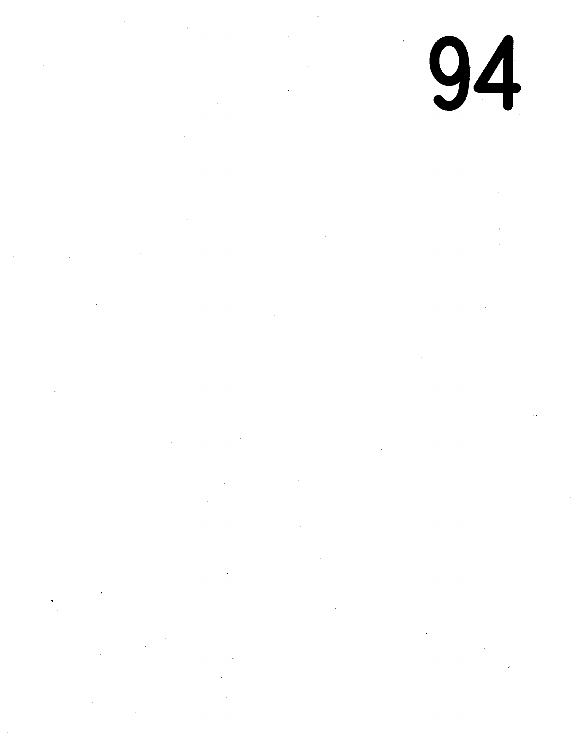94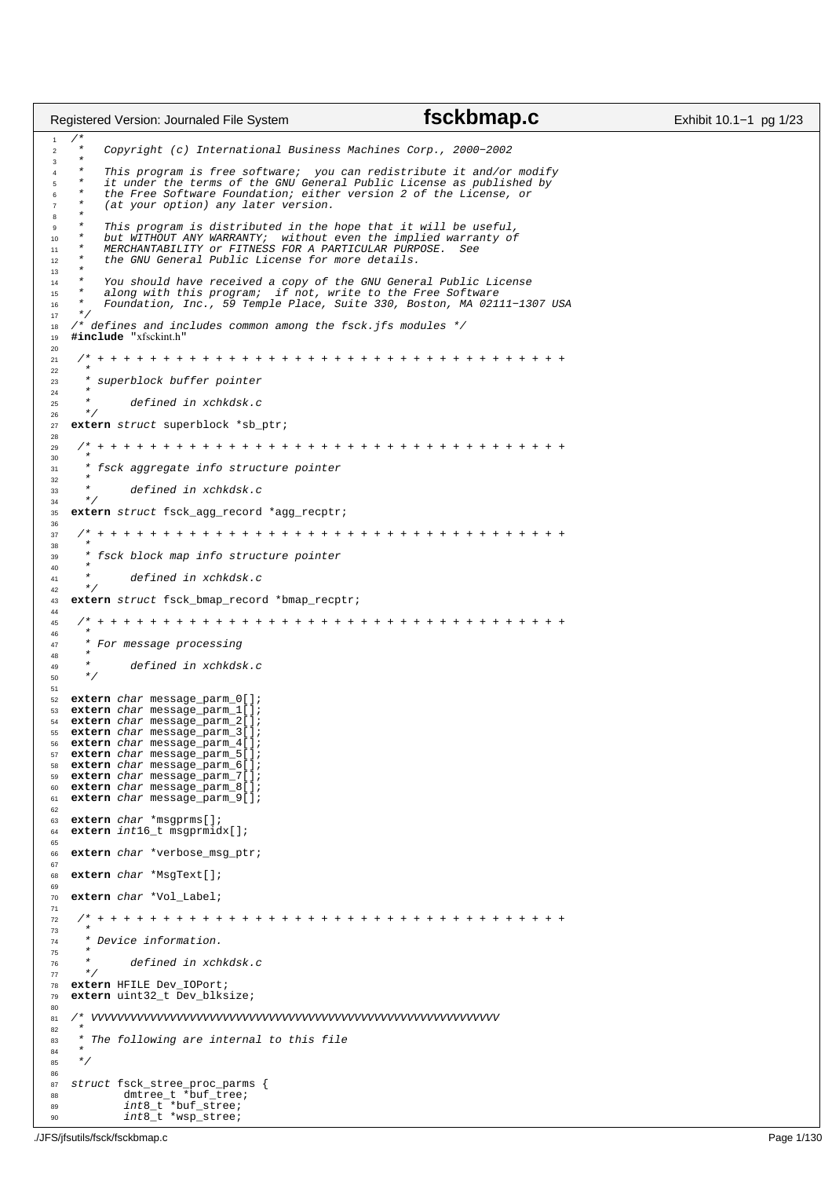```c
/*
 *   Copyright (c) International Business Machines Corp., 2000-2002
 *
 *   This program is free software;  you can redistribute it and/or modify
 *   it under the terms of the GNU General Public License as published by
 *   the Free Software Foundation; either version 2 of the License, or
 *   (at your option) any later version.
 *
 *   This program is distributed in the hope that it will be useful,
 *   but WITHOUT ANY WARRANTY;  without even the implied warranty of
 *   MERCHANTABILITY or FITNESS FOR A PARTICULAR PURPOSE.  See
 *   the GNU General Public License for more details.
 *
 *   You should have received a copy of the GNU General Public License
 *   along with this program;  if not, write to the Free Software
 *   Foundation, Inc., 59 Temple Place, Suite 330, Boston, MA 02111-1307 USA
 */
/* defines and includes common among the fsck.jfs modules */
#include "xfsckint.h"

 /* + + + + + + + + + + + + + + + + + + + + + + + + + + + + + + + + + + + + +
  *
  * superblock buffer pointer
  *
  *      defined in xchkdsk.c
  */
extern struct superblock *sb_ptr;

 /* + + + + + + + + + + + + + + + + + + + + + + + + + + + + + + + + + + + + +
  *
  * fsck aggregate info structure pointer
  *
  *      defined in xchkdsk.c
  */
extern struct fsck_agg_record *agg_recptr;

 /* + + + + + + + + + + + + + + + + + + + + + + + + + + + + + + + + + + + + +
  *
  * fsck block map info structure pointer
  *
  *      defined in xchkdsk.c
  */
extern struct fsck_bmap_record *bmap_recptr;

 /* + + + + + + + + + + + + + + + + + + + + + + + + + + + + + + + + + + + + +
  *
  * For message processing
  *
  *      defined in xchkdsk.c
  */

extern char message_parm_0[];
extern char message_parm_1[];
extern char message_parm_2[];
extern char message_parm_3[];
extern char message_parm_4[];
extern char message_parm_5[];
extern char message_parm_6[];
extern char message_parm_7[];
extern char message_parm_8[];
extern char message_parm_9[];

extern char *msgprms[];
extern int16_t msgprmidx[];

extern char *verbose_msg_ptr;

extern char *MsgText[];

extern char *Vol_Label;

 /* + + + + + + + + + + + + + + + + + + + + + + + + + + + + + + + + + + + + +
  *
  * Device information.
  *
  *      defined in xchkdsk.c
  */
extern HFILE Dev_IOPort;
extern uint32_t Dev_blksize;

/* VVVVVVVVVVVVVVVVVVVVVVVVVVVVVVVVVVVVVVVVVVVVVVVVVVVVVVVVVVVVV
 *
 * The following are internal to this file
 *
 */

struct fsck_stree_proc_parms {
        dmtree_t *buf_tree;
        int8_t *buf_stree;
        int8_t *wsp_stree;
```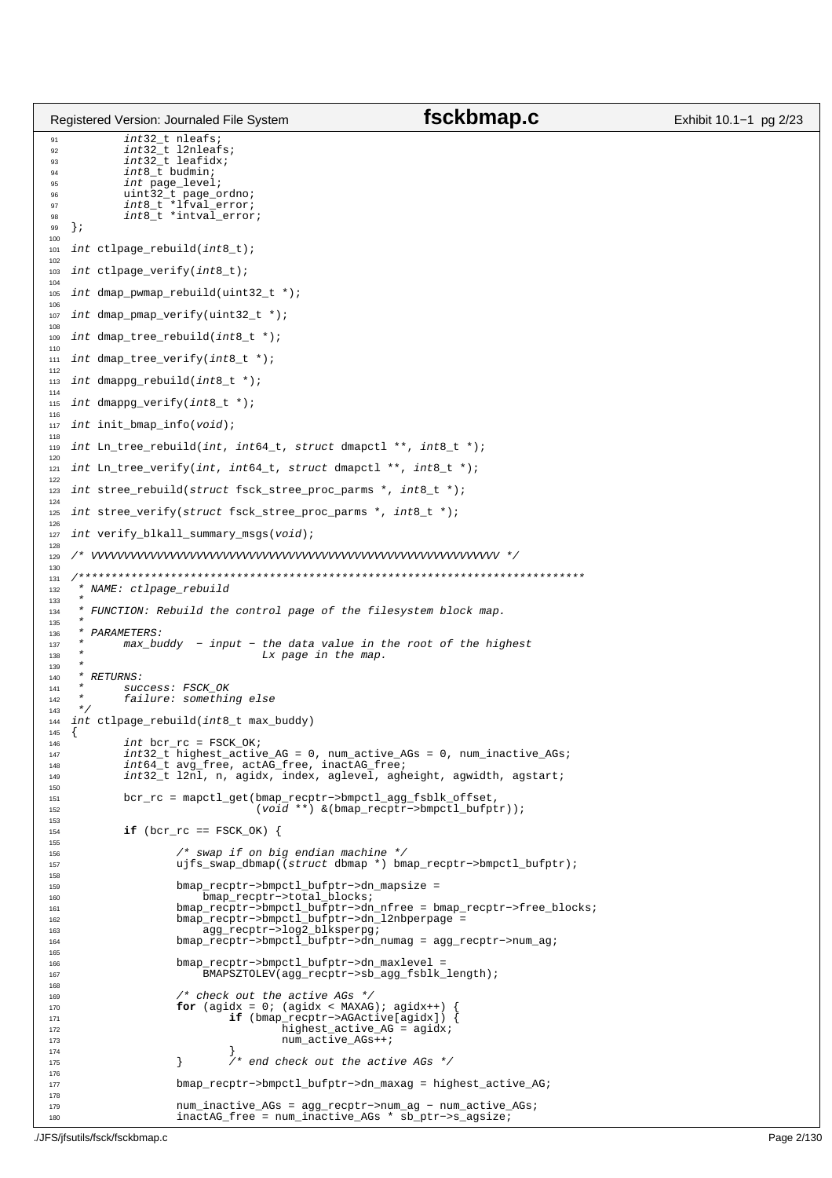```c
	int32_t nleafs;
	int32_t l2nleafs;
	int32_t leafidx;
	int8_t budmin;
	int page_level;
	uint32_t page_ordno;
	int8_t *lfval_error;
	int8_t *intval_error;
};

int ctlpage_rebuild(int8_t);

int ctlpage_verify(int8_t);

int dmap_pwmap_rebuild(uint32_t *);

int dmap_pmap_verify(uint32_t *);

int dmap_tree_rebuild(int8_t *);

int dmap_tree_verify(int8_t *);

int dmappg_rebuild(int8_t *);

int dmappg_verify(int8_t *);

int init_bmap_info(void);

int Ln_tree_rebuild(int, int64_t, struct dmapctl **, int8_t *);

int Ln_tree_verify(int, int64_t, struct dmapctl **, int8_t *);

int stree_rebuild(struct fsck_stree_proc_parms *, int8_t *);

int stree_verify(struct fsck_stree_proc_parms *, int8_t *);

int verify_blkall_summary_msgs(void);

/* VVVVVVVVVVVVVVVVVVVVVVVVVVVVVVVVVVVVVVVVVVVVVVVVVVVVVVVVVVV */

/*****************************************************************************
 * NAME: ctlpage_rebuild
 *
 * FUNCTION: Rebuild the control page of the filesystem block map.
 *
 * PARAMETERS:
 *      max_buddy  - input - the data value in the root of the highest
 *                           Lx page in the map.
 *
 * RETURNS:
 *      success: FSCK_OK
 *      failure: something else
 */
int ctlpage_rebuild(int8_t max_buddy)
{
	int bcr_rc = FSCK_OK;
	int32_t highest_active_AG = 0, num_active_AGs = 0, num_inactive_AGs;
	int64_t avg_free, actAG_free, inactAG_free;
	int32_t l2nl, n, agidx, index, aglevel, agheight, agwidth, agstart;

	bcr_rc = mapctl_get(bmap_recptr->bmpctl_agg_fsblk_offset,
			    (void **) &(bmap_recptr->bmpctl_bufptr));

	if (bcr_rc == FSCK_OK) {

		/* swap if on big endian machine */
		ujfs_swap_dbmap((struct dbmap *) bmap_recptr->bmpctl_bufptr);

		bmap_recptr->bmpctl_bufptr->dn_mapsize =
		    bmap_recptr->total_blocks;
		bmap_recptr->bmpctl_bufptr->dn_nfree = bmap_recptr->free_blocks;
		bmap_recptr->bmpctl_bufptr->dn_l2nbperpage =
		    agg_recptr->log2_blksperpg;
		bmap_recptr->bmpctl_bufptr->dn_numag = agg_recptr->num_ag;

		bmap_recptr->bmpctl_bufptr->dn_maxlevel =
		    BMAPSZTOLEV(agg_recptr->sb_agg_fsblk_length);

		/* check out the active AGs */
		for (agidx = 0; (agidx < MAXAG); agidx++) {
			if (bmap_recptr->AGActive[agidx]) {
				highest_active_AG = agidx;
				num_active_AGs++;
			}
		}	/* end check out the active AGs */

		bmap_recptr->bmpctl_bufptr->dn_maxag = highest_active_AG;

		num_inactive_AGs = agg_recptr->num_ag - num_active_AGs;
		inactAG_free = num_inactive_AGs * sb_ptr->s_agsize;
```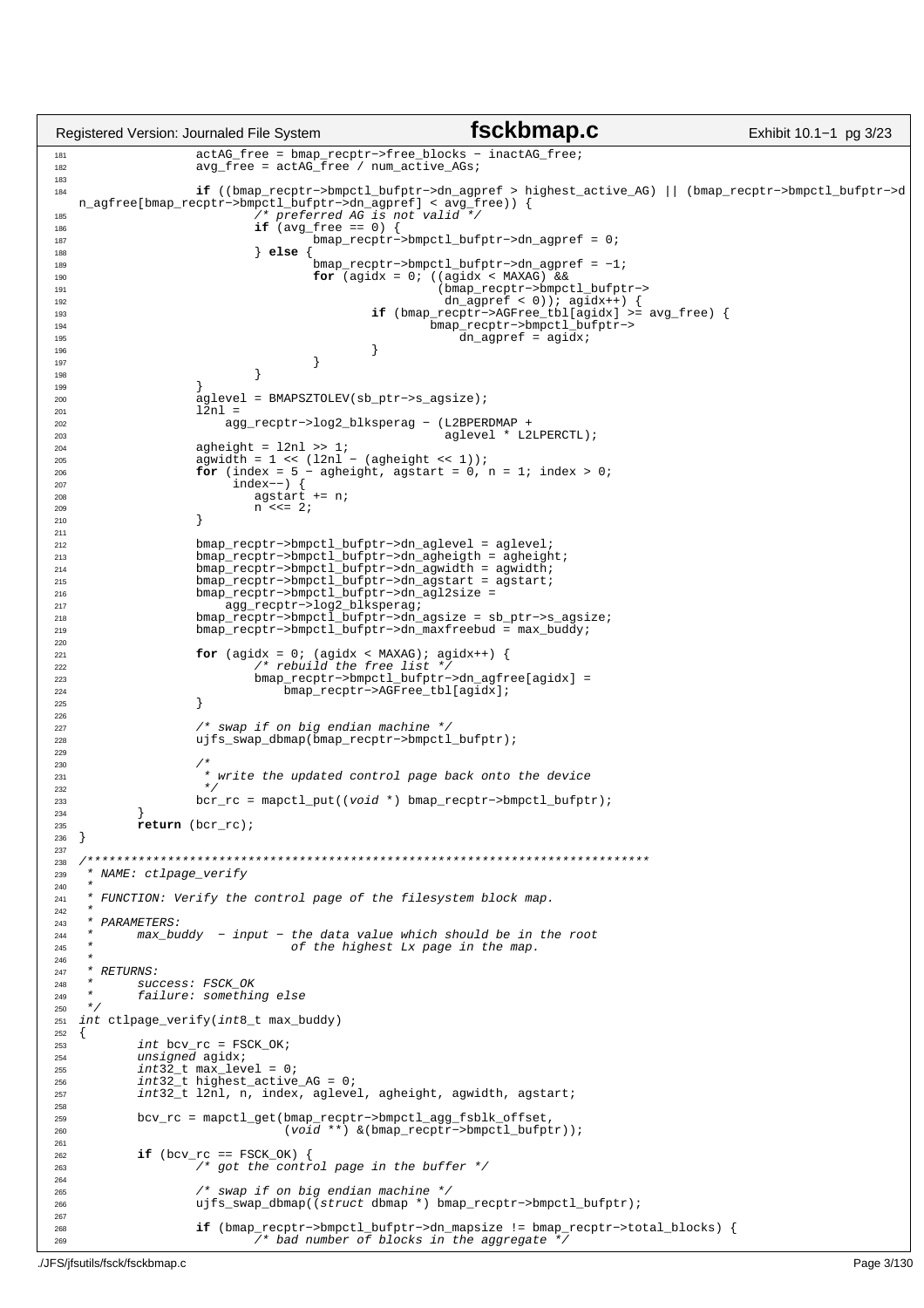```c
                actAG_free = bmap_recptr->free_blocks - inactAG_free;
                avg_free = actAG_free / num_active_AGs;

                if ((bmap_recptr->bmpctl_bufptr->dn_agpref > highest_active_AG) || (bmap_recptr->bmpctl_bufptr->dn_agfree[bmap_recptr->bmpctl_bufptr->dn_agpref] < avg_free)) {
                        /* preferred AG is not valid */
                        if (avg_free == 0) {
                                bmap_recptr->bmpctl_bufptr->dn_agpref = 0;
                        } else {
                                bmap_recptr->bmpctl_bufptr->dn_agpref = -1;
                                for (agidx = 0; ((agidx < MAXAG) &&
                                                 (bmap_recptr->bmpctl_bufptr->
                                                  dn_agpref < 0)); agidx++) {
                                        if (bmap_recptr->AGFree_tbl[agidx] >= avg_free) {
                                                bmap_recptr->bmpctl_bufptr->
                                                    dn_agpref = agidx;
                                        }
                                }
                        }
                }
                aglevel = BMAPSZTOLEV(sb_ptr->s_agsize);
                l2nl =
                    agg_recptr->log2_blksperag - (L2BPERDMAP +
                                                  aglevel * L2LPERCTL);
                agheight = l2nl >> 1;
                agwidth = 1 << (l2nl - (agheight << 1));
                for (index = 5 - agheight, agstart = 0, n = 1; index > 0;
                     index--) {
                        agstart += n;
                        n <<= 2;
                }

                bmap_recptr->bmpctl_bufptr->dn_aglevel = aglevel;
                bmap_recptr->bmpctl_bufptr->dn_agheigth = agheight;
                bmap_recptr->bmpctl_bufptr->dn_agwidth = agwidth;
                bmap_recptr->bmpctl_bufptr->dn_agstart = agstart;
                bmap_recptr->bmpctl_bufptr->dn_agl2size =
                    agg_recptr->log2_blksperag;
                bmap_recptr->bmpctl_bufptr->dn_agsize = sb_ptr->s_agsize;
                bmap_recptr->bmpctl_bufptr->dn_maxfreebud = max_buddy;

                for (agidx = 0; (agidx < MAXAG); agidx++) {
                        /* rebuild the free list */
                        bmap_recptr->bmpctl_bufptr->dn_agfree[agidx] =
                            bmap_recptr->AGFree_tbl[agidx];
                }

                /* swap if on big endian machine */
                ujfs_swap_dbmap(bmap_recptr->bmpctl_bufptr);

                /*
                 * write the updated control page back onto the device
                 */
                bcr_rc = mapctl_put((void *) bmap_recptr->bmpctl_bufptr);
        }
        return (bcr_rc);
}

/*****************************************************************************
 * NAME: ctlpage_verify
 *
 * FUNCTION: Verify the control page of the filesystem block map.
 *
 * PARAMETERS:
 *      max_buddy  - input - the data value which should be in the root
 *                           of the highest Lx page in the map.
 *
 * RETURNS:
 *      success: FSCK_OK
 *      failure: something else
 */
int ctlpage_verify(int8_t max_buddy)
{
        int bcv_rc = FSCK_OK;
        unsigned agidx;
        int32_t max_level = 0;
        int32_t highest_active_AG = 0;
        int32_t l2nl, n, index, aglevel, agheight, agwidth, agstart;

        bcv_rc = mapctl_get(bmap_recptr->bmpctl_agg_fsblk_offset,
                            (void **) &(bmap_recptr->bmpctl_bufptr));

        if (bcv_rc == FSCK_OK) {
                /* got the control page in the buffer */

                /* swap if on big endian machine */
                ujfs_swap_dbmap((struct dbmap *) bmap_recptr->bmpctl_bufptr);

                if (bmap_recptr->bmpctl_bufptr->dn_mapsize != bmap_recptr->total_blocks) {
                        /* bad number of blocks in the aggregate */
```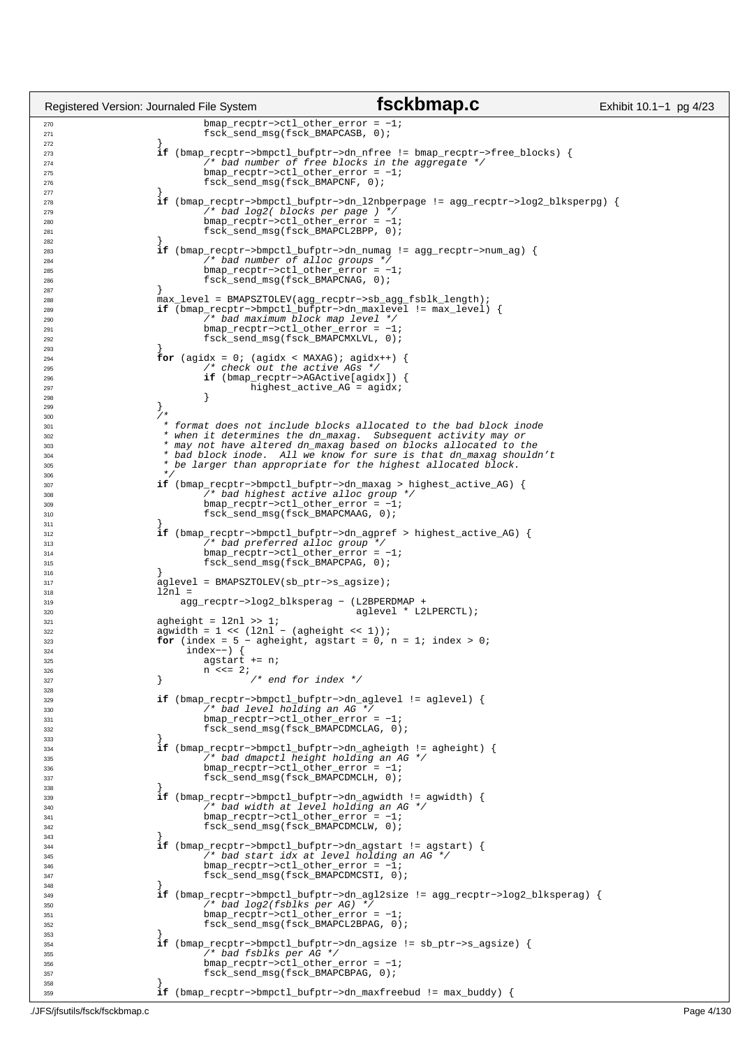```c
			bmap_recptr->ctl_other_error = -1;
			fsck_send_msg(fsck_BMAPCASB, 0);
		}
		if (bmap_recptr->bmpctl_bufptr->dn_nfree != bmap_recptr->free_blocks) {
			/* bad number of free blocks in the aggregate */
			bmap_recptr->ctl_other_error = -1;
			fsck_send_msg(fsck_BMAPCNF, 0);
		}
		if (bmap_recptr->bmpctl_bufptr->dn_l2nbperpage != agg_recptr->log2_blksperpg) {
			/* bad log2( blocks per page ) */
			bmap_recptr->ctl_other_error = -1;
			fsck_send_msg(fsck_BMAPCL2BPP, 0);
		}
		if (bmap_recptr->bmpctl_bufptr->dn_numag != agg_recptr->num_ag) {
			/* bad number of alloc groups */
			bmap_recptr->ctl_other_error = -1;
			fsck_send_msg(fsck_BMAPCNAG, 0);
		}
		max_level = BMAPSZTOLEV(agg_recptr->sb_agg_fsblk_length);
		if (bmap_recptr->bmpctl_bufptr->dn_maxlevel != max_level) {
			/* bad maximum block map level */
			bmap_recptr->ctl_other_error = -1;
			fsck_send_msg(fsck_BMAPCMXLVL, 0);
		}
		for (agidx = 0; (agidx < MAXAG); agidx++) {
			/* check out the active AGs */
			if (bmap_recptr->AGActive[agidx]) {
				highest_active_AG = agidx;
			}
		}
		/*
		 * format does not include blocks allocated to the bad block inode
		 * when it determines the dn_maxag.  Subsequent activity may or
		 * may not have altered dn_maxag based on blocks allocated to the
		 * bad block inode.  All we know for sure is that dn_maxag shouldn't
		 * be larger than appropriate for the highest allocated block.
		 */
		if (bmap_recptr->bmpctl_bufptr->dn_maxag > highest_active_AG) {
			/* bad highest active alloc group */
			bmap_recptr->ctl_other_error = -1;
			fsck_send_msg(fsck_BMAPCMAAG, 0);
		}
		if (bmap_recptr->bmpctl_bufptr->dn_agpref > highest_active_AG) {
			/* bad preferred alloc group */
			bmap_recptr->ctl_other_error = -1;
			fsck_send_msg(fsck_BMAPCPAG, 0);
		}
		aglevel = BMAPSZTOLEV(sb_ptr->s_agsize);
		l2nl =
		    agg_recptr->log2_blksperag - (L2BPERDMAP +
						  aglevel * L2LPERCTL);
		agheight = l2nl >> 1;
		agwidth = 1 << (l2nl - (agheight << 1));
		for (index = 5 - agheight, agstart = 0, n = 1; index > 0;
		     index--) {
			agstart += n;
			n <<= 2;
		}		/* end for index */

		if (bmap_recptr->bmpctl_bufptr->dn_aglevel != aglevel) {
			/* bad level holding an AG */
			bmap_recptr->ctl_other_error = -1;
			fsck_send_msg(fsck_BMAPCDMCLAG, 0);
		}
		if (bmap_recptr->bmpctl_bufptr->dn_agheigth != agheight) {
			/* bad dmapctl height holding an AG */
			bmap_recptr->ctl_other_error = -1;
			fsck_send_msg(fsck_BMAPCDMCLH, 0);
		}
		if (bmap_recptr->bmpctl_bufptr->dn_agwidth != agwidth) {
			/* bad width at level holding an AG */
			bmap_recptr->ctl_other_error = -1;
			fsck_send_msg(fsck_BMAPCDMCLW, 0);
		}
		if (bmap_recptr->bmpctl_bufptr->dn_agstart != agstart) {
			/* bad start idx at level holding an AG */
			bmap_recptr->ctl_other_error = -1;
			fsck_send_msg(fsck_BMAPCDMCSTI, 0);
		}
		if (bmap_recptr->bmpctl_bufptr->dn_agl2size != agg_recptr->log2_blksperag) {
			/* bad log2(fsblks per AG) */
			bmap_recptr->ctl_other_error = -1;
			fsck_send_msg(fsck_BMAPCL2BPAG, 0);
		}
		if (bmap_recptr->bmpctl_bufptr->dn_agsize != sb_ptr->s_agsize) {
			/* bad fsblks per AG */
			bmap_recptr->ctl_other_error = -1;
			fsck_send_msg(fsck_BMAPCBPAG, 0);
		}
		if (bmap_recptr->bmpctl_bufptr->dn_maxfreebud != max_buddy) {
```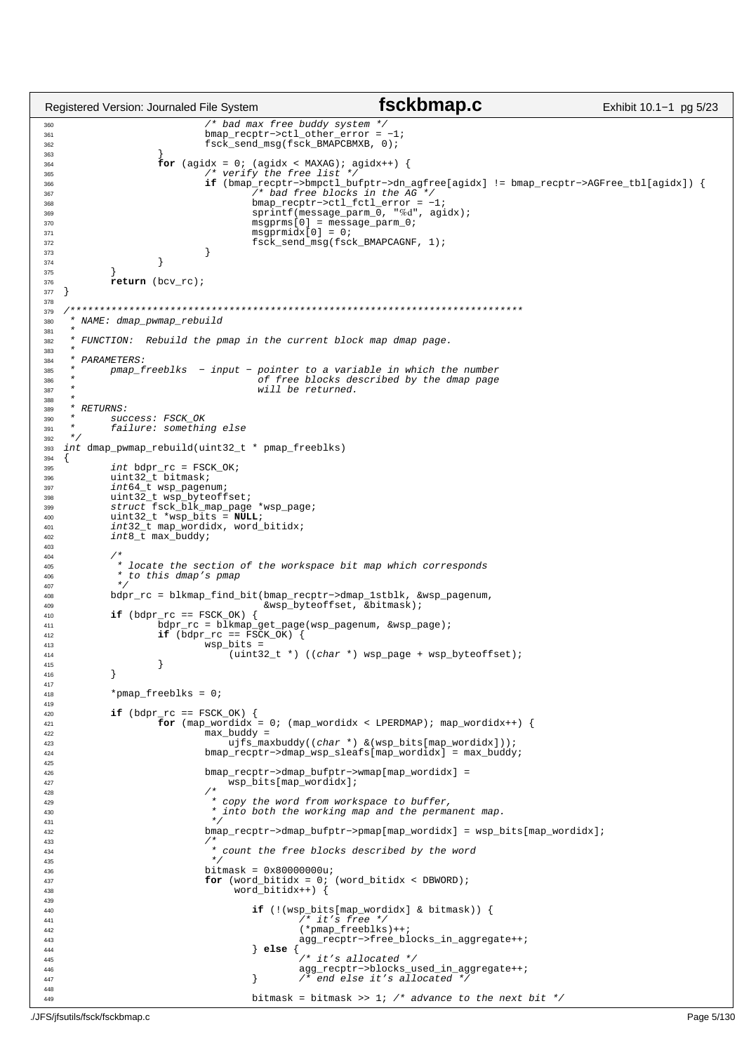```c
			/* bad max free buddy system */
			bmap_recptr->ctl_other_error = -1;
			fsck_send_msg(fsck_BMAPCBMXB, 0);
		}
		for (agidx = 0; (agidx < MAXAG); agidx++) {
			/* verify the free list */
			if (bmap_recptr->bmpctl_bufptr->dn_agfree[agidx] != bmap_recptr->AGFree_tbl[agidx]) {
				/* bad free blocks in the AG */
				bmap_recptr->ctl_fctl_error = -1;
				sprintf(message_parm_0, "%d", agidx);
				msgprms[0] = message_parm_0;
				msgprmidx[0] = 0;
				fsck_send_msg(fsck_BMAPCAGNF, 1);
			}
		}
	}
	return (bcv_rc);
}

/****************************************************************************
 * NAME: dmap_pwmap_rebuild
 *
 * FUNCTION:  Rebuild the pmap in the current block map dmap page.
 *
 * PARAMETERS:
 *      pmap_freeblks  - input - pointer to a variable in which the number
 *                               of free blocks described by the dmap page
 *                               will be returned.
 *
 * RETURNS:
 *      success: FSCK_OK
 *      failure: something else
 */
int dmap_pwmap_rebuild(uint32_t * pmap_freeblks)
{
	int bdpr_rc = FSCK_OK;
	uint32_t bitmask;
	int64_t wsp_pagenum;
	uint32_t wsp_byteoffset;
	struct fsck_blk_map_page *wsp_page;
	uint32_t *wsp_bits = NULL;
	int32_t map_wordidx, word_bitidx;
	int8_t max_buddy;

	/*
	 * locate the section of the workspace bit map which corresponds
	 * to this dmap's pmap
	 */
	bdpr_rc = blkmap_find_bit(bmap_recptr->dmap_1stblk, &wsp_pagenum,
				  &wsp_byteoffset, &bitmask);
	if (bdpr_rc == FSCK_OK) {
		bdpr_rc = blkmap_get_page(wsp_pagenum, &wsp_page);
		if (bdpr_rc == FSCK_OK) {
			wsp_bits =
			    (uint32_t *) ((char *) wsp_page + wsp_byteoffset);
		}
	}

	*pmap_freeblks = 0;

	if (bdpr_rc == FSCK_OK) {
		for (map_wordidx = 0; (map_wordidx < LPERDMAP); map_wordidx++) {
			max_buddy =
			    ujfs_maxbuddy((char *) &(wsp_bits[map_wordidx]));
			bmap_recptr->dmap_wsp_sleafs[map_wordidx] = max_buddy;

			bmap_recptr->dmap_bufptr->wmap[map_wordidx] =
			    wsp_bits[map_wordidx];
			/*
			 * copy the word from workspace to buffer,
			 * into both the working map and the permanent map.
			 */
			bmap_recptr->dmap_bufptr->pmap[map_wordidx] = wsp_bits[map_wordidx];
			/*
			 * count the free blocks described by the word
			 */
			bitmask = 0x80000000u;
			for (word_bitidx = 0; (word_bitidx < DBWORD);
			     word_bitidx++) {

				if (!(wsp_bits[map_wordidx] & bitmask)) {
					/* it's free */
					(*pmap_freeblks)++;
					agg_recptr->free_blocks_in_aggregate++;
				} else {
					/* it's allocated */
					agg_recptr->blocks_used_in_aggregate++;
				}	/* end else it's allocated */

				bitmask = bitmask >> 1; /* advance to the next bit */
```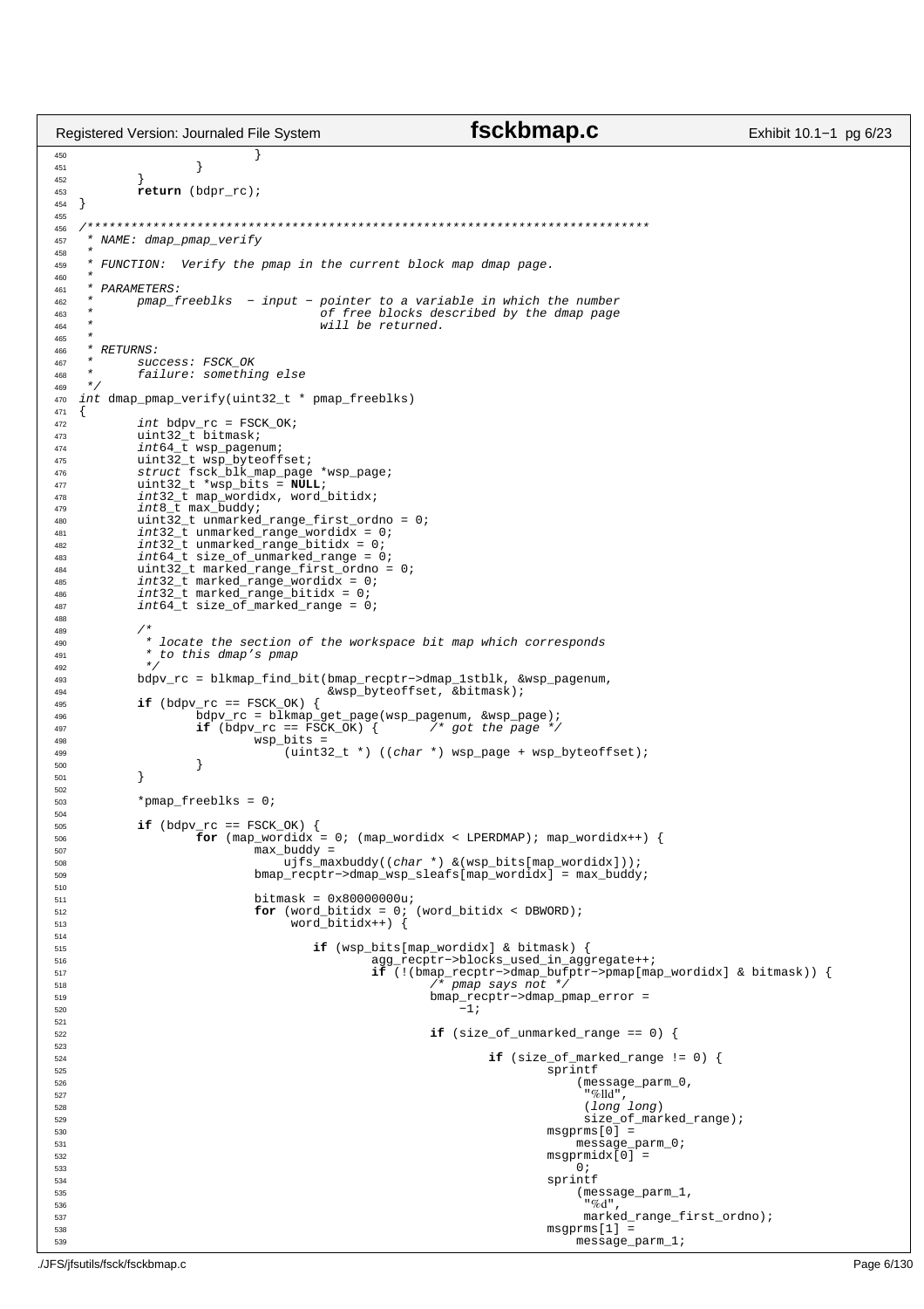```c
                        }
                }
        }
        return (bdpr_rc);
}

/*****************************************************************************
 * NAME: dmap_pmap_verify
 *
 * FUNCTION:  Verify the pmap in the current block map dmap page.
 *
 * PARAMETERS:
 *      pmap_freeblks  - input - pointer to a variable in which the number
 *                               of free blocks described by the dmap page
 *                               will be returned.
 *
 * RETURNS:
 *      success: FSCK_OK
 *      failure: something else
 */
int dmap_pmap_verify(uint32_t * pmap_freeblks)
{
        int bdpv_rc = FSCK_OK;
        uint32_t bitmask;
        int64_t wsp_pagenum;
        uint32_t wsp_byteoffset;
        struct fsck_blk_map_page *wsp_page;
        uint32_t *wsp_bits = NULL;
        int32_t map_wordidx, word_bitidx;
        int8_t max_buddy;
        uint32_t unmarked_range_first_ordno = 0;
        int32_t unmarked_range_wordidx = 0;
        int32_t unmarked_range_bitidx = 0;
        int64_t size_of_unmarked_range = 0;
        uint32_t marked_range_first_ordno = 0;
        int32_t marked_range_wordidx = 0;
        int32_t marked_range_bitidx = 0;
        int64_t size_of_marked_range = 0;

        /*
         * locate the section of the workspace bit map which corresponds
         * to this dmap's pmap
         */
        bdpv_rc = blkmap_find_bit(bmap_recptr->dmap_1stblk, &wsp_pagenum,
                                  &wsp_byteoffset, &bitmask);
        if (bdpv_rc == FSCK_OK) {
                bdpv_rc = blkmap_get_page(wsp_pagenum, &wsp_page);
                if (bdpv_rc == FSCK_OK) {       /* got the page */
                        wsp_bits =
                            (uint32_t *) ((char *) wsp_page + wsp_byteoffset);
                }
        }

        *pmap_freeblks = 0;

        if (bdpv_rc == FSCK_OK) {
                for (map_wordidx = 0; (map_wordidx < LPERDMAP); map_wordidx++) {
                        max_buddy =
                            ujfs_maxbuddy((char *) &(wsp_bits[map_wordidx]));
                        bmap_recptr->dmap_wsp_sleafs[map_wordidx] = max_buddy;

                        bitmask = 0x80000000u;
                        for (word_bitidx = 0; (word_bitidx < DBWORD);
                             word_bitidx++) {

                                if (wsp_bits[map_wordidx] & bitmask) {
                                        agg_recptr->blocks_used_in_aggregate++;
                                        if (!(bmap_recptr->dmap_bufptr->pmap[map_wordidx] & bitmask)) {
                                                /* pmap says not */
                                                bmap_recptr->dmap_pmap_error =
                                                    -1;

                                                if (size_of_unmarked_range == 0) {

                                                        if (size_of_marked_range != 0) {
                                                                sprintf
                                                                    (message_parm_0,
                                                                     "%lld",
                                                                     (long long)
                                                                     size_of_marked_range);
                                                                msgprms[0] =
                                                                    message_parm_0;
                                                                msgprmidx[0] =
                                                                    0;
                                                                sprintf
                                                                    (message_parm_1,
                                                                     "%d",
                                                                     marked_range_first_ordno);
                                                                msgprms[1] =
                                                                    message_parm_1;
```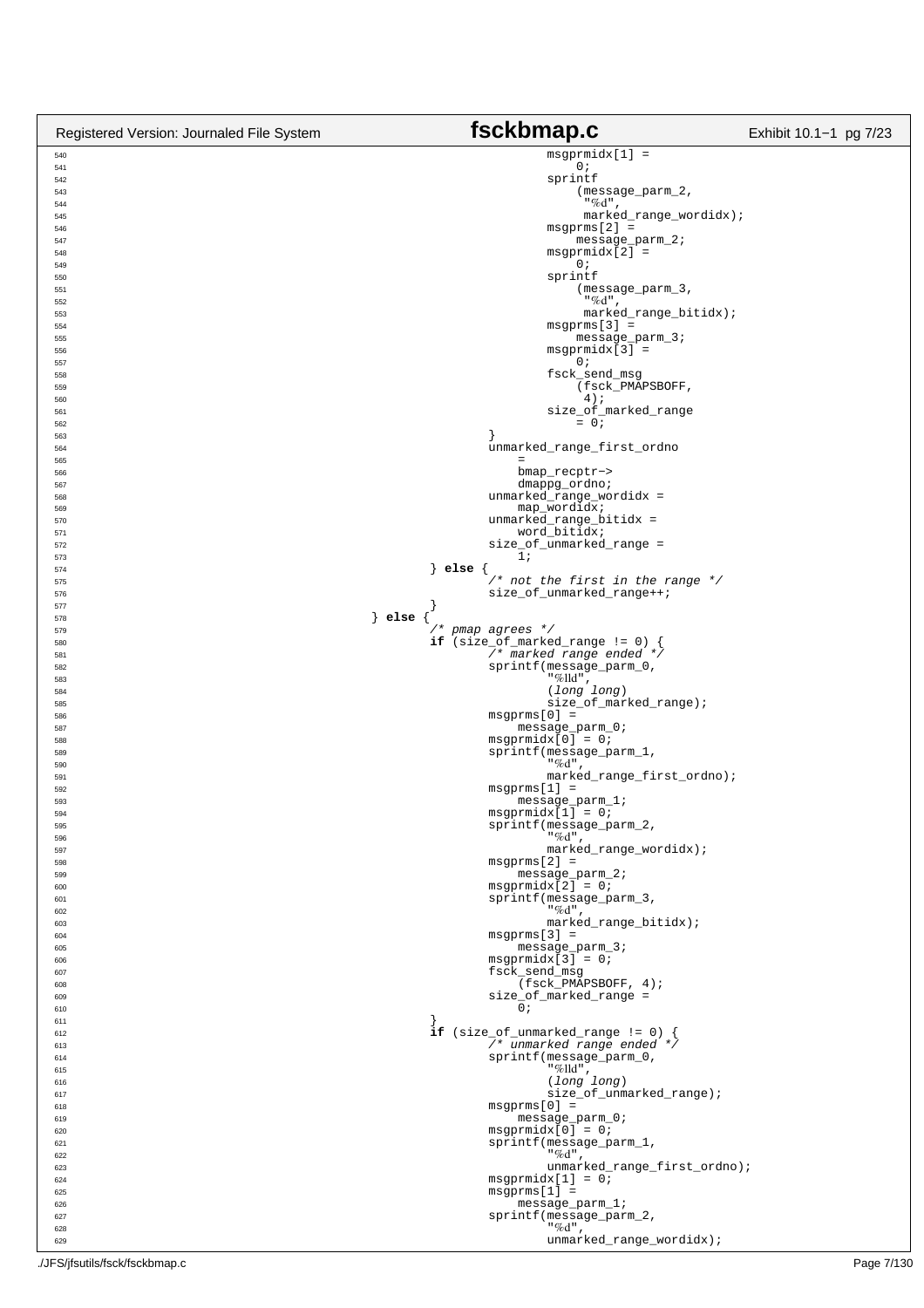```c
540                                                                 msgprmidx[1] =
541                                                                     0;
542                                                                 sprintf
543                                                                     (message_parm_2,
544                                                                      "%d",
545                                                                      marked_range_wordidx);
546                                                                 msgprms[2] =
547                                                                     message_parm_2;
548                                                                 msgprmidx[2] =
549                                                                     0;
550                                                                 sprintf
551                                                                     (message_parm_3,
552                                                                      "%d",
553                                                                      marked_range_bitidx);
554                                                                 msgprms[3] =
555                                                                     message_parm_3;
556                                                                 msgprmidx[3] =
557                                                                     0;
558                                                                 fsck_send_msg
559                                                                     (fsck_PMAPSBOFF,
560                                                                      4);
561                                                                 size_of_marked_range
562                                                                     = 0;
563                                                         }
564                                                         unmarked_range_first_ordno
565                                                             =
566                                                             bmap_recptr->
567                                                             dmappg_ordno;
568                                                         unmarked_range_wordidx =
569                                                             map_wordidx;
570                                                         unmarked_range_bitidx =
571                                                             word_bitidx;
572                                                         size_of_unmarked_range =
573                                                             1;
574                                                 } else {
575                                                         /* not the first in the range */
576                                                         size_of_unmarked_range++;
577                                                 }
578                                         } else {
579                                                 /* pmap agrees */
580                                                 if (size_of_marked_range != 0) {
581                                                         /* marked range ended */
582                                                         sprintf(message_parm_0,
583                                                                 "%lld",
584                                                                 (long long)
585                                                                 size_of_marked_range);
586                                                         msgprms[0] =
587                                                             message_parm_0;
588                                                         msgprmidx[0] = 0;
589                                                         sprintf(message_parm_1,
590                                                                 "%d",
591                                                                 marked_range_first_ordno);
592                                                         msgprms[1] =
593                                                             message_parm_1;
594                                                         msgprmidx[1] = 0;
595                                                         sprintf(message_parm_2,
596                                                                 "%d",
597                                                                 marked_range_wordidx);
598                                                         msgprms[2] =
599                                                             message_parm_2;
600                                                         msgprmidx[2] = 0;
601                                                         sprintf(message_parm_3,
602                                                                 "%d",
603                                                                 marked_range_bitidx);
604                                                         msgprms[3] =
605                                                             message_parm_3;
606                                                         msgprmidx[3] = 0;
607                                                         fsck_send_msg
608                                                             (fsck_PMAPSBOFF, 4);
609                                                         size_of_marked_range =
610                                                             0;
611                                                 }
612                                                 if (size_of_unmarked_range != 0) {
613                                                         /* unmarked range ended */
614                                                         sprintf(message_parm_0,
615                                                                 "%lld",
616                                                                 (long long)
617                                                                 size_of_unmarked_range);
618                                                         msgprms[0] =
619                                                             message_parm_0;
620                                                         msgprmidx[0] = 0;
621                                                         sprintf(message_parm_1,
622                                                                 "%d",
623                                                                 unmarked_range_first_ordno);
624                                                         msgprmidx[1] = 0;
625                                                         msgprms[1] =
626                                                             message_parm_1;
627                                                         sprintf(message_parm_2,
628                                                                 "%d",
629                                                                 unmarked_range_wordidx);
```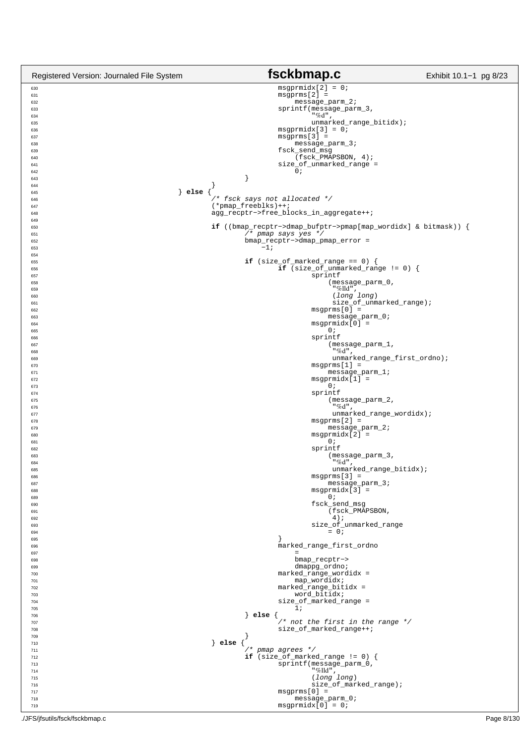```c
630                                         msgprmidx[2] = 0;
631                                         msgprms[2] =
632                                             message_parm_2;
633                                         sprintf(message_parm_3,
634                                                 "%d",
635                                                 unmarked_range_bitidx);
636                                         msgprmidx[3] = 0;
637                                         msgprms[3] =
638                                             message_parm_3;
639                                         fsck_send_msg
640                                             (fsck_PMAPSBON, 4);
641                                         size_of_unmarked_range =
642                                             0;
643                                 }
644                         }
645                 } else {
646                         /* fsck says not allocated */
647                         (*pmap_freeblks)++;
648                         agg_recptr->free_blocks_in_aggregate++;
649 
650                         if ((bmap_recptr->dmap_bufptr->pmap[map_wordidx] & bitmask)) {
651                                 /* pmap says yes */
652                                 bmap_recptr->dmap_pmap_error =
653                                     -1;
654 
655                                 if (size_of_marked_range == 0) {
656                                         if (size_of_unmarked_range != 0) {
657                                                 sprintf
658                                                     (message_parm_0,
659                                                      "%lld",
660                                                      (long long)
661                                                      size_of_unmarked_range);
662                                                 msgprms[0] =
663                                                     message_parm_0;
664                                                 msgprmidx[0] =
665                                                     0;
666                                                 sprintf
667                                                     (message_parm_1,
668                                                      "%d",
669                                                      unmarked_range_first_ordno);
670                                                 msgprms[1] =
671                                                     message_parm_1;
672                                                 msgprmidx[1] =
673                                                     0;
674                                                 sprintf
675                                                     (message_parm_2,
676                                                      "%d",
677                                                      unmarked_range_wordidx);
678                                                 msgprms[2] =
679                                                     message_parm_2;
680                                                 msgprmidx[2] =
681                                                     0;
682                                                 sprintf
683                                                     (message_parm_3,
684                                                      "%d",
685                                                      unmarked_range_bitidx);
686                                                 msgprms[3] =
687                                                     message_parm_3;
688                                                 msgprmidx[3] =
689                                                     0;
690                                                 fsck_send_msg
691                                                     (fsck_PMAPSBON,
692                                                      4);
693                                                 size_of_unmarked_range
694                                                     = 0;
695                                         }
696                                         marked_range_first_ordno
697                                             =
698                                             bmap_recptr->
699                                             dmappg_ordno;
700                                         marked_range_wordidx =
701                                             map_wordidx;
702                                         marked_range_bitidx =
703                                             word_bitidx;
704                                         size_of_marked_range =
705                                             1;
706                                 } else {
707                                         /* not the first in the range */
708                                         size_of_marked_range++;
709                                 }
710                         } else {
711                                 /* pmap agrees */
712                                 if (size_of_marked_range != 0) {
713                                         sprintf(message_parm_0,
714                                                 "%lld",
715                                                 (long long)
716                                                 size_of_marked_range);
717                                         msgprms[0] =
718                                             message_parm_0;
719                                         msgprmidx[0] = 0;
```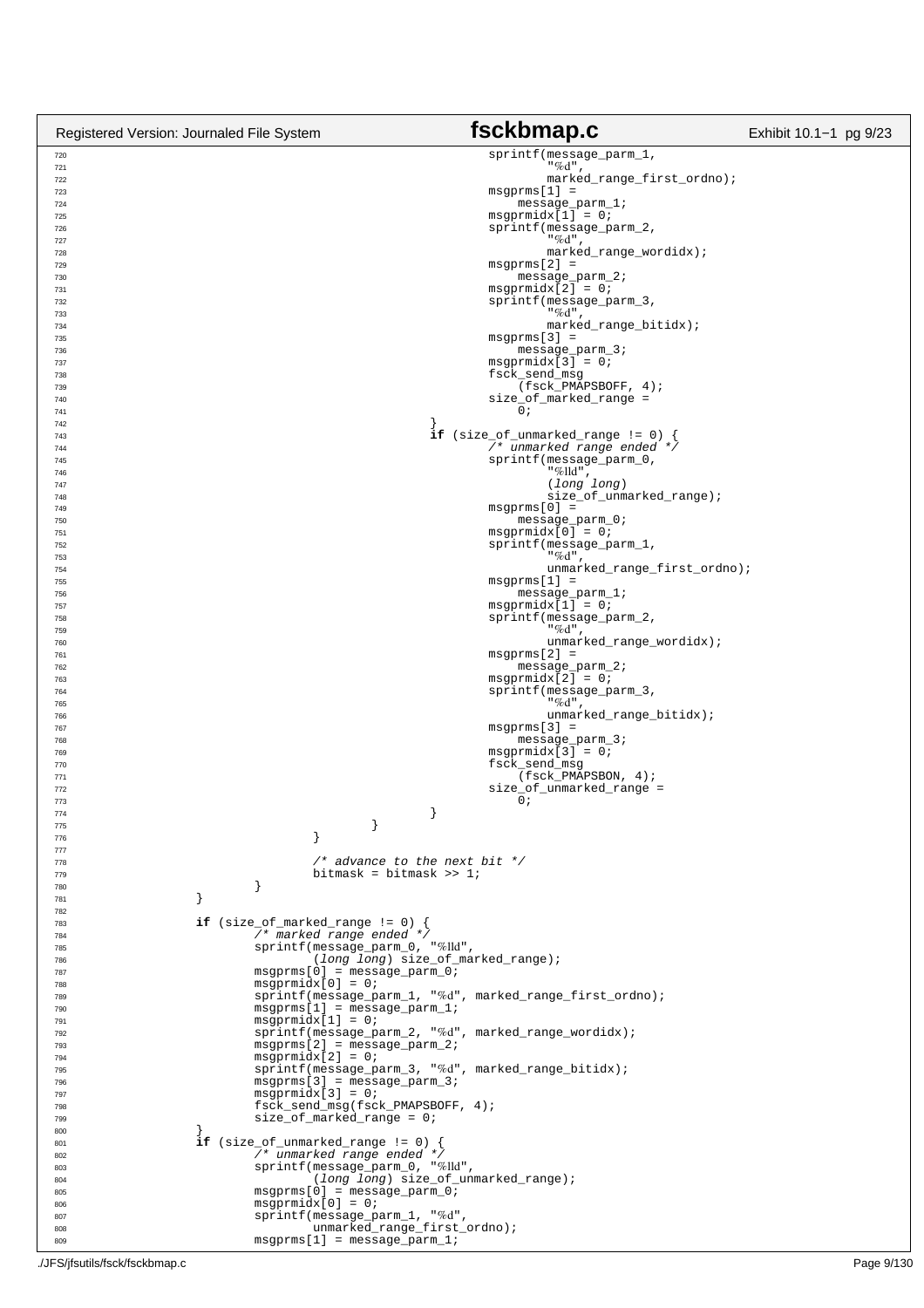```c
								sprintf(message_parm_1,
									"%d",
									marked_range_first_ordno);
								msgprms[1] =
								    message_parm_1;
								msgprmidx[1] = 0;
								sprintf(message_parm_2,
									"%d",
									marked_range_wordidx);
								msgprms[2] =
								    message_parm_2;
								msgprmidx[2] = 0;
								sprintf(message_parm_3,
									"%d",
									marked_range_bitidx);
								msgprms[3] =
								    message_parm_3;
								msgprmidx[3] = 0;
								fsck_send_msg
								    (fsck_PMAPSBOFF, 4);
								size_of_marked_range =
								    0;
							}
							if (size_of_unmarked_range != 0) {
								/* unmarked range ended */
								sprintf(message_parm_0,
									"%lld",
									(long long)
									size_of_unmarked_range);
								msgprms[0] =
								    message_parm_0;
								msgprmidx[0] = 0;
								sprintf(message_parm_1,
									"%d",
									unmarked_range_first_ordno);
								msgprms[1] =
								    message_parm_1;
								msgprmidx[1] = 0;
								sprintf(message_parm_2,
									"%d",
									unmarked_range_wordidx);
								msgprms[2] =
								    message_parm_2;
								msgprmidx[2] = 0;
								sprintf(message_parm_3,
									"%d",
									unmarked_range_bitidx);
								msgprms[3] =
								    message_parm_3;
								msgprmidx[3] = 0;
								fsck_send_msg
								    (fsck_PMAPSBON, 4);
								size_of_unmarked_range =
								    0;
							}
						}
					}

					/* advance to the next bit */
					bitmask = bitmask >> 1;
				}
			}

			if (size_of_marked_range != 0) {
				/* marked range ended */
				sprintf(message_parm_0, "%lld",
					(long long) size_of_marked_range);
				msgprms[0] = message_parm_0;
				msgprmidx[0] = 0;
				sprintf(message_parm_1, "%d", marked_range_first_ordno);
				msgprms[1] = message_parm_1;
				msgprmidx[1] = 0;
				sprintf(message_parm_2, "%d", marked_range_wordidx);
				msgprms[2] = message_parm_2;
				msgprmidx[2] = 0;
				sprintf(message_parm_3, "%d", marked_range_bitidx);
				msgprms[3] = message_parm_3;
				msgprmidx[3] = 0;
				fsck_send_msg(fsck_PMAPSBOFF, 4);
				size_of_marked_range = 0;
			}
			if (size_of_unmarked_range != 0) {
				/* unmarked range ended */
				sprintf(message_parm_0, "%lld",
					(long long) size_of_unmarked_range);
				msgprms[0] = message_parm_0;
				msgprmidx[0] = 0;
				sprintf(message_parm_1, "%d",
					unmarked_range_first_ordno);
				msgprms[1] = message_parm_1;
```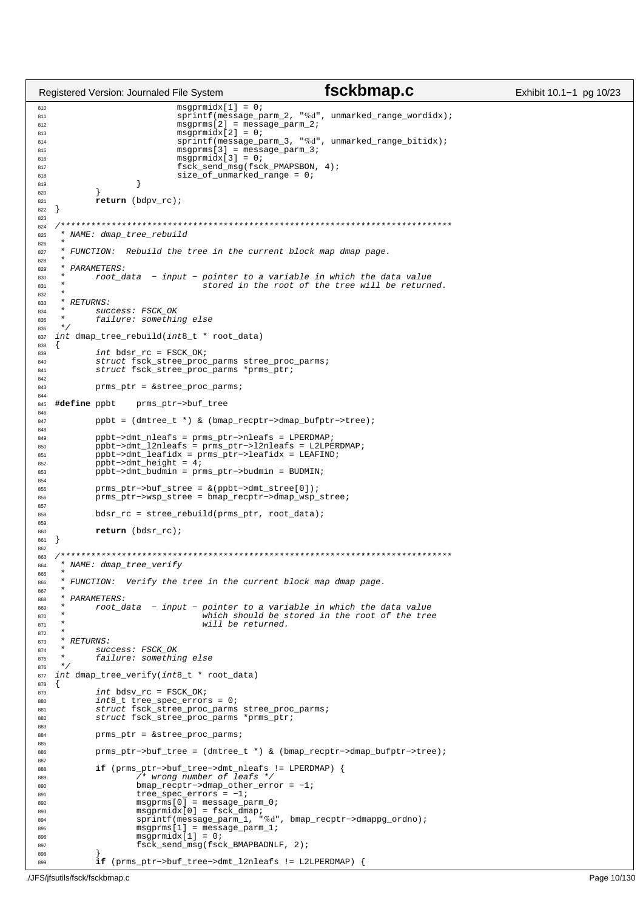```c
			msgprmidx[1] = 0;
			sprintf(message_parm_2, "%d", unmarked_range_wordidx);
			msgprms[2] = message_parm_2;
			msgprmidx[2] = 0;
			sprintf(message_parm_3, "%d", unmarked_range_bitidx);
			msgprms[3] = message_parm_3;
			msgprmidx[3] = 0;
			fsck_send_msg(fsck_PMAPSBON, 4);
			size_of_unmarked_range = 0;
		}
	}
	return (bdpv_rc);
}

/*****************************************************************************
 * NAME: dmap_tree_rebuild
 *
 * FUNCTION:  Rebuild the tree in the current block map dmap page.
 *
 * PARAMETERS:
 *      root_data  - input - pointer to a variable in which the data value
 *                           stored in the root of the tree will be returned.
 *
 * RETURNS:
 *      success: FSCK_OK
 *      failure: something else
 */
int dmap_tree_rebuild(int8_t * root_data)
{
	int bdsr_rc = FSCK_OK;
	struct fsck_stree_proc_parms stree_proc_parms;
	struct fsck_stree_proc_parms *prms_ptr;

	prms_ptr = &stree_proc_parms;

#define ppbt    prms_ptr->buf_tree

	ppbt = (dmtree_t *) & (bmap_recptr->dmap_bufptr->tree);

	ppbt->dmt_nleafs = prms_ptr->nleafs = LPERDMAP;
	ppbt->dmt_l2nleafs = prms_ptr->l2nleafs = L2LPERDMAP;
	ppbt->dmt_leafidx = prms_ptr->leafidx = LEAFIND;
	ppbt->dmt_height = 4;
	ppbt->dmt_budmin = prms_ptr->budmin = BUDMIN;

	prms_ptr->buf_stree = &(ppbt->dmt_stree[0]);
	prms_ptr->wsp_stree = bmap_recptr->dmap_wsp_stree;

	bdsr_rc = stree_rebuild(prms_ptr, root_data);

	return (bdsr_rc);
}

/*****************************************************************************
 * NAME: dmap_tree_verify
 *
 * FUNCTION:  Verify the tree in the current block map dmap page.
 *
 * PARAMETERS:
 *      root_data  - input - pointer to a variable in which the data value
 *                           which should be stored in the root of the tree
 *                           will be returned.
 *
 * RETURNS:
 *      success: FSCK_OK
 *      failure: something else
 */
int dmap_tree_verify(int8_t * root_data)
{
	int bdsv_rc = FSCK_OK;
	int8_t tree_spec_errors = 0;
	struct fsck_stree_proc_parms stree_proc_parms;
	struct fsck_stree_proc_parms *prms_ptr;

	prms_ptr = &stree_proc_parms;

	prms_ptr->buf_tree = (dmtree_t *) & (bmap_recptr->dmap_bufptr->tree);

	if (prms_ptr->buf_tree->dmt_nleafs != LPERDMAP) {
		/* wrong number of leafs */
		bmap_recptr->dmap_other_error = -1;
		tree_spec_errors = -1;
		msgprms[0] = message_parm_0;
		msgprmidx[0] = fsck_dmap;
		sprintf(message_parm_1, "%d", bmap_recptr->dmappg_ordno);
		msgprms[1] = message_parm_1;
		msgprmidx[1] = 0;
		fsck_send_msg(fsck_BMAPBADNLF, 2);
	}
	if (prms_ptr->buf_tree->dmt_l2nleafs != L2LPERDMAP) {
```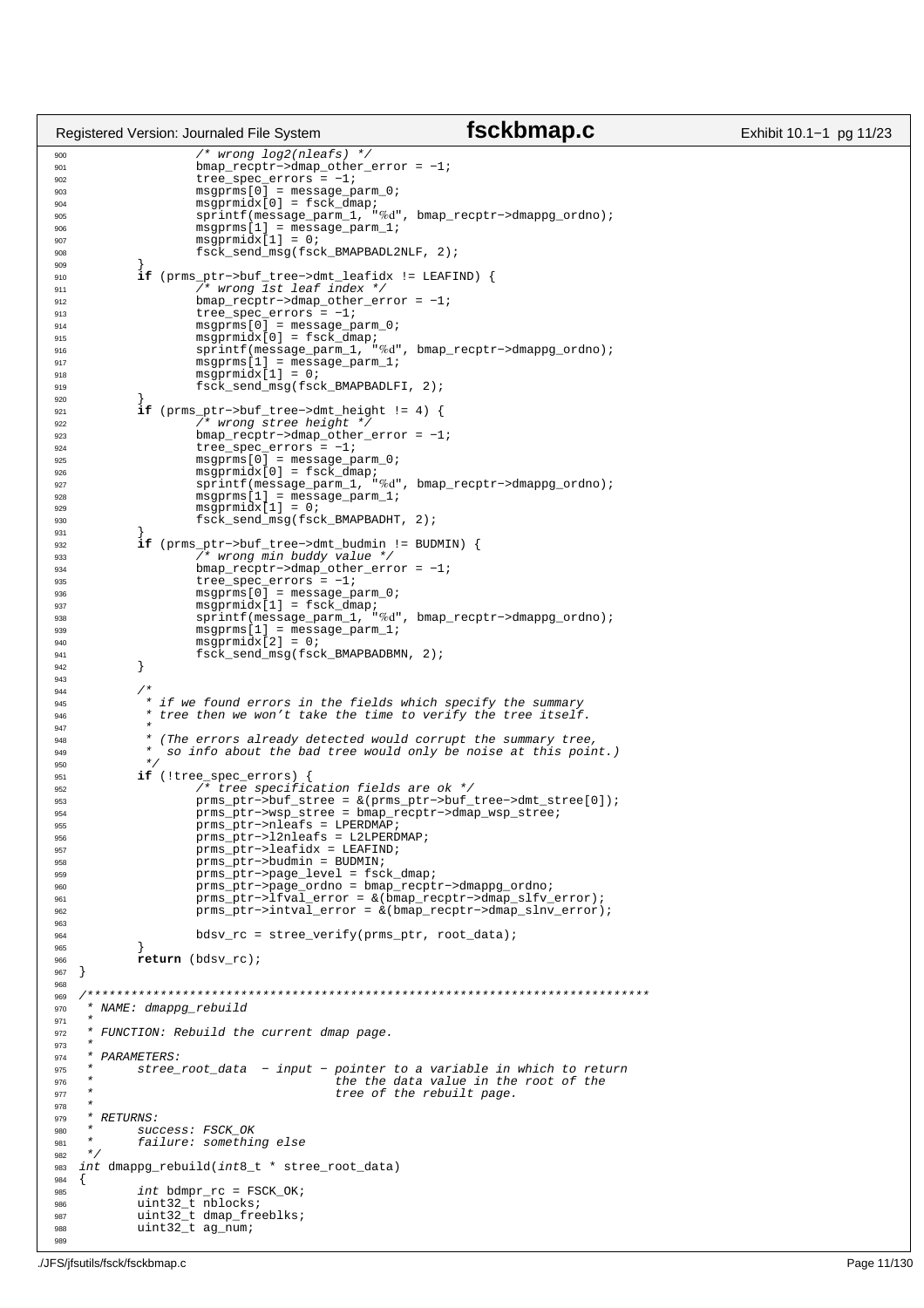```c
                /* wrong log2(nleafs) */
                bmap_recptr->dmap_other_error = -1;
                tree_spec_errors = -1;
                msgprms[0] = message_parm_0;
                msgprmidx[0] = fsck_dmap;
                sprintf(message_parm_1, "%d", bmap_recptr->dmappg_ordno);
                msgprms[1] = message_parm_1;
                msgprmidx[1] = 0;
                fsck_send_msg(fsck_BMAPBADL2NLF, 2);
        }
        if (prms_ptr->buf_tree->dmt_leafidx != LEAFIND) {
                /* wrong 1st leaf index */
                bmap_recptr->dmap_other_error = -1;
                tree_spec_errors = -1;
                msgprms[0] = message_parm_0;
                msgprmidx[0] = fsck_dmap;
                sprintf(message_parm_1, "%d", bmap_recptr->dmappg_ordno);
                msgprms[1] = message_parm_1;
                msgprmidx[1] = 0;
                fsck_send_msg(fsck_BMAPBADLFI, 2);
        }
        if (prms_ptr->buf_tree->dmt_height != 4) {
                /* wrong stree height */
                bmap_recptr->dmap_other_error = -1;
                tree_spec_errors = -1;
                msgprms[0] = message_parm_0;
                msgprmidx[0] = fsck_dmap;
                sprintf(message_parm_1, "%d", bmap_recptr->dmappg_ordno);
                msgprms[1] = message_parm_1;
                msgprmidx[1] = 0;
                fsck_send_msg(fsck_BMAPBADHT, 2);
        }
        if (prms_ptr->buf_tree->dmt_budmin != BUDMIN) {
                /* wrong min buddy value */
                bmap_recptr->dmap_other_error = -1;
                tree_spec_errors = -1;
                msgprms[0] = message_parm_0;
                msgprmidx[1] = fsck_dmap;
                sprintf(message_parm_1, "%d", bmap_recptr->dmappg_ordno);
                msgprms[1] = message_parm_1;
                msgprmidx[2] = 0;
                fsck_send_msg(fsck_BMAPBADBMN, 2);
        }

        /*
         * if we found errors in the fields which specify the summary
         * tree then we won't take the time to verify the tree itself.
         *
         * (The errors already detected would corrupt the summary tree,
         *   so info about the bad tree would only be noise at this point.)
         */
        if (!tree_spec_errors) {
                /* tree specification fields are ok */
                prms_ptr->buf_stree = &(prms_ptr->buf_tree->dmt_stree[0]);
                prms_ptr->wsp_stree = bmap_recptr->dmap_wsp_stree;
                prms_ptr->nleafs = LPERDMAP;
                prms_ptr->l2nleafs = L2LPERDMAP;
                prms_ptr->leafidx = LEAFIND;
                prms_ptr->budmin = BUDMIN;
                prms_ptr->page_level = fsck_dmap;
                prms_ptr->page_ordno = bmap_recptr->dmappg_ordno;
                prms_ptr->lfval_error = &(bmap_recptr->dmap_slfv_error);
                prms_ptr->intval_error = &(bmap_recptr->dmap_slnv_error);

                bdsv_rc = stree_verify(prms_ptr, root_data);
        }
        return (bdsv_rc);
}

/*****************************************************************************
 * NAME: dmappg_rebuild
 *
 * FUNCTION: Rebuild the current dmap page.
 *
 * PARAMETERS:
 *      stree_root_data  - input - pointer to a variable in which to return
 *                                 the the data value in the root of the
 *                                 tree of the rebuilt page.
 *
 * RETURNS:
 *      success: FSCK_OK
 *      failure: something else
 */
int dmappg_rebuild(int8_t * stree_root_data)
{
        int bdmpr_rc = FSCK_OK;
        uint32_t nblocks;
        uint32_t dmap_freeblks;
        uint32_t ag_num;

```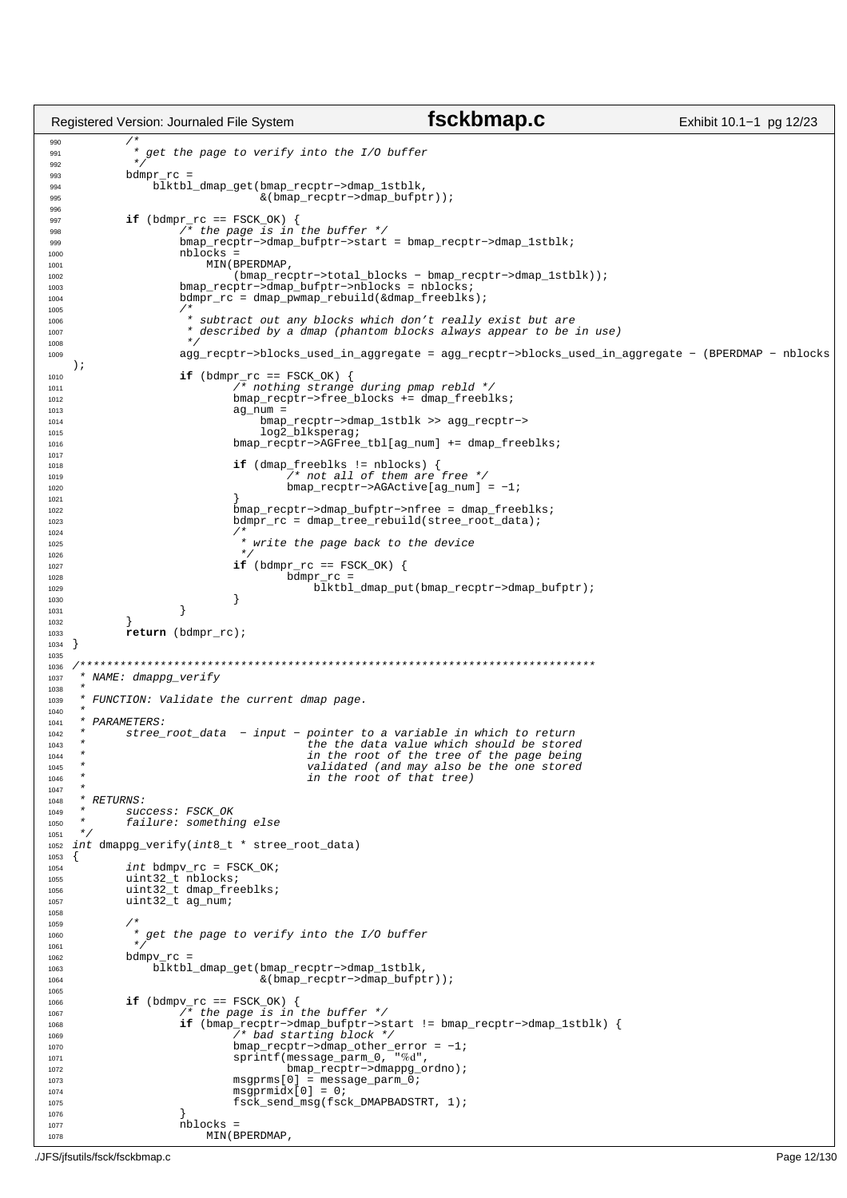```c
        /*
         * get the page to verify into the I/O buffer
         */
        bdmpr_rc =
            blktbl_dmap_get(bmap_recptr->dmap_1stblk,
                            &(bmap_recptr->dmap_bufptr));

        if (bdmpr_rc == FSCK_OK) {
                /* the page is in the buffer */
                bmap_recptr->dmap_bufptr->start = bmap_recptr->dmap_1stblk;
                nblocks =
                    MIN(BPERDMAP,
                        (bmap_recptr->total_blocks - bmap_recptr->dmap_1stblk));
                bmap_recptr->dmap_bufptr->nblocks = nblocks;
                bdmpr_rc = dmap_pwmap_rebuild(&dmap_freeblks);
                /*
                 * subtract out any blocks which don't really exist but are
                 * described by a dmap (phantom blocks always appear to be in use)
                 */
                agg_recptr->blocks_used_in_aggregate = agg_recptr->blocks_used_in_aggregate - (BPERDMAP - nblocks
);
                if (bdmpr_rc == FSCK_OK) {
                        /* nothing strange during pmap rebld */
                        bmap_recptr->free_blocks += dmap_freeblks;
                        ag_num =
                            bmap_recptr->dmap_1stblk >> agg_recptr->
                            log2_blksperag;
                        bmap_recptr->AGFree_tbl[ag_num] += dmap_freeblks;

                        if (dmap_freeblks != nblocks) {
                                /* not all of them are free */
                                bmap_recptr->AGActive[ag_num] = -1;
                        }
                        bmap_recptr->dmap_bufptr->nfree = dmap_freeblks;
                        bdmpr_rc = dmap_tree_rebuild(stree_root_data);
                        /*
                         * write the page back to the device
                         */
                        if (bdmpr_rc == FSCK_OK) {
                                bdmpr_rc =
                                    blktbl_dmap_put(bmap_recptr->dmap_bufptr);
                        }
                }
        }
        return (bdmpr_rc);
}

/*****************************************************************************
 * NAME: dmappg_verify
 *
 * FUNCTION: Validate the current dmap page.
 *
 * PARAMETERS:
 *      stree_root_data  - input - pointer to a variable in which to return
 *                                 the data value which should be stored
 *                                 in the root of the tree of the page being
 *                                 validated (and may also be the one stored
 *                                 in the root of that tree)
 *
 * RETURNS:
 *      success: FSCK_OK
 *      failure: something else
 */
int dmappg_verify(int8_t * stree_root_data)
{
        int bdmpv_rc = FSCK_OK;
        uint32_t nblocks;
        uint32_t dmap_freeblks;
        uint32_t ag_num;

        /*
         * get the page to verify into the I/O buffer
         */
        bdmpv_rc =
            blktbl_dmap_get(bmap_recptr->dmap_1stblk,
                            &(bmap_recptr->dmap_bufptr));

        if (bdmpv_rc == FSCK_OK) {
                /* the page is in the buffer */
                if (bmap_recptr->dmap_bufptr->start != bmap_recptr->dmap_1stblk) {
                        /* bad starting block */
                        bmap_recptr->dmap_other_error = -1;
                        sprintf(message_parm_0, "%d",
                                bmap_recptr->dmappg_ordno);
                        msgprms[0] = message_parm_0;
                        msgprmidx[0] = 0;
                        fsck_send_msg(fsck_DMAPBADSTRT, 1);
                }
                nblocks =
                    MIN(BPERDMAP,
```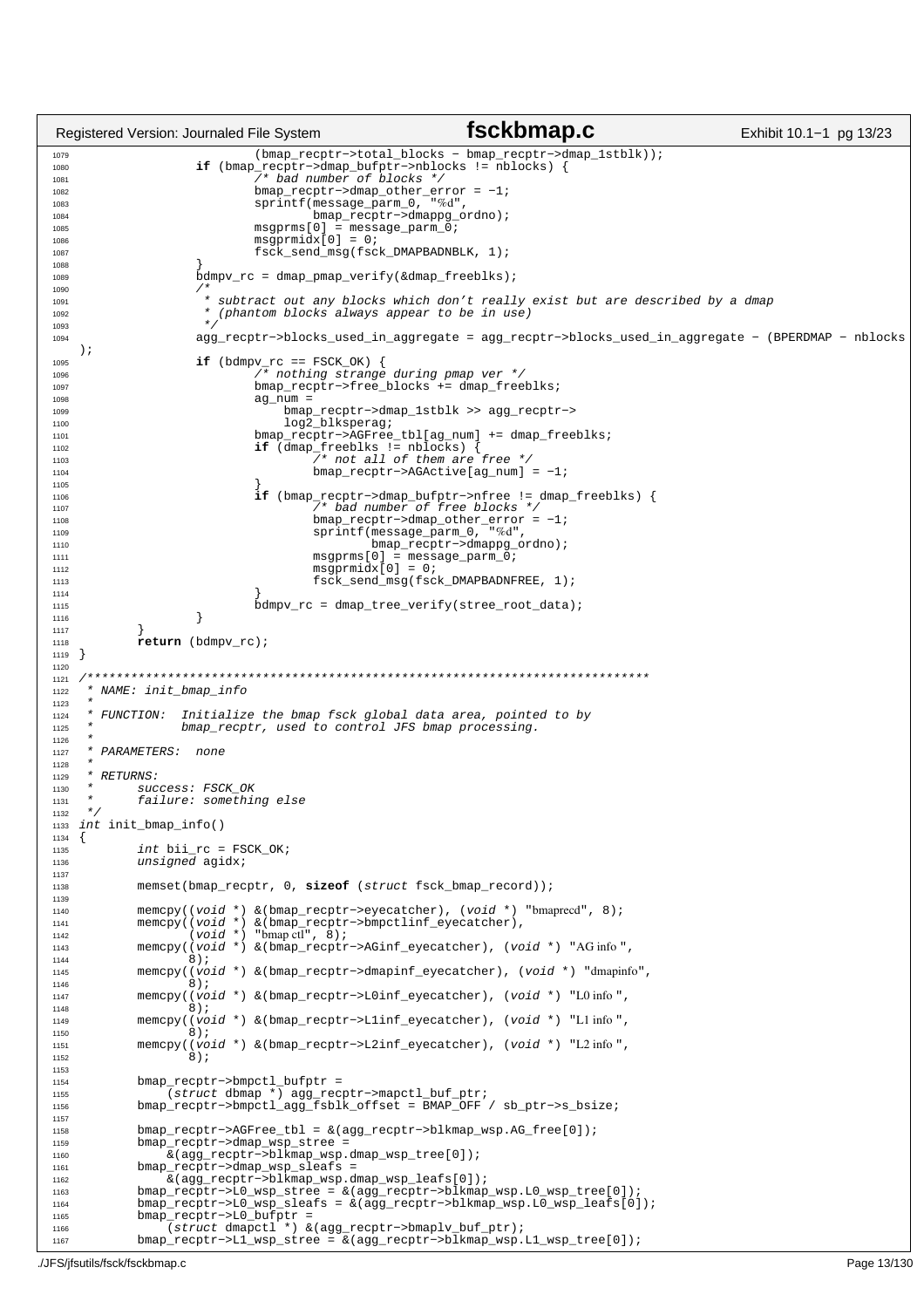```c
1079                        (bmap_recptr->total_blocks - bmap_recptr->dmap_1stblk));
1080                if (bmap_recptr->dmap_bufptr->nblocks != nblocks) {
1081                        /* bad number of blocks */
1082                        bmap_recptr->dmap_other_error = -1;
1083                        sprintf(message_parm_0, "%d",
1084                                bmap_recptr->dmappg_ordno);
1085                        msgprms[0] = message_parm_0;
1086                        msgprmidx[0] = 0;
1087                        fsck_send_msg(fsck_DMAPBADNBLK, 1);
1088                }
1089                bdmpv_rc = dmap_pmap_verify(&dmap_freeblks);
1090                /*
1091                 * subtract out any blocks which don't really exist but are described by a dmap
1092                 * (phantom blocks always appear to be in use)
1093                 */
1094                agg_recptr->blocks_used_in_aggregate = agg_recptr->blocks_used_in_aggregate - (BPERDMAP - nblocks
    );
1095                if (bdmpv_rc == FSCK_OK) {
1096                        /* nothing strange during pmap ver */
1097                        bmap_recptr->free_blocks += dmap_freeblks;
1098                        ag_num =
1099                            bmap_recptr->dmap_1stblk >> agg_recptr->
1100                            log2_blksperag;
1101                        bmap_recptr->AGFree_tbl[ag_num] += dmap_freeblks;
1102                        if (dmap_freeblks != nblocks) {
1103                                /* not all of them are free */
1104                                bmap_recptr->AGActive[ag_num] = -1;
1105                        }
1106                        if (bmap_recptr->dmap_bufptr->nfree != dmap_freeblks) {
1107                                /* bad number of free blocks */
1108                                bmap_recptr->dmap_other_error = -1;
1109                                sprintf(message_parm_0, "%d",
1110                                        bmap_recptr->dmappg_ordno);
1111                                msgprms[0] = message_parm_0;
1112                                msgprmidx[0] = 0;
1113                                fsck_send_msg(fsck_DMAPBADNFREE, 1);
1114                        }
1115                        bdmpv_rc = dmap_tree_verify(stree_root_data);
1116                }
1117        }
1118        return (bdmpv_rc);
1119 }
1120
1121 /*****************************************************************************
1122  * NAME: init_bmap_info
1123  *
1124  * FUNCTION:  Initialize the bmap fsck global data area, pointed to by
1125  *            bmap_recptr, used to control JFS bmap processing.
1126  *
1127  * PARAMETERS:  none
1128  *
1129  * RETURNS:
1130  *      success: FSCK_OK
1131  *      failure: something else
1132  */
1133 int init_bmap_info()
1134 {
1135        int bii_rc = FSCK_OK;
1136        unsigned agidx;
1137
1138        memset(bmap_recptr, 0, sizeof (struct fsck_bmap_record));
1139
1140        memcpy((void *) &(bmap_recptr->eyecatcher), (void *) "bmaprecd", 8);
1141        memcpy((void *) &(bmap_recptr->bmpctlinf_eyecatcher),
1142               (void *) "bmap ctl", 8);
1143        memcpy((void *) &(bmap_recptr->AGinf_eyecatcher), (void *) "AG info ",
1144               8);
1145        memcpy((void *) &(bmap_recptr->dmapinf_eyecatcher), (void *) "dmapinfo",
1146               8);
1147        memcpy((void *) &(bmap_recptr->L0inf_eyecatcher), (void *) "L0 info ",
1148               8);
1149        memcpy((void *) &(bmap_recptr->L1inf_eyecatcher), (void *) "L1 info ",
1150               8);
1151        memcpy((void *) &(bmap_recptr->L2inf_eyecatcher), (void *) "L2 info ",
1152               8);
1153
1154        bmap_recptr->bmpctl_bufptr =
1155            (struct dbmap *) agg_recptr->mapctl_buf_ptr;
1156        bmap_recptr->bmpctl_agg_fsblk_offset = BMAP_OFF / sb_ptr->s_bsize;
1157
1158        bmap_recptr->AGFree_tbl = &(agg_recptr->blkmap_wsp.AG_free[0]);
1159        bmap_recptr->dmap_wsp_stree =
1160            &(agg_recptr->blkmap_wsp.dmap_wsp_tree[0]);
1161        bmap_recptr->dmap_wsp_sleafs =
1162            &(agg_recptr->blkmap_wsp.dmap_wsp_leafs[0]);
1163        bmap_recptr->L0_wsp_stree = &(agg_recptr->blkmap_wsp.L0_wsp_tree[0]);
1164        bmap_recptr->L0_wsp_sleafs = &(agg_recptr->blkmap_wsp.L0_wsp_leafs[0]);
1165        bmap_recptr->L0_bufptr =
1166            (struct dmapctl *) &(agg_recptr->bmaplv_buf_ptr);
1167        bmap_recptr->L1_wsp_stree = &(agg_recptr->blkmap_wsp.L1_wsp_tree[0]);
```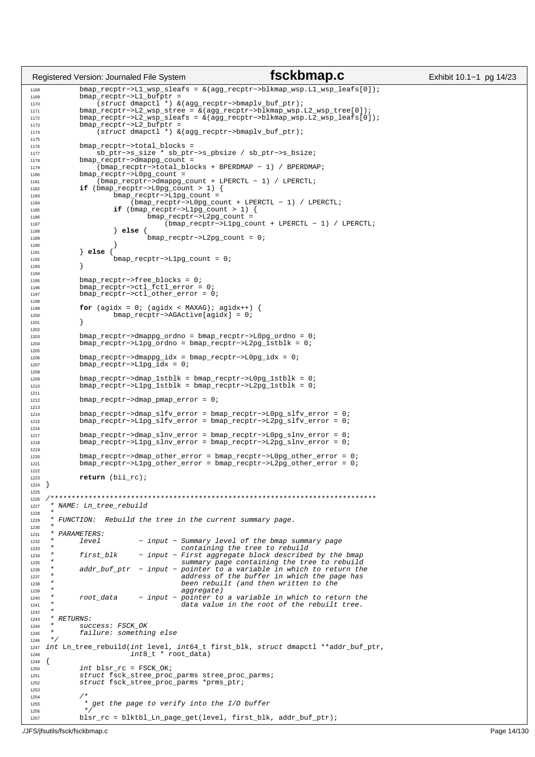```c
        bmap_recptr->L1_wsp_sleafs = &(agg_recptr->blkmap_wsp.L1_wsp_leafs[0]);
        bmap_recptr->L1_bufptr =
            (struct dmapctl *) &(agg_recptr->bmaplv_buf_ptr);
        bmap_recptr->L2_wsp_stree = &(agg_recptr->blkmap_wsp.L2_wsp_tree[0]);
        bmap_recptr->L2_wsp_sleafs = &(agg_recptr->blkmap_wsp.L2_wsp_leafs[0]);
        bmap_recptr->L2_bufptr =
            (struct dmapctl *) &(agg_recptr->bmaplv_buf_ptr);

        bmap_recptr->total_blocks =
            sb_ptr->s_size * sb_ptr->s_pbsize / sb_ptr->s_bsize;
        bmap_recptr->dmappg_count =
            (bmap_recptr->total_blocks + BPERDMAP - 1) / BPERDMAP;
        bmap_recptr->L0pg_count =
            (bmap_recptr->dmappg_count + LPERCTL - 1) / LPERCTL;
        if (bmap_recptr->L0pg_count > 1) {
                bmap_recptr->L1pg_count =
                    (bmap_recptr->L0pg_count + LPERCTL - 1) / LPERCTL;
                if (bmap_recptr->L1pg_count > 1) {
                        bmap_recptr->L2pg_count =
                            (bmap_recptr->L1pg_count + LPERCTL - 1) / LPERCTL;
                } else {
                        bmap_recptr->L2pg_count = 0;
                }
        } else {
                bmap_recptr->L1pg_count = 0;
        }

        bmap_recptr->free_blocks = 0;
        bmap_recptr->ctl_fctl_error = 0;
        bmap_recptr->ctl_other_error = 0;

        for (agidx = 0; (agidx < MAXAG); agidx++) {
                bmap_recptr->AGActive[agidx] = 0;
        }

        bmap_recptr->dmappg_ordno = bmap_recptr->L0pg_ordno = 0;
        bmap_recptr->L1pg_ordno = bmap_recptr->L2pg_1stblk = 0;

        bmap_recptr->dmappg_idx = bmap_recptr->L0pg_idx = 0;
        bmap_recptr->L1pg_idx = 0;

        bmap_recptr->dmap_1stblk = bmap_recptr->L0pg_1stblk = 0;
        bmap_recptr->L1pg_1stblk = bmap_recptr->L2pg_1stblk = 0;

        bmap_recptr->dmap_pmap_error = 0;

        bmap_recptr->dmap_slfv_error = bmap_recptr->L0pg_slfv_error = 0;
        bmap_recptr->L1pg_slfv_error = bmap_recptr->L2pg_slfv_error = 0;

        bmap_recptr->dmap_slnv_error = bmap_recptr->L0pg_slnv_error = 0;
        bmap_recptr->L1pg_slnv_error = bmap_recptr->L2pg_slnv_error = 0;

        bmap_recptr->dmap_other_error = bmap_recptr->L0pg_other_error = 0;
        bmap_recptr->L1pg_other_error = bmap_recptr->L2pg_other_error = 0;

        return (bii_rc);
}

/*****************************************************************************
 * NAME: Ln_tree_rebuild
 *
 * FUNCTION:  Rebuild the tree in the current summary page.
 *
 * PARAMETERS:
 *      level         - input - Summary level of the bmap summary page
 *                              containing the tree to rebuild
 *      first_blk     - input - First aggregate block described by the bmap
 *                              summary page containing the tree to rebuild
 *      addr_buf_ptr  - input - pointer to a variable in which to return the
 *                              address of the buffer in which the page has
 *                              been rebuilt (and then written to the
 *                              aggregate)
 *      root_data     - input - pointer to a variable in which to return the
 *                              data value in the root of the rebuilt tree.
 *
 * RETURNS:
 *      success: FSCK_OK
 *      failure: something else
 */
int Ln_tree_rebuild(int level, int64_t first_blk, struct dmapctl **addr_buf_ptr,
                    int8_t * root_data)
{
        int blsr_rc = FSCK_OK;
        struct fsck_stree_proc_parms stree_proc_parms;
        struct fsck_stree_proc_parms *prms_ptr;

        /*
         * get the page to verify into the I/O buffer
         */
        blsr_rc = blktbl_Ln_page_get(level, first_blk, addr_buf_ptr);
```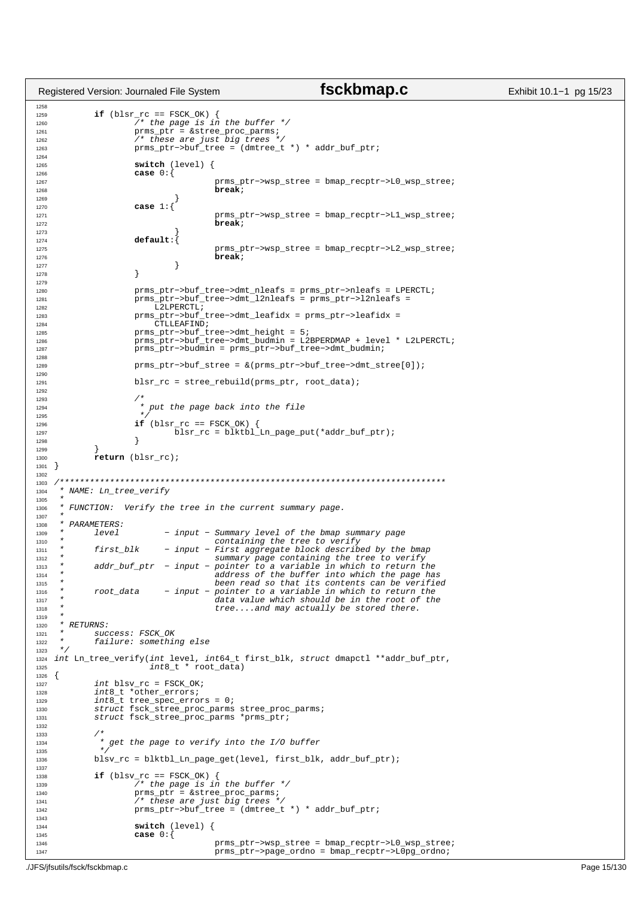```c
        if (blsr_rc == FSCK_OK) {
                /* the page is in the buffer */
                prms_ptr = &stree_proc_parms;
                /* these are just big trees */
                prms_ptr->buf_tree = (dmtree_t *) * addr_buf_ptr;

                switch (level) {
                case 0:{
                                prms_ptr->wsp_stree = bmap_recptr->L0_wsp_stree;
                                break;
                        }
                case 1:{
                                prms_ptr->wsp_stree = bmap_recptr->L1_wsp_stree;
                                break;
                        }
                default:{
                                prms_ptr->wsp_stree = bmap_recptr->L2_wsp_stree;
                                break;
                        }
                }

                prms_ptr->buf_tree->dmt_nleafs = prms_ptr->nleafs = LPERCTL;
                prms_ptr->buf_tree->dmt_l2nleafs = prms_ptr->l2nleafs =
                    L2LPERCTL;
                prms_ptr->buf_tree->dmt_leafidx = prms_ptr->leafidx =
                    CTLLEAFIND;
                prms_ptr->buf_tree->dmt_height = 5;
                prms_ptr->buf_tree->dmt_budmin = L2BPERDMAP + level * L2LPERCTL;
                prms_ptr->budmin = prms_ptr->buf_tree->dmt_budmin;

                prms_ptr->buf_stree = &(prms_ptr->buf_tree->dmt_stree[0]);

                blsr_rc = stree_rebuild(prms_ptr, root_data);

                /*
                 * put the page back into the file
                 */
                if (blsr_rc == FSCK_OK) {
                        blsr_rc = blktbl_Ln_page_put(*addr_buf_ptr);
                }
        }
        return (blsr_rc);
}

/*****************************************************************************
 * NAME: Ln_tree_verify
 *
 * FUNCTION:  Verify the tree in the current summary page.
 *
 * PARAMETERS:
 *      level         - input - Summary level of the bmap summary page
 *                              containing the tree to verify
 *      first_blk     - input - First aggregate block described by the bmap
 *                              summary page containing the tree to verify
 *      addr_buf_ptr  - input - pointer to a variable in which to return the
 *                              address of the buffer into which the page has
 *                              been read so that its contents can be verified
 *      root_data     - input - pointer to a variable in which to return the
 *                              data value which should be in the root of the
 *                              tree....and may actually be stored there.
 *
 * RETURNS:
 *      success: FSCK_OK
 *      failure: something else
 */
int Ln_tree_verify(int level, int64_t first_blk, struct dmapctl **addr_buf_ptr,
                   int8_t * root_data)
{
        int blsv_rc = FSCK_OK;
        int8_t *other_errors;
        int8_t tree_spec_errors = 0;
        struct fsck_stree_proc_parms stree_proc_parms;
        struct fsck_stree_proc_parms *prms_ptr;

        /*
         * get the page to verify into the I/O buffer
         */
        blsv_rc = blktbl_Ln_page_get(level, first_blk, addr_buf_ptr);

        if (blsv_rc == FSCK_OK) {
                /* the page is in the buffer */
                prms_ptr = &stree_proc_parms;
                /* these are just big trees */
                prms_ptr->buf_tree = (dmtree_t *) * addr_buf_ptr;

                switch (level) {
                case 0:{
                                prms_ptr->wsp_stree = bmap_recptr->L0_wsp_stree;
                                prms_ptr->page_ordno = bmap_recptr->L0pg_ordno;
```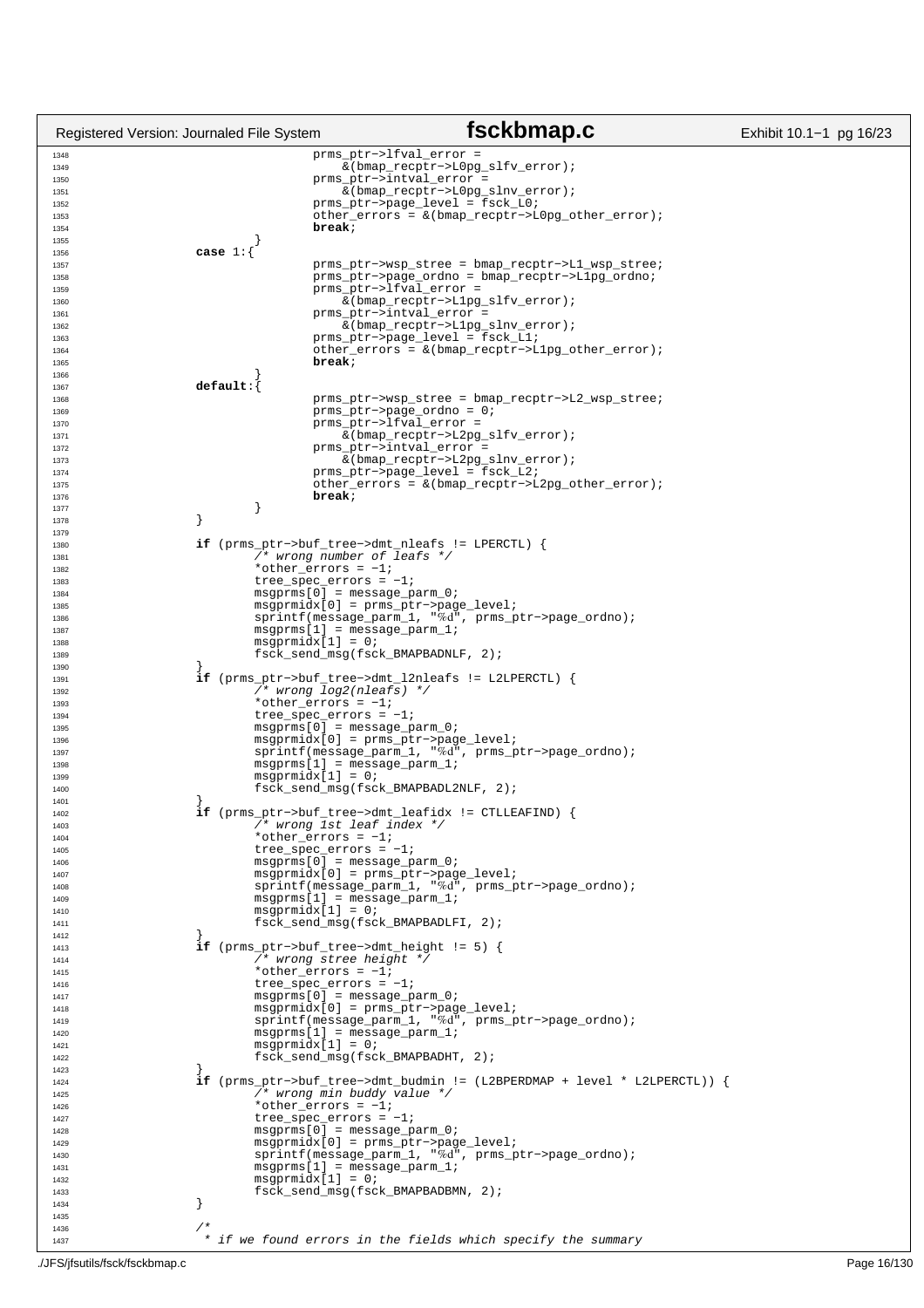```c
1348                                    prms_ptr->lfval_error =
1349                                        &(bmap_recptr->L0pg_slfv_error);
1350                                    prms_ptr->intval_error =
1351                                        &(bmap_recptr->L0pg_slnv_error);
1352                                    prms_ptr->page_level = fsck_L0;
1353                                    other_errors = &(bmap_recptr->L0pg_other_error);
1354                                    break;
1355                            }
1356                    case 1:{
1357                                    prms_ptr->wsp_stree = bmap_recptr->L1_wsp_stree;
1358                                    prms_ptr->page_ordno = bmap_recptr->L1pg_ordno;
1359                                    prms_ptr->lfval_error =
1360                                        &(bmap_recptr->L1pg_slfv_error);
1361                                    prms_ptr->intval_error =
1362                                        &(bmap_recptr->L1pg_slnv_error);
1363                                    prms_ptr->page_level = fsck_L1;
1364                                    other_errors = &(bmap_recptr->L1pg_other_error);
1365                                    break;
1366                            }
1367                    default:{
1368                                    prms_ptr->wsp_stree = bmap_recptr->L2_wsp_stree;
1369                                    prms_ptr->page_ordno = 0;
1370                                    prms_ptr->lfval_error =
1371                                        &(bmap_recptr->L2pg_slfv_error);
1372                                    prms_ptr->intval_error =
1373                                        &(bmap_recptr->L2pg_slnv_error);
1374                                    prms_ptr->page_level = fsck_L2;
1375                                    other_errors = &(bmap_recptr->L2pg_other_error);
1376                                    break;
1377                            }
1378                    }
1379
1380                    if (prms_ptr->buf_tree->dmt_nleafs != LPERCTL) {
1381                            /* wrong number of leafs */
1382                            *other_errors = -1;
1383                            tree_spec_errors = -1;
1384                            msgprms[0] = message_parm_0;
1385                            msgprmidx[0] = prms_ptr->page_level;
1386                            sprintf(message_parm_1, "%d", prms_ptr->page_ordno);
1387                            msgprms[1] = message_parm_1;
1388                            msgprmidx[1] = 0;
1389                            fsck_send_msg(fsck_BMAPBADNLF, 2);
1390                    }
1391                    if (prms_ptr->buf_tree->dmt_l2nleafs != L2LPERCTL) {
1392                            /* wrong log2(nleafs) */
1393                            *other_errors = -1;
1394                            tree_spec_errors = -1;
1395                            msgprms[0] = message_parm_0;
1396                            msgprmidx[0] = prms_ptr->page_level;
1397                            sprintf(message_parm_1, "%d", prms_ptr->page_ordno);
1398                            msgprms[1] = message_parm_1;
1399                            msgprmidx[1] = 0;
1400                            fsck_send_msg(fsck_BMAPBADL2NLF, 2);
1401                    }
1402                    if (prms_ptr->buf_tree->dmt_leafidx != CTLLEAFIND) {
1403                            /* wrong 1st leaf index */
1404                            *other_errors = -1;
1405                            tree_spec_errors = -1;
1406                            msgprms[0] = message_parm_0;
1407                            msgprmidx[0] = prms_ptr->page_level;
1408                            sprintf(message_parm_1, "%d", prms_ptr->page_ordno);
1409                            msgprms[1] = message_parm_1;
1410                            msgprmidx[1] = 0;
1411                            fsck_send_msg(fsck_BMAPBADLFI, 2);
1412                    }
1413                    if (prms_ptr->buf_tree->dmt_height != 5) {
1414                            /* wrong stree height */
1415                            *other_errors = -1;
1416                            tree_spec_errors = -1;
1417                            msgprms[0] = message_parm_0;
1418                            msgprmidx[0] = prms_ptr->page_level;
1419                            sprintf(message_parm_1, "%d", prms_ptr->page_ordno);
1420                            msgprms[1] = message_parm_1;
1421                            msgprmidx[1] = 0;
1422                            fsck_send_msg(fsck_BMAPBADHT, 2);
1423                    }
1424                    if (prms_ptr->buf_tree->dmt_budmin != (L2BPERDMAP + level * L2LPERCTL)) {
1425                            /* wrong min buddy value */
1426                            *other_errors = -1;
1427                            tree_spec_errors = -1;
1428                            msgprms[0] = message_parm_0;
1429                            msgprmidx[0] = prms_ptr->page_level;
1430                            sprintf(message_parm_1, "%d", prms_ptr->page_ordno);
1431                            msgprms[1] = message_parm_1;
1432                            msgprmidx[1] = 0;
1433                            fsck_send_msg(fsck_BMAPBADBMN, 2);
1434                    }
1435
1436                    /*
1437                     * if we found errors in the fields which specify the summary
```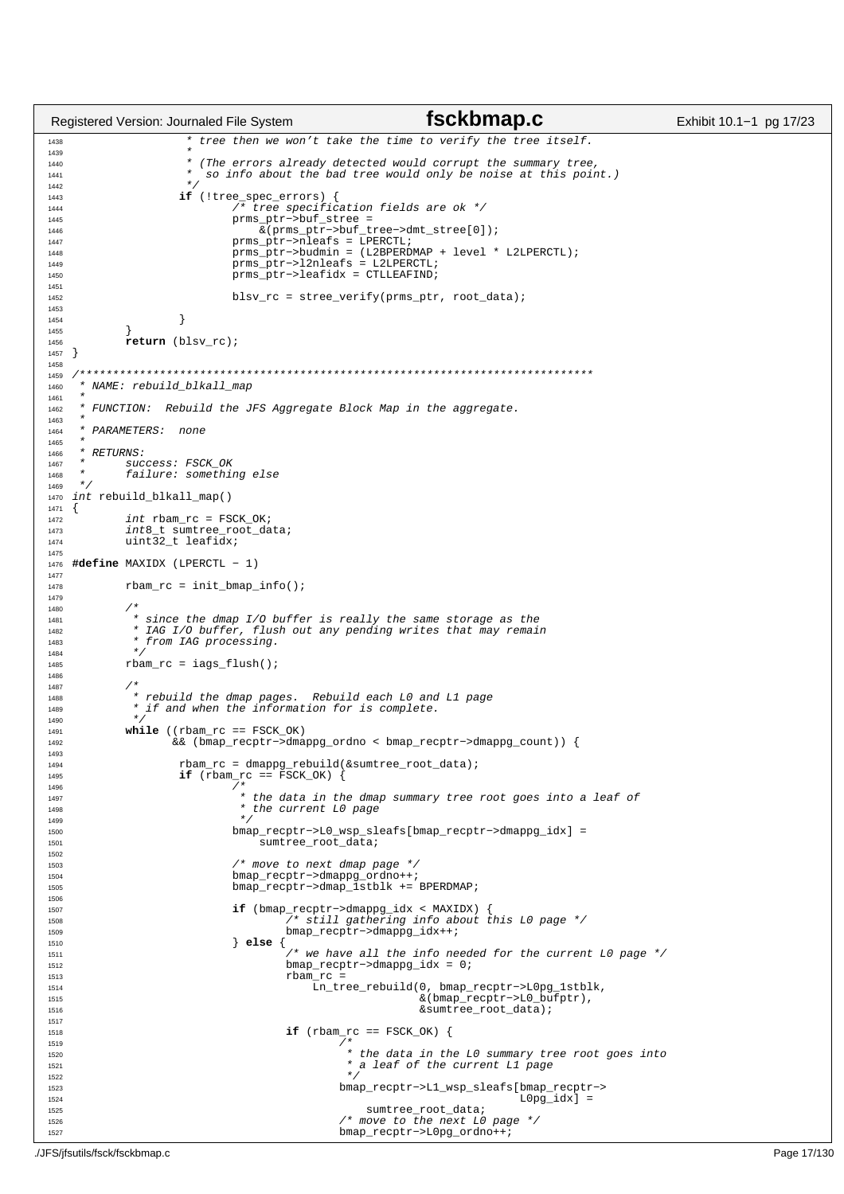```c
                 * tree then we won't take the time to verify the tree itself.
                 *
                 * (The errors already detected would corrupt the summary tree,
                 *  so info about the bad tree would only be noise at this point.)
                 */
                if (!tree_spec_errors) {
                        /* tree specification fields are ok */
                        prms_ptr->buf_stree =
                            &(prms_ptr->buf_tree->dmt_stree[0]);
                        prms_ptr->nleafs = LPERCTL;
                        prms_ptr->budmin = (L2BPERDMAP + level * L2LPERCTL);
                        prms_ptr->l2nleafs = L2LPERCTL;
                        prms_ptr->leafidx = CTLLEAFIND;

                        blsv_rc = stree_verify(prms_ptr, root_data);

                }
        }
        return (blsv_rc);
}

/*****************************************************************************
 * NAME: rebuild_blkall_map
 *
 * FUNCTION:  Rebuild the JFS Aggregate Block Map in the aggregate.
 *
 * PARAMETERS:  none
 *
 * RETURNS:
 *      success: FSCK_OK
 *      failure: something else
 */
int rebuild_blkall_map()
{
        int rbam_rc = FSCK_OK;
        int8_t sumtree_root_data;
        uint32_t leafidx;

#define MAXIDX (LPERCTL - 1)

        rbam_rc = init_bmap_info();

        /*
         * since the dmap I/O buffer is really the same storage as the
         * IAG I/O buffer, flush out any pending writes that may remain
         * from IAG processing.
         */
        rbam_rc = iags_flush();

        /*
         * rebuild the dmap pages.  Rebuild each L0 and L1 page
         * if and when the information for is complete.
         */
        while ((rbam_rc == FSCK_OK)
               && (bmap_recptr->dmappg_ordno < bmap_recptr->dmappg_count)) {

                rbam_rc = dmappg_rebuild(&sumtree_root_data);
                if (rbam_rc == FSCK_OK) {
                        /*
                         * the data in the dmap summary tree root goes into a leaf of
                         * the current L0 page
                         */
                        bmap_recptr->L0_wsp_sleafs[bmap_recptr->dmappg_idx] =
                            sumtree_root_data;

                        /* move to next dmap page */
                        bmap_recptr->dmappg_ordno++;
                        bmap_recptr->dmap_1stblk += BPERDMAP;

                        if (bmap_recptr->dmappg_idx < MAXIDX) {
                                /* still gathering info about this L0 page */
                                bmap_recptr->dmappg_idx++;
                        } else {
                                /* we have all the info needed for the current L0 page */
                                bmap_recptr->dmappg_idx = 0;
                                rbam_rc =
                                    Ln_tree_rebuild(0, bmap_recptr->L0pg_1stblk,
                                                    &(bmap_recptr->L0_bufptr),
                                                    &sumtree_root_data);

                                if (rbam_rc == FSCK_OK) {
                                        /*
                                         * the data in the L0 summary tree root goes into
                                         * a leaf of the current L1 page
                                         */
                                        bmap_recptr->L1_wsp_sleafs[bmap_recptr->
                                                                   L0pg_idx] =
                                            sumtree_root_data;
                                        /* move to the next L0 page */
                                        bmap_recptr->L0pg_ordno++;
```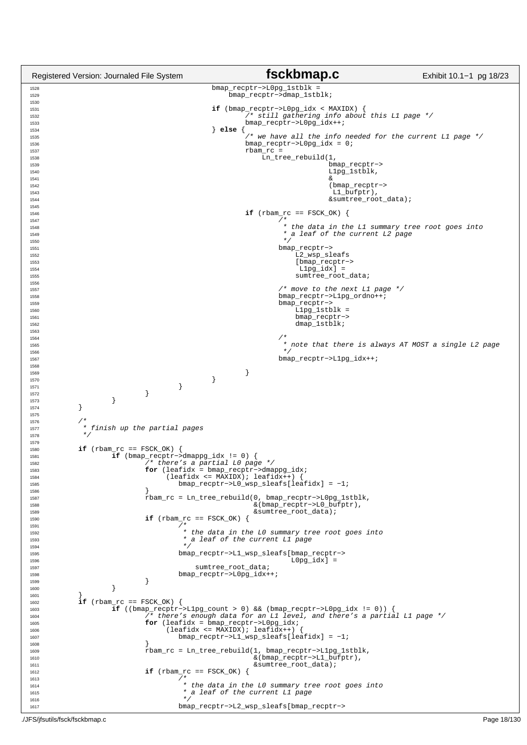```c
1528                                         bmap_recptr->L0pg_1stblk =
1529                                             bmap_recptr->dmap_1stblk;
1530 
1531                                         if (bmap_recptr->L0pg_idx < MAXIDX) {
1532                                                 /* still gathering info about this L1 page */
1533                                                 bmap_recptr->L0pg_idx++;
1534                                         } else {
1535                                                 /* we have all the info needed for the current L1 page */
1536                                                 bmap_recptr->L0pg_idx = 0;
1537                                                 rbam_rc =
1538                                                     Ln_tree_rebuild(1,
1539                                                                     bmap_recptr->
1540                                                                     L1pg_1stblk,
1541                                                                     &
1542                                                                     (bmap_recptr->
1543                                                                      L1_bufptr),
1544                                                                     &sumtree_root_data);
1545 
1546                                                 if (rbam_rc == FSCK_OK) {
1547                                                         /*
1548                                                          * the data in the L1 summary tree root goes into
1549                                                          * a leaf of the current L2 page
1550                                                          */
1551                                                         bmap_recptr->
1552                                                             L2_wsp_sleafs
1553                                                             [bmap_recptr->
1554                                                              L1pg_idx] =
1555                                                             sumtree_root_data;
1556 
1557                                                         /* move to the next L1 page */
1558                                                         bmap_recptr->L1pg_ordno++;
1559                                                         bmap_recptr->
1560                                                             L1pg_1stblk =
1561                                                             bmap_recptr->
1562                                                             dmap_1stblk;
1563 
1564                                                         /*
1565                                                          * note that there is always AT MOST a single L2 page
1566                                                          */
1567                                                         bmap_recptr->L1pg_idx++;
1568 
1569                                                 }
1570                                         }
1571                                 }
1572                         }
1573                 }
1574         }
1575 
1576         /*
1577          * finish up the partial pages
1578          */
1579 
1580         if (rbam_rc == FSCK_OK) {
1581                 if (bmap_recptr->dmappg_idx != 0) {
1582                         /* there's a partial L0 page */
1583                         for (leafidx = bmap_recptr->dmappg_idx;
1584                              (leafidx <= MAXIDX); leafidx++) {
1585                                 bmap_recptr->L0_wsp_sleafs[leafidx] = -1;
1586                         }
1587                         rbam_rc = Ln_tree_rebuild(0, bmap_recptr->L0pg_1stblk,
1588                                                   &(bmap_recptr->L0_bufptr),
1589                                                   &sumtree_root_data);
1590                         if (rbam_rc == FSCK_OK) {
1591                                 /*
1592                                  * the data in the L0 summary tree root goes into
1593                                  * a leaf of the current L1 page
1594                                  */
1595                                 bmap_recptr->L1_wsp_sleafs[bmap_recptr->
1596                                                            L0pg_idx] =
1597                                     sumtree_root_data;
1598                                 bmap_recptr->L0pg_idx++;
1599                         }
1600                 }
1601         }
1602         if (rbam_rc == FSCK_OK) {
1603                 if ((bmap_recptr->L1pg_count > 0) && (bmap_recptr->L0pg_idx != 0)) {
1604                         /* there's enough data for an L1 level, and there's a partial L1 page */
1605                         for (leafidx = bmap_recptr->L0pg_idx;
1606                              (leafidx <= MAXIDX); leafidx++) {
1607                                 bmap_recptr->L1_wsp_sleafs[leafidx] = -1;
1608                         }
1609                         rbam_rc = Ln_tree_rebuild(1, bmap_recptr->L1pg_1stblk,
1610                                                   &(bmap_recptr->L1_bufptr),
1611                                                   &sumtree_root_data);
1612                         if (rbam_rc == FSCK_OK) {
1613                                 /*
1614                                  * the data in the L0 summary tree root goes into
1615                                  * a leaf of the current L1 page
1616                                  */
1617                                 bmap_recptr->L2_wsp_sleafs[bmap_recptr->
```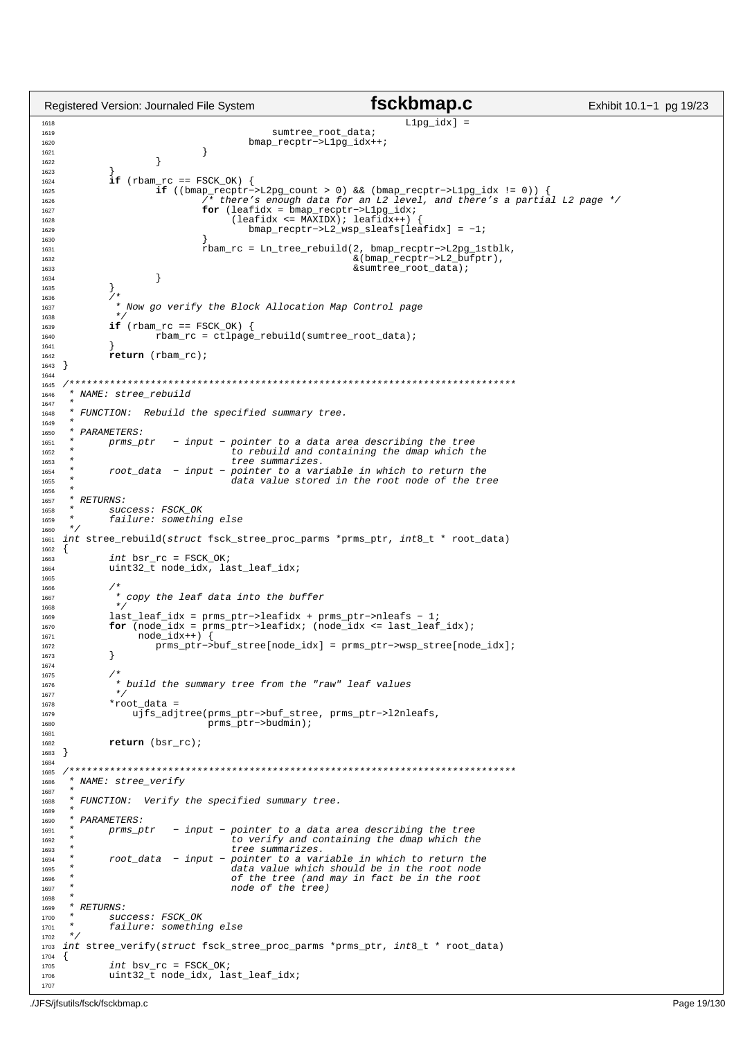```c
                                                        L1pg_idx] =
                                        sumtree_root_data;
                                bmap_recptr->L1pg_idx++;
                        }
                }
        }
        if (rbam_rc == FSCK_OK) {
                if ((bmap_recptr->L2pg_count > 0) && (bmap_recptr->L1pg_idx != 0)) {
                        /* there's enough data for an L2 level, and there's a partial L2 page */
                        for (leafidx = bmap_recptr->L1pg_idx;
                             (leafidx <= MAXIDX); leafidx++) {
                                bmap_recptr->L2_wsp_sleafs[leafidx] = -1;
                        }
                        rbam_rc = Ln_tree_rebuild(2, bmap_recptr->L2pg_1stblk,
                                                  &(bmap_recptr->L2_bufptr),
                                                  &sumtree_root_data);
                }
        }
        /*
         * Now go verify the Block Allocation Map Control page
         */
        if (rbam_rc == FSCK_OK) {
                rbam_rc = ctlpage_rebuild(sumtree_root_data);
        }
        return (rbam_rc);
}

/*****************************************************************************
 * NAME: stree_rebuild
 *
 * FUNCTION:  Rebuild the specified summary tree.
 *
 * PARAMETERS:
 *      prms_ptr   - input - pointer to a data area describing the tree
 *                           to rebuild and containing the dmap which the
 *                           tree summarizes.
 *      root_data  - input - pointer to a variable in which to return the
 *                           data value stored in the root node of the tree
 *
 * RETURNS:
 *      success: FSCK_OK
 *      failure: something else
 */
int stree_rebuild(struct fsck_stree_proc_parms *prms_ptr, int8_t * root_data)
{
        int bsr_rc = FSCK_OK;
        uint32_t node_idx, last_leaf_idx;

        /*
         * copy the leaf data into the buffer
         */
        last_leaf_idx = prms_ptr->leafidx + prms_ptr->nleafs - 1;
        for (node_idx = prms_ptr->leafidx; (node_idx <= last_leaf_idx);
             node_idx++) {
                prms_ptr->buf_stree[node_idx] = prms_ptr->wsp_stree[node_idx];
        }

        /*
         * build the summary tree from the "raw" leaf values
         */
        *root_data =
            ujfs_adjtree(prms_ptr->buf_stree, prms_ptr->l2nleafs,
                         prms_ptr->budmin);

        return (bsr_rc);
}

/*****************************************************************************
 * NAME: stree_verify
 *
 * FUNCTION:  Verify the specified summary tree.
 *
 * PARAMETERS:
 *      prms_ptr   - input - pointer to a data area describing the tree
 *                           to verify and containing the dmap which the
 *                           tree summarizes.
 *      root_data  - input - pointer to a variable in which to return the
 *                           data value which should be in the root node
 *                           of the tree (and may in fact be in the root
 *                           node of the tree)
 *
 * RETURNS:
 *      success: FSCK_OK
 *      failure: something else
 */
int stree_verify(struct fsck_stree_proc_parms *prms_ptr, int8_t * root_data)
{
        int bsv_rc = FSCK_OK;
        uint32_t node_idx, last_leaf_idx;

```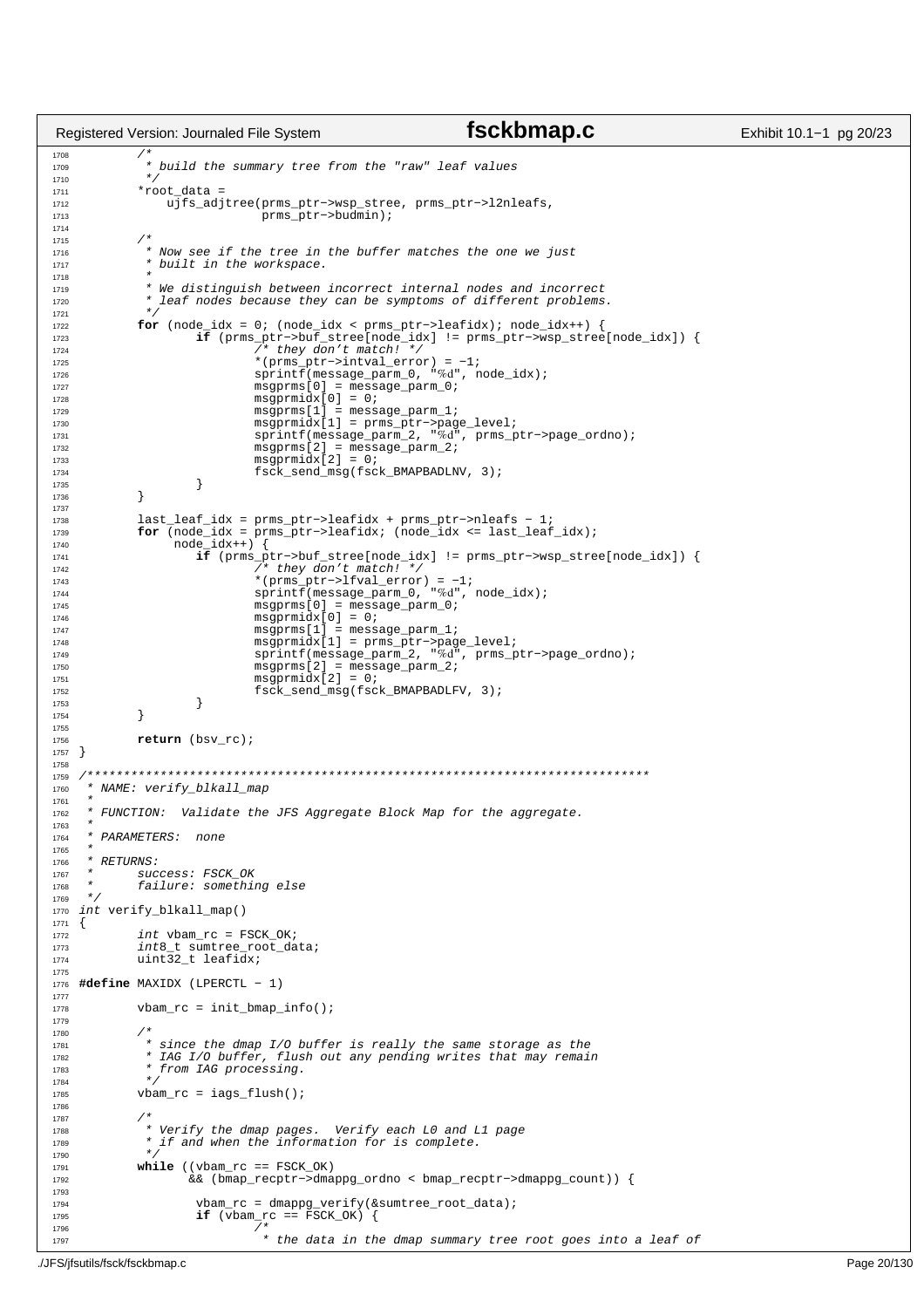```c
        /*
         * build the summary tree from the "raw" leaf values
         */
        *root_data =
            ujfs_adjtree(prms_ptr->wsp_stree, prms_ptr->l2nleafs,
                         prms_ptr->budmin);

        /*
         * Now see if the tree in the buffer matches the one we just
         * built in the workspace.
         *
         * We distinguish between incorrect internal nodes and incorrect
         * leaf nodes because they can be symptoms of different problems.
         */
        for (node_idx = 0; (node_idx < prms_ptr->leafidx); node_idx++) {
                if (prms_ptr->buf_stree[node_idx] != prms_ptr->wsp_stree[node_idx]) {
                        /* they don't match! */
                        *(prms_ptr->intval_error) = -1;
                        sprintf(message_parm_0, "%d", node_idx);
                        msgprms[0] = message_parm_0;
                        msgprmidx[0] = 0;
                        msgprms[1] = message_parm_1;
                        msgprmidx[1] = prms_ptr->page_level;
                        sprintf(message_parm_2, "%d", prms_ptr->page_ordno);
                        msgprms[2] = message_parm_2;
                        msgprmidx[2] = 0;
                        fsck_send_msg(fsck_BMAPBADLNV, 3);
                }
        }

        last_leaf_idx = prms_ptr->leafidx + prms_ptr->nleafs - 1;
        for (node_idx = prms_ptr->leafidx; (node_idx <= last_leaf_idx);
             node_idx++) {
                if (prms_ptr->buf_stree[node_idx] != prms_ptr->wsp_stree[node_idx]) {
                        /* they don't match! */
                        *(prms_ptr->lfval_error) = -1;
                        sprintf(message_parm_0, "%d", node_idx);
                        msgprms[0] = message_parm_0;
                        msgprmidx[0] = 0;
                        msgprms[1] = message_parm_1;
                        msgprmidx[1] = prms_ptr->page_level;
                        sprintf(message_parm_2, "%d", prms_ptr->page_ordno);
                        msgprms[2] = message_parm_2;
                        msgprmidx[2] = 0;
                        fsck_send_msg(fsck_BMAPBADLFV, 3);
                }
        }

        return (bsv_rc);
}

/*****************************************************************************
 * NAME: verify_blkall_map
 *
 * FUNCTION:  Validate the JFS Aggregate Block Map for the aggregate.
 *
 * PARAMETERS:  none
 *
 * RETURNS:
 *      success: FSCK_OK
 *      failure: something else
 */
int verify_blkall_map()
{
        int vbam_rc = FSCK_OK;
        int8_t sumtree_root_data;
        uint32_t leafidx;

#define MAXIDX (LPERCTL - 1)

        vbam_rc = init_bmap_info();

        /*
         * since the dmap I/O buffer is really the same storage as the
         * IAG I/O buffer, flush out any pending writes that may remain
         * from IAG processing.
         */
        vbam_rc = iags_flush();

        /*
         * Verify the dmap pages.  Verify each L0 and L1 page
         * if and when the information for is complete.
         */
        while ((vbam_rc == FSCK_OK)
               && (bmap_recptr->dmappg_ordno < bmap_recptr->dmappg_count)) {

                vbam_rc = dmappg_verify(&sumtree_root_data);
                if (vbam_rc == FSCK_OK) {
                        /*
                         * the data in the dmap summary tree root goes into a leaf of
```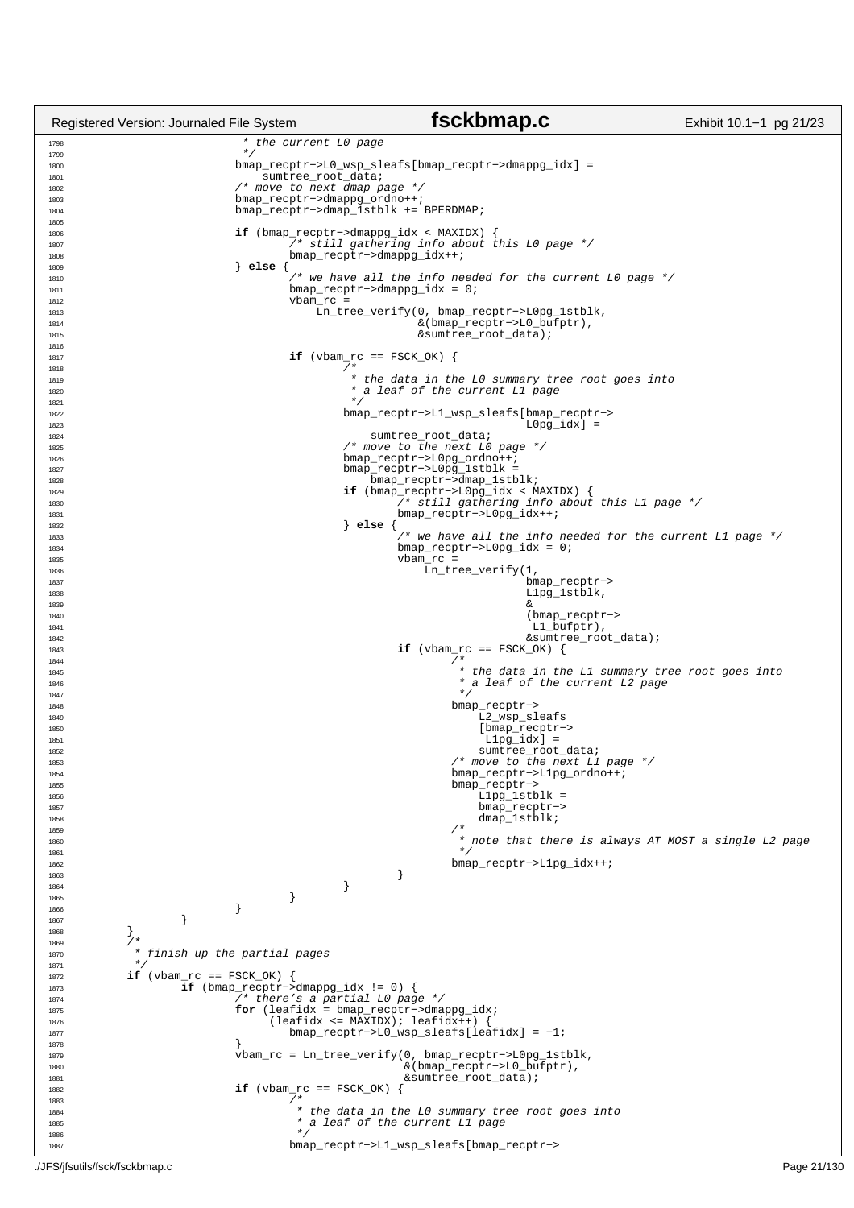```c
1798                          * the current L0 page
1799                          */
1800                         bmap_recptr->L0_wsp_sleafs[bmap_recptr->dmappg_idx] =
1801                             sumtree_root_data;
1802                         /* move to next dmap page */
1803                         bmap_recptr->dmappg_ordno++;
1804                         bmap_recptr->dmap_1stblk += BPERDMAP;
1805 
1806                         if (bmap_recptr->dmappg_idx < MAXIDX) {
1807                                 /* still gathering info about this L0 page */
1808                                 bmap_recptr->dmappg_idx++;
1809                         } else {
1810                                 /* we have all the info needed for the current L0 page */
1811                                 bmap_recptr->dmappg_idx = 0;
1812                                 vbam_rc =
1813                                     Ln_tree_verify(0, bmap_recptr->L0pg_1stblk,
1814                                                    &(bmap_recptr->L0_bufptr),
1815                                                    &sumtree_root_data);
1816 
1817                                 if (vbam_rc == FSCK_OK) {
1818                                         /*
1819                                          * the data in the L0 summary tree root goes into
1820                                          * a leaf of the current L1 page
1821                                          */
1822                                         bmap_recptr->L1_wsp_sleafs[bmap_recptr->
1823                                                                    L0pg_idx] =
1824                                             sumtree_root_data;
1825                                         /* move to the next L0 page */
1826                                         bmap_recptr->L0pg_ordno++;
1827                                         bmap_recptr->L0pg_1stblk =
1828                                             bmap_recptr->dmap_1stblk;
1829                                         if (bmap_recptr->L0pg_idx < MAXIDX) {
1830                                                 /* still gathering info about this L1 page */
1831                                                 bmap_recptr->L0pg_idx++;
1832                                         } else {
1833                                                 /* we have all the info needed for the current L1 page */
1834                                                 bmap_recptr->L0pg_idx = 0;
1835                                                 vbam_rc =
1836                                                     Ln_tree_verify(1,
1837                                                                    bmap_recptr->
1838                                                                    L1pg_1stblk,
1839                                                                    &
1840                                                                    (bmap_recptr->
1841                                                                     L1_bufptr),
1842                                                                    &sumtree_root_data);
1843                                                 if (vbam_rc == FSCK_OK) {
1844                                                         /*
1845                                                          * the data in the L1 summary tree root goes into
1846                                                          * a leaf of the current L2 page
1847                                                          */
1848                                                         bmap_recptr->
1849                                                             L2_wsp_sleafs
1850                                                             [bmap_recptr->
1851                                                              L1pg_idx] =
1852                                                             sumtree_root_data;
1853                                                         /* move to the next L1 page */
1854                                                         bmap_recptr->L1pg_ordno++;
1855                                                         bmap_recptr->
1856                                                             L1pg_1stblk =
1857                                                             bmap_recptr->
1858                                                             dmap_1stblk;
1859                                                         /*
1860                                                          * note that there is always AT MOST a single L2 page
1861                                                          */
1862                                                         bmap_recptr->L1pg_idx++;
1863                                                 }
1864                                         }
1865                                 }
1866                         }
1867                 }
1868         }
1869         /*
1870          * finish up the partial pages
1871          */
1872         if (vbam_rc == FSCK_OK) {
1873                 if (bmap_recptr->dmappg_idx != 0) {
1874                         /* there's a partial L0 page */
1875                         for (leafidx = bmap_recptr->dmappg_idx;
1876                              (leafidx <= MAXIDX); leafidx++) {
1877                                 bmap_recptr->L0_wsp_sleafs[leafidx] = -1;
1878                         }
1879                         vbam_rc = Ln_tree_verify(0, bmap_recptr->L0pg_1stblk,
1880                                                  &(bmap_recptr->L0_bufptr),
1881                                                  &sumtree_root_data);
1882                         if (vbam_rc == FSCK_OK) {
1883                                 /*
1884                                  * the data in the L0 summary tree root goes into
1885                                  * a leaf of the current L1 page
1886                                  */
1887                                 bmap_recptr->L1_wsp_sleafs[bmap_recptr->
```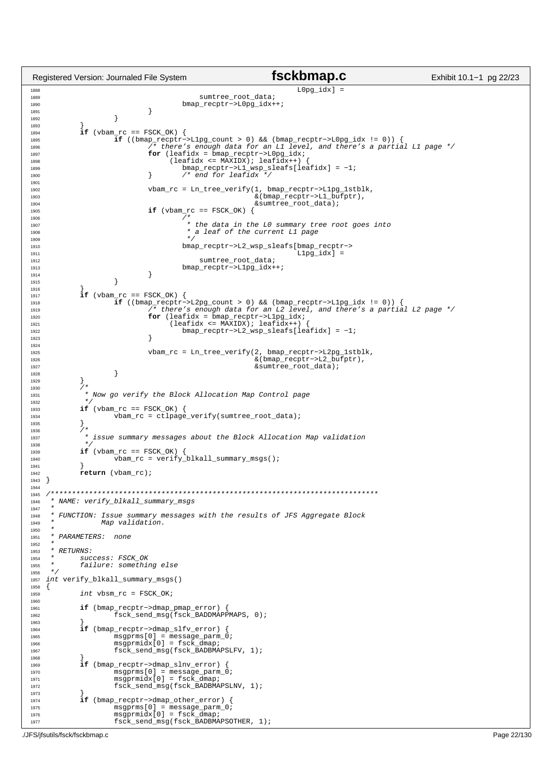```
1888                                                                    L0pg_idx] =
1889                                    sumtree_root_data;
1890                                bmap_recptr->L0pg_idx++;
1891                        }
1892                }
1893        }
1894        if (vbam_rc == FSCK_OK) {
1895                if ((bmap_recptr->L1pg_count > 0) && (bmap_recptr->L0pg_idx != 0)) {
1896                        /* there's enough data for an L1 level, and there's a partial L1 page */
1897                        for (leafidx = bmap_recptr->L0pg_idx;
1898                             (leafidx <= MAXIDX); leafidx++) {
1899                                bmap_recptr->L1_wsp_sleafs[leafidx] = -1;
1900                        }       /* end for leafidx */
1901
1902                        vbam_rc = Ln_tree_verify(1, bmap_recptr->L1pg_1stblk,
1903                                                 &(bmap_recptr->L1_bufptr),
1904                                                 &sumtree_root_data);
1905                        if (vbam_rc == FSCK_OK) {
1906                                /*
1907                                 * the data in the L0 summary tree root goes into
1908                                 * a leaf of the current L1 page
1909                                 */
1910                                bmap_recptr->L2_wsp_sleafs[bmap_recptr->
1911                                                           L1pg_idx] =
1912                                    sumtree_root_data;
1913                                bmap_recptr->L1pg_idx++;
1914                        }
1915                }
1916        }
1917        if (vbam_rc == FSCK_OK) {
1918                if ((bmap_recptr->L2pg_count > 0) && (bmap_recptr->L1pg_idx != 0)) {
1919                        /* there's enough data for an L2 level, and there's a partial L2 page */
1920                        for (leafidx = bmap_recptr->L1pg_idx;
1921                             (leafidx <= MAXIDX); leafidx++) {
1922                                bmap_recptr->L2_wsp_sleafs[leafidx] = -1;
1923                        }
1924
1925                        vbam_rc = Ln_tree_verify(2, bmap_recptr->L2pg_1stblk,
1926                                                 &(bmap_recptr->L2_bufptr),
1927                                                 &sumtree_root_data);
1928                }
1929        }
1930        /*
1931         * Now go verify the Block Allocation Map Control page
1932         */
1933        if (vbam_rc == FSCK_OK) {
1934                vbam_rc = ctlpage_verify(sumtree_root_data);
1935        }
1936        /*
1937         * issue summary messages about the Block Allocation Map validation
1938         */
1939        if (vbam_rc == FSCK_OK) {
1940                vbam_rc = verify_blkall_summary_msgs();
1941        }
1942        return (vbam_rc);
1943 }
1944
1945 /*****************************************************************************
1946  * NAME: verify_blkall_summary_msgs
1947  *
1948  * FUNCTION: Issue summary messages with the results of JFS Aggregate Block
1949  *           Map validation.
1950  *
1951  * PARAMETERS:  none
1952  *
1953  * RETURNS:
1954  *      success: FSCK_OK
1955  *      failure: something else
1956  */
1957 int verify_blkall_summary_msgs()
1958 {
1959        int vbsm_rc = FSCK_OK;
1960
1961        if (bmap_recptr->dmap_pmap_error) {
1962                fsck_send_msg(fsck_BADDMAPPMAPS, 0);
1963        }
1964        if (bmap_recptr->dmap_slfv_error) {
1965                msgprms[0] = message_parm_0;
1966                msgprmidx[0] = fsck_dmap;
1967                fsck_send_msg(fsck_BADBMAPSLFV, 1);
1968        }
1969        if (bmap_recptr->dmap_slnv_error) {
1970                msgprms[0] = message_parm_0;
1971                msgprmidx[0] = fsck_dmap;
1972                fsck_send_msg(fsck_BADBMAPSLNV, 1);
1973        }
1974        if (bmap_recptr->dmap_other_error) {
1975                msgprms[0] = message_parm_0;
1976                msgprmidx[0] = fsck_dmap;
1977                fsck_send_msg(fsck_BADBMAPSOTHER, 1);
```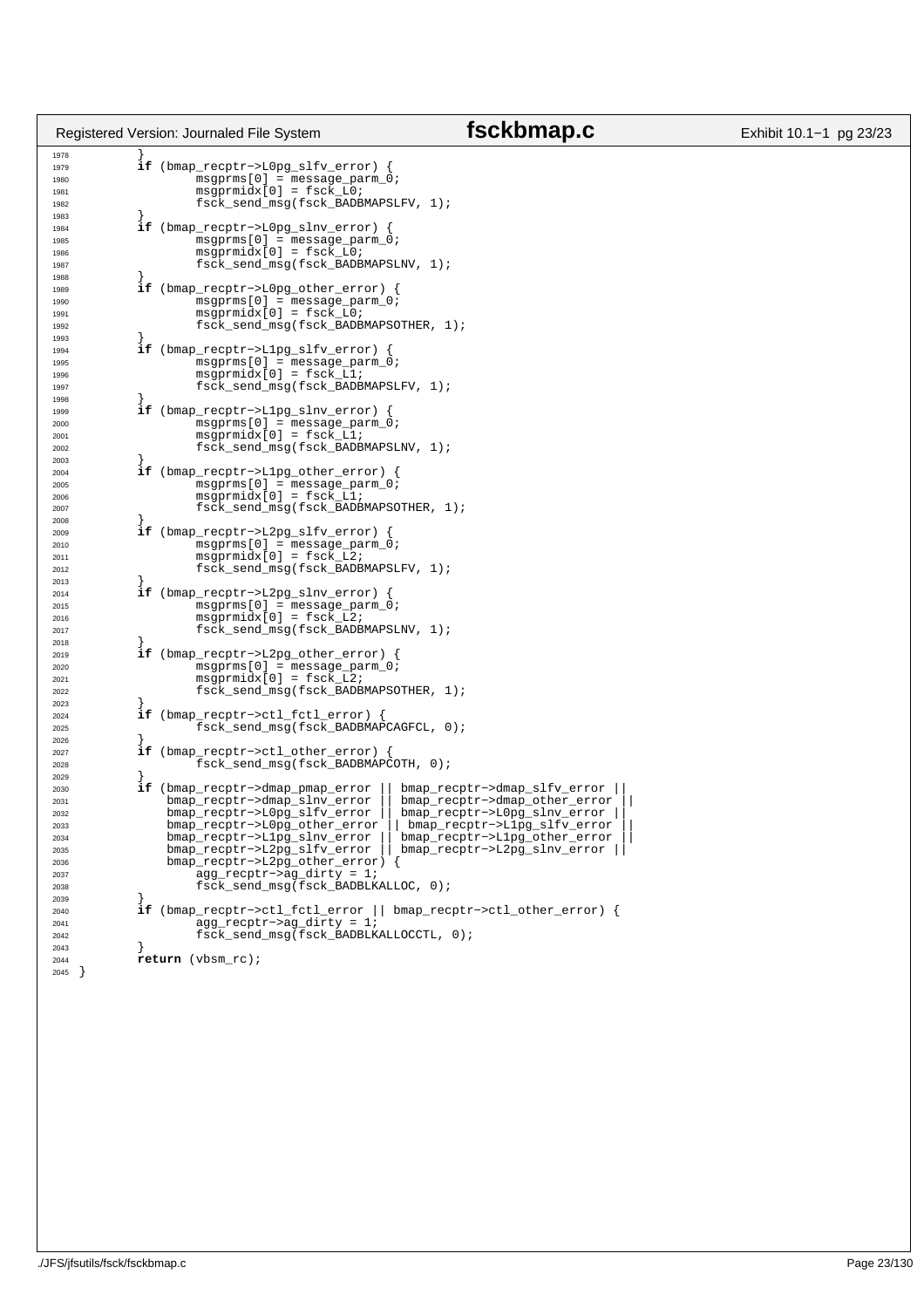```c
1978            }
1979            if (bmap_recptr->L0pg_slfv_error) {
1980                    msgprms[0] = message_parm_0;
1981                    msgprmidx[0] = fsck_L0;
1982                    fsck_send_msg(fsck_BADBMAPSLFV, 1);
1983            }
1984            if (bmap_recptr->L0pg_slnv_error) {
1985                    msgprms[0] = message_parm_0;
1986                    msgprmidx[0] = fsck_L0;
1987                    fsck_send_msg(fsck_BADBMAPSLNV, 1);
1988            }
1989            if (bmap_recptr->L0pg_other_error) {
1990                    msgprms[0] = message_parm_0;
1991                    msgprmidx[0] = fsck_L0;
1992                    fsck_send_msg(fsck_BADBMAPSOTHER, 1);
1993            }
1994            if (bmap_recptr->L1pg_slfv_error) {
1995                    msgprms[0] = message_parm_0;
1996                    msgprmidx[0] = fsck_L1;
1997                    fsck_send_msg(fsck_BADBMAPSLFV, 1);
1998            }
1999            if (bmap_recptr->L1pg_slnv_error) {
2000                    msgprms[0] = message_parm_0;
2001                    msgprmidx[0] = fsck_L1;
2002                    fsck_send_msg(fsck_BADBMAPSLNV, 1);
2003            }
2004            if (bmap_recptr->L1pg_other_error) {
2005                    msgprms[0] = message_parm_0;
2006                    msgprmidx[0] = fsck_L1;
2007                    fsck_send_msg(fsck_BADBMAPSOTHER, 1);
2008            }
2009            if (bmap_recptr->L2pg_slfv_error) {
2010                    msgprms[0] = message_parm_0;
2011                    msgprmidx[0] = fsck_L2;
2012                    fsck_send_msg(fsck_BADBMAPSLFV, 1);
2013            }
2014            if (bmap_recptr->L2pg_slnv_error) {
2015                    msgprms[0] = message_parm_0;
2016                    msgprmidx[0] = fsck_L2;
2017                    fsck_send_msg(fsck_BADBMAPSLNV, 1);
2018            }
2019            if (bmap_recptr->L2pg_other_error) {
2020                    msgprms[0] = message_parm_0;
2021                    msgprmidx[0] = fsck_L2;
2022                    fsck_send_msg(fsck_BADBMAPSOTHER, 1);
2023            }
2024            if (bmap_recptr->ctl_fctl_error) {
2025                    fsck_send_msg(fsck_BADBMAPCAGFCL, 0);
2026            }
2027            if (bmap_recptr->ctl_other_error) {
2028                    fsck_send_msg(fsck_BADBMAPCOTH, 0);
2029            }
2030            if (bmap_recptr->dmap_pmap_error || bmap_recptr->dmap_slfv_error ||
2031                bmap_recptr->dmap_slnv_error || bmap_recptr->dmap_other_error ||
2032                bmap_recptr->L0pg_slfv_error || bmap_recptr->L0pg_slnv_error ||
2033                bmap_recptr->L0pg_other_error || bmap_recptr->L1pg_slfv_error ||
2034                bmap_recptr->L1pg_slnv_error || bmap_recptr->L1pg_other_error ||
2035                bmap_recptr->L2pg_slfv_error || bmap_recptr->L2pg_slnv_error ||
2036                bmap_recptr->L2pg_other_error) {
2037                    agg_recptr->ag_dirty = 1;
2038                    fsck_send_msg(fsck_BADBLKALLOC, 0);
2039            }
2040            if (bmap_recptr->ctl_fctl_error || bmap_recptr->ctl_other_error) {
2041                    agg_recptr->ag_dirty = 1;
2042                    fsck_send_msg(fsck_BADBLKALLOCCTL, 0);
2043            }
2044            return (vbsm_rc);
2045    }
```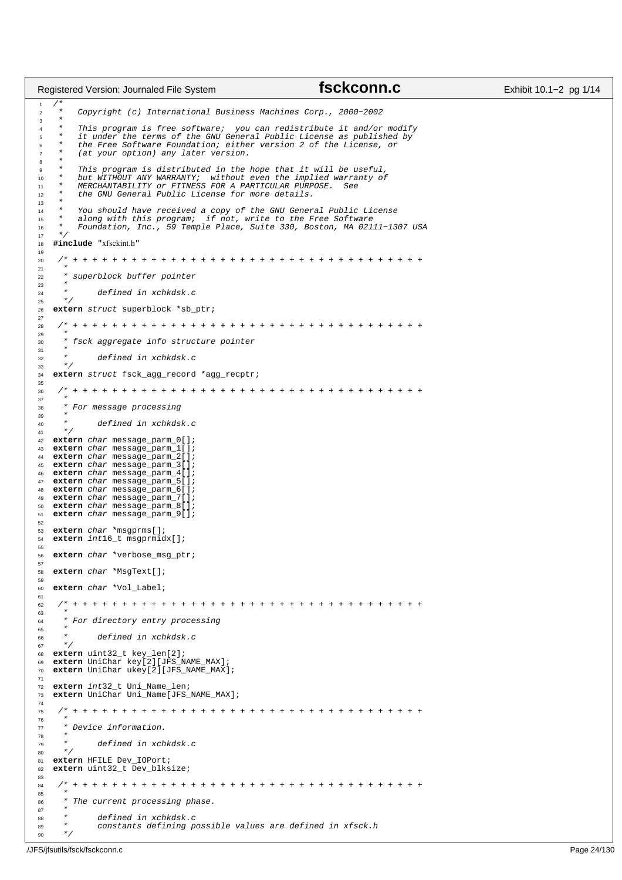```c
/*
 *   Copyright (c) International Business Machines Corp., 2000-2002
 *
 *   This program is free software;  you can redistribute it and/or modify
 *   it under the terms of the GNU General Public License as published by
 *   the Free Software Foundation; either version 2 of the License, or
 *   (at your option) any later version.
 *
 *   This program is distributed in the hope that it will be useful,
 *   but WITHOUT ANY WARRANTY;  without even the implied warranty of
 *   MERCHANTABILITY or FITNESS FOR A PARTICULAR PURPOSE.  See
 *   the GNU General Public License for more details.
 *
 *   You should have received a copy of the GNU General Public License
 *   along with this program;  if not, write to the Free Software
 *   Foundation, Inc., 59 Temple Place, Suite 330, Boston, MA 02111-1307 USA
 */
#include "xfsckint.h"

 /* + + + + + + + + + + + + + + + + + + + + + + + + + + + + + + + + + + + +
  *
  * superblock buffer pointer
  *
  *      defined in xchkdsk.c
  */
extern struct superblock *sb_ptr;

 /* + + + + + + + + + + + + + + + + + + + + + + + + + + + + + + + + + + + +
  *
  * fsck aggregate info structure pointer
  *
  *      defined in xchkdsk.c
  */
extern struct fsck_agg_record *agg_recptr;

 /* + + + + + + + + + + + + + + + + + + + + + + + + + + + + + + + + + + + +
  *
  * For message processing
  *
  *      defined in xchkdsk.c
  */
extern char message_parm_0[];
extern char message_parm_1[];
extern char message_parm_2[];
extern char message_parm_3[];
extern char message_parm_4[];
extern char message_parm_5[];
extern char message_parm_6[];
extern char message_parm_7[];
extern char message_parm_8[];
extern char message_parm_9[];

extern char *msgprms[];
extern int16_t msgprmidx[];

extern char *verbose_msg_ptr;

extern char *MsgText[];

extern char *Vol_Label;

 /* + + + + + + + + + + + + + + + + + + + + + + + + + + + + + + + + + + + +
  *
  * For directory entry processing
  *
  *      defined in xchkdsk.c
  */
extern uint32_t key_len[2];
extern UniChar key[2][JFS_NAME_MAX];
extern UniChar ukey[2][JFS_NAME_MAX];

extern int32_t Uni_Name_len;
extern UniChar Uni_Name[JFS_NAME_MAX];

 /* + + + + + + + + + + + + + + + + + + + + + + + + + + + + + + + + + + + +
  *
  * Device information.
  *
  *      defined in xchkdsk.c
  */
extern HFILE Dev_IOPort;
extern uint32_t Dev_blksize;

 /* + + + + + + + + + + + + + + + + + + + + + + + + + + + + + + + + + + + +
  *
  * The current processing phase.
  *
  *      defined in xchkdsk.c
  *      constants defining possible values are defined in xfsck.h
  */
```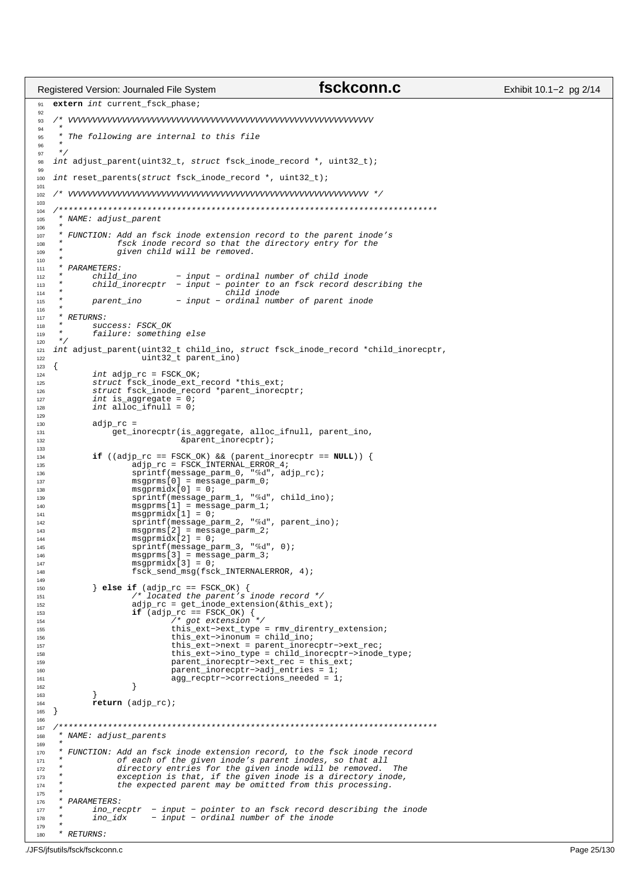```c
extern int current_fsck_phase;

/* VVVVVVVVVVVVVVVVVVVVVVVVVVVVVVVVVVVVVVVVVVVVVVVVVVVVVVVVVV
 *
 * The following are internal to this file
 *
 */
int adjust_parent(uint32_t, struct fsck_inode_record *, uint32_t);

int reset_parents(struct fsck_inode_record *, uint32_t);

/* VVVVVVVVVVVVVVVVVVVVVVVVVVVVVVVVVVVVVVVVVVVVVVVVVVVVVVVVVV */

/*****************************************************************************
 * NAME: adjust_parent
 *
 * FUNCTION: Add an fsck inode extension record to the parent inode's
 *           fsck inode record so that the directory entry for the
 *           given child will be removed.
 *
 * PARAMETERS:
 *      child_ino        - input - ordinal number of child inode
 *      child_inorecptr  - input - pointer to an fsck record describing the
 *                                 child inode
 *      parent_ino       - input - ordinal number of parent inode
 *
 * RETURNS:
 *      success: FSCK_OK
 *      failure: something else
 */
int adjust_parent(uint32_t child_ino, struct fsck_inode_record *child_inorecptr,
                  uint32_t parent_ino)
{
        int adjp_rc = FSCK_OK;
        struct fsck_inode_ext_record *this_ext;
        struct fsck_inode_record *parent_inorecptr;
        int is_aggregate = 0;
        int alloc_ifnull = 0;

        adjp_rc =
            get_inorecptr(is_aggregate, alloc_ifnull, parent_ino,
                          &parent_inorecptr);

        if ((adjp_rc == FSCK_OK) && (parent_inorecptr == NULL)) {
                adjp_rc = FSCK_INTERNAL_ERROR_4;
                sprintf(message_parm_0, "%d", adjp_rc);
                msgprms[0] = message_parm_0;
                msgprmidx[0] = 0;
                sprintf(message_parm_1, "%d", child_ino);
                msgprms[1] = message_parm_1;
                msgprmidx[1] = 0;
                sprintf(message_parm_2, "%d", parent_ino);
                msgprms[2] = message_parm_2;
                msgprmidx[2] = 0;
                sprintf(message_parm_3, "%d", 0);
                msgprms[3] = message_parm_3;
                msgprmidx[3] = 0;
                fsck_send_msg(fsck_INTERNALERROR, 4);

        } else if (adjp_rc == FSCK_OK) {
                /* located the parent's inode record */
                adjp_rc = get_inode_extension(&this_ext);
                if (adjp_rc == FSCK_OK) {
                        /* got extension */
                        this_ext->ext_type = rmv_direntry_extension;
                        this_ext->inonum = child_ino;
                        this_ext->next = parent_inorecptr->ext_rec;
                        this_ext->ino_type = child_inorecptr->inode_type;
                        parent_inorecptr->ext_rec = this_ext;
                        parent_inorecptr->adj_entries = 1;
                        agg_recptr->corrections_needed = 1;
                }
        }
        return (adjp_rc);
}

/*****************************************************************************
 * NAME: adjust_parents
 *
 * FUNCTION: Add an fsck inode extension record, to the fsck inode record
 *           of each of the given inode's parent inodes, so that all
 *           directory entries for the given inode will be removed.  The
 *           exception is that, if the given inode is a directory inode,
 *           the expected parent may be omitted from this processing.
 *
 * PARAMETERS:
 *      ino_recptr  - input - pointer to an fsck record describing the inode
 *      ino_idx     - input - ordinal number of the inode
 *
 * RETURNS:
```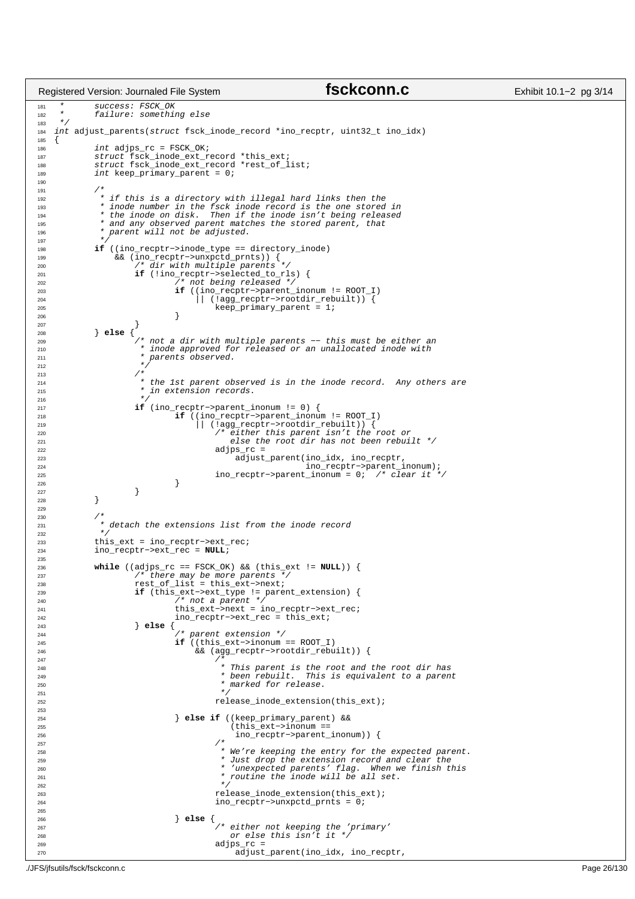```c
 *       success: FSCK_OK
 *       failure: something else
 */
int adjust_parents(struct fsck_inode_record *ino_recptr, uint32_t ino_idx)
{
        int adjps_rc = FSCK_OK;
        struct fsck_inode_ext_record *this_ext;
        struct fsck_inode_ext_record *rest_of_list;
        int keep_primary_parent = 0;

        /*
         * if this is a directory with illegal hard links then the
         * inode number in the fsck inode record is the one stored in
         * the inode on disk.  Then if the inode isn't being released
         * and any observed parent matches the stored parent, that
         * parent will not be adjusted.
         */
        if ((ino_recptr->inode_type == directory_inode)
            && (ino_recptr->unxpctd_prnts)) {
                /* dir with multiple parents */
                if (!ino_recptr->selected_to_rls) {
                        /* not being released */
                        if ((ino_recptr->parent_inonum != ROOT_I)
                            || (!agg_recptr->rootdir_rebuilt)) {
                                keep_primary_parent = 1;
                        }
                }
        } else {
                /* not a dir with multiple parents -- this must be either an
                 * inode approved for released or an unallocated inode with
                 * parents observed.
                 */
                /*
                 * the 1st parent observed is in the inode record.  Any others are
                 * in extension records.
                 */
                if (ino_recptr->parent_inonum != 0) {
                        if ((ino_recptr->parent_inonum != ROOT_I)
                            || (!agg_recptr->rootdir_rebuilt)) {
                                /* either this parent isn't the root or
                                   else the root dir has not been rebuilt */
                                adjps_rc =
                                    adjust_parent(ino_idx, ino_recptr,
                                                  ino_recptr->parent_inonum);
                                ino_recptr->parent_inonum = 0;  /* clear it */
                        }
                }
        }

        /*
         * detach the extensions list from the inode record
         */
        this_ext = ino_recptr->ext_rec;
        ino_recptr->ext_rec = NULL;

        while ((adjps_rc == FSCK_OK) && (this_ext != NULL)) {
                /* there may be more parents */
                rest_of_list = this_ext->next;
                if (this_ext->ext_type != parent_extension) {
                        /* not a parent */
                        this_ext->next = ino_recptr->ext_rec;
                        ino_recptr->ext_rec = this_ext;
                } else {
                        /* parent extension */
                        if ((this_ext->inonum == ROOT_I)
                            && (agg_recptr->rootdir_rebuilt)) {
                                /*
                                 * This parent is the root and the root dir has
                                 * been rebuilt.  This is equivalent to a parent
                                 * marked for release.
                                 */
                                release_inode_extension(this_ext);

                        } else if ((keep_primary_parent) &&
                                   (this_ext->inonum ==
                                    ino_recptr->parent_inonum)) {
                                /*
                                 * We're keeping the entry for the expected parent.
                                 * Just drop the extension record and clear the
                                 * 'unexpected parents' flag.  When we finish this
                                 * routine the inode will be all set.
                                 */
                                release_inode_extension(this_ext);
                                ino_recptr->unxpctd_prnts = 0;

                        } else {
                                /* either not keeping the 'primary'
                                   or else this isn't it */
                                adjps_rc =
                                    adjust_parent(ino_idx, ino_recptr,
```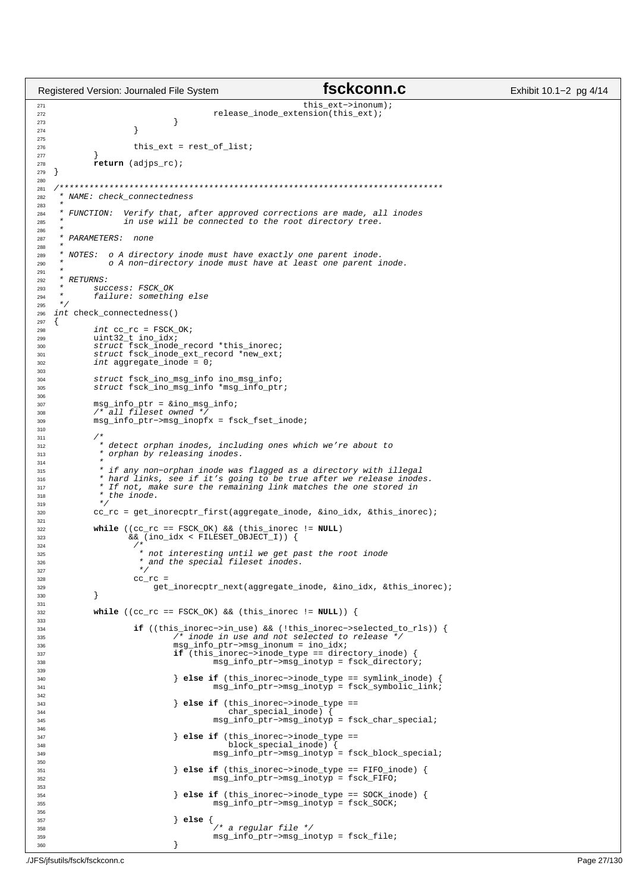```c
                                                        this_ext->inonum);
                                release_inode_extension(this_ext);
                        }
                }

                this_ext = rest_of_list;
        }
        return (adjps_rc);
}

/*****************************************************************************
 * NAME: check_connectedness
 *
 * FUNCTION:  Verify that, after approved corrections are made, all inodes
 *            in use will be connected to the root directory tree.
 *
 * PARAMETERS:  none
 *
 * NOTES:  o A directory inode must have exactly one parent inode.
 *         o A non-directory inode must have at least one parent inode.
 *
 * RETURNS:
 *      success: FSCK_OK
 *      failure: something else
 */
int check_connectedness()
{
        int cc_rc = FSCK_OK;
        uint32_t ino_idx;
        struct fsck_inode_record *this_inorec;
        struct fsck_inode_ext_record *new_ext;
        int aggregate_inode = 0;

        struct fsck_ino_msg_info ino_msg_info;
        struct fsck_ino_msg_info *msg_info_ptr;

        msg_info_ptr = &ino_msg_info;
        /* all fileset owned */
        msg_info_ptr->msg_inopfx = fsck_fset_inode;

        /*
         * detect orphan inodes, including ones which we're about to
         * orphan by releasing inodes.
         *
         * if any non-orphan inode was flagged as a directory with illegal
         * hard links, see if it's going to be true after we release inodes.
         * If not, make sure the remaining link matches the one stored in
         * the inode.
         */
        cc_rc = get_inorecptr_first(aggregate_inode, &ino_idx, &this_inorec);

        while ((cc_rc == FSCK_OK) && (this_inorec != NULL)
               && (ino_idx < FILESET_OBJECT_I)) {
                /*
                 * not interesting until we get past the root inode
                 * and the special fileset inodes.
                 */
                cc_rc =
                    get_inorecptr_next(aggregate_inode, &ino_idx, &this_inorec);
        }

        while ((cc_rc == FSCK_OK) && (this_inorec != NULL)) {

                if ((this_inorec->in_use) && (!this_inorec->selected_to_rls)) {
                        /* inode in use and not selected to release */
                        msg_info_ptr->msg_inonum = ino_idx;
                        if (this_inorec->inode_type == directory_inode) {
                                msg_info_ptr->msg_inotyp = fsck_directory;

                        } else if (this_inorec->inode_type == symlink_inode) {
                                msg_info_ptr->msg_inotyp = fsck_symbolic_link;

                        } else if (this_inorec->inode_type ==
                                   char_special_inode) {
                                msg_info_ptr->msg_inotyp = fsck_char_special;

                        } else if (this_inorec->inode_type ==
                                   block_special_inode) {
                                msg_info_ptr->msg_inotyp = fsck_block_special;

                        } else if (this_inorec->inode_type == FIFO_inode) {
                                msg_info_ptr->msg_inotyp = fsck_FIFO;

                        } else if (this_inorec->inode_type == SOCK_inode) {
                                msg_info_ptr->msg_inotyp = fsck_SOCK;

                        } else {
                                /* a regular file */
                                msg_info_ptr->msg_inotyp = fsck_file;
                        }
```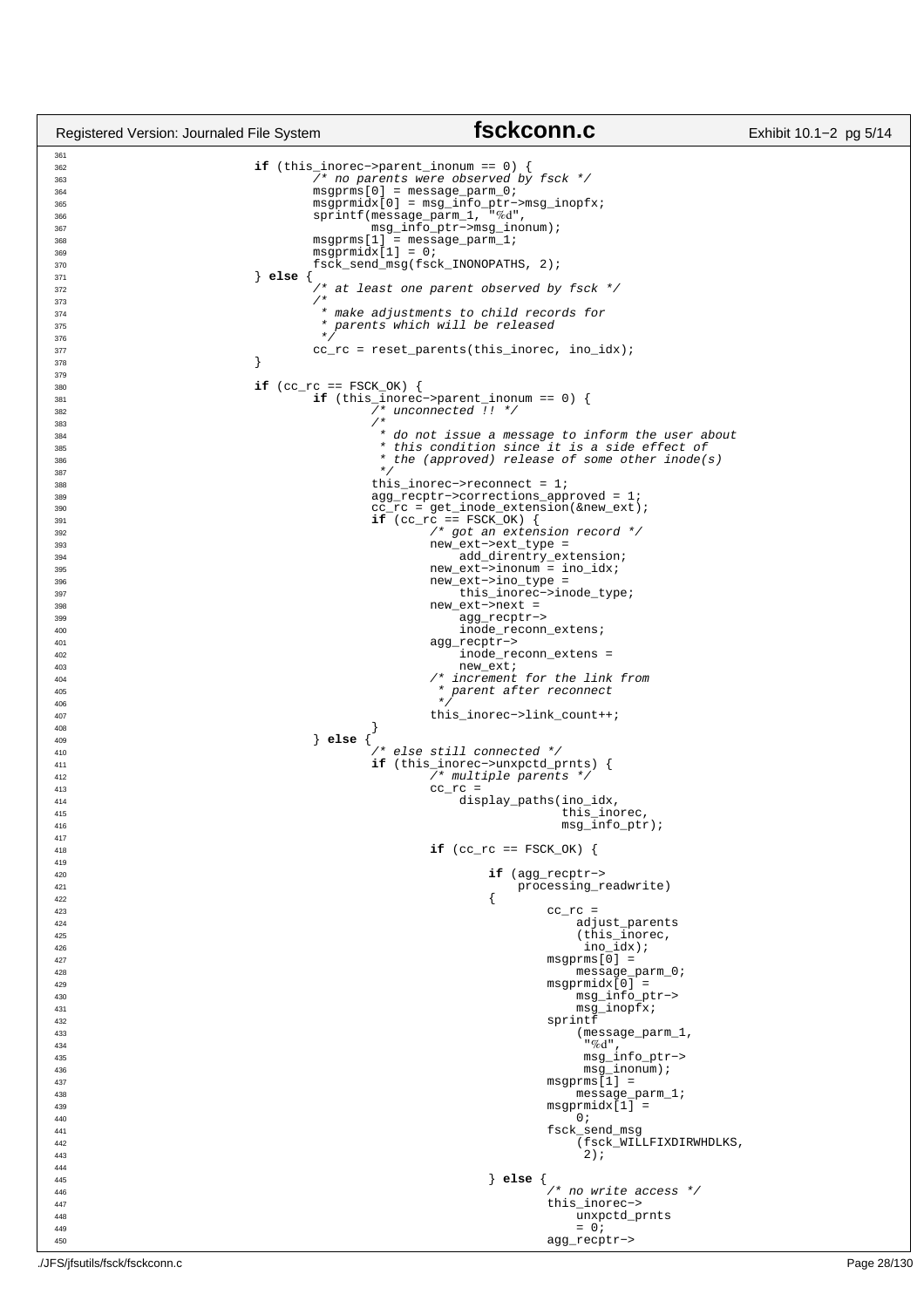```c
                        if (this_inorec->parent_inonum == 0) {
                                /* no parents were observed by fsck */
                                msgprms[0] = message_parm_0;
                                msgprmidx[0] = msg_info_ptr->msg_inopfx;
                                sprintf(message_parm_1, "%d",
                                        msg_info_ptr->msg_inonum);
                                msgprms[1] = message_parm_1;
                                msgprmidx[1] = 0;
                                fsck_send_msg(fsck_INONOPATHS, 2);
                        } else {
                                /* at least one parent observed by fsck */
                                /*
                                 * make adjustments to child records for
                                 * parents which will be released
                                 */
                                cc_rc = reset_parents(this_inorec, ino_idx);
                        }

                        if (cc_rc == FSCK_OK) {
                                if (this_inorec->parent_inonum == 0) {
                                        /* unconnected !! */
                                        /*
                                         * do not issue a message to inform the user about
                                         * this condition since it is a side effect of
                                         * the (approved) release of some other inode(s)
                                         */
                                        this_inorec->reconnect = 1;
                                        agg_recptr->corrections_approved = 1;
                                        cc_rc = get_inode_extension(&new_ext);
                                        if (cc_rc == FSCK_OK) {
                                                /* got an extension record */
                                                new_ext->ext_type =
                                                    add_direntry_extension;
                                                new_ext->inonum = ino_idx;
                                                new_ext->ino_type =
                                                    this_inorec->inode_type;
                                                new_ext->next =
                                                    agg_recptr->
                                                    inode_reconn_extens;
                                                agg_recptr->
                                                    inode_reconn_extens =
                                                    new_ext;
                                                /* increment for the link from
                                                 * parent after reconnect
                                                 */
                                                this_inorec->link_count++;
                                        }
                                } else {
                                        /* else still connected */
                                        if (this_inorec->unxpctd_prnts) {
                                                /* multiple parents */
                                                cc_rc =
                                                    display_paths(ino_idx,
                                                                  this_inorec,
                                                                  msg_info_ptr);

                                                if (cc_rc == FSCK_OK) {

                                                        if (agg_recptr->
                                                            processing_readwrite)
                                                        {
                                                                cc_rc =
                                                                    adjust_parents
                                                                    (this_inorec,
                                                                     ino_idx);
                                                                msgprms[0] =
                                                                    message_parm_0;
                                                                msgprmidx[0] =
                                                                    msg_info_ptr->
                                                                    msg_inopfx;
                                                                sprintf
                                                                    (message_parm_1,
                                                                     "%d",
                                                                     msg_info_ptr->
                                                                     msg_inonum);
                                                                msgprms[1] =
                                                                    message_parm_1;
                                                                msgprmidx[1] =
                                                                    0;
                                                                fsck_send_msg
                                                                    (fsck_WILLFIXDIRWHDLKS,
                                                                     2);

                                                        } else {
                                                                /* no write access */
                                                                this_inorec->
                                                                    unxpctd_prnts
                                                                    = 0;
                                                                agg_recptr->
```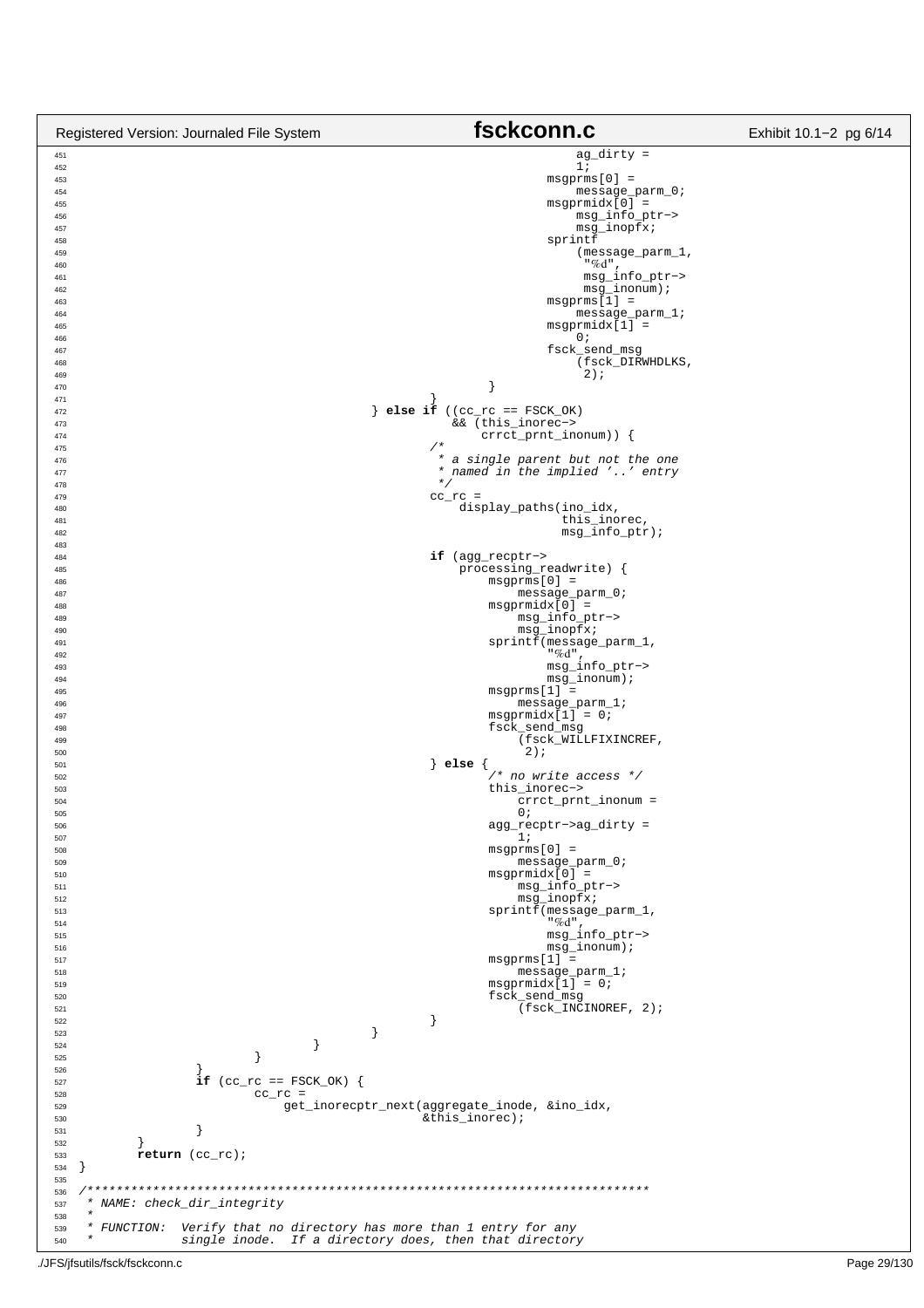```c
451                                                                                 ag_dirty =
452                                                                                     1;
453                                                                             msgprms[0] =
454                                                                                 message_parm_0;
455                                                                             msgprmidx[0] =
456                                                                                 msg_info_ptr->
457                                                                                 msg_inopfx;
458                                                                             sprintf
459                                                                                 (message_parm_1,
460                                                                                  "%d",
461                                                                                  msg_info_ptr->
462                                                                                  msg_inonum);
463                                                                             msgprms[1] =
464                                                                                 message_parm_1;
465                                                                             msgprmidx[1] =
466                                                                                 0;
467                                                                             fsck_send_msg
468                                                                                 (fsck_DIRWHDLKS,
469                                                                                  2);
470                                                                     }
471                                                             }
472                                                     } else if ((cc_rc == FSCK_OK)
473                                                                && (this_inorec->
474                                                                    crrct_prnt_inonum)) {
475                                                             /*
476                                                              * a single parent but not the one
477                                                              * named in the implied '..' entry
478                                                              */
479                                                             cc_rc =
480                                                                 display_paths(ino_idx,
481                                                                               this_inorec,
482                                                                               msg_info_ptr);
483 
484                                                             if (agg_recptr->
485                                                                 processing_readwrite) {
486                                                                     msgprms[0] =
487                                                                         message_parm_0;
488                                                                     msgprmidx[0] =
489                                                                         msg_info_ptr->
490                                                                         msg_inopfx;
491                                                                     sprintf(message_parm_1,
492                                                                             "%d",
493                                                                             msg_info_ptr->
494                                                                             msg_inonum);
495                                                                     msgprms[1] =
496                                                                         message_parm_1;
497                                                                     msgprmidx[1] = 0;
498                                                                     fsck_send_msg
499                                                                         (fsck_WILLFIXINCREF,
500                                                                          2);
501                                                             } else {
502                                                                     /* no write access */
503                                                                     this_inorec->
504                                                                         crrct_prnt_inonum =
505                                                                         0;
506                                                                     agg_recptr->ag_dirty =
507                                                                         1;
508                                                                     msgprms[0] =
509                                                                         message_parm_0;
510                                                                     msgprmidx[0] =
511                                                                         msg_info_ptr->
512                                                                         msg_inopfx;
513                                                                     sprintf(message_parm_1,
514                                                                             "%d",
515                                                                             msg_info_ptr->
516                                                                             msg_inonum);
517                                                                     msgprms[1] =
518                                                                         message_parm_1;
519                                                                     msgprmidx[1] = 0;
520                                                                     fsck_send_msg
521                                                                         (fsck_INCINOREF, 2);
522                                                             }
523                                                     }
524                                             }
525                                     }
526                             }
527                             if (cc_rc == FSCK_OK) {
528                                     cc_rc =
529                                         get_inorecptr_next(aggregate_inode, &ino_idx,
530                                                            &this_inorec);
531                             }
532                     }
533                     return (cc_rc);
534 }
535 
536 /*****************************************************************************
537  * NAME: check_dir_integrity
538  *
539  * FUNCTION:  Verify that no directory has more than 1 entry for any
540  *            single inode.  If a directory does, then that directory
```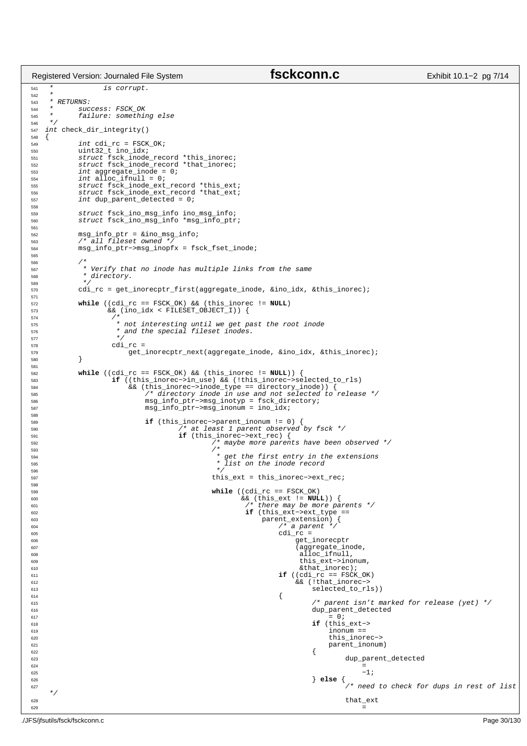```c
 *             is corrupt.
 *
 * RETURNS:
 *      success: FSCK_OK
 *      failure: something else
 */
int check_dir_integrity()
{
        int cdi_rc = FSCK_OK;
        uint32_t ino_idx;
        struct fsck_inode_record *this_inorec;
        struct fsck_inode_record *that_inorec;
        int aggregate_inode = 0;
        int alloc_ifnull = 0;
        struct fsck_inode_ext_record *this_ext;
        struct fsck_inode_ext_record *that_ext;
        int dup_parent_detected = 0;

        struct fsck_ino_msg_info ino_msg_info;
        struct fsck_ino_msg_info *msg_info_ptr;

        msg_info_ptr = &ino_msg_info;
        /* all fileset owned */
        msg_info_ptr->msg_inopfx = fsck_fset_inode;

        /*
         * Verify that no inode has multiple links from the same
         * directory.
         */
        cdi_rc = get_inorecptr_first(aggregate_inode, &ino_idx, &this_inorec);

        while ((cdi_rc == FSCK_OK) && (this_inorec != NULL)
               && (ino_idx < FILESET_OBJECT_I)) {
                /*
                 * not interesting until we get past the root inode
                 * and the special fileset inodes.
                 */
                cdi_rc =
                    get_inorecptr_next(aggregate_inode, &ino_idx, &this_inorec);
        }

        while ((cdi_rc == FSCK_OK) && (this_inorec != NULL)) {
                if ((this_inorec->in_use) && (!this_inorec->selected_to_rls)
                    && (this_inorec->inode_type == directory_inode)) {
                        /* directory inode in use and not selected to release */
                        msg_info_ptr->msg_inotyp = fsck_directory;
                        msg_info_ptr->msg_inonum = ino_idx;

                        if (this_inorec->parent_inonum != 0) {
                                /* at least 1 parent observed by fsck */
                                if (this_inorec->ext_rec) {
                                        /* maybe more parents have been observed */
                                        /*
                                         * get the first entry in the extensions
                                         * list on the inode record
                                         */
                                        this_ext = this_inorec->ext_rec;

                                        while ((cdi_rc == FSCK_OK)
                                               && (this_ext != NULL)) {
                                                /* there may be more parents */
                                                if (this_ext->ext_type ==
                                                    parent_extension) {
                                                        /* a parent */
                                                        cdi_rc =
                                                            get_inorecptr
                                                            (aggregate_inode,
                                                             alloc_ifnull,
                                                             this_ext->inonum,
                                                             &that_inorec);
                                                        if ((cdi_rc == FSCK_OK)
                                                            && (!that_inorec->
                                                                selected_to_rls))
                                                        {
                                                                /* parent isn't marked for release (yet) */
                                                                dup_parent_detected
                                                                    = 0;
                                                                if (this_ext->
                                                                    inonum ==
                                                                    this_inorec->
                                                                    parent_inonum)
                                                                {
                                                                        dup_parent_detected
                                                                            =
                                                                            -1;
                                                                } else {
                                                                        /* need to check for dups in rest of list */
                                                                        that_ext
                                                                            =
```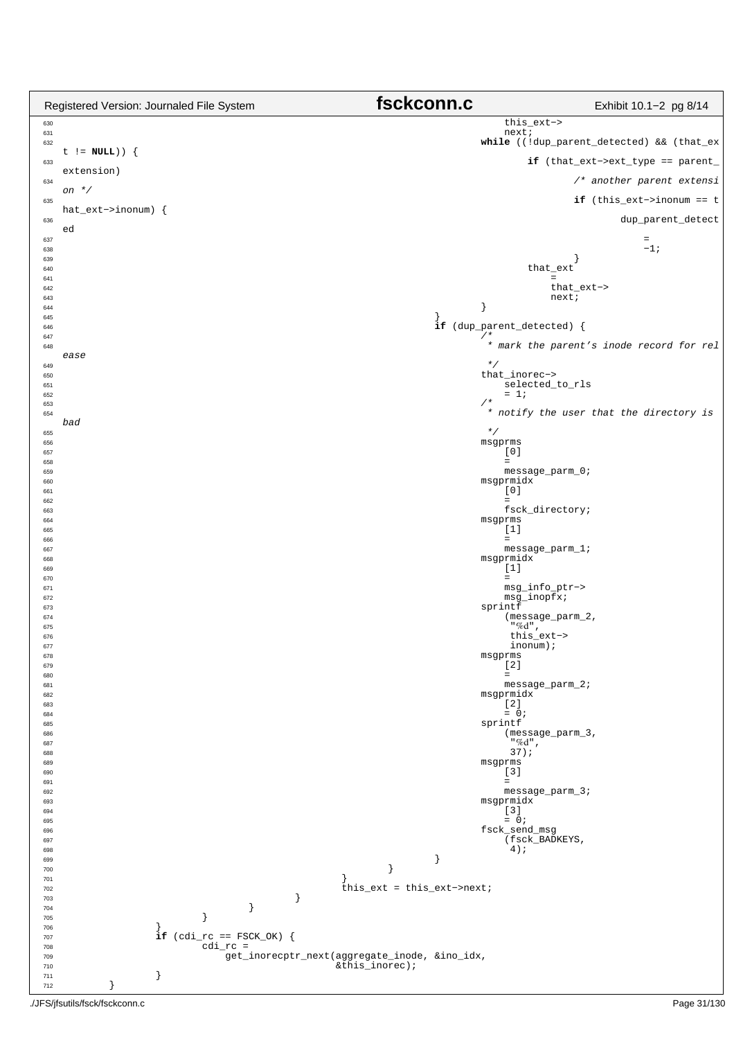```c
630                                                                             this_ext->
631                                                                             next;
632                                                                     while ((!dup_parent_detected) && (that_ex
    t != NULL)) {
633                                                                             if (that_ext->ext_type == parent_
    extension)
634                                                                                     /* another parent extensi
    on */
635                                                                                     if (this_ext->inonum == t
    hat_ext->inonum) {
636                                                                                             dup_parent_detect
    ed
637                                                                                             =
638                                                                                             -1;
639                                                                                     }
640                                                                             that_ext
641                                                                                 =
642                                                                                 that_ext->
643                                                                                 next;
644                                                                     }
645                                                             }
646                                                             if (dup_parent_detected) {
647                                                                     /*
648                                                                      * mark the parent's inode record for rel
    ease
649                                                                      */
650                                                                     that_inorec->
651                                                                         selected_to_rls
652                                                                         = 1;
653                                                                     /*
654                                                                      * notify the user that the directory is
    bad
655                                                                      */
656                                                                     msgprms
657                                                                         [0]
658                                                                         =
659                                                                         message_parm_0;
660                                                                     msgprmidx
661                                                                         [0]
662                                                                         =
663                                                                         fsck_directory;
664                                                                     msgprms
665                                                                         [1]
666                                                                         =
667                                                                         message_parm_1;
668                                                                     msgprmidx
669                                                                         [1]
670                                                                         =
671                                                                         msg_info_ptr->
672                                                                         msg_inopfx;
673                                                                     sprintf
674                                                                         (message_parm_2,
675                                                                          "%d",
676                                                                          this_ext->
677                                                                          inonum);
678                                                                     msgprms
679                                                                         [2]
680                                                                         =
681                                                                         message_parm_2;
682                                                                     msgprmidx
683                                                                         [2]
684                                                                         = 0;
685                                                                     sprintf
686                                                                         (message_parm_3,
687                                                                          "%d",
688                                                                          37);
689                                                                     msgprms
690                                                                         [3]
691                                                                         =
692                                                                         message_parm_3;
693                                                                     msgprmidx
694                                                                         [3]
695                                                                         = 0;
696                                                                     fsck_send_msg
697                                                                         (fsck_BADKEYS,
698                                                                          4);
699                                                             }
700                                                     }
701                                             }
702                                             this_ext = this_ext->next;
703                                     }
704                             }
705                     }
706             }
707             if (cdi_rc == FSCK_OK) {
708                     cdi_rc =
709                         get_inorecptr_next(aggregate_inode, &ino_idx,
710                                            &this_inorec);
711             }
712     }
```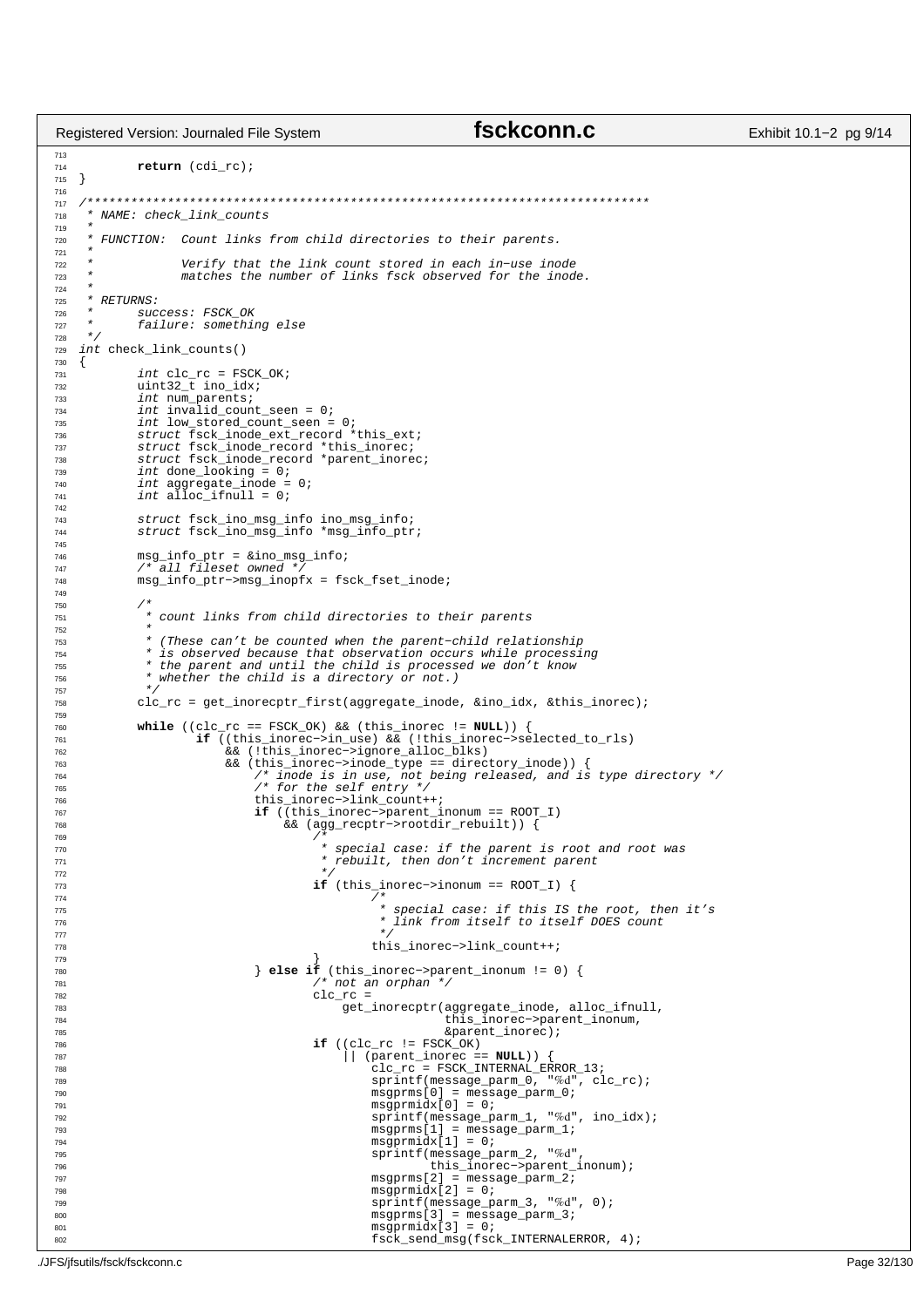```c
        return (cdi_rc);
}

/*****************************************************************************
 * NAME: check_link_counts
 *
 * FUNCTION:  Count links from child directories to their parents.
 *
 *            Verify that the link count stored in each in-use inode
 *            matches the number of links fsck observed for the inode.
 *
 * RETURNS:
 *      success: FSCK_OK
 *      failure: something else
 */
int check_link_counts()
{
        int clc_rc = FSCK_OK;
        uint32_t ino_idx;
        int num_parents;
        int invalid_count_seen = 0;
        int low_stored_count_seen = 0;
        struct fsck_inode_ext_record *this_ext;
        struct fsck_inode_record *this_inorec;
        struct fsck_inode_record *parent_inorec;
        int done_looking = 0;
        int aggregate_inode = 0;
        int alloc_ifnull = 0;

        struct fsck_ino_msg_info ino_msg_info;
        struct fsck_ino_msg_info *msg_info_ptr;

        msg_info_ptr = &ino_msg_info;
        /* all fileset owned */
        msg_info_ptr->msg_inopfx = fsck_fset_inode;

        /*
         * count links from child directories to their parents
         *
         * (These can't be counted when the parent-child relationship
         * is observed because that observation occurs while processing
         * the parent and until the child is processed we don't know
         * whether the child is a directory or not.)
         */
        clc_rc = get_inorecptr_first(aggregate_inode, &ino_idx, &this_inorec);

        while ((clc_rc == FSCK_OK) && (this_inorec != NULL)) {
                if ((this_inorec->in_use) && (!this_inorec->selected_to_rls)
                    && (!this_inorec->ignore_alloc_blks)
                    && (this_inorec->inode_type == directory_inode)) {
                        /* inode is in use, not being released, and is type directory */
                        /* for the self entry */
                        this_inorec->link_count++;
                        if ((this_inorec->parent_inonum == ROOT_I)
                            && (agg_recptr->rootdir_rebuilt)) {
                                /*
                                 * special case: if the parent is root and root was
                                 * rebuilt, then don't increment parent
                                 */
                                if (this_inorec->inonum == ROOT_I) {
                                        /*
                                         * special case: if this IS the root, then it's
                                         * link from itself to itself DOES count
                                         */
                                        this_inorec->link_count++;
                                }
                        } else if (this_inorec->parent_inonum != 0) {
                                /* not an orphan */
                                clc_rc =
                                    get_inorecptr(aggregate_inode, alloc_ifnull,
                                                  this_inorec->parent_inonum,
                                                  &parent_inorec);
                                if ((clc_rc != FSCK_OK)
                                    || (parent_inorec == NULL)) {
                                        clc_rc = FSCK_INTERNAL_ERROR_13;
                                        sprintf(message_parm_0, "%d", clc_rc);
                                        msgprms[0] = message_parm_0;
                                        msgprmidx[0] = 0;
                                        sprintf(message_parm_1, "%d", ino_idx);
                                        msgprms[1] = message_parm_1;
                                        msgprmidx[1] = 0;
                                        sprintf(message_parm_2, "%d",
                                                this_inorec->parent_inonum);
                                        msgprms[2] = message_parm_2;
                                        msgprmidx[2] = 0;
                                        sprintf(message_parm_3, "%d", 0);
                                        msgprms[3] = message_parm_3;
                                        msgprmidx[3] = 0;
                                        fsck_send_msg(fsck_INTERNALERROR, 4);
```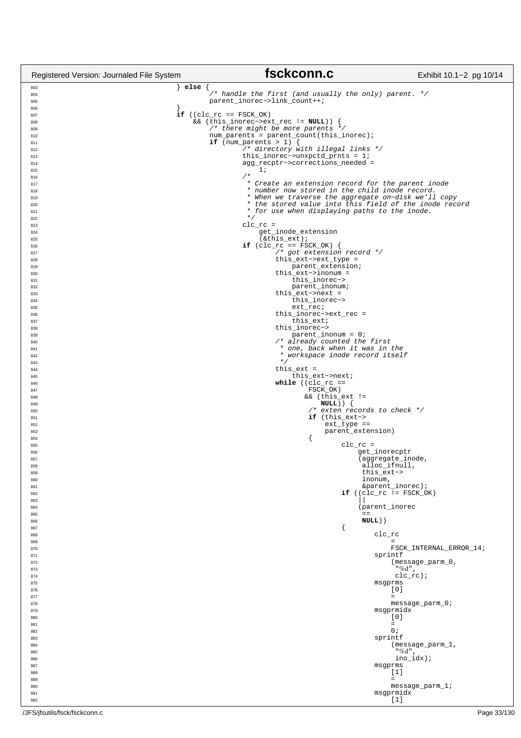```c
803                             } else {
804                                     /* handle the first (and usually the only) parent. */
805                                     parent_inorec->link_count++;
806                             }
807                             if ((clc_rc == FSCK_OK)
808                                 && (this_inorec->ext_rec != NULL)) {
809                                     /* there might be more parents */
810                                     num_parents = parent_count(this_inorec);
811                                     if (num_parents > 1) {
812                                             /* directory with illegal links */
813                                             this_inorec->unxpctd_prnts = 1;
814                                             agg_recptr->corrections_needed =
815                                                 1;
816                                             /*
817                                              * Create an extension record for the parent inode
818                                              * number now stored in the child inode record.
819                                              * When we traverse the aggregate on-disk we'll copy
820                                              * the stored value into this field of the inode record
821                                              * for use when displaying paths to the inode.
822                                              */
823                                             clc_rc =
824                                                 get_inode_extension
825                                                 (&this_ext);
826                                             if (clc_rc == FSCK_OK) {
827                                                     /* got extension record */
828                                                     this_ext->ext_type =
829                                                         parent_extension;
830                                                     this_ext->inonum =
831                                                         this_inorec->
832                                                         parent_inonum;
833                                                     this_ext->next =
834                                                         this_inorec->
835                                                         ext_rec;
836                                                     this_inorec->ext_rec =
837                                                         this_ext;
838                                                     this_inorec->
839                                                         parent_inonum = 0;
840                                                     /* already counted the first
841                                                      * one, back when it was in the
842                                                      * workspace inode record itself
843                                                      */
844                                                     this_ext =
845                                                         this_ext->next;
846                                                     while ((clc_rc ==
847                                                             FSCK_OK)
848                                                            && (this_ext !=
849                                                                NULL)) {
850                                                             /* exten records to check */
851                                                             if (this_ext->
852                                                                 ext_type ==
853                                                                 parent_extension)
854                                                             {
855                                                                     clc_rc =
856                                                                         get_inorecptr
857                                                                         (aggregate_inode,
858                                                                          alloc_ifnull,
859                                                                          this_ext->
860                                                                          inonum,
861                                                                          &parent_inorec);
862                                                                     if ((clc_rc != FSCK_OK)
863                                                                         ||
864                                                                         (parent_inorec
865                                                                          ==
866                                                                          NULL))
867                                                                     {
868                                                                             clc_rc
869                                                                                 =
870                                                                                 FSCK_INTERNAL_ERROR_14;
871                                                                             sprintf
872                                                                                 (message_parm_0,
873                                                                                  "%d",
874                                                                                  clc_rc);
875                                                                             msgprms
876                                                                                 [0]
877                                                                                 =
878                                                                                 message_parm_0;
879                                                                             msgprmidx
880                                                                                 [0]
881                                                                                 =
882                                                                                 0;
883                                                                             sprintf
884                                                                                 (message_parm_1,
885                                                                                  "%d",
886                                                                                  ino_idx);
887                                                                             msgprms
888                                                                                 [1]
889                                                                                 =
890                                                                                 message_parm_1;
891                                                                             msgprmidx
892                                                                                 [1]
```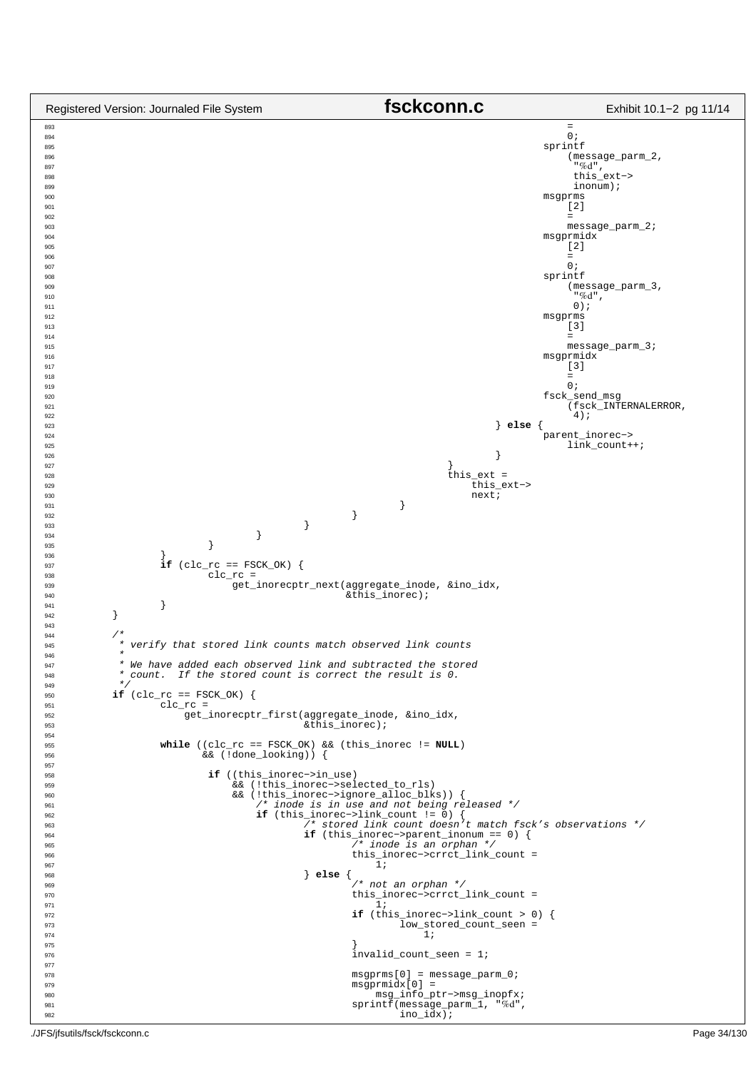```c
893                                                                                     =
894                                                                                         0;
895                                                                                     sprintf
896                                                                                         (message_parm_2,
897                                                                                          "%d",
898                                                                                          this_ext->
899                                                                                          inonum);
900                                                                                     msgprms
901                                                                                         [2]
902                                                                                         =
903                                                                                         message_parm_2;
904                                                                                     msgprmidx
905                                                                                         [2]
906                                                                                         =
907                                                                                         0;
908                                                                                     sprintf
909                                                                                         (message_parm_3,
910                                                                                          "%d",
911                                                                                          0);
912                                                                                     msgprms
913                                                                                         [3]
914                                                                                         =
915                                                                                         message_parm_3;
916                                                                                     msgprmidx
917                                                                                         [3]
918                                                                                         =
919                                                                                         0;
920                                                                                     fsck_send_msg
921                                                                                         (fsck_INTERNALERROR,
922                                                                                          4);
923                                                                             } else {
924                                                                                     parent_inorec->
925                                                                                         link_count++;
926                                                                             }
927                                                                     }
928                                                                     this_ext =
929                                                                         this_ext->
930                                                                         next;
931                                                             }
932                                                     }
933                                             }
934                                     }
935                             }
936                     }
937                     if (clc_rc == FSCK_OK) {
938                             clc_rc =
939                                 get_inorecptr_next(aggregate_inode, &ino_idx,
940                                                    &this_inorec);
941                     }
942             }
943 
944             /*
945              * verify that stored link counts match observed link counts
946              *
947              * We have added each observed link and subtracted the stored
948              * count.  If the stored count is correct the result is 0.
949              */
950             if (clc_rc == FSCK_OK) {
951                     clc_rc =
952                         get_inorecptr_first(aggregate_inode, &ino_idx,
953                                             &this_inorec);
954 
955                     while ((clc_rc == FSCK_OK) && (this_inorec != NULL)
956                            && (!done_looking)) {
957 
958                             if ((this_inorec->in_use)
959                                 && (!this_inorec->selected_to_rls)
960                                 && (!this_inorec->ignore_alloc_blks)) {
961                                     /* inode is in use and not being released */
962                                     if (this_inorec->link_count != 0) {
963                                             /* stored link count doesn't match fsck's observations */
964                                             if (this_inorec->parent_inonum == 0) {
965                                                     /* inode is an orphan */
966                                                     this_inorec->crrct_link_count =
967                                                         1;
968                                             } else {
969                                                     /* not an orphan */
970                                                     this_inorec->crrct_link_count =
971                                                         1;
972                                                     if (this_inorec->link_count > 0) {
973                                                             low_stored_count_seen =
974                                                                 1;
975                                                     }
976                                                     invalid_count_seen = 1;
977 
978                                                     msgprms[0] = message_parm_0;
979                                                     msgprmidx[0] =
980                                                         msg_info_ptr->msg_inopfx;
981                                                     sprintf(message_parm_1, "%d",
982                                                             ino_idx);
```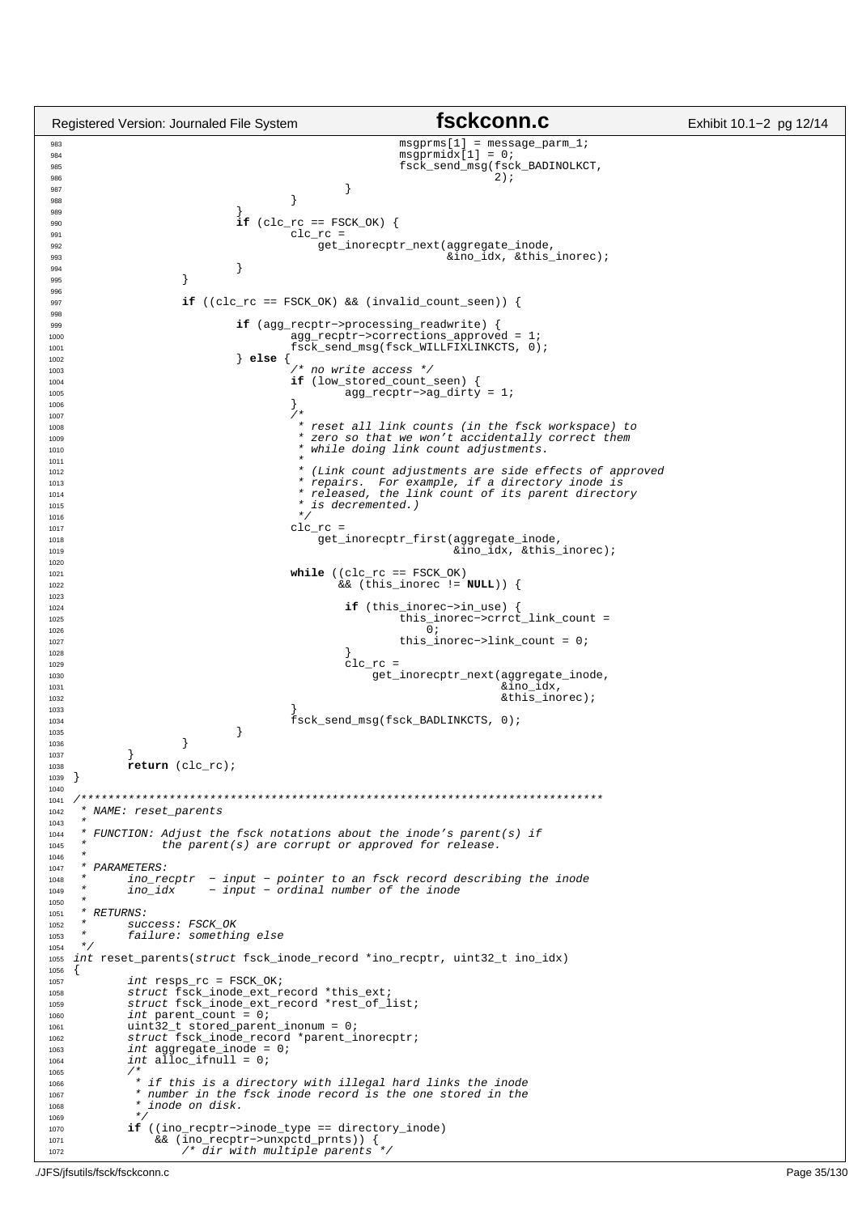```c
                                                msgprms[1] = message_parm_1;
                                                msgprmidx[1] = 0;
                                                fsck_send_msg(fsck_BADINOLKCT,
                                                              2);
                                        }
                                }
                        }
                        if (clc_rc == FSCK_OK) {
                                clc_rc =
                                    get_inorecptr_next(aggregate_inode,
                                                       &ino_idx, &this_inorec);
                        }
                }

                if ((clc_rc == FSCK_OK) && (invalid_count_seen)) {

                        if (agg_recptr->processing_readwrite) {
                                agg_recptr->corrections_approved = 1;
                                fsck_send_msg(fsck_WILLFIXLINKCTS, 0);
                        } else {
                                /* no write access */
                                if (low_stored_count_seen) {
                                        agg_recptr->ag_dirty = 1;
                                }
                                /*
                                 * reset all link counts (in the fsck workspace) to
                                 * zero so that we won't accidentally correct them
                                 * while doing link count adjustments.
                                 *
                                 * (Link count adjustments are side effects of approved
                                 * repairs.  For example, if a directory inode is
                                 * released, the link count of its parent directory
                                 * is decremented.)
                                 */
                                clc_rc =
                                    get_inorecptr_first(aggregate_inode,
                                                        &ino_idx, &this_inorec);

                                while ((clc_rc == FSCK_OK)
                                       && (this_inorec != NULL)) {

                                        if (this_inorec->in_use) {
                                                this_inorec->crrct_link_count =
                                                    0;
                                                this_inorec->link_count = 0;
                                        }
                                        clc_rc =
                                            get_inorecptr_next(aggregate_inode,
                                                               &ino_idx,
                                                               &this_inorec);
                                }
                                fsck_send_msg(fsck_BADLINKCTS, 0);
                        }
                }
        }
        return (clc_rc);
}

/*****************************************************************************
 * NAME: reset_parents
 *
 * FUNCTION: Adjust the fsck notations about the inode's parent(s) if
 *           the parent(s) are corrupt or approved for release.
 *
 * PARAMETERS:
 *      ino_recptr  - input - pointer to an fsck record describing the inode
 *      ino_idx     - input - ordinal number of the inode
 *
 * RETURNS:
 *      success: FSCK_OK
 *      failure: something else
 */
int reset_parents(struct fsck_inode_record *ino_recptr, uint32_t ino_idx)
{
        int resps_rc = FSCK_OK;
        struct fsck_inode_ext_record *this_ext;
        struct fsck_inode_ext_record *rest_of_list;
        int parent_count = 0;
        uint32_t stored_parent_inonum = 0;
        struct fsck_inode_record *parent_inorecptr;
        int aggregate_inode = 0;
        int alloc_ifnull = 0;
        /*
         * if this is a directory with illegal hard links the inode
         * number in the fsck inode record is the one stored in the
         * inode on disk.
         */
        if ((ino_recptr->inode_type == directory_inode)
            && (ino_recptr->unxpctd_prnts)) {
                /* dir with multiple parents */
```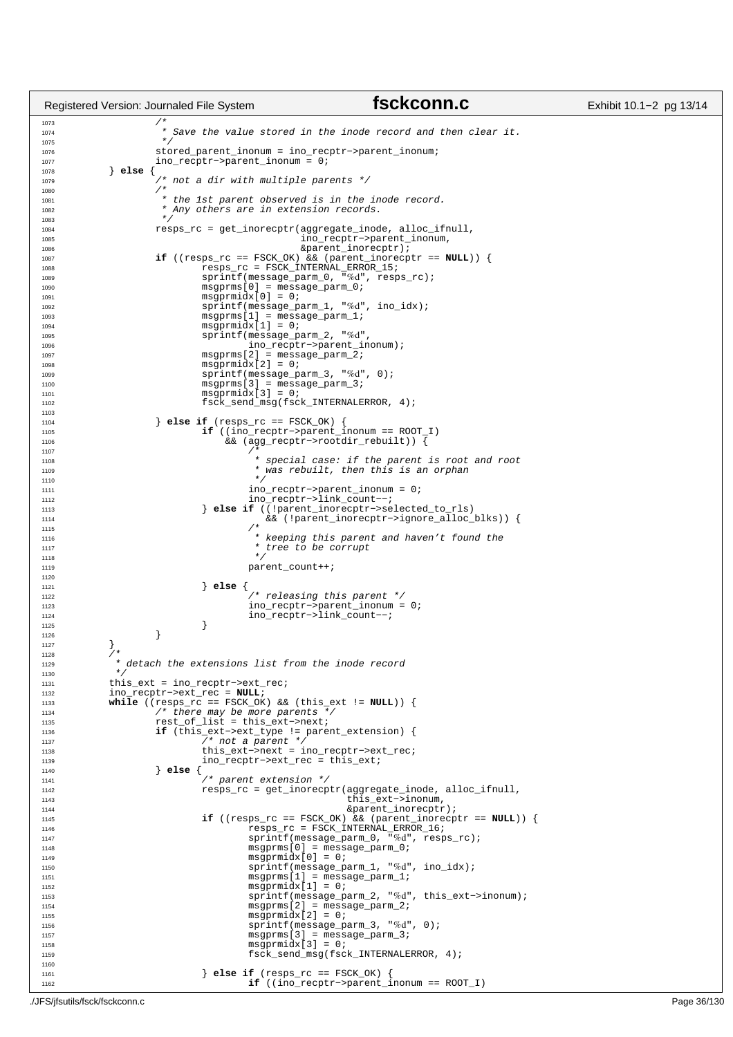```
1073                /*
1074                 * Save the value stored in the inode record and then clear it.
1075                 */
1076                stored_parent_inonum = ino_recptr->parent_inonum;
1077                ino_recptr->parent_inonum = 0;
1078        } else {
1079                /* not a dir with multiple parents */
1080                /*
1081                 * the 1st parent observed is in the inode record.
1082                 * Any others are in extension records.
1083                 */
1084                resps_rc = get_inorecptr(aggregate_inode, alloc_ifnull,
1085                                         ino_recptr->parent_inonum,
1086                                         &parent_inorecptr);
1087                if ((resps_rc == FSCK_OK) && (parent_inorecptr == NULL)) {
1088                        resps_rc = FSCK_INTERNAL_ERROR_15;
1089                        sprintf(message_parm_0, "%d", resps_rc);
1090                        msgprms[0] = message_parm_0;
1091                        msgprmidx[0] = 0;
1092                        sprintf(message_parm_1, "%d", ino_idx);
1093                        msgprms[1] = message_parm_1;
1094                        msgprmidx[1] = 0;
1095                        sprintf(message_parm_2, "%d",
1096                                ino_recptr->parent_inonum);
1097                        msgprms[2] = message_parm_2;
1098                        msgprmidx[2] = 0;
1099                        sprintf(message_parm_3, "%d", 0);
1100                        msgprms[3] = message_parm_3;
1101                        msgprmidx[3] = 0;
1102                        fsck_send_msg(fsck_INTERNALERROR, 4);
1103
1104                } else if (resps_rc == FSCK_OK) {
1105                        if ((ino_recptr->parent_inonum == ROOT_I)
1106                            && (agg_recptr->rootdir_rebuilt)) {
1107                                /*
1108                                 * special case: if the parent is root and root
1109                                 * was rebuilt, then this is an orphan
1110                                 */
1111                                ino_recptr->parent_inonum = 0;
1112                                ino_recptr->link_count--;
1113                        } else if ((!parent_inorecptr->selected_to_rls)
1114                                   && (!parent_inorecptr->ignore_alloc_blks)) {
1115                                /*
1116                                 * keeping this parent and haven't found the
1117                                 * tree to be corrupt
1118                                 */
1119                                parent_count++;
1120
1121                        } else {
1122                                /* releasing this parent */
1123                                ino_recptr->parent_inonum = 0;
1124                                ino_recptr->link_count--;
1125                        }
1126                }
1127        }
1128        /*
1129         * detach the extensions list from the inode record
1130         */
1131        this_ext = ino_recptr->ext_rec;
1132        ino_recptr->ext_rec = NULL;
1133        while ((resps_rc == FSCK_OK) && (this_ext != NULL)) {
1134                /* there may be more parents */
1135                rest_of_list = this_ext->next;
1136                if (this_ext->ext_type != parent_extension) {
1137                        /* not a parent */
1138                        this_ext->next = ino_recptr->ext_rec;
1139                        ino_recptr->ext_rec = this_ext;
1140                } else {
1141                        /* parent extension */
1142                        resps_rc = get_inorecptr(aggregate_inode, alloc_ifnull,
1143                                                 this_ext->inonum,
1144                                                 &parent_inorecptr);
1145                        if ((resps_rc == FSCK_OK) && (parent_inorecptr == NULL)) {
1146                                resps_rc = FSCK_INTERNAL_ERROR_16;
1147                                sprintf(message_parm_0, "%d", resps_rc);
1148                                msgprms[0] = message_parm_0;
1149                                msgprmidx[0] = 0;
1150                                sprintf(message_parm_1, "%d", ino_idx);
1151                                msgprms[1] = message_parm_1;
1152                                msgprmidx[1] = 0;
1153                                sprintf(message_parm_2, "%d", this_ext->inonum);
1154                                msgprms[2] = message_parm_2;
1155                                msgprmidx[2] = 0;
1156                                sprintf(message_parm_3, "%d", 0);
1157                                msgprms[3] = message_parm_3;
1158                                msgprmidx[3] = 0;
1159                                fsck_send_msg(fsck_INTERNALERROR, 4);
1160
1161                        } else if (resps_rc == FSCK_OK) {
1162                                if ((ino_recptr->parent_inonum == ROOT_I)
```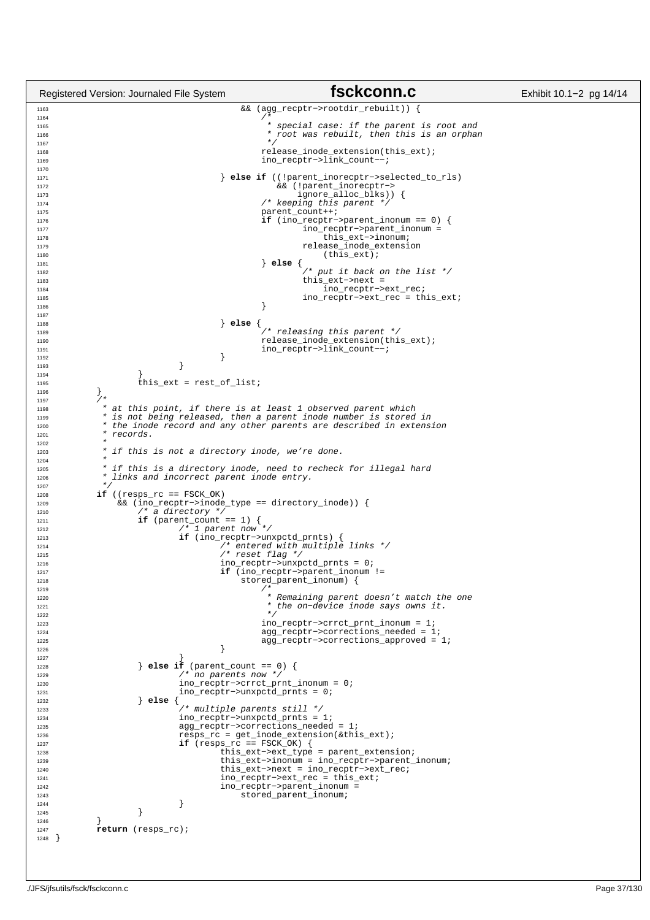```c
                                      && (agg_recptr->rootdir_rebuilt)) {
                                         /*
                                          * special case: if the parent is root and
                                          * root was rebuilt, then this is an orphan
                                          */
                                         release_inode_extension(this_ext);
                                         ino_recptr->link_count--;

                                 } else if ((!parent_inorecptr->selected_to_rls)
                                            && (!parent_inorecptr->
                                                ignore_alloc_blks)) {
                                         /* keeping this parent */
                                         parent_count++;
                                         if (ino_recptr->parent_inonum == 0) {
                                                 ino_recptr->parent_inonum =
                                                     this_ext->inonum;
                                                 release_inode_extension
                                                     (this_ext);
                                         } else {
                                                 /* put it back on the list */
                                                 this_ext->next =
                                                     ino_recptr->ext_rec;
                                                 ino_recptr->ext_rec = this_ext;
                                         }

                                 } else {
                                         /* releasing this parent */
                                         release_inode_extension(this_ext);
                                         ino_recptr->link_count--;
                                 }
                         }
                 }
                 this_ext = rest_of_list;
         }
         /*
          * at this point, if there is at least 1 observed parent which
          * is not being released, then a parent inode number is stored in
          * the inode record and any other parents are described in extension
          * records.
          *
          * if this is not a directory inode, we're done.
          *
          * if this is a directory inode, need to recheck for illegal hard
          * links and incorrect parent inode entry.
          */
         if ((resps_rc == FSCK_OK)
             && (ino_recptr->inode_type == directory_inode)) {
                 /* a directory */
                 if (parent_count == 1) {
                         /* 1 parent now */
                         if (ino_recptr->unxpctd_prnts) {
                                 /* entered with multiple links */
                                 /* reset flag */
                                 ino_recptr->unxpctd_prnts = 0;
                                 if (ino_recptr->parent_inonum !=
                                     stored_parent_inonum) {
                                         /*
                                          * Remaining parent doesn't match the one
                                          * the on-device inode says owns it.
                                          */
                                         ino_recptr->crrct_prnt_inonum = 1;
                                         agg_recptr->corrections_needed = 1;
                                         agg_recptr->corrections_approved = 1;
                                 }
                         }
                 } else if (parent_count == 0) {
                         /* no parents now */
                         ino_recptr->crrct_prnt_inonum = 0;
                         ino_recptr->unxpctd_prnts = 0;
                 } else {
                         /* multiple parents still */
                         ino_recptr->unxpctd_prnts = 1;
                         agg_recptr->corrections_needed = 1;
                         resps_rc = get_inode_extension(&this_ext);
                         if (resps_rc == FSCK_OK) {
                                 this_ext->ext_type = parent_extension;
                                 this_ext->inonum = ino_recptr->parent_inonum;
                                 this_ext->next = ino_recptr->ext_rec;
                                 ino_recptr->ext_rec = this_ext;
                                 ino_recptr->parent_inonum =
                                     stored_parent_inonum;
                         }
                 }
         }
         return (resps_rc);
}
```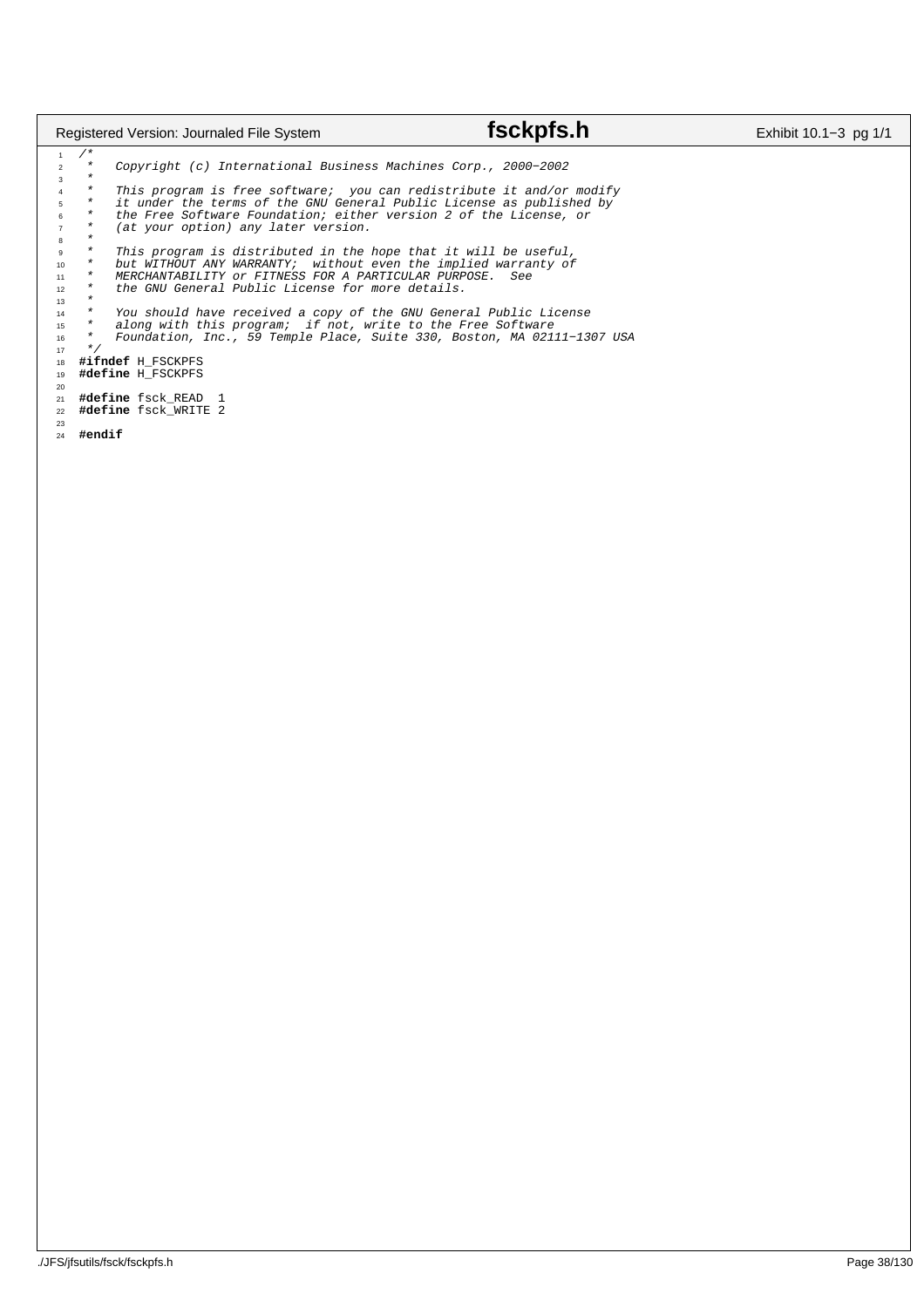```c
/*
 *   Copyright (c) International Business Machines Corp., 2000−2002
 *
 *   This program is free software;  you can redistribute it and/or modify
 *   it under the terms of the GNU General Public License as published by
 *   the Free Software Foundation; either version 2 of the License, or
 *   (at your option) any later version.
 *
 *   This program is distributed in the hope that it will be useful,
 *   but WITHOUT ANY WARRANTY;  without even the implied warranty of
 *   MERCHANTABILITY or FITNESS FOR A PARTICULAR PURPOSE.  See
 *   the GNU General Public License for more details.
 *
 *   You should have received a copy of the GNU General Public License
 *   along with this program;  if not, write to the Free Software
 *   Foundation, Inc., 59 Temple Place, Suite 330, Boston, MA 02111−1307 USA
 */
#ifndef H_FSCKPFS
#define H_FSCKPFS

#define fsck_READ  1
#define fsck_WRITE 2

#endif
```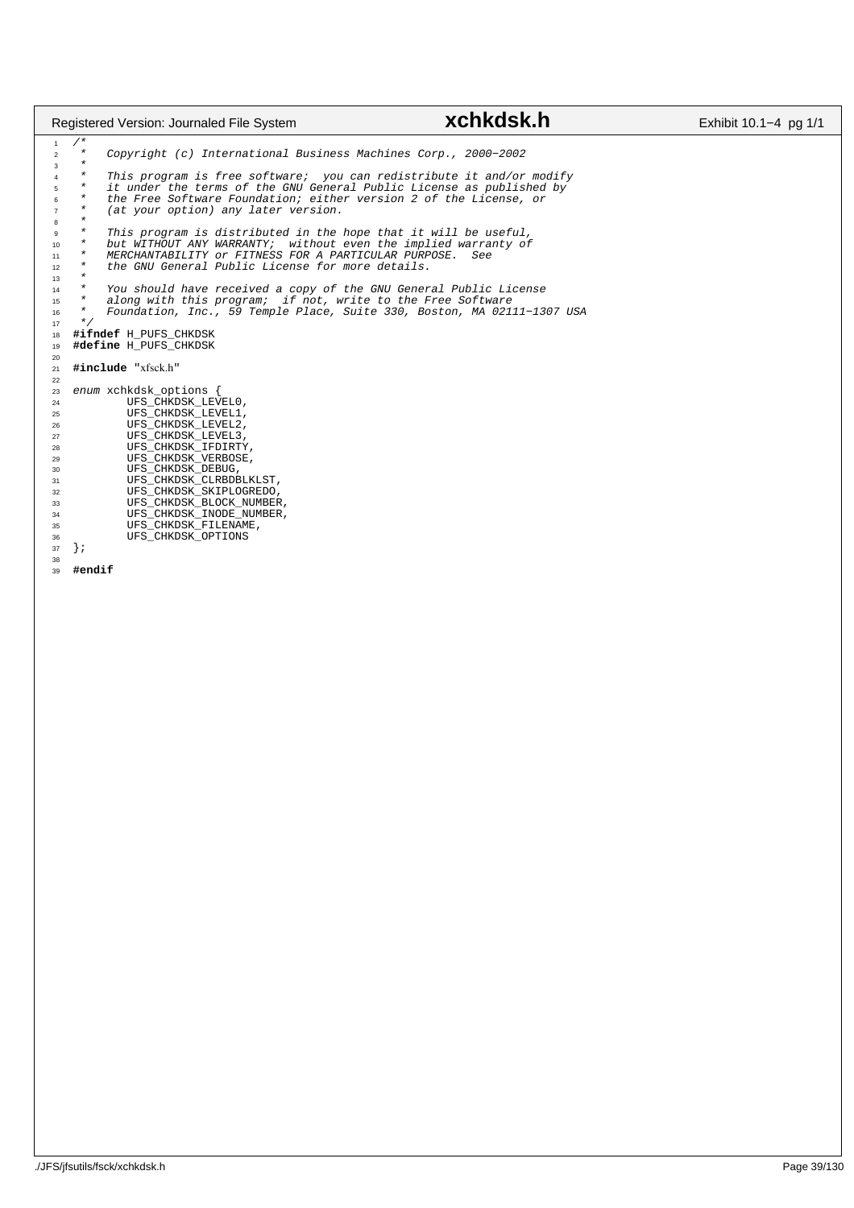```c
/*
 *   Copyright (c) International Business Machines Corp., 2000−2002
 *
 *   This program is free software;  you can redistribute it and/or modify
 *   it under the terms of the GNU General Public License as published by
 *   the Free Software Foundation; either version 2 of the License, or
 *   (at your option) any later version.
 *
 *   This program is distributed in the hope that it will be useful,
 *   but WITHOUT ANY WARRANTY;  without even the implied warranty of
 *   MERCHANTABILITY or FITNESS FOR A PARTICULAR PURPOSE.  See
 *   the GNU General Public License for more details.
 *
 *   You should have received a copy of the GNU General Public License
 *   along with this program;  if not, write to the Free Software
 *   Foundation, Inc., 59 Temple Place, Suite 330, Boston, MA 02111−1307 USA
 */
#ifndef H_PUFS_CHKDSK
#define H_PUFS_CHKDSK

#include "xfsck.h"

enum xchkdsk_options {
        UFS_CHKDSK_LEVEL0,
        UFS_CHKDSK_LEVEL1,
        UFS_CHKDSK_LEVEL2,
        UFS_CHKDSK_LEVEL3,
        UFS_CHKDSK_IFDIRTY,
        UFS_CHKDSK_VERBOSE,
        UFS_CHKDSK_DEBUG,
        UFS_CHKDSK_CLRBDBLKLST,
        UFS_CHKDSK_SKIPLOGREDO,
        UFS_CHKDSK_BLOCK_NUMBER,
        UFS_CHKDSK_INODE_NUMBER,
        UFS_CHKDSK_FILENAME,
        UFS_CHKDSK_OPTIONS
};

#endif
```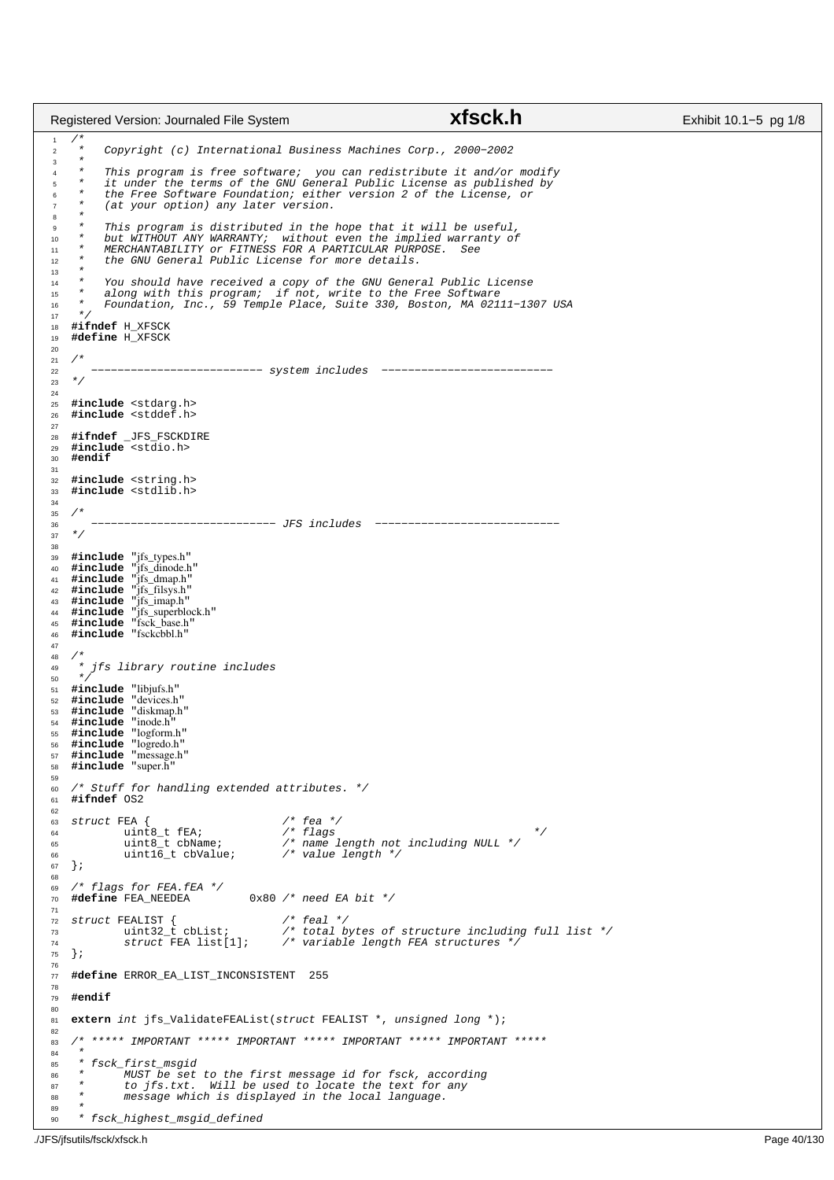```c
/*
 *   Copyright (c) International Business Machines Corp., 2000-2002
 *
 *   This program is free software;  you can redistribute it and/or modify
 *   it under the terms of the GNU General Public License as published by
 *   the Free Software Foundation; either version 2 of the License, or
 *   (at your option) any later version.
 *
 *   This program is distributed in the hope that it will be useful,
 *   but WITHOUT ANY WARRANTY;  without even the implied warranty of
 *   MERCHANTABILITY or FITNESS FOR A PARTICULAR PURPOSE.  See
 *   the GNU General Public License for more details.
 *
 *   You should have received a copy of the GNU General Public License
 *   along with this program;  if not, write to the Free Software
 *   Foundation, Inc., 59 Temple Place, Suite 330, Boston, MA 02111-1307 USA
 */
#ifndef H_XFSCK
#define H_XFSCK

/*
   -------------------------- system includes  --------------------------
*/

#include <stdarg.h>
#include <stddef.h>

#ifndef _JFS_FSCKDIRE
#include <stdio.h>
#endif

#include <string.h>
#include <stdlib.h>

/*
   ---------------------------- JFS includes  ----------------------------
*/

#include "jfs_types.h"
#include "jfs_dinode.h"
#include "jfs_dmap.h"
#include "jfs_filsys.h"
#include "jfs_imap.h"
#include "jfs_superblock.h"
#include "fsck_base.h"
#include "fsckcbbl.h"

/*
 * jfs library routine includes
 */
#include "libjufs.h"
#include "devices.h"
#include "diskmap.h"
#include "inode.h"
#include "logform.h"
#include "logredo.h"
#include "message.h"
#include "super.h"

/* Stuff for handling extended attributes. */
#ifndef OS2

struct FEA {                    /* fea */
        uint8_t fEA;            /* flags                              */
        uint8_t cbName;         /* name length not including NULL */
        uint16_t cbValue;       /* value length */
};

/* flags for FEA.fEA */
#define FEA_NEEDEA         0x80 /* need EA bit */

struct FEALIST {                /* feal */
        uint32_t cbList;        /* total bytes of structure including full list */
        struct FEA list[1];     /* variable length FEA structures */
};

#define ERROR_EA_LIST_INCONSISTENT  255

#endif

extern int jfs_ValidateFEAList(struct FEALIST *, unsigned long *);

/* ***** IMPORTANT ***** IMPORTANT ***** IMPORTANT ***** IMPORTANT *****
 *
 * fsck_first_msgid
 *      MUST be set to the first message id for fsck, according
 *      to jfs.txt.  Will be used to locate the text for any
 *      message which is displayed in the local language.
 *
 * fsck_highest_msgid_defined
```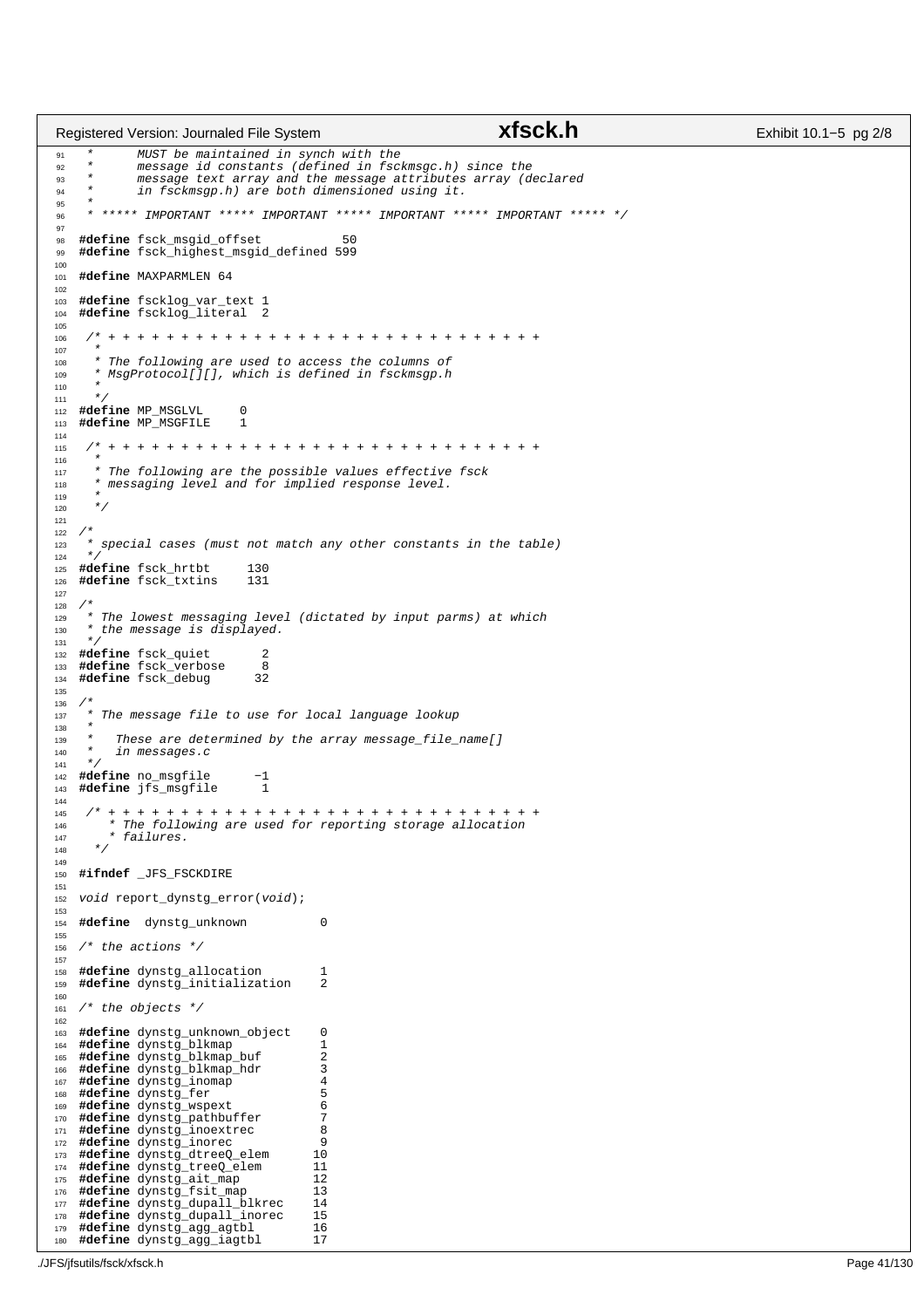```c
 *       MUST be maintained in synch with the
 *       message id constants (defined in fsckmsgc.h) since the
 *       message text array and the message attributes array (declared
 *       in fsckmsgp.h) are both dimensioned using it.
 *
 * ***** IMPORTANT ***** IMPORTANT ***** IMPORTANT ***** IMPORTANT ***** */

#define fsck_msgid_offset           50
#define fsck_highest_msgid_defined 599

#define MAXPARMLEN 64

#define fscklog_var_text 1
#define fscklog_literal  2

 /* + + + + + + + + + + + + + + + + + + + + + + + + + + + + + + + +
  *
  * The following are used to access the columns of
  * MsgProtocol[][], which is defined in fsckmsgp.h
  *
  */
#define MP_MSGLVL     0
#define MP_MSGFILE    1

 /* + + + + + + + + + + + + + + + + + + + + + + + + + + + + + + + +
  *
  * The following are the possible values effective fsck
  * messaging level and for implied response level.
  *
  */

/*
 * special cases (must not match any other constants in the table)
 */
#define fsck_hrtbt     130
#define fsck_txtins    131

/*
 * The lowest messaging level (dictated by input parms) at which
 * the message is displayed.
 */
#define fsck_quiet       2
#define fsck_verbose     8
#define fsck_debug      32

/*
 * The message file to use for local language lookup
 *
 *   These are determined by the array message_file_name[]
 *   in messages.c
 */
#define no_msgfile      -1
#define jfs_msgfile      1

 /* + + + + + + + + + + + + + + + + + + + + + + + + + + + + + + + +
     * The following are used for reporting storage allocation
     * failures.
   */

#ifndef _JFS_FSCKDIRE

void report_dynstg_error(void);

#define  dynstg_unknown          0

/* the actions */

#define dynstg_allocation        1
#define dynstg_initialization    2

/* the objects */

#define dynstg_unknown_object    0
#define dynstg_blkmap            1
#define dynstg_blkmap_buf        2
#define dynstg_blkmap_hdr        3
#define dynstg_inomap            4
#define dynstg_fer               5
#define dynstg_wspext            6
#define dynstg_pathbuffer        7
#define dynstg_inoextrec         8
#define dynstg_inorec            9
#define dynstg_dtreeQ_elem      10
#define dynstg_treeQ_elem       11
#define dynstg_ait_map          12
#define dynstg_fsit_map         13
#define dynstg_dupall_blkrec    14
#define dynstg_dupall_inorec    15
#define dynstg_agg_agtbl        16
#define dynstg_agg_iagtbl       17
```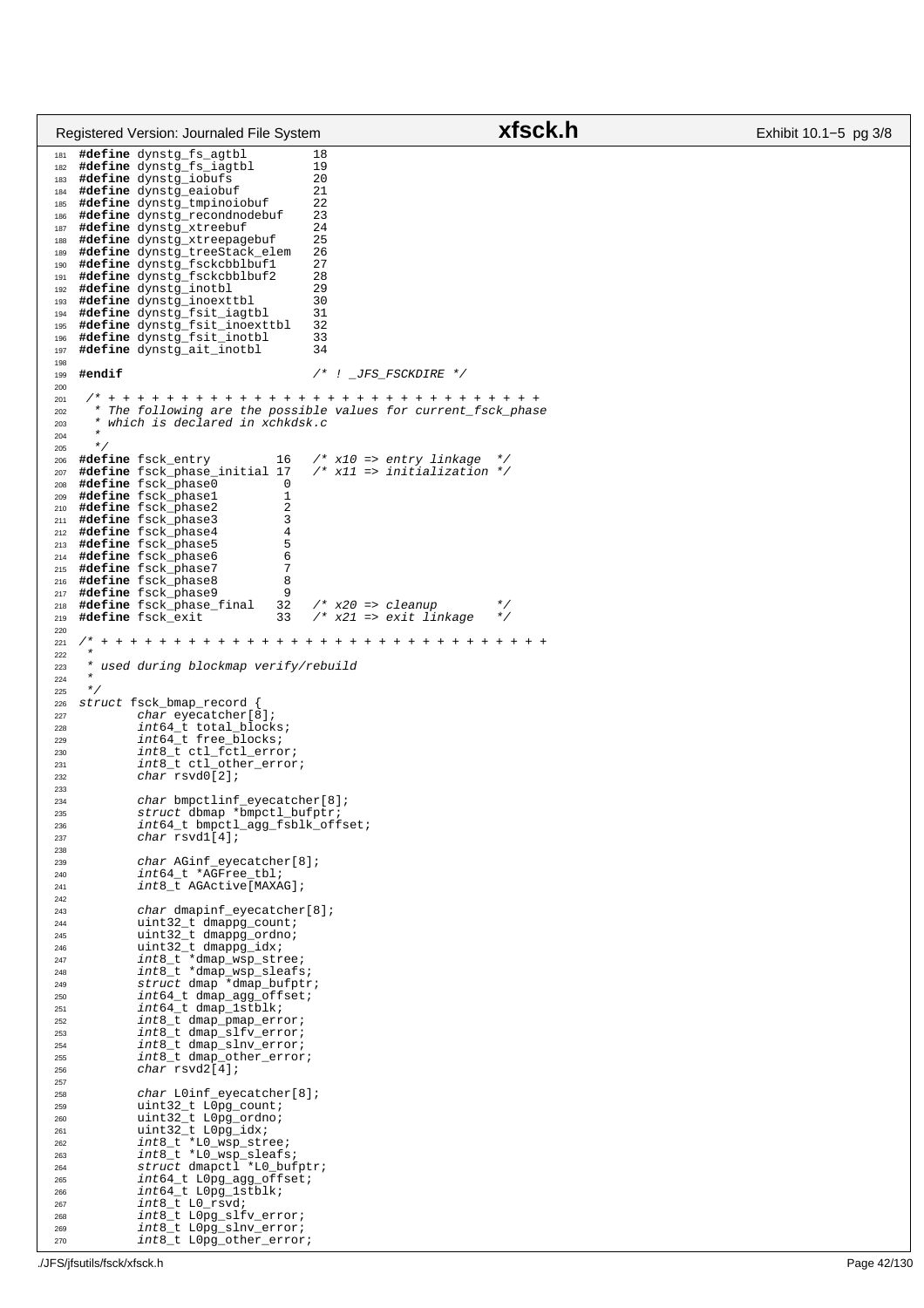```c
#define dynstg_fs_agtbl          18
#define dynstg_fs_iagtbl         19
#define dynstg_iobufs            20
#define dynstg_eaiobuf           21
#define dynstg_tmpinoiobuf       22
#define dynstg_recondnodebuf     23
#define dynstg_xtreebuf          24
#define dynstg_xtreepagebuf      25
#define dynstg_treeStack_elem    26
#define dynstg_fsckcbblbuf1      27
#define dynstg_fsckcbblbuf2      28
#define dynstg_inotbl            29
#define dynstg_inoexttbl         30
#define dynstg_fsit_iagtbl       31
#define dynstg_fsit_inoexttbl    32
#define dynstg_fsit_inotbl       33
#define dynstg_ait_inotbl        34

#endif                          /* ! _JFS_FSCKDIRE */

 /* + + + + + + + + + + + + + + + + + + + + + + + + + + + + + + + +
  * The following are the possible values for current_fsck_phase
  * which is declared in xchkdsk.c
  *
  */
#define fsck_entry         16   /* x10 => entry linkage  */
#define fsck_phase_initial 17   /* x11 => initialization */
#define fsck_phase0         0
#define fsck_phase1         1
#define fsck_phase2         2
#define fsck_phase3         3
#define fsck_phase4         4
#define fsck_phase5         5
#define fsck_phase6         6
#define fsck_phase7         7
#define fsck_phase8         8
#define fsck_phase9         9
#define fsck_phase_final   32   /* x20 => cleanup        */
#define fsck_exit          33   /* x21 => exit linkage   */

/* + + + + + + + + + + + + + + + + + + + + + + + + + + + + + + + +
 *
 * used during blockmap verify/rebuild
 *
 */
struct fsck_bmap_record {
        char eyecatcher[8];
        int64_t total_blocks;
        int64_t free_blocks;
        int8_t ctl_fctl_error;
        int8_t ctl_other_error;
        char rsvd0[2];

        char bmpctlinf_eyecatcher[8];
        struct dbmap *bmpctl_bufptr;
        int64_t bmpctl_agg_fsblk_offset;
        char rsvd1[4];

        char AGinf_eyecatcher[8];
        int64_t *AGFree_tbl;
        int8_t AGActive[MAXAG];

        char dmapinf_eyecatcher[8];
        uint32_t dmappg_count;
        uint32_t dmappg_ordno;
        uint32_t dmappg_idx;
        int8_t *dmap_wsp_stree;
        int8_t *dmap_wsp_sleafs;
        struct dmap *dmap_bufptr;
        int64_t dmap_agg_offset;
        int64_t dmap_1stblk;
        int8_t dmap_pmap_error;
        int8_t dmap_slfv_error;
        int8_t dmap_slnv_error;
        int8_t dmap_other_error;
        char rsvd2[4];

        char L0inf_eyecatcher[8];
        uint32_t L0pg_count;
        uint32_t L0pg_ordno;
        uint32_t L0pg_idx;
        int8_t *L0_wsp_stree;
        int8_t *L0_wsp_sleafs;
        struct dmapctl *L0_bufptr;
        int64_t L0pg_agg_offset;
        int64_t L0pg_1stblk;
        int8_t L0_rsvd;
        int8_t L0pg_slfv_error;
        int8_t L0pg_slnv_error;
        int8_t L0pg_other_error;
```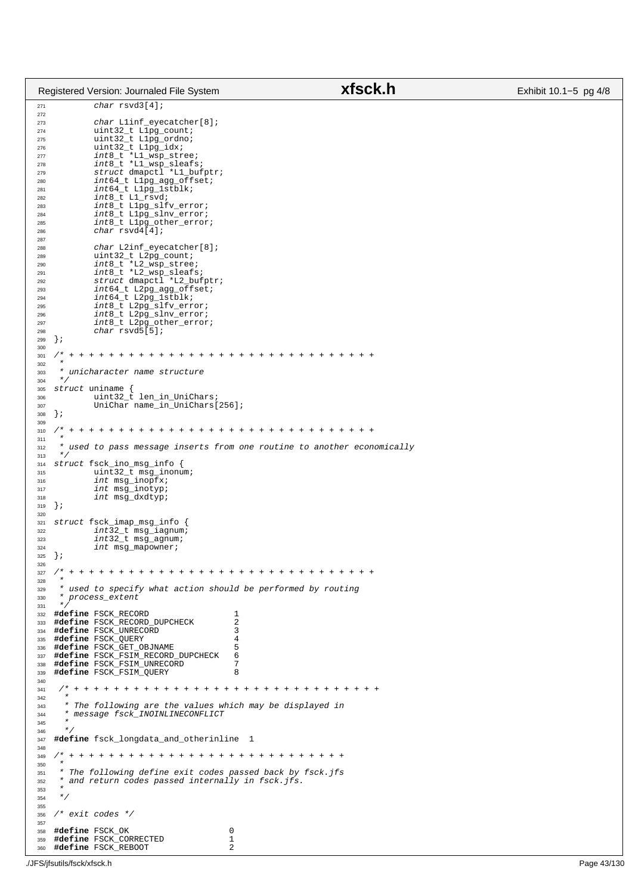```c
        char rsvd3[4];

        char L1inf_eyecatcher[8];
        uint32_t L1pg_count;
        uint32_t L1pg_ordno;
        uint32_t L1pg_idx;
        int8_t *L1_wsp_stree;
        int8_t *L1_wsp_sleafs;
        struct dmapctl *L1_bufptr;
        int64_t L1pg_agg_offset;
        int64_t L1pg_1stblk;
        int8_t L1_rsvd;
        int8_t L1pg_slfv_error;
        int8_t L1pg_slnv_error;
        int8_t L1pg_other_error;
        char rsvd4[4];

        char L2inf_eyecatcher[8];
        uint32_t L2pg_count;
        int8_t *L2_wsp_stree;
        int8_t *L2_wsp_sleafs;
        struct dmapctl *L2_bufptr;
        int64_t L2pg_agg_offset;
        int64_t L2pg_1stblk;
        int8_t L2pg_slfv_error;
        int8_t L2pg_slnv_error;
        int8_t L2pg_other_error;
        char rsvd5[5];
};

/* + + + + + + + + + + + + + + + + + + + + + + + + + + + + + + + +
 *
 * unicharacter name structure
 */
struct uniname {
        uint32_t len_in_UniChars;
        UniChar name_in_UniChars[256];
};

/* + + + + + + + + + + + + + + + + + + + + + + + + + + + + + + + +
 *
 * used to pass message inserts from one routine to another economically
 */
struct fsck_ino_msg_info {
        uint32_t msg_inonum;
        int msg_inopfx;
        int msg_inotyp;
        int msg_dxdtyp;
};

struct fsck_imap_msg_info {
        int32_t msg_iagnum;
        int32_t msg_agnum;
        int msg_mapowner;
};

/* + + + + + + + + + + + + + + + + + + + + + + + + + + + + + + + +
 *
 * used to specify what action should be performed by routing
 * process_extent
 */
#define FSCK_RECORD                 1
#define FSCK_RECORD_DUPCHECK        2
#define FSCK_UNRECORD               3
#define FSCK_QUERY                  4
#define FSCK_GET_OBJNAME            5
#define FSCK_FSIM_RECORD_DUPCHECK   6
#define FSCK_FSIM_UNRECORD          7
#define FSCK_FSIM_QUERY             8

 /* + + + + + + + + + + + + + + + + + + + + + + + + + + + + + + + +
  *
  * The following are the values which may be displayed in
  * message fsck_INOINLINECONFLICT
  *
  */
#define fsck_longdata_and_otherinline  1

/* + + + + + + + + + + + + + + + + + + + + + + + + + + + + +
 *
 * The following define exit codes passed back by fsck.jfs
 * and return codes passed internally in fsck.jfs.
 *
 */

/* exit codes */

#define FSCK_OK                     0
#define FSCK_CORRECTED              1
#define FSCK_REBOOT                 2
```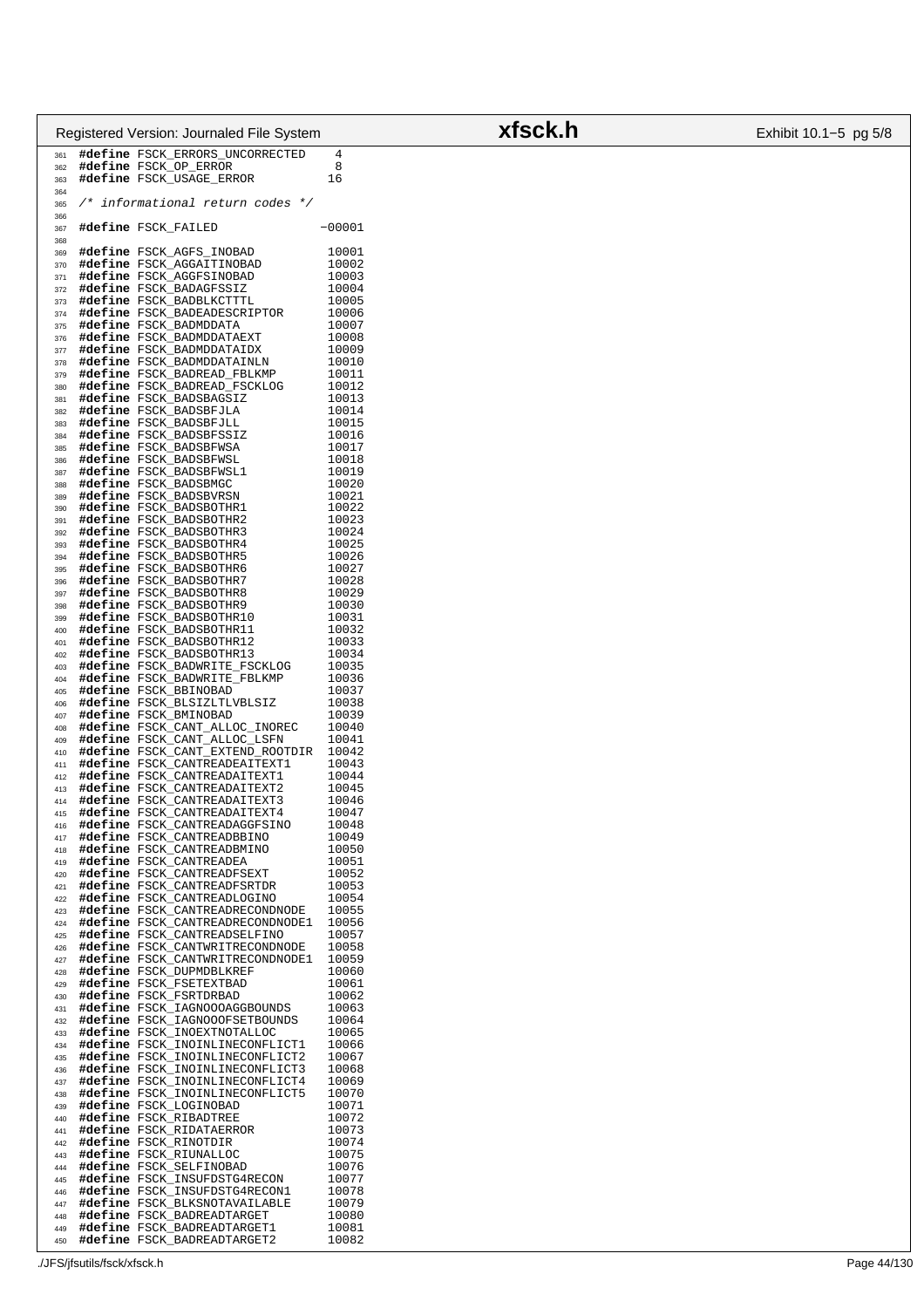```c
#define FSCK_ERRORS_UNCORRECTED     4
#define FSCK_OP_ERROR               8
#define FSCK_USAGE_ERROR           16

/* informational return codes */

#define FSCK_FAILED                -00001

#define FSCK_AGFS_INOBAD            10001
#define FSCK_AGGAITINOBAD           10002
#define FSCK_AGGFSINOBAD            10003
#define FSCK_BADAGFSSIZ             10004
#define FSCK_BADBLKCTTTL            10005
#define FSCK_BADEADESCRIPTOR        10006
#define FSCK_BADMDDATA              10007
#define FSCK_BADMDDATAEXT           10008
#define FSCK_BADMDDATAIDX           10009
#define FSCK_BADMDDATAINLN          10010
#define FSCK_BADREAD_FBLKMP         10011
#define FSCK_BADREAD_FSCKLOG        10012
#define FSCK_BADSBAGSIZ             10013
#define FSCK_BADSBFJLA              10014
#define FSCK_BADSBFJLL              10015
#define FSCK_BADSBFSSIZ             10016
#define FSCK_BADSBFWSA              10017
#define FSCK_BADSBFWSL              10018
#define FSCK_BADSBFWSL1             10019
#define FSCK_BADSBMGC               10020
#define FSCK_BADSBVRSN              10021
#define FSCK_BADSBOTHR1             10022
#define FSCK_BADSBOTHR2             10023
#define FSCK_BADSBOTHR3             10024
#define FSCK_BADSBOTHR4             10025
#define FSCK_BADSBOTHR5             10026
#define FSCK_BADSBOTHR6             10027
#define FSCK_BADSBOTHR7             10028
#define FSCK_BADSBOTHR8             10029
#define FSCK_BADSBOTHR9             10030
#define FSCK_BADSBOTHR10            10031
#define FSCK_BADSBOTHR11            10032
#define FSCK_BADSBOTHR12            10033
#define FSCK_BADSBOTHR13            10034
#define FSCK_BADWRITE_FSCKLOG       10035
#define FSCK_BADWRITE_FBLKMP        10036
#define FSCK_BBINOBAD               10037
#define FSCK_BLSIZLTLVBLSIZ         10038
#define FSCK_BMINOBAD               10039
#define FSCK_CANT_ALLOC_INOREC      10040
#define FSCK_CANT_ALLOC_LSFN        10041
#define FSCK_CANT_EXTEND_ROOTDIR    10042
#define FSCK_CANTREADEAITEXT1       10043
#define FSCK_CANTREADAITEXT1        10044
#define FSCK_CANTREADAITEXT2        10045
#define FSCK_CANTREADAITEXT3        10046
#define FSCK_CANTREADAITEXT4        10047
#define FSCK_CANTREADAGGFSINO       10048
#define FSCK_CANTREADBBINO          10049
#define FSCK_CANTREADBMINO          10050
#define FSCK_CANTREADEA             10051
#define FSCK_CANTREADFSEXT          10052
#define FSCK_CANTREADFSRTDR         10053
#define FSCK_CANTREADLOGINO         10054
#define FSCK_CANTREADRECONDNODE     10055
#define FSCK_CANTREADRECONDNODE1    10056
#define FSCK_CANTREADSELFINO        10057
#define FSCK_CANTWRITRECONDNODE     10058
#define FSCK_CANTWRITRECONDNODE1    10059
#define FSCK_DUPMDBLKREF            10060
#define FSCK_FSETEXTBAD             10061
#define FSCK_FSRTDRBAD              10062
#define FSCK_IAGNOOOAGGBOUNDS       10063
#define FSCK_IAGNOOOFSETBOUNDS      10064
#define FSCK_INOEXTNOTALLOC         10065
#define FSCK_INOINLINECONFLICT1     10066
#define FSCK_INOINLINECONFLICT2     10067
#define FSCK_INOINLINECONFLICT3     10068
#define FSCK_INOINLINECONFLICT4     10069
#define FSCK_INOINLINECONFLICT5     10070
#define FSCK_LOGINOBAD              10071
#define FSCK_RIBADTREE              10072
#define FSCK_RIDATAERROR            10073
#define FSCK_RINOTDIR               10074
#define FSCK_RIUNALLOC              10075
#define FSCK_SELFINOBAD             10076
#define FSCK_INSUFDSTG4RECON        10077
#define FSCK_INSUFDSTG4RECON1       10078
#define FSCK_BLKSNOTAVAILABLE       10079
#define FSCK_BADREADTARGET          10080
#define FSCK_BADREADTARGET1         10081
#define FSCK_BADREADTARGET2         10082
```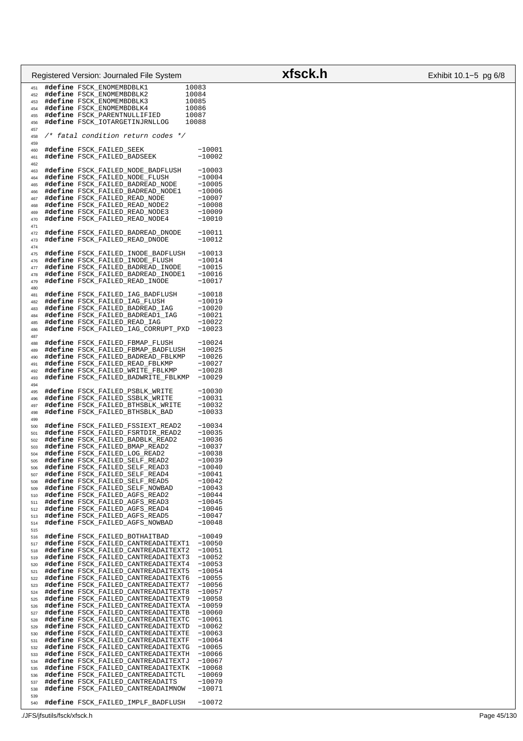```c
#define FSCK_ENOMEMBDBLK1          10083
#define FSCK_ENOMEMBDBLK2          10084
#define FSCK_ENOMEMBDBLK3          10085
#define FSCK_ENOMEMBDBLK4          10086
#define FSCK_PARENTNULLIFIED       10087
#define FSCK_IOTARGETINJRNLLOG     10088

/* fatal condition return codes */

#define FSCK_FAILED_SEEK              -10001
#define FSCK_FAILED_BADSEEK           -10002

#define FSCK_FAILED_NODE_BADFLUSH     -10003
#define FSCK_FAILED_NODE_FLUSH        -10004
#define FSCK_FAILED_BADREAD_NODE      -10005
#define FSCK_FAILED_BADREAD_NODE1     -10006
#define FSCK_FAILED_READ_NODE         -10007
#define FSCK_FAILED_READ_NODE2        -10008
#define FSCK_FAILED_READ_NODE3        -10009
#define FSCK_FAILED_READ_NODE4        -10010

#define FSCK_FAILED_BADREAD_DNODE     -10011
#define FSCK_FAILED_READ_DNODE        -10012

#define FSCK_FAILED_INODE_BADFLUSH    -10013
#define FSCK_FAILED_INODE_FLUSH       -10014
#define FSCK_FAILED_BADREAD_INODE     -10015
#define FSCK_FAILED_BADREAD_INODE1    -10016
#define FSCK_FAILED_READ_INODE        -10017

#define FSCK_FAILED_IAG_BADFLUSH      -10018
#define FSCK_FAILED_IAG_FLUSH         -10019
#define FSCK_FAILED_BADREAD_IAG       -10020
#define FSCK_FAILED_BADREAD1_IAG      -10021
#define FSCK_FAILED_READ_IAG          -10022
#define FSCK_FAILED_IAG_CORRUPT_PXD   -10023

#define FSCK_FAILED_FBMAP_FLUSH       -10024
#define FSCK_FAILED_FBMAP_BADFLUSH    -10025
#define FSCK_FAILED_BADREAD_FBLKMP    -10026
#define FSCK_FAILED_READ_FBLKMP       -10027
#define FSCK_FAILED_WRITE_FBLKMP      -10028
#define FSCK_FAILED_BADWRITE_FBLKMP   -10029

#define FSCK_FAILED_PSBLK_WRITE       -10030
#define FSCK_FAILED_SSBLK_WRITE       -10031
#define FSCK_FAILED_BTHSBLK_WRITE     -10032
#define FSCK_FAILED_BTHSBLK_BAD       -10033

#define FSCK_FAILED_FSSIEXT_READ2     -10034
#define FSCK_FAILED_FSRTDIR_READ2     -10035
#define FSCK_FAILED_BADBLK_READ2      -10036
#define FSCK_FAILED_BMAP_READ2        -10037
#define FSCK_FAILED_LOG_READ2         -10038
#define FSCK_FAILED_SELF_READ2        -10039
#define FSCK_FAILED_SELF_READ3        -10040
#define FSCK_FAILED_SELF_READ4        -10041
#define FSCK_FAILED_SELF_READ5        -10042
#define FSCK_FAILED_SELF_NOWBAD       -10043
#define FSCK_FAILED_AGFS_READ2        -10044
#define FSCK_FAILED_AGFS_READ3        -10045
#define FSCK_FAILED_AGFS_READ4        -10046
#define FSCK_FAILED_AGFS_READ5        -10047
#define FSCK_FAILED_AGFS_NOWBAD       -10048

#define FSCK_FAILED_BOTHAITBAD        -10049
#define FSCK_FAILED_CANTREADAITEXT1   -10050
#define FSCK_FAILED_CANTREADAITEXT2   -10051
#define FSCK_FAILED_CANTREADAITEXT3   -10052
#define FSCK_FAILED_CANTREADAITEXT4   -10053
#define FSCK_FAILED_CANTREADAITEXT5   -10054
#define FSCK_FAILED_CANTREADAITEXT6   -10055
#define FSCK_FAILED_CANTREADAITEXT7   -10056
#define FSCK_FAILED_CANTREADAITEXT8   -10057
#define FSCK_FAILED_CANTREADAITEXT9   -10058
#define FSCK_FAILED_CANTREADAITEXTA   -10059
#define FSCK_FAILED_CANTREADAITEXTB   -10060
#define FSCK_FAILED_CANTREADAITEXTC   -10061
#define FSCK_FAILED_CANTREADAITEXTD   -10062
#define FSCK_FAILED_CANTREADAITEXTE   -10063
#define FSCK_FAILED_CANTREADAITEXTF   -10064
#define FSCK_FAILED_CANTREADAITEXTG   -10065
#define FSCK_FAILED_CANTREADAITEXTH   -10066
#define FSCK_FAILED_CANTREADAITEXTJ   -10067
#define FSCK_FAILED_CANTREADAITEXTK   -10068
#define FSCK_FAILED_CANTREADAITCTL    -10069
#define FSCK_FAILED_CANTREADAITS      -10070
#define FSCK_FAILED_CANTREADAIMNOW    -10071

#define FSCK_FAILED_IMPLF_BADFLUSH    -10072
```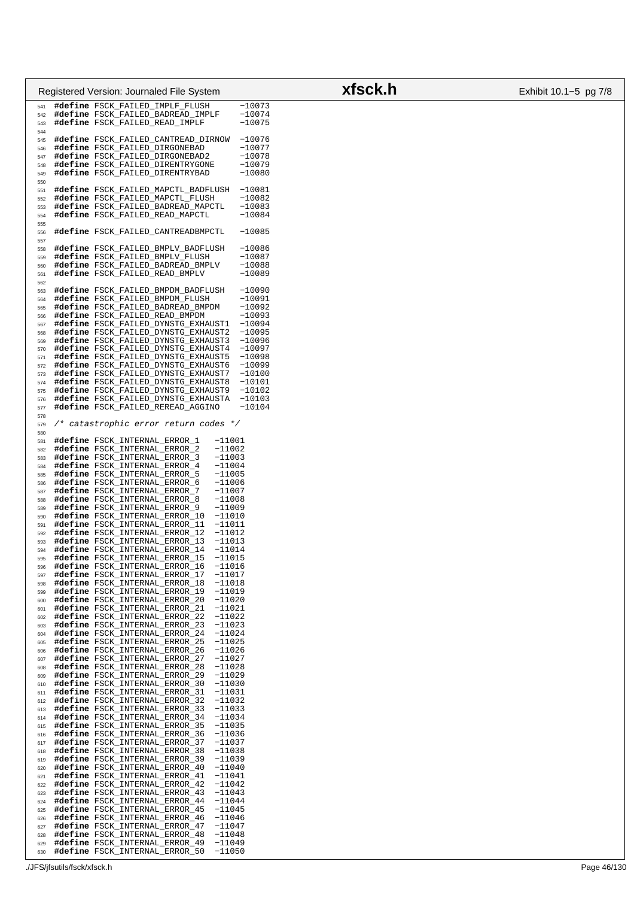```c
#define FSCK_FAILED_IMPLF_FLUSH      -10073
#define FSCK_FAILED_BADREAD_IMPLF    -10074
#define FSCK_FAILED_READ_IMPLF       -10075

#define FSCK_FAILED_CANTREAD_DIRNOW  -10076
#define FSCK_FAILED_DIRGONEBAD       -10077
#define FSCK_FAILED_DIRGONEBAD2      -10078
#define FSCK_FAILED_DIRENTRYGONE     -10079
#define FSCK_FAILED_DIRENTRYBAD      -10080

#define FSCK_FAILED_MAPCTL_BADFLUSH  -10081
#define FSCK_FAILED_MAPCTL_FLUSH     -10082
#define FSCK_FAILED_BADREAD_MAPCTL   -10083
#define FSCK_FAILED_READ_MAPCTL      -10084

#define FSCK_FAILED_CANTREADBMPCTL   -10085

#define FSCK_FAILED_BMPLV_BADFLUSH   -10086
#define FSCK_FAILED_BMPLV_FLUSH      -10087
#define FSCK_FAILED_BADREAD_BMPLV    -10088
#define FSCK_FAILED_READ_BMPLV       -10089

#define FSCK_FAILED_BMPDM_BADFLUSH   -10090
#define FSCK_FAILED_BMPDM_FLUSH      -10091
#define FSCK_FAILED_BADREAD_BMPDM    -10092
#define FSCK_FAILED_READ_BMPDM       -10093
#define FSCK_FAILED_DYNSTG_EXHAUST1  -10094
#define FSCK_FAILED_DYNSTG_EXHAUST2  -10095
#define FSCK_FAILED_DYNSTG_EXHAUST3  -10096
#define FSCK_FAILED_DYNSTG_EXHAUST4  -10097
#define FSCK_FAILED_DYNSTG_EXHAUST5  -10098
#define FSCK_FAILED_DYNSTG_EXHAUST6  -10099
#define FSCK_FAILED_DYNSTG_EXHAUST7  -10100
#define FSCK_FAILED_DYNSTG_EXHAUST8  -10101
#define FSCK_FAILED_DYNSTG_EXHAUST9  -10102
#define FSCK_FAILED_DYNSTG_EXHAUSTA  -10103
#define FSCK_FAILED_REREAD_AGGINO    -10104

/* catastrophic error return codes */

#define FSCK_INTERNAL_ERROR_1   -11001
#define FSCK_INTERNAL_ERROR_2   -11002
#define FSCK_INTERNAL_ERROR_3   -11003
#define FSCK_INTERNAL_ERROR_4   -11004
#define FSCK_INTERNAL_ERROR_5   -11005
#define FSCK_INTERNAL_ERROR_6   -11006
#define FSCK_INTERNAL_ERROR_7   -11007
#define FSCK_INTERNAL_ERROR_8   -11008
#define FSCK_INTERNAL_ERROR_9   -11009
#define FSCK_INTERNAL_ERROR_10  -11010
#define FSCK_INTERNAL_ERROR_11  -11011
#define FSCK_INTERNAL_ERROR_12  -11012
#define FSCK_INTERNAL_ERROR_13  -11013
#define FSCK_INTERNAL_ERROR_14  -11014
#define FSCK_INTERNAL_ERROR_15  -11015
#define FSCK_INTERNAL_ERROR_16  -11016
#define FSCK_INTERNAL_ERROR_17  -11017
#define FSCK_INTERNAL_ERROR_18  -11018
#define FSCK_INTERNAL_ERROR_19  -11019
#define FSCK_INTERNAL_ERROR_20  -11020
#define FSCK_INTERNAL_ERROR_21  -11021
#define FSCK_INTERNAL_ERROR_22  -11022
#define FSCK_INTERNAL_ERROR_23  -11023
#define FSCK_INTERNAL_ERROR_24  -11024
#define FSCK_INTERNAL_ERROR_25  -11025
#define FSCK_INTERNAL_ERROR_26  -11026
#define FSCK_INTERNAL_ERROR_27  -11027
#define FSCK_INTERNAL_ERROR_28  -11028
#define FSCK_INTERNAL_ERROR_29  -11029
#define FSCK_INTERNAL_ERROR_30  -11030
#define FSCK_INTERNAL_ERROR_31  -11031
#define FSCK_INTERNAL_ERROR_32  -11032
#define FSCK_INTERNAL_ERROR_33  -11033
#define FSCK_INTERNAL_ERROR_34  -11034
#define FSCK_INTERNAL_ERROR_35  -11035
#define FSCK_INTERNAL_ERROR_36  -11036
#define FSCK_INTERNAL_ERROR_37  -11037
#define FSCK_INTERNAL_ERROR_38  -11038
#define FSCK_INTERNAL_ERROR_39  -11039
#define FSCK_INTERNAL_ERROR_40  -11040
#define FSCK_INTERNAL_ERROR_41  -11041
#define FSCK_INTERNAL_ERROR_42  -11042
#define FSCK_INTERNAL_ERROR_43  -11043
#define FSCK_INTERNAL_ERROR_44  -11044
#define FSCK_INTERNAL_ERROR_45  -11045
#define FSCK_INTERNAL_ERROR_46  -11046
#define FSCK_INTERNAL_ERROR_47  -11047
#define FSCK_INTERNAL_ERROR_48  -11048
#define FSCK_INTERNAL_ERROR_49  -11049
#define FSCK_INTERNAL_ERROR_50  -11050
```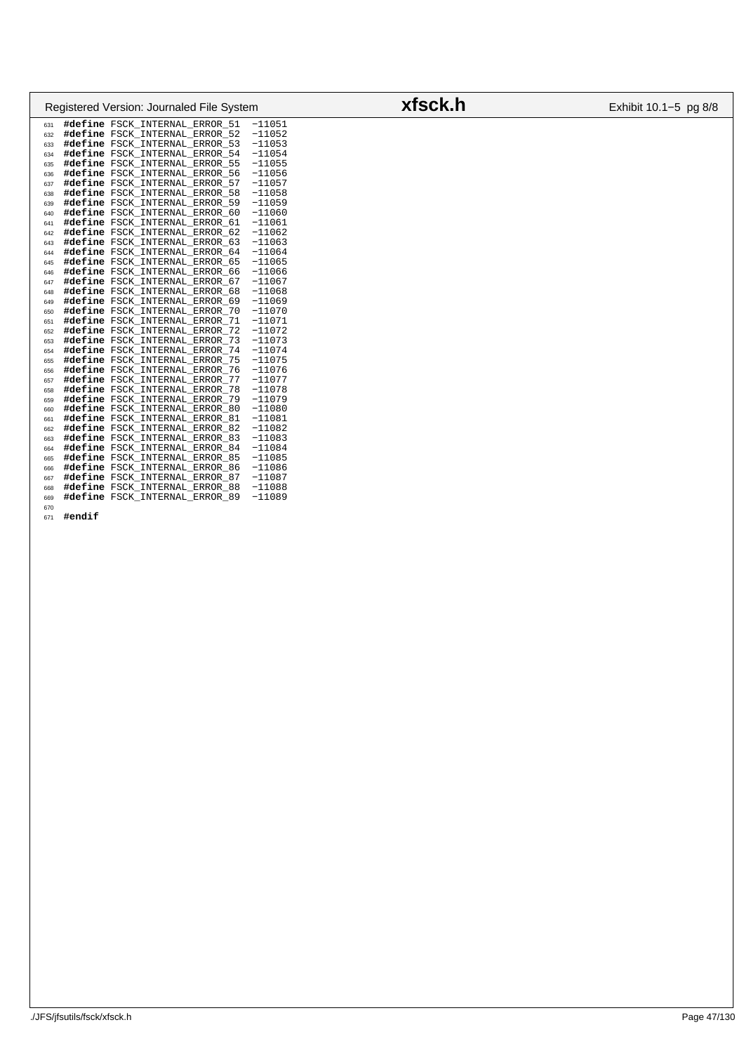```c
#define FSCK_INTERNAL_ERROR_51  -11051
#define FSCK_INTERNAL_ERROR_52  -11052
#define FSCK_INTERNAL_ERROR_53  -11053
#define FSCK_INTERNAL_ERROR_54  -11054
#define FSCK_INTERNAL_ERROR_55  -11055
#define FSCK_INTERNAL_ERROR_56  -11056
#define FSCK_INTERNAL_ERROR_57  -11057
#define FSCK_INTERNAL_ERROR_58  -11058
#define FSCK_INTERNAL_ERROR_59  -11059
#define FSCK_INTERNAL_ERROR_60  -11060
#define FSCK_INTERNAL_ERROR_61  -11061
#define FSCK_INTERNAL_ERROR_62  -11062
#define FSCK_INTERNAL_ERROR_63  -11063
#define FSCK_INTERNAL_ERROR_64  -11064
#define FSCK_INTERNAL_ERROR_65  -11065
#define FSCK_INTERNAL_ERROR_66  -11066
#define FSCK_INTERNAL_ERROR_67  -11067
#define FSCK_INTERNAL_ERROR_68  -11068
#define FSCK_INTERNAL_ERROR_69  -11069
#define FSCK_INTERNAL_ERROR_70  -11070
#define FSCK_INTERNAL_ERROR_71  -11071
#define FSCK_INTERNAL_ERROR_72  -11072
#define FSCK_INTERNAL_ERROR_73  -11073
#define FSCK_INTERNAL_ERROR_74  -11074
#define FSCK_INTERNAL_ERROR_75  -11075
#define FSCK_INTERNAL_ERROR_76  -11076
#define FSCK_INTERNAL_ERROR_77  -11077
#define FSCK_INTERNAL_ERROR_78  -11078
#define FSCK_INTERNAL_ERROR_79  -11079
#define FSCK_INTERNAL_ERROR_80  -11080
#define FSCK_INTERNAL_ERROR_81  -11081
#define FSCK_INTERNAL_ERROR_82  -11082
#define FSCK_INTERNAL_ERROR_83  -11083
#define FSCK_INTERNAL_ERROR_84  -11084
#define FSCK_INTERNAL_ERROR_85  -11085
#define FSCK_INTERNAL_ERROR_86  -11086
#define FSCK_INTERNAL_ERROR_87  -11087
#define FSCK_INTERNAL_ERROR_88  -11088
#define FSCK_INTERNAL_ERROR_89  -11089

#endif
```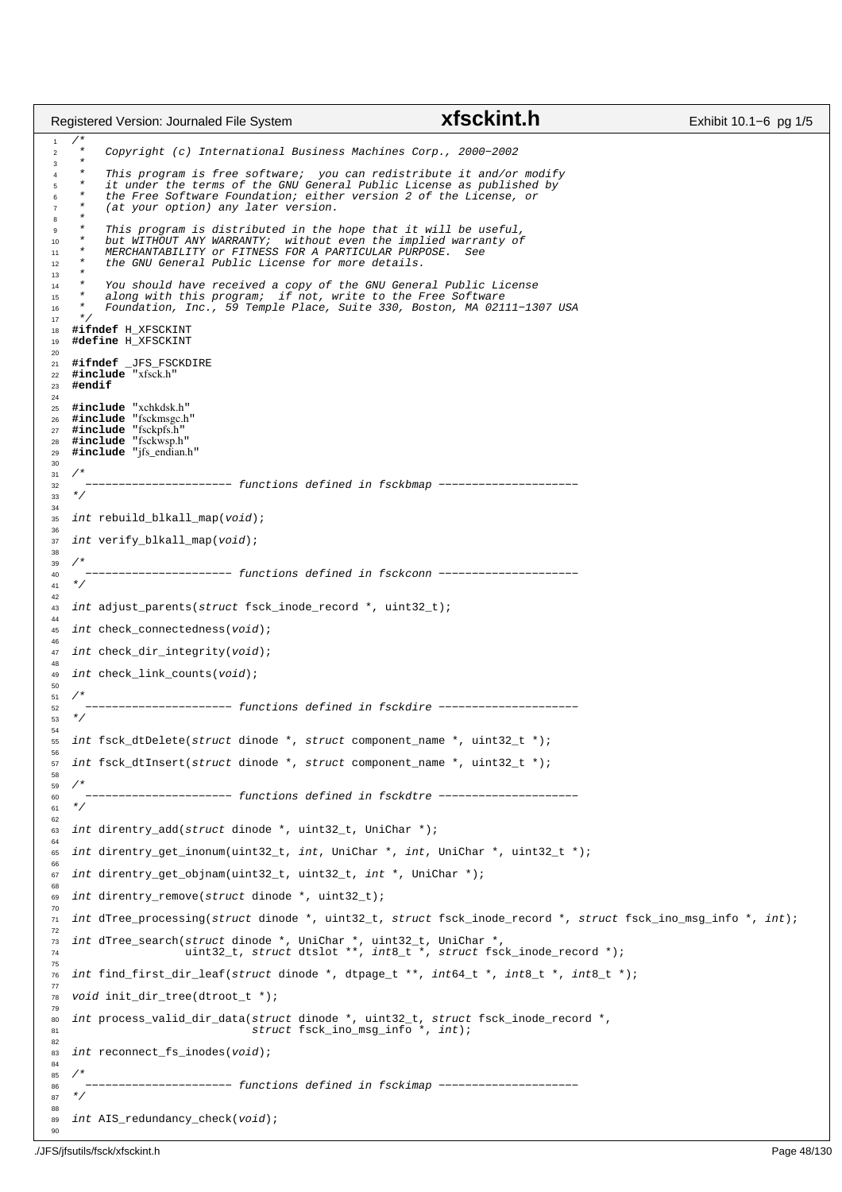```c
/*
 *   Copyright (c) International Business Machines Corp., 2000-2002
 *
 *   This program is free software;  you can redistribute it and/or modify
 *   it under the terms of the GNU General Public License as published by
 *   the Free Software Foundation; either version 2 of the License, or
 *   (at your option) any later version.
 *
 *   This program is distributed in the hope that it will be useful,
 *   but WITHOUT ANY WARRANTY;  without even the implied warranty of
 *   MERCHANTABILITY or FITNESS FOR A PARTICULAR PURPOSE.  See
 *   the GNU General Public License for more details.
 *
 *   You should have received a copy of the GNU General Public License
 *   along with this program;  if not, write to the Free Software
 *   Foundation, Inc., 59 Temple Place, Suite 330, Boston, MA 02111-1307 USA
 */
#ifndef H_XFSCKINT
#define H_XFSCKINT

#ifndef _JFS_FSCKDIRE
#include "xfsck.h"
#endif

#include "xchkdsk.h"
#include "fsckmsgc.h"
#include "fsckpfs.h"
#include "fsckwsp.h"
#include "jfs_endian.h"

/*
  ---------------------- functions defined in fsckbmap ---------------------
*/

int rebuild_blkall_map(void);

int verify_blkall_map(void);

/*
  ---------------------- functions defined in fsckconn ---------------------
*/

int adjust_parents(struct fsck_inode_record *, uint32_t);

int check_connectedness(void);

int check_dir_integrity(void);

int check_link_counts(void);

/*
  ---------------------- functions defined in fsckdire ---------------------
*/

int fsck_dtDelete(struct dinode *, struct component_name *, uint32_t *);

int fsck_dtInsert(struct dinode *, struct component_name *, uint32_t *);

/*
  ---------------------- functions defined in fsckdtre ---------------------
*/

int direntry_add(struct dinode *, uint32_t, UniChar *);

int direntry_get_inonum(uint32_t, int, UniChar *, int, UniChar *, uint32_t *);

int direntry_get_objnam(uint32_t, uint32_t, int *, UniChar *);

int direntry_remove(struct dinode *, uint32_t);

int dTree_processing(struct dinode *, uint32_t, struct fsck_inode_record *, struct fsck_ino_msg_info *, int);

int dTree_search(struct dinode *, UniChar *, uint32_t, UniChar *,
                 uint32_t, struct dtslot **, int8_t *, struct fsck_inode_record *);

int find_first_dir_leaf(struct dinode *, dtpage_t **, int64_t *, int8_t *, int8_t *);

void init_dir_tree(dtroot_t *);

int process_valid_dir_data(struct dinode *, uint32_t, struct fsck_inode_record *,
                           struct fsck_ino_msg_info *, int);

int reconnect_fs_inodes(void);

/*
  ---------------------- functions defined in fsckimap ---------------------
*/

int AIS_redundancy_check(void);

```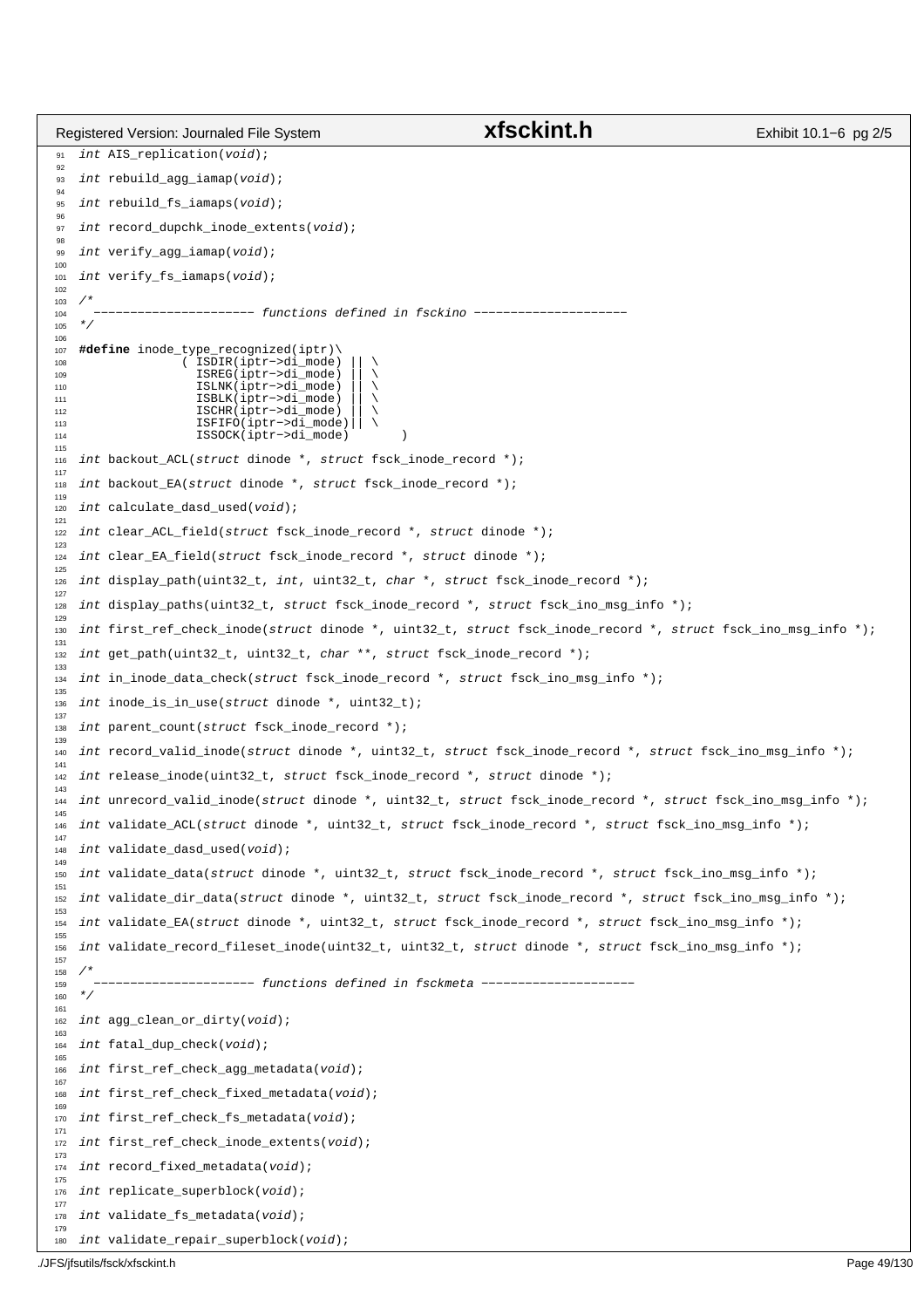```c
int AIS_replication(void);

int rebuild_agg_iamap(void);

int rebuild_fs_iamaps(void);

int record_dupchk_inode_extents(void);

int verify_agg_iamap(void);

int verify_fs_iamaps(void);

/*
  ---------------------- functions defined in fsckino ---------------------
*/

#define inode_type_recognized(iptr)\
             ( ISDIR(iptr->di_mode) || \
               ISREG(iptr->di_mode) || \
               ISLNK(iptr->di_mode) || \
               ISBLK(iptr->di_mode) || \
               ISCHR(iptr->di_mode) || \
               ISFIFO(iptr->di_mode)|| \
               ISSOCK(iptr->di_mode)      )

int backout_ACL(struct dinode *, struct fsck_inode_record *);

int backout_EA(struct dinode *, struct fsck_inode_record *);

int calculate_dasd_used(void);

int clear_ACL_field(struct fsck_inode_record *, struct dinode *);

int clear_EA_field(struct fsck_inode_record *, struct dinode *);

int display_path(uint32_t, int, uint32_t, char *, struct fsck_inode_record *);

int display_paths(uint32_t, struct fsck_inode_record *, struct fsck_ino_msg_info *);

int first_ref_check_inode(struct dinode *, uint32_t, struct fsck_inode_record *, struct fsck_ino_msg_info *);

int get_path(uint32_t, uint32_t, char **, struct fsck_inode_record *);

int in_inode_data_check(struct fsck_inode_record *, struct fsck_ino_msg_info *);

int inode_is_in_use(struct dinode *, uint32_t);

int parent_count(struct fsck_inode_record *);

int record_valid_inode(struct dinode *, uint32_t, struct fsck_inode_record *, struct fsck_ino_msg_info *);

int release_inode(uint32_t, struct fsck_inode_record *, struct dinode *);

int unrecord_valid_inode(struct dinode *, uint32_t, struct fsck_inode_record *, struct fsck_ino_msg_info *);

int validate_ACL(struct dinode *, uint32_t, struct fsck_inode_record *, struct fsck_ino_msg_info *);

int validate_dasd_used(void);

int validate_data(struct dinode *, uint32_t, struct fsck_inode_record *, struct fsck_ino_msg_info *);

int validate_dir_data(struct dinode *, uint32_t, struct fsck_inode_record *, struct fsck_ino_msg_info *);

int validate_EA(struct dinode *, uint32_t, struct fsck_inode_record *, struct fsck_ino_msg_info *);

int validate_record_fileset_inode(uint32_t, uint32_t, struct dinode *, struct fsck_ino_msg_info *);

/*
  ---------------------- functions defined in fsckmeta ---------------------
*/

int agg_clean_or_dirty(void);

int fatal_dup_check(void);

int first_ref_check_agg_metadata(void);

int first_ref_check_fixed_metadata(void);

int first_ref_check_fs_metadata(void);

int first_ref_check_inode_extents(void);

int record_fixed_metadata(void);

int replicate_superblock(void);

int validate_fs_metadata(void);

int validate_repair_superblock(void);
```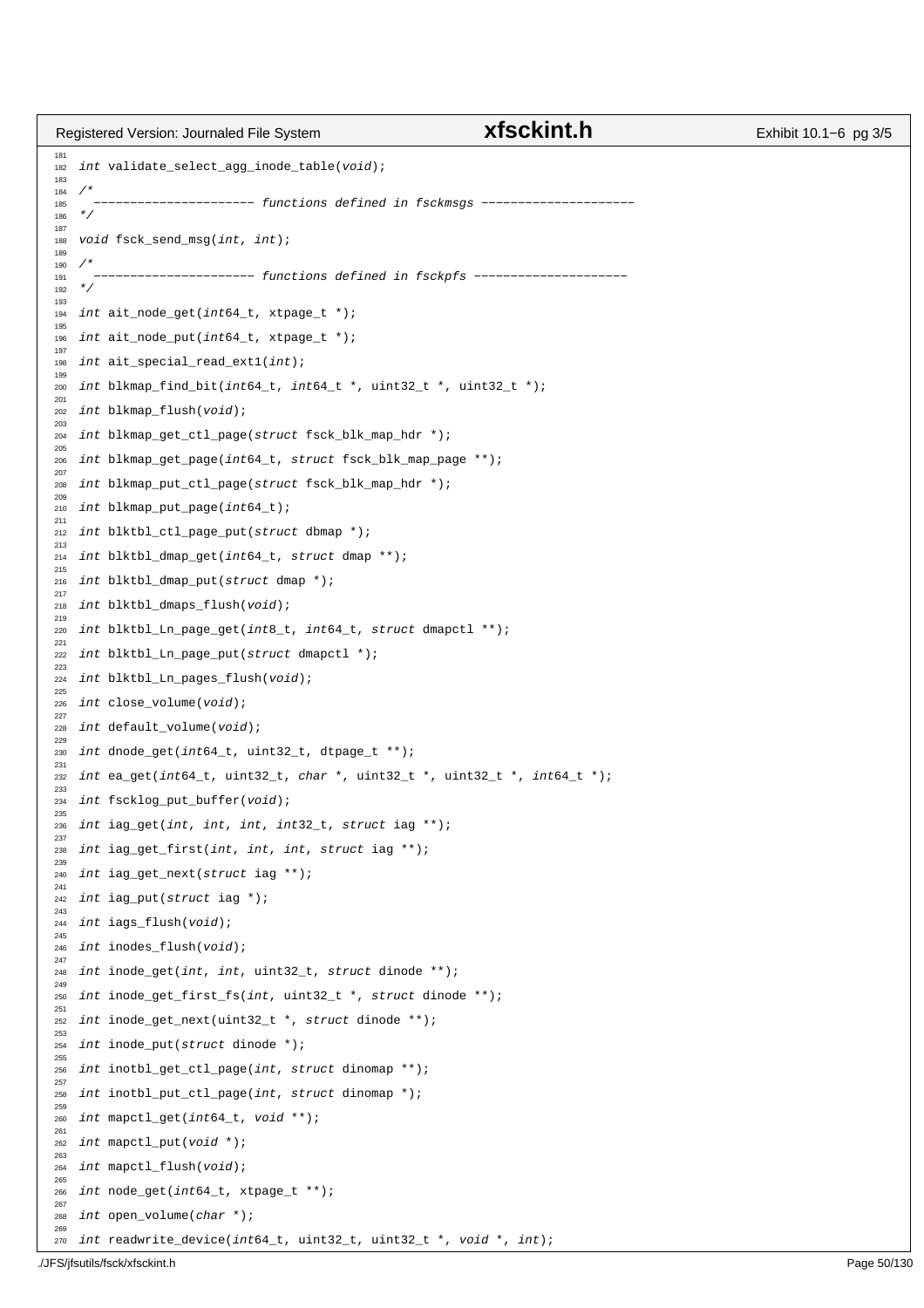```c
int validate_select_agg_inode_table(void);

/*
   --------------------- functions defined in fsckmsgs ---------------------
*/

void fsck_send_msg(int, int);

/*
   --------------------- functions defined in fsckpfs ---------------------
*/

int ait_node_get(int64_t, xtpage_t *);

int ait_node_put(int64_t, xtpage_t *);

int ait_special_read_ext1(int);

int blkmap_find_bit(int64_t, int64_t *, uint32_t *, uint32_t *);

int blkmap_flush(void);

int blkmap_get_ctl_page(struct fsck_blk_map_hdr *);

int blkmap_get_page(int64_t, struct fsck_blk_map_page **);

int blkmap_put_ctl_page(struct fsck_blk_map_hdr *);

int blkmap_put_page(int64_t);

int blktbl_ctl_page_put(struct dbmap *);

int blktbl_dmap_get(int64_t, struct dmap **);

int blktbl_dmap_put(struct dmap *);

int blktbl_dmaps_flush(void);

int blktbl_Ln_page_get(int8_t, int64_t, struct dmapctl **);

int blktbl_Ln_page_put(struct dmapctl *);

int blktbl_Ln_pages_flush(void);

int close_volume(void);

int default_volume(void);

int dnode_get(int64_t, uint32_t, dtpage_t **);

int ea_get(int64_t, uint32_t, char *, uint32_t *, uint32_t *, int64_t *);

int fscklog_put_buffer(void);

int iag_get(int, int, int, int32_t, struct iag **);

int iag_get_first(int, int, int, struct iag **);

int iag_get_next(struct iag **);

int iag_put(struct iag *);

int iags_flush(void);

int inodes_flush(void);

int inode_get(int, int, uint32_t, struct dinode **);

int inode_get_first_fs(int, uint32_t *, struct dinode **);

int inode_get_next(uint32_t *, struct dinode **);

int inode_put(struct dinode *);

int inotbl_get_ctl_page(int, struct dinomap **);

int inotbl_put_ctl_page(int, struct dinomap *);

int mapctl_get(int64_t, void **);

int mapctl_put(void *);

int mapctl_flush(void);

int node_get(int64_t, xtpage_t **);

int open_volume(char *);

int readwrite_device(int64_t, uint32_t, uint32_t *, void *, int);
```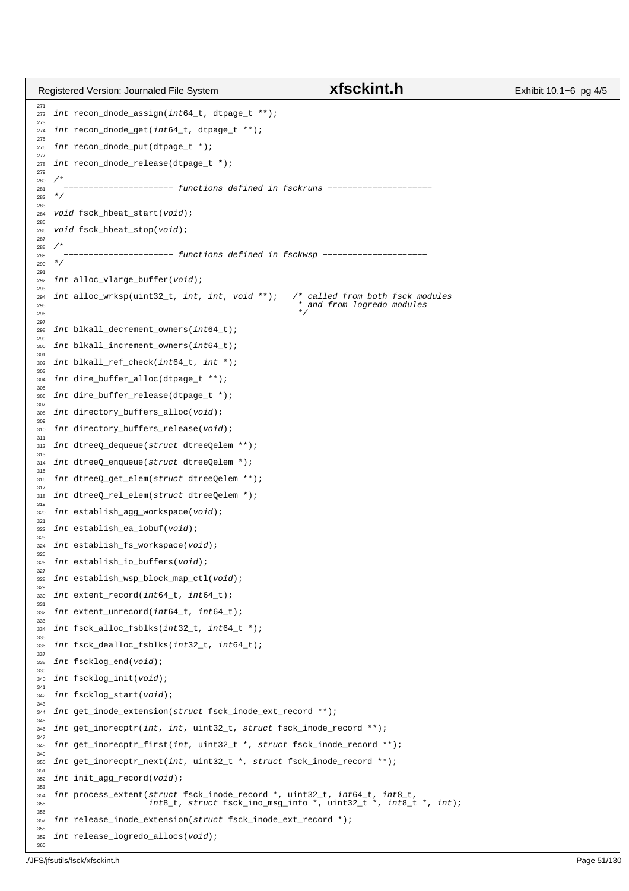```c
int recon_dnode_assign(int64_t, dtpage_t **);

int recon_dnode_get(int64_t, dtpage_t **);

int recon_dnode_put(dtpage_t *);

int recon_dnode_release(dtpage_t *);

/*
  ---------------------- functions defined in fsckruns ---------------------
*/

void fsck_hbeat_start(void);

void fsck_hbeat_stop(void);

/*
  ---------------------- functions defined in fsckwsp ---------------------
*/

int alloc_vlarge_buffer(void);

int alloc_wrksp(uint32_t, int, int, void **);   /* called from both fsck modules
                                                 * and from logredo modules
                                                 */

int blkall_decrement_owners(int64_t);

int blkall_increment_owners(int64_t);

int blkall_ref_check(int64_t, int *);

int dire_buffer_alloc(dtpage_t **);

int dire_buffer_release(dtpage_t *);

int directory_buffers_alloc(void);

int directory_buffers_release(void);

int dtreeQ_dequeue(struct dtreeQelem **);

int dtreeQ_enqueue(struct dtreeQelem *);

int dtreeQ_get_elem(struct dtreeQelem **);

int dtreeQ_rel_elem(struct dtreeQelem *);

int establish_agg_workspace(void);

int establish_ea_iobuf(void);

int establish_fs_workspace(void);

int establish_io_buffers(void);

int establish_wsp_block_map_ctl(void);

int extent_record(int64_t, int64_t);

int extent_unrecord(int64_t, int64_t);

int fsck_alloc_fsblks(int32_t, int64_t *);

int fsck_dealloc_fsblks(int32_t, int64_t);

int fscklog_end(void);

int fscklog_init(void);

int fscklog_start(void);

int get_inode_extension(struct fsck_inode_ext_record **);

int get_inorecptr(int, int, uint32_t, struct fsck_inode_record **);

int get_inorecptr_first(int, uint32_t *, struct fsck_inode_record **);

int get_inorecptr_next(int, uint32_t *, struct fsck_inode_record **);

int init_agg_record(void);

int process_extent(struct fsck_inode_record *, uint32_t, int64_t, int8_t,
                   int8_t, struct fsck_ino_msg_info *, uint32_t *, int8_t *, int);

int release_inode_extension(struct fsck_inode_ext_record *);

int release_logredo_allocs(void);
```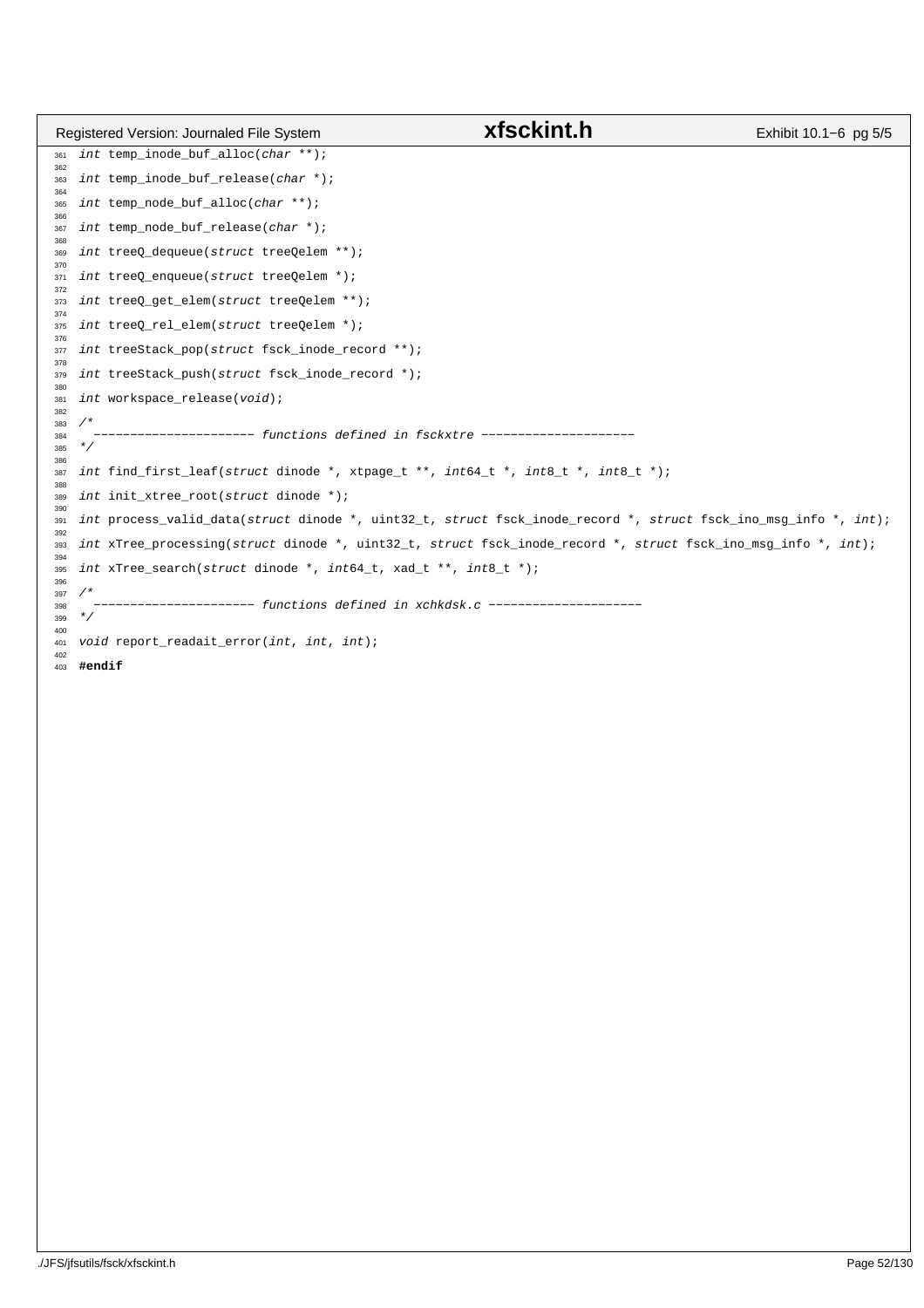```c
int temp_inode_buf_alloc(char **);

int temp_inode_buf_release(char *);

int temp_node_buf_alloc(char **);

int temp_node_buf_release(char *);

int treeQ_dequeue(struct treeQelem **);

int treeQ_enqueue(struct treeQelem *);

int treeQ_get_elem(struct treeQelem **);

int treeQ_rel_elem(struct treeQelem *);

int treeStack_pop(struct fsck_inode_record **);

int treeStack_push(struct fsck_inode_record *);

int workspace_release(void);

/*
  ---------------------- functions defined in fsckxtre ---------------------
*/

int find_first_leaf(struct dinode *, xtpage_t **, int64_t *, int8_t *, int8_t *);

int init_xtree_root(struct dinode *);

int process_valid_data(struct dinode *, uint32_t, struct fsck_inode_record *, struct fsck_ino_msg_info *, int);

int xTree_processing(struct dinode *, uint32_t, struct fsck_inode_record *, struct fsck_ino_msg_info *, int);

int xTree_search(struct dinode *, int64_t, xad_t **, int8_t *);

/*
  ---------------------- functions defined in xchkdsk.c ---------------------
*/

void report_readait_error(int, int, int);

#endif
```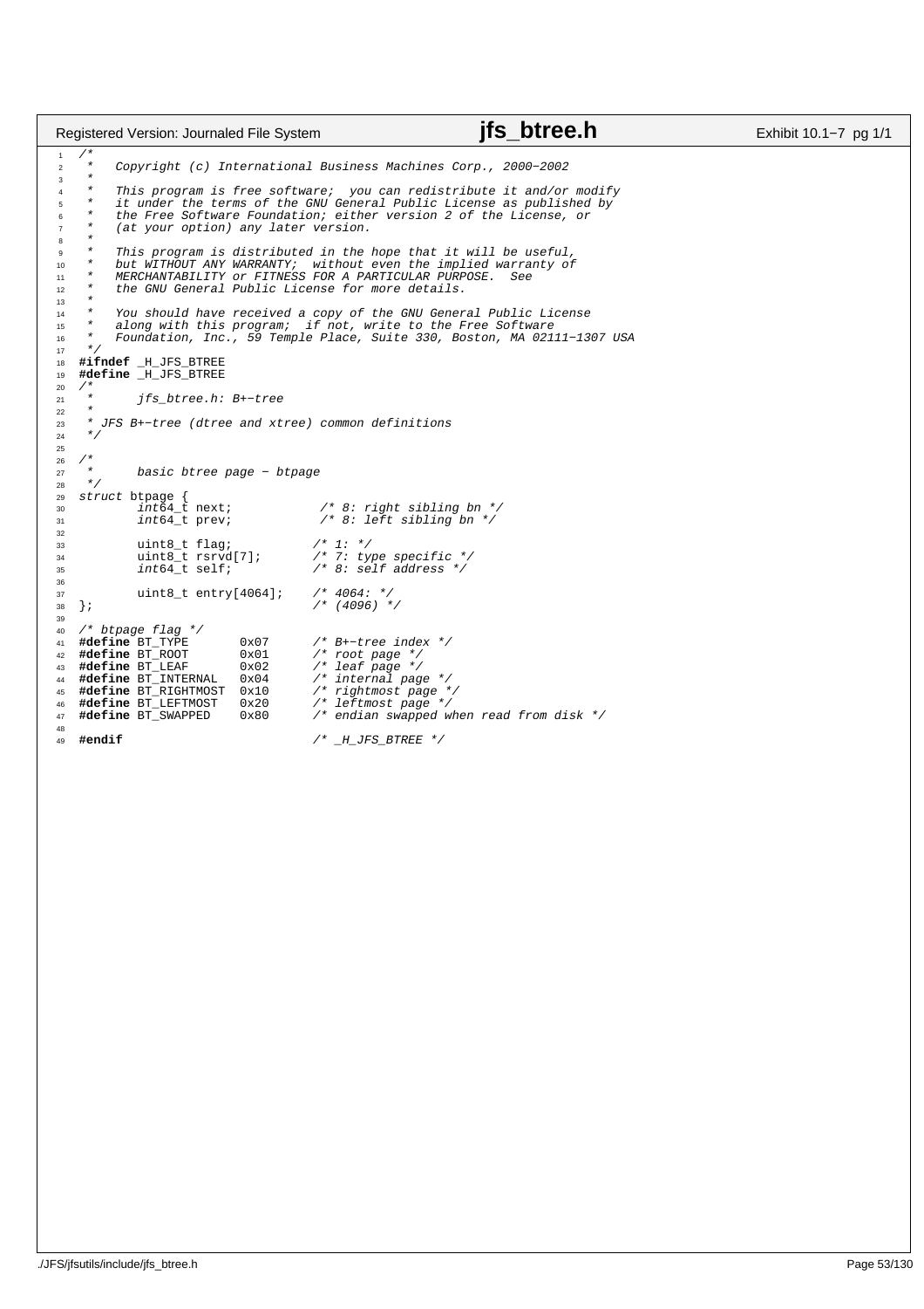```c
/*
 *   Copyright (c) International Business Machines Corp., 2000-2002
 *
 *   This program is free software;  you can redistribute it and/or modify
 *   it under the terms of the GNU General Public License as published by
 *   the Free Software Foundation; either version 2 of the License, or
 *   (at your option) any later version.
 *
 *   This program is distributed in the hope that it will be useful,
 *   but WITHOUT ANY WARRANTY;  without even the implied warranty of
 *   MERCHANTABILITY or FITNESS FOR A PARTICULAR PURPOSE.  See
 *   the GNU General Public License for more details.
 *
 *   You should have received a copy of the GNU General Public License
 *   along with this program;  if not, write to the Free Software
 *   Foundation, Inc., 59 Temple Place, Suite 330, Boston, MA 02111-1307 USA
 */
#ifndef _H_JFS_BTREE
#define _H_JFS_BTREE
/*
 *      jfs_btree.h: B+-tree
 *
 * JFS B+-tree (dtree and xtree) common definitions
 */

/*
 *      basic btree page - btpage
 */
struct btpage {
        int64_t next;           /* 8: right sibling bn */
        int64_t prev;           /* 8: left sibling bn */

        uint8_t flag;           /* 1: */
        uint8_t rsrvd[7];       /* 7: type specific */
        int64_t self;           /* 8: self address */

        uint8_t entry[4064];    /* 4064: */
};                              /* (4096) */

/* btpage flag */
#define BT_TYPE       0x07      /* B+-tree index */
#define BT_ROOT       0x01      /* root page */
#define BT_LEAF       0x02      /* leaf page */
#define BT_INTERNAL   0x04      /* internal page */
#define BT_RIGHTMOST  0x10      /* rightmost page */
#define BT_LEFTMOST   0x20      /* leftmost page */
#define BT_SWAPPED    0x80      /* endian swapped when read from disk */

#endif                          /* _H_JFS_BTREE */
```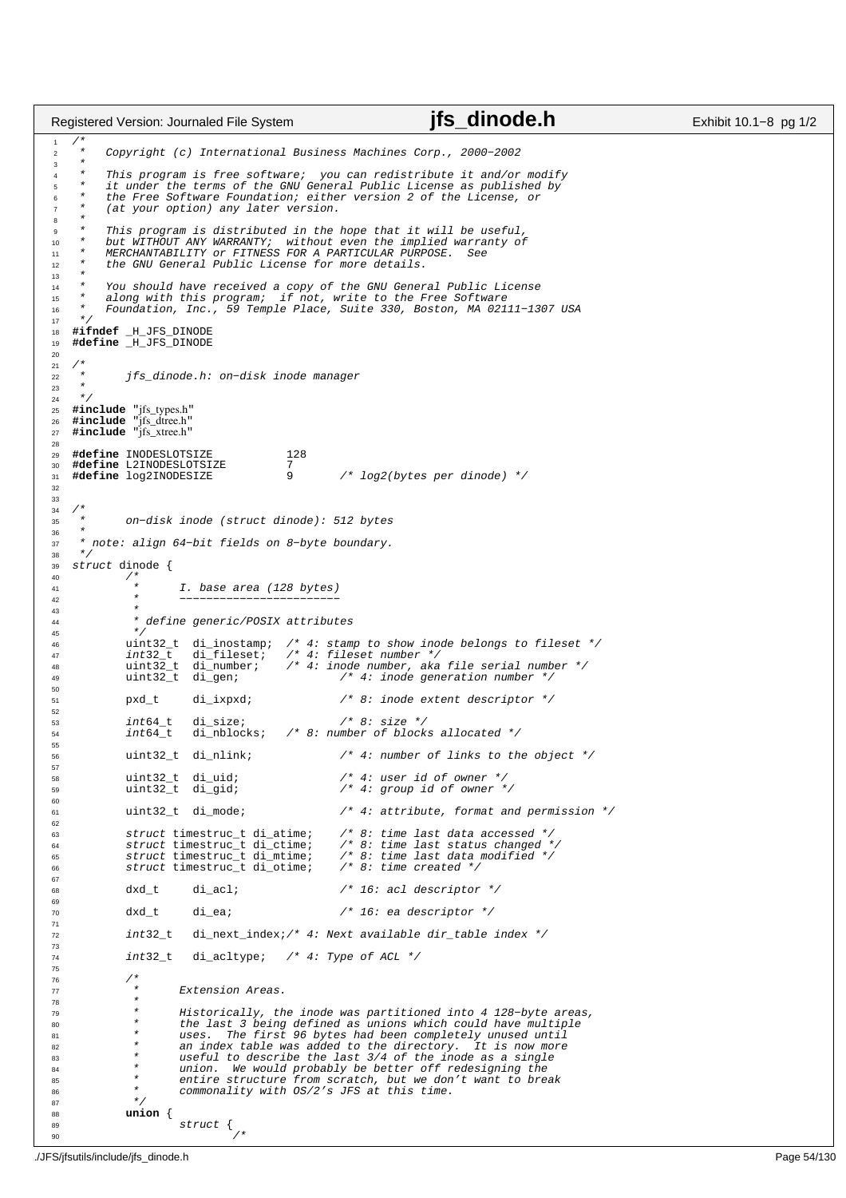```c
/*
 *   Copyright (c) International Business Machines Corp., 2000-2002
 *
 *   This program is free software;  you can redistribute it and/or modify
 *   it under the terms of the GNU General Public License as published by
 *   the Free Software Foundation; either version 2 of the License, or
 *   (at your option) any later version.
 *
 *   This program is distributed in the hope that it will be useful,
 *   but WITHOUT ANY WARRANTY;  without even the implied warranty of
 *   MERCHANTABILITY or FITNESS FOR A PARTICULAR PURPOSE.  See
 *   the GNU General Public License for more details.
 *
 *   You should have received a copy of the GNU General Public License
 *   along with this program;  if not, write to the Free Software
 *   Foundation, Inc., 59 Temple Place, Suite 330, Boston, MA 02111-1307 USA
 */
#ifndef _H_JFS_DINODE
#define _H_JFS_DINODE

/*
 *      jfs_dinode.h: on-disk inode manager
 *
 */
#include "jfs_types.h"
#include "jfs_dtree.h"
#include "jfs_xtree.h"

#define INODESLOTSIZE           128
#define L2INODESLOTSIZE         7
#define log2INODESIZE           9       /* log2(bytes per dinode) */


/*
 *      on-disk inode (struct dinode): 512 bytes
 *
 * note: align 64-bit fields on 8-byte boundary.
 */
struct dinode {
        /*
         *      I. base area (128 bytes)
         *      ------------------------
         *
         * define generic/POSIX attributes
         */
        uint32_t  di_inostamp;  /* 4: stamp to show inode belongs to fileset */
        int32_t   di_fileset;   /* 4: fileset number */
        uint32_t  di_number;    /* 4: inode number, aka file serial number */
        uint32_t  di_gen;               /* 4: inode generation number */

        pxd_t     di_ixpxd;             /* 8: inode extent descriptor */

        int64_t   di_size;              /* 8: size */
        int64_t   di_nblocks;   /* 8: number of blocks allocated */

        uint32_t  di_nlink;             /* 4: number of links to the object */

        uint32_t  di_uid;               /* 4: user id of owner */
        uint32_t  di_gid;               /* 4: group id of owner */

        uint32_t  di_mode;              /* 4: attribute, format and permission */

        struct timestruc_t di_atime;    /* 8: time last data accessed */
        struct timestruc_t di_ctime;    /* 8: time last status changed */
        struct timestruc_t di_mtime;    /* 8: time last data modified */
        struct timestruc_t di_otime;    /* 8: time created */

        dxd_t     di_acl;               /* 16: acl descriptor */

        dxd_t     di_ea;                /* 16: ea descriptor */

        int32_t   di_next_index;/* 4: Next available dir_table index */

        int32_t   di_acltype;   /* 4: Type of ACL */

        /*
         *      Extension Areas.
         *
         *      Historically, the inode was partitioned into 4 128-byte areas,
         *      the last 3 being defined as unions which could have multiple
         *      uses.  The first 96 bytes had been completely unused until
         *      an index table was added to the directory.  It is now more
         *      useful to describe the last 3/4 of the inode as a single
         *      union.  We would probably be better off redesigning the
         *      entire structure from scratch, but we don't want to break
         *      commonality with OS/2's JFS at this time.
         */
        union {
                struct {
                        /*
```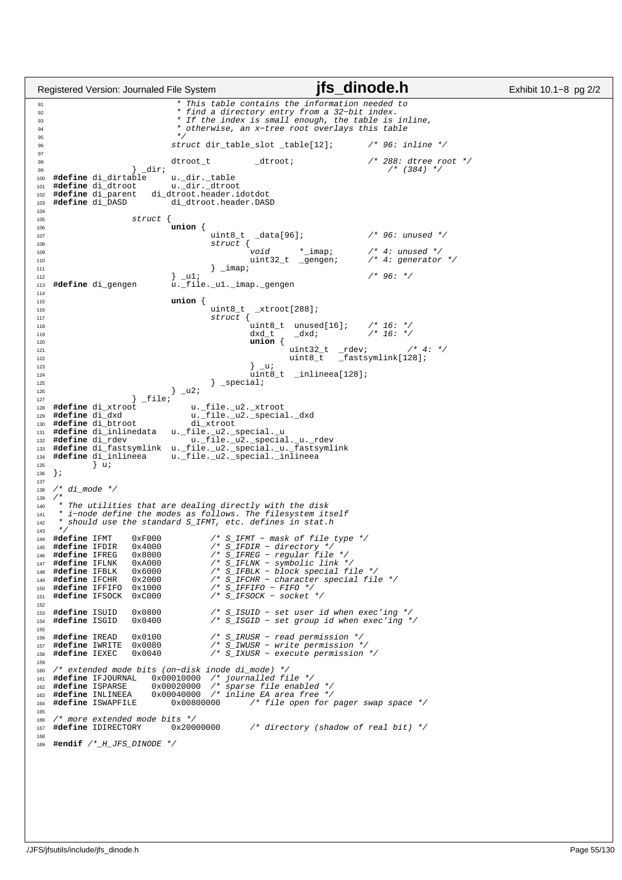```c
                         * This table contains the information needed to
                         * find a directory entry from a 32-bit index.
                         * If the index is small enough, the table is inline,
                         * otherwise, an x-tree root overlays this table
                         */
                        struct dir_table_slot _table[12];       /* 96: inline */

                        dtroot_t        _dtroot;                /* 288: dtree root */
                } _dir;                                         /* (384) */
#define di_dirtable     u._dir._table
#define di_dtroot       u._dir._dtroot
#define di_parent   di_dtroot.header.idotdot
#define di_DASD         di_dtroot.header.DASD

                struct {
                        union {
                                uint8_t  _data[96];             /* 96: unused */
                                struct {
                                        void     *_imap;        /* 4: unused */
                                        uint32_t _gengen;       /* 4: generator */
                                } _imap;
                        } _u1;                                  /* 96: */
#define di_gengen       u._file._u1._imap._gengen

                        union {
                                uint8_t  _xtroot[288];
                                struct {
                                        uint8_t  unused[16];    /* 16: */
                                        dxd_t    _dxd;          /* 16: */
                                        union {
                                                uint32_t  _rdev;        /* 4: */
                                                uint8_t   _fastsymlink[128];
                                        } _u;
                                        uint8_t  _inlineea[128];
                                } _special;
                        } _u2;
                } _file;
#define di_xtroot            u._file._u2._xtroot
#define di_dxd               u._file._u2._special._dxd
#define di_btroot            di_xtroot
#define di_inlinedata   u._file._u2._special._u
#define di_rdev              u._file._u2._special._u._rdev
#define di_fastsymlink  u._file._u2._special._u._fastsymlink
#define di_inlineea     u._file._u2._special._inlineea
        } u;
};

/* di_mode */
/*
 * The utilities that are dealing directly with the disk
 * i-node define the modes as follows. The filesystem itself
 * should use the standard S_IFMT, etc. defines in stat.h
 */
#define IFMT    0xF000          /* S_IFMT - mask of file type */
#define IFDIR   0x4000          /* S_IFDIR - directory */
#define IFREG   0x8000          /* S_IFREG - regular file */
#define IFLNK   0xA000          /* S_IFLNK - symbolic link */
#define IFBLK   0x6000          /* S_IFBLK - block special file */
#define IFCHR   0x2000          /* S_IFCHR - character special file */
#define IFFIFO  0x1000          /* S_IFFIFO - FIFO */
#define IFSOCK  0xC000          /* S_IFSOCK - socket */

#define ISUID   0x0800          /* S_ISUID - set user id when exec'ing */
#define ISGID   0x0400          /* S_ISGID - set group id when exec'ing */

#define IREAD   0x0100          /* S_IRUSR - read permission */
#define IWRITE  0x0080          /* S_IWUSR - write permission */
#define IEXEC   0x0040          /* S_IXUSR - execute permission */

/* extended mode bits (on-disk inode di_mode) */
#define IFJOURNAL   0x00010000  /* journalled file */
#define ISPARSE     0x00020000  /* sparse file enabled */
#define INLINEEA    0x00040000  /* inline EA area free */
#define ISWAPFILE       0x00800000      /* file open for pager swap space */

/* more extended mode bits */
#define IDIRECTORY      0x20000000      /* directory (shadow of real bit) */

#endif /*_H_JFS_DINODE */
```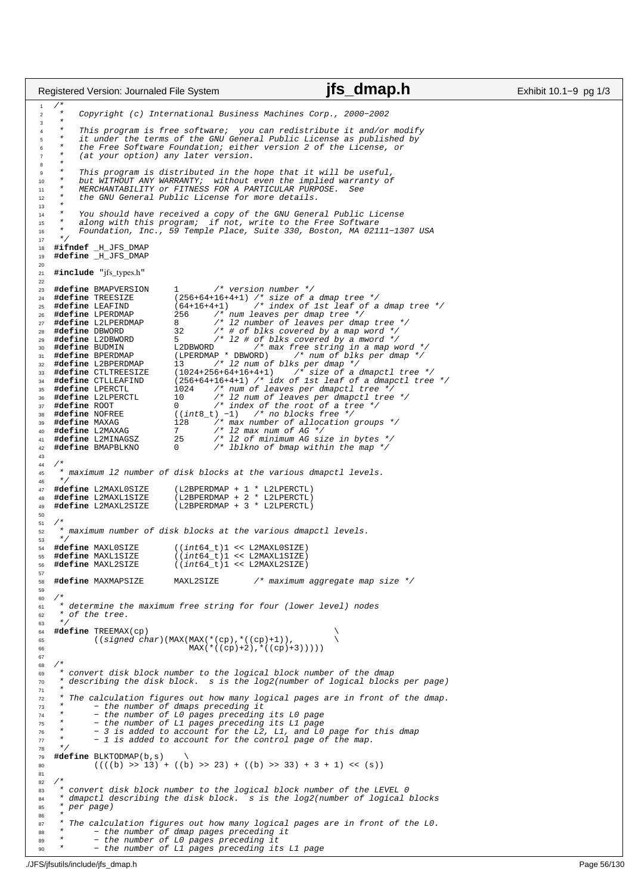```c
/*
 *   Copyright (c) International Business Machines Corp., 2000−2002
 *
 *   This program is free software;  you can redistribute it and/or modify
 *   it under the terms of the GNU General Public License as published by
 *   the Free Software Foundation; either version 2 of the License, or
 *   (at your option) any later version.
 *
 *   This program is distributed in the hope that it will be useful,
 *   but WITHOUT ANY WARRANTY;  without even the implied warranty of
 *   MERCHANTABILITY or FITNESS FOR A PARTICULAR PURPOSE.  See
 *   the GNU General Public License for more details.
 *
 *   You should have received a copy of the GNU General Public License
 *   along with this program;  if not, write to the Free Software
 *   Foundation, Inc., 59 Temple Place, Suite 330, Boston, MA 02111−1307 USA
 */
#ifndef _H_JFS_DMAP
#define _H_JFS_DMAP

#include "jfs_types.h"

#define BMAPVERSION     1       /* version number */
#define TREESIZE        (256+64+16+4+1) /* size of a dmap tree */
#define LEAFIND         (64+16+4+1)     /* index of 1st leaf of a dmap tree */
#define LPERDMAP        256     /* num leaves per dmap tree */
#define L2LPERDMAP      8       /* l2 number of leaves per dmap tree */
#define DBWORD          32      /* # of blks covered by a map word */
#define L2DBWORD        5       /* l2 # of blks covered by a mword */
#define BUDMIN          L2DBWORD        /* max free string in a map word */
#define BPERDMAP        (LPERDMAP * DBWORD)     /* num of blks per dmap */
#define L2BPERDMAP      13      /* l2 num of blks per dmap */
#define CTLTREESIZE     (1024+256+64+16+4+1)    /* size of a dmapctl tree */
#define CTLLEAFIND      (256+64+16+4+1) /* idx of 1st leaf of a dmapctl tree */
#define LPERCTL         1024    /* num of leaves per dmapctl tree */
#define L2LPERCTL       10      /* l2 num of leaves per dmapctl tree */
#define ROOT            0       /* index of the root of a tree */
#define NOFREE          ((int8_t) −1)   /* no blocks free */
#define MAXAG           128     /* max number of allocation groups */
#define L2MAXAG         7       /* l2 max num of AG */
#define L2MINAGSZ       25      /* l2 of minimum AG size in bytes */
#define BMAPBLKNO       0       /* lblkno of bmap within the map */

/*
 * maximum l2 number of disk blocks at the various dmapctl levels.
 */
#define L2MAXL0SIZE     (L2BPERDMAP + 1 * L2LPERCTL)
#define L2MAXL1SIZE     (L2BPERDMAP + 2 * L2LPERCTL)
#define L2MAXL2SIZE     (L2BPERDMAP + 3 * L2LPERCTL)

/*
 * maximum number of disk blocks at the various dmapctl levels.
 */
#define MAXL0SIZE       ((int64_t)1 << L2MAXL0SIZE)
#define MAXL1SIZE       ((int64_t)1 << L2MAXL1SIZE)
#define MAXL2SIZE       ((int64_t)1 << L2MAXL2SIZE)

#define MAXMAPSIZE      MAXL2SIZE       /* maximum aggregate map size */

/*
 * determine the maximum free string for four (lower level) nodes
 * of the tree.
 */
#define TREEMAX(cp)                                     \
        ((signed char)(MAX(MAX(*(cp),*((cp)+1)),        \
                           MAX(*((cp)+2),*((cp)+3)))))

/*
 * convert disk block number to the logical block number of the dmap
 * describing the disk block.  s is the log2(number of logical blocks per page)
 *
 * The calculation figures out how many logical pages are in front of the dmap.
 *      − the number of dmaps preceding it
 *      − the number of L0 pages preceding its L0 page
 *      − the number of L1 pages preceding its L1 page
 *      − 3 is added to account for the L2, L1, and L0 page for this dmap
 *      − 1 is added to account for the control page of the map.
 */
#define BLKTODMAP(b,s)    \
        ((((b) >> 13) + ((b) >> 23) + ((b) >> 33) + 3 + 1) << (s))

/*
 * convert disk block number to the logical block number of the LEVEL 0
 * dmapctl describing the disk block.  s is the log2(number of logical blocks
 * per page)
 *
 * The calculation figures out how many logical pages are in front of the L0.
 *      − the number of dmap pages preceding it
 *      − the number of L0 pages preceding it
 *      − the number of L1 pages preceding its L1 page
```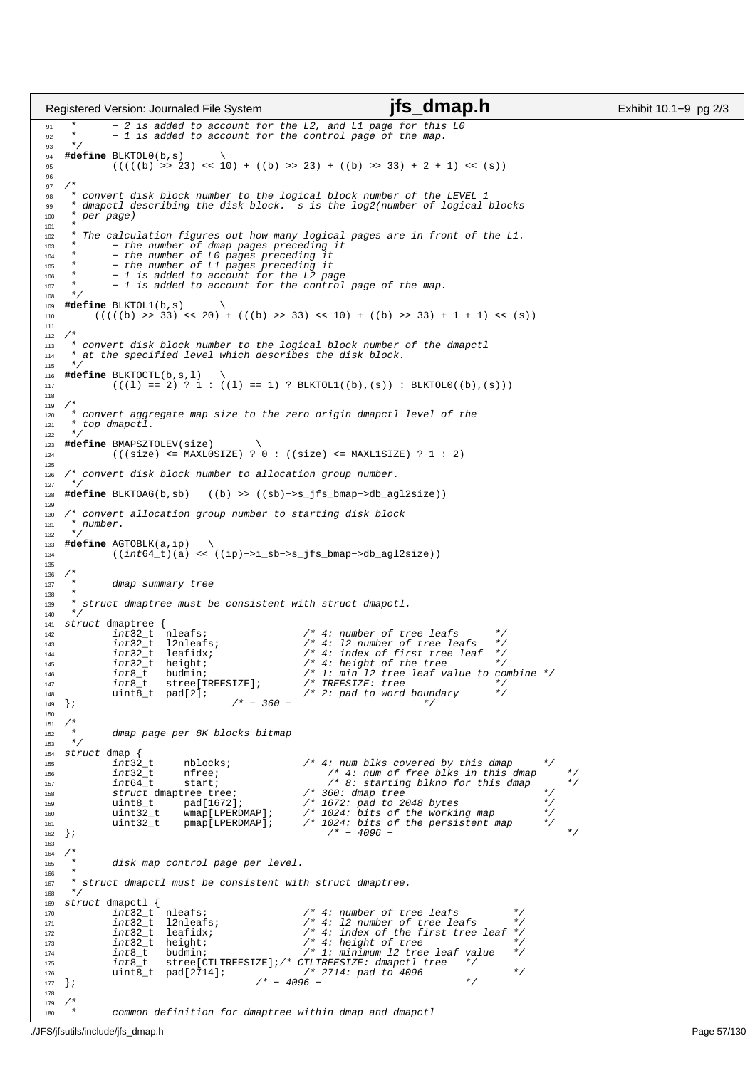```c
 *      - 2 is added to account for the L2, and L1 page for this L0
 *      - 1 is added to account for the control page of the map.
 */
#define BLKTOL0(b,s)      \
        (((((b) >> 23) << 10) + ((b) >> 23) + ((b) >> 33) + 2 + 1) << (s))

/*
 * convert disk block number to the logical block number of the LEVEL 1
 * dmapctl describing the disk block.  s is the log2(number of logical blocks
 * per page)
 *
 * The calculation figures out how many logical pages are in front of the L1.
 *      - the number of dmap pages preceding it
 *      - the number of L0 pages preceding it
 *      - the number of L1 pages preceding it
 *      - 1 is added to account for the L2 page
 *      - 1 is added to account for the control page of the map.
 */
#define BLKTOL1(b,s)      \
     (((((b) >> 33) << 20) + (((b) >> 33) << 10) + ((b) >> 33) + 1 + 1) << (s))

/*
 * convert disk block number to the logical block number of the dmapctl
 * at the specified level which describes the disk block.
 */
#define BLKTOCTL(b,s,l)    \
        (((l) == 2) ? 1 : ((l) == 1) ? BLKTOL1((b),(s)) : BLKTOL0((b),(s)))

/*
 * convert aggregate map size to the zero origin dmapctl level of the
 * top dmapctl.
 */
#define BMAPSZTOLEV(size)       \
        (((size) <= MAXL0SIZE) ? 0 : ((size) <= MAXL1SIZE) ? 1 : 2)

/* convert disk block number to allocation group number.
 */
#define BLKTOAG(b,sb)   ((b) >> ((sb)->s_jfs_bmap->db_agl2size))

/* convert allocation group number to starting disk block
 * number.
 */
#define AGTOBLK(a,ip)   \
        ((int64_t)(a) << ((ip)->i_sb->s_jfs_bmap->db_agl2size))

/*
 *      dmap summary tree
 *
 * struct dmaptree must be consistent with struct dmapctl.
 */
struct dmaptree {
        int32_t  nleafs;                /* 4: number of tree leafs      */
        int32_t  l2nleafs;              /* 4: l2 number of tree leafs   */
        int32_t  leafidx;               /* 4: index of first tree leaf  */
        int32_t  height;                /* 4: height of the tree        */
        int8_t   budmin;                /* 1: min l2 tree leaf value to combine */
        int8_t   stree[TREESIZE];       /* TREESIZE: tree               */
        uint8_t  pad[2];                /* 2: pad to word boundary      */
};                          /* - 360 -                          */

/*
 *      dmap page per 8K blocks bitmap
 */
struct dmap {
        int32_t     nblocks;            /* 4: num blks covered by this dmap     */
        int32_t     nfree;                  /* 4: num of free blks in this dmap     */
        int64_t     start;                  /* 8: starting blkno for this dmap      */
        struct dmaptree tree;           /* 360: dmap tree                       */
        uint8_t     pad[1672];          /* 1672: pad to 2048 bytes              */
        uint32_t    wmap[LPERDMAP];     /* 1024: bits of the working map        */
        uint32_t    pmap[LPERDMAP];     /* 1024: bits of the persistent map     */
};                                          /* - 4096 -                             */

/*
 *      disk map control page per level.
 *
 * struct dmapctl must be consistent with struct dmaptree.
 */
struct dmapctl {
        int32_t  nleafs;                /* 4: number of tree leafs         */
        int32_t  l2nleafs;              /* 4: l2 number of tree leafs      */
        int32_t  leafidx;               /* 4: index of the first tree leaf */
        int32_t  height;                /* 4: height of tree               */
        int8_t   budmin;                /* 1: minimum l2 tree leaf value   */
        int8_t   stree[CTLTREESIZE];/* CTLTREESIZE: dmapctl tree    */
        uint8_t  pad[2714];             /* 2714: pad to 4096               */
};                              /* - 4096 -                     */

/*
 *      common definition for dmaptree within dmap and dmapctl
```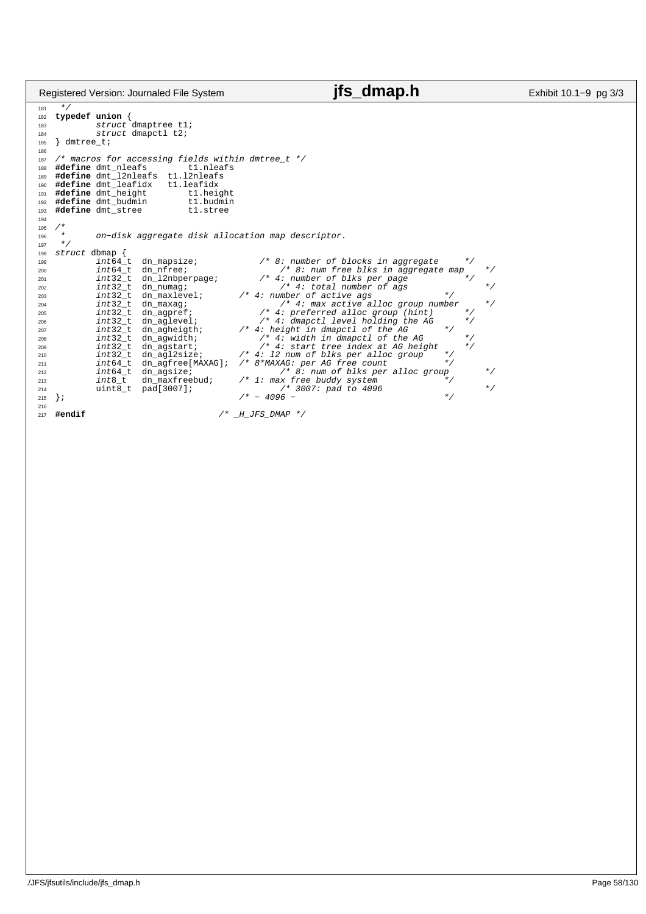```c
 */
typedef union {
        struct dmaptree t1;
        struct dmapctl t2;
} dmtree_t;

/* macros for accessing fields within dmtree_t */
#define dmt_nleafs        t1.nleafs
#define dmt_l2nleafs  t1.l2nleafs
#define dmt_leafidx   t1.leafidx
#define dmt_height        t1.height
#define dmt_budmin        t1.budmin
#define dmt_stree         t1.stree

/*
 *      on-disk aggregate disk allocation map descriptor.
 */
struct dbmap {
        int64_t  dn_mapsize;            /* 8: number of blocks in aggregate     */
        int64_t  dn_nfree;                  /* 8: num free blks in aggregate map    */
        int32_t  dn_l2nbperpage;        /* 4: number of blks per page           */
        int32_t  dn_numag;                  /* 4: total number of ags               */
        int32_t  dn_maxlevel;       /* 4: number of active ags              */
        int32_t  dn_maxag;                  /* 4: max active alloc group number     */
        int32_t  dn_agpref;             /* 4: preferred alloc group (hint)      */
        int32_t  dn_aglevel;            /* 4: dmapctl level holding the AG      */
        int32_t  dn_agheigth;       /* 4: height in dmapctl of the AG       */
        int32_t  dn_agwidth;            /* 4: width in dmapctl of the AG        */
        int32_t  dn_agstart;            /* 4: start tree index at AG height     */
        int32_t  dn_agl2size;       /* 4: l2 num of blks per alloc group    */
        int64_t  dn_agfree[MAXAG];  /* 8*MAXAG: per AG free count           */
        int64_t  dn_agsize;                 /* 8: num of blks per alloc group       */
        int8_t   dn_maxfreebud;     /* 1: max free buddy system             */
        uint8_t  pad[3007];                 /* 3007: pad to 4096                    */
};                                  /* - 4096 -                             */

#endif                          /* _H_JFS_DMAP */
```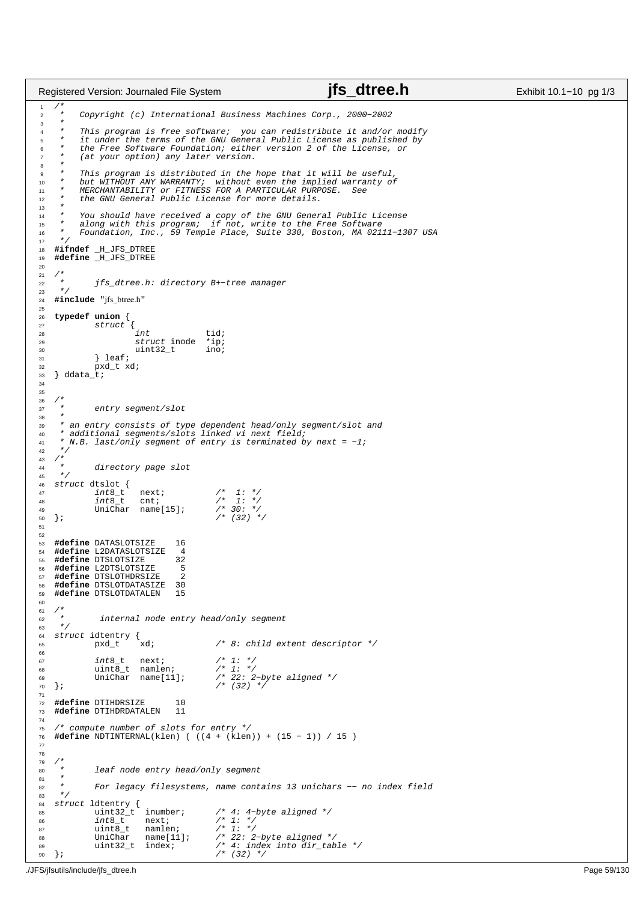```c
/*
 *   Copyright (c) International Business Machines Corp., 2000−2002
 *
 *   This program is free software;  you can redistribute it and/or modify
 *   it under the terms of the GNU General Public License as published by
 *   the Free Software Foundation; either version 2 of the License, or
 *   (at your option) any later version.
 *
 *   This program is distributed in the hope that it will be useful,
 *   but WITHOUT ANY WARRANTY;  without even the implied warranty of
 *   MERCHANTABILITY or FITNESS FOR A PARTICULAR PURPOSE.  See
 *   the GNU General Public License for more details.
 *
 *   You should have received a copy of the GNU General Public License
 *   along with this program;  if not, write to the Free Software
 *   Foundation, Inc., 59 Temple Place, Suite 330, Boston, MA 02111−1307 USA
 */
#ifndef _H_JFS_DTREE
#define _H_JFS_DTREE

/*
 *      jfs_dtree.h: directory B+−tree manager
 */
#include "jfs_btree.h"

typedef union {
        struct {
                int             tid;
                struct inode    *ip;
                uint32_t        ino;
        } leaf;
        pxd_t xd;
} ddata_t;


/*
 *      entry segment/slot
 *
 * an entry consists of type dependent head/only segment/slot and
 * additional segments/slots linked vi next field;
 * N.B. last/only segment of entry is terminated by next = −1;
 */
/*
 *      directory page slot
 */
struct dtslot {
        int8_t   next;          /*  1: */
        int8_t   cnt;           /*  1: */
        UniChar  name[15];      /* 30: */
};                              /* (32) */


#define DATASLOTSIZE    16
#define L2DATASLOTSIZE   4
#define DTSLOTSIZE      32
#define L2DTSLOTSIZE     5
#define DTSLOTHDRSIZE    2
#define DTSLOTDATASIZE  30
#define DTSLOTDATALEN   15

/*
 *       internal node entry head/only segment
 */
struct idtentry {
        pxd_t    xd;            /* 8: child extent descriptor */

        int8_t   next;          /* 1: */
        uint8_t  namlen;        /* 1: */
        UniChar  name[11];      /* 22: 2−byte aligned */
};                              /* (32) */

#define DTIHDRSIZE      10
#define DTIHDRDATALEN   11

/* compute number of slots for entry */
#define NDTINTERNAL(klen) ( ((4 + (klen)) + (15 − 1)) / 15 )


/*
 *      leaf node entry head/only segment
 *
 *      For legacy filesystems, name contains 13 unichars −− no index field
 */
struct ldtentry {
        uint32_t  inumber;      /* 4: 4−byte aligned */
        int8_t    next;         /* 1: */
        uint8_t   namlen;       /* 1: */
        UniChar   name[11];     /* 22: 2−byte aligned */
        uint32_t  index;        /* 4: index into dir_table */
};                              /* (32) */
```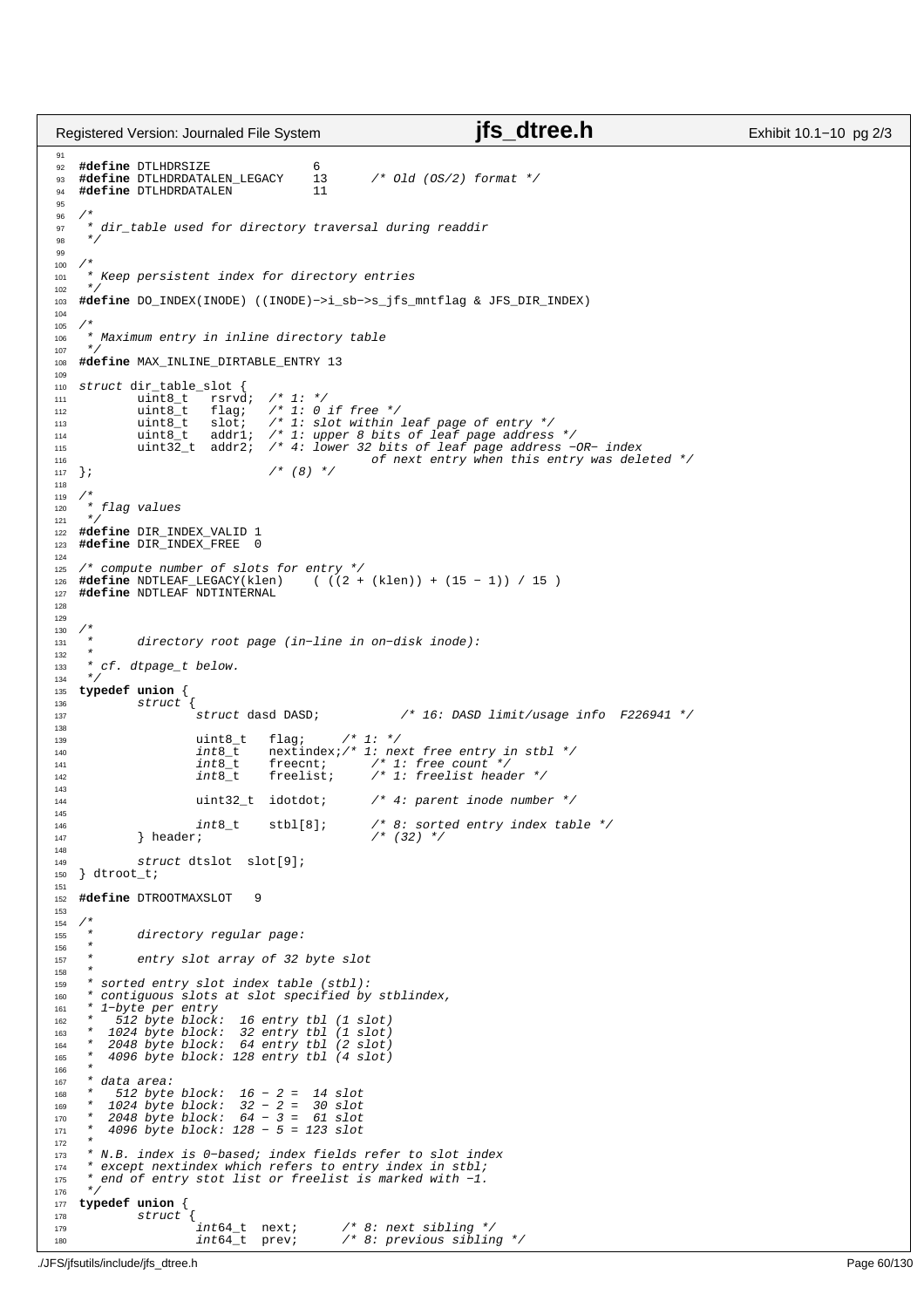```c
#define DTLHDRSIZE              6
#define DTLHDRDATALEN_LEGACY    13      /* Old (OS/2) format */
#define DTLHDRDATALEN           11

/*
 * dir_table used for directory traversal during readdir
 */

/*
 * Keep persistent index for directory entries
 */
#define DO_INDEX(INODE) ((INODE)->i_sb->s_jfs_mntflag & JFS_DIR_INDEX)

/*
 * Maximum entry in inline directory table
 */
#define MAX_INLINE_DIRTABLE_ENTRY 13

struct dir_table_slot {
        uint8_t   rsrvd;  /* 1: */
        uint8_t   flag;   /* 1: 0 if free */
        uint8_t   slot;   /* 1: slot within leaf page of entry */
        uint8_t   addr1;  /* 1: upper 8 bits of leaf page address */
        uint32_t  addr2;  /* 4: lower 32 bits of leaf page address -OR- index
                                   of next entry when this entry was deleted */
};                        /* (8) */

/*
 * flag values
 */
#define DIR_INDEX_VALID 1
#define DIR_INDEX_FREE  0

/* compute number of slots for entry */
#define NDTLEAF_LEGACY(klen)    ( ((2 + (klen)) + (15 - 1)) / 15 )
#define NDTLEAF NDTINTERNAL


/*
 *      directory root page (in-line in on-disk inode):
 *
 * cf. dtpage_t below.
 */
typedef union {
        struct {
                struct dasd DASD;           /* 16: DASD limit/usage info  F226941 */

                uint8_t  flag;      /* 1: */
                int8_t   nextindex;/* 1: next free entry in stbl */
                int8_t   freecnt;     /* 1: free count */
                int8_t   freelist;    /* 1: freelist header */

                uint32_t  idotdot;     /* 4: parent inode number */

                int8_t   stbl[8];     /* 8: sorted entry index table */
        } header;                     /* (32) */

        struct dtslot  slot[9];
} dtroot_t;

#define DTROOTMAXSLOT   9

/*
 *      directory regular page:
 *
 *      entry slot array of 32 byte slot
 *
 * sorted entry slot index table (stbl):
 * contiguous slots at slot specified by stblindex,
 * 1-byte per entry
 *    512 byte block:  16 entry tbl (1 slot)
 *   1024 byte block:  32 entry tbl (1 slot)
 *   2048 byte block:  64 entry tbl (2 slot)
 *   4096 byte block: 128 entry tbl (4 slot)
 *
 * data area:
 *    512 byte block:  16 - 2 =  14 slot
 *   1024 byte block:  32 - 2 =  30 slot
 *   2048 byte block:  64 - 3 =  61 slot
 *   4096 byte block: 128 - 5 = 123 slot
 *
 * N.B. index is 0-based; index fields refer to slot index
 * except nextindex which refers to entry index in stbl;
 * end of entry stot list or freelist is marked with -1.
 */
typedef union {
        struct {
                int64_t  next;      /* 8: next sibling */
                int64_t  prev;      /* 8: previous sibling */
```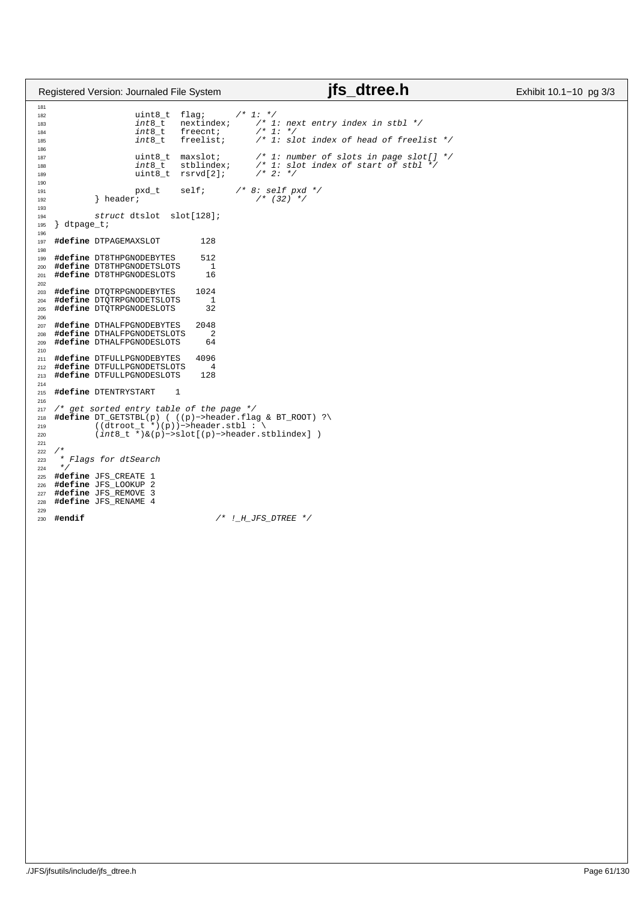```c
		uint8_t  flag;		/* 1: */
		int8_t   nextindex;	/* 1: next entry index in stbl */
		int8_t   freecnt;	/* 1: */
		int8_t   freelist;	/* 1: slot index of head of freelist */

		uint8_t  maxslot;	/* 1: number of slots in page slot[] */
		int8_t   stblindex;	/* 1: slot index of start of stbl */
		uint8_t  rsrvd[2];	/* 2: */

		pxd_t    self;		/* 8: self pxd */
	} header;			/* (32) */

	struct dtslot  slot[128];
} dtpage_t;

#define DTPAGEMAXSLOT        128

#define DT8THPGNODEBYTES     512
#define DT8THPGNODETSLOTS      1
#define DT8THPGNODESLOTS      16

#define DTQTRPGNODEBYTES    1024
#define DTQTRPGNODETSLOTS      1
#define DTQTRPGNODESLOTS      32

#define DTHALFPGNODEBYTES   2048
#define DTHALFPGNODETSLOTS     2
#define DTHALFPGNODESLOTS     64

#define DTFULLPGNODEBYTES   4096
#define DTFULLPGNODETSLOTS     4
#define DTFULLPGNODESLOTS    128

#define DTENTRYSTART    1

/* get sorted entry table of the page */
#define DT_GETSTBL(p) ( ((p)->header.flag & BT_ROOT) ?\
	((dtroot_t *)(p))->header.stbl : \
	(int8_t *)&(p)->slot[(p)->header.stblindex] )

/*
 * Flags for dtSearch
 */
#define JFS_CREATE 1
#define JFS_LOOKUP 2
#define JFS_REMOVE 3
#define JFS_RENAME 4

#endif				/* !_H_JFS_DTREE */
```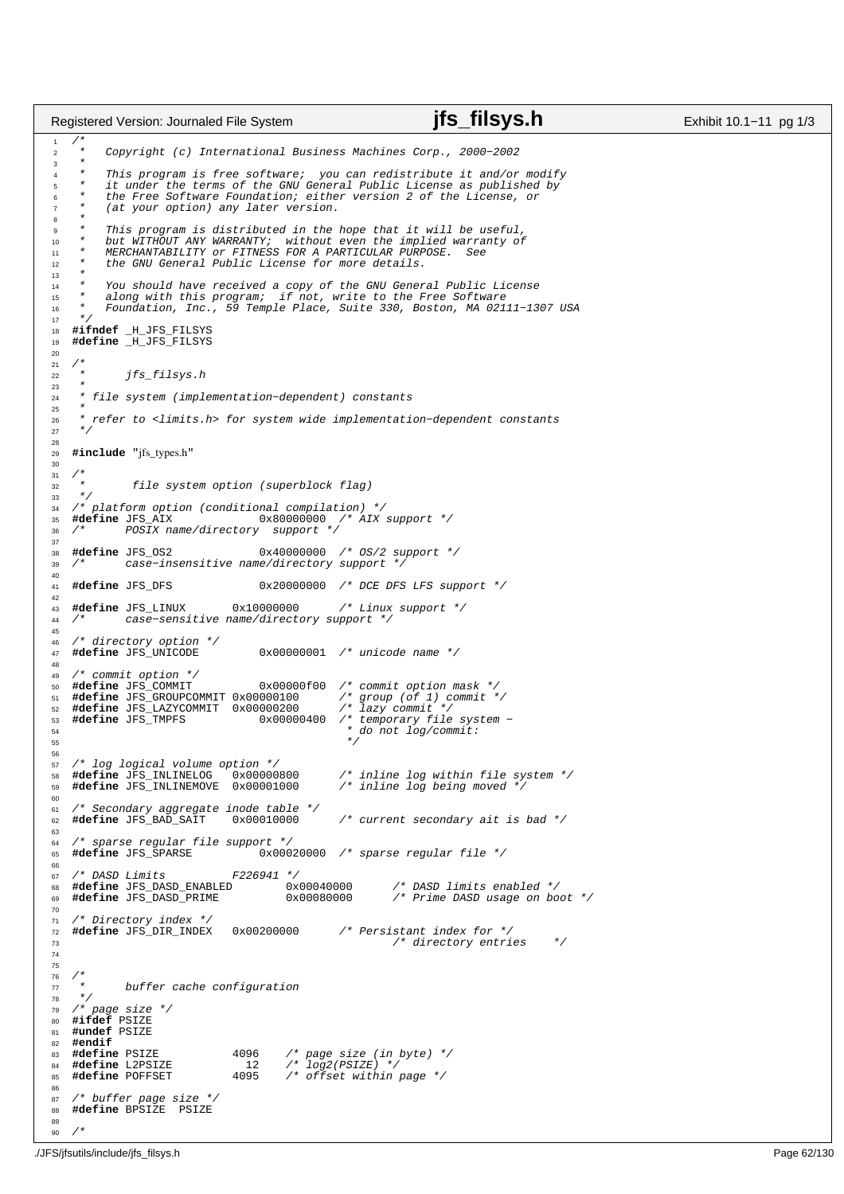```c
/*
 *   Copyright (c) International Business Machines Corp., 2000−2002
 *
 *   This program is free software;  you can redistribute it and/or modify
 *   it under the terms of the GNU General Public License as published by
 *   the Free Software Foundation; either version 2 of the License, or
 *   (at your option) any later version.
 *
 *   This program is distributed in the hope that it will be useful,
 *   but WITHOUT ANY WARRANTY;  without even the implied warranty of
 *   MERCHANTABILITY or FITNESS FOR A PARTICULAR PURPOSE.  See
 *   the GNU General Public License for more details.
 *
 *   You should have received a copy of the GNU General Public License
 *   along with this program;  if not, write to the Free Software
 *   Foundation, Inc., 59 Temple Place, Suite 330, Boston, MA 02111−1307 USA
 */
#ifndef _H_JFS_FILSYS
#define _H_JFS_FILSYS

/*
 *      jfs_filsys.h
 *
 * file system (implementation−dependent) constants
 *
 * refer to <limits.h> for system wide implementation−dependent constants
 */

#include "jfs_types.h"

/*
 *       file system option (superblock flag)
 */
/* platform option (conditional compilation) */
#define JFS_AIX             0x80000000  /* AIX support */
/*      POSIX name/directory  support */

#define JFS_OS2             0x40000000  /* OS/2 support */
/*      case−insensitive name/directory support */

#define JFS_DFS             0x20000000  /* DCE DFS LFS support */

#define JFS_LINUX       0x10000000      /* Linux support */
/*      case−sensitive name/directory support */

/* directory option */
#define JFS_UNICODE         0x00000001  /* unicode name */

/* commit option */
#define JFS_COMMIT          0x00000f00  /* commit option mask */
#define JFS_GROUPCOMMIT 0x00000100      /* group (of 1) commit */
#define JFS_LAZYCOMMIT  0x00000200      /* lazy commit */
#define JFS_TMPFS           0x00000400  /* temporary file system −
                                         * do not log/commit:
                                         */

/* log logical volume option */
#define JFS_INLINELOG   0x00000800      /* inline log within file system */
#define JFS_INLINEMOVE  0x00001000      /* inline log being moved */

/* Secondary aggregate inode table */
#define JFS_BAD_SAIT    0x00010000      /* current secondary ait is bad */

/* sparse regular file support */
#define JFS_SPARSE          0x00020000  /* sparse regular file */

/* DASD Limits          F226941 */
#define JFS_DASD_ENABLED        0x00040000      /* DASD limits enabled */
#define JFS_DASD_PRIME          0x00080000      /* Prime DASD usage on boot */

/* Directory index */
#define JFS_DIR_INDEX   0x00200000      /* Persistant index for */
                                        /* directory entries    */


/*
 *      buffer cache configuration
 */
/* page size */
#ifdef PSIZE
#undef PSIZE
#endif
#define PSIZE           4096    /* page size (in byte) */
#define L2PSIZE           12    /* log2(PSIZE) */
#define POFFSET         4095    /* offset within page */

/* buffer page size */
#define BPSIZE  PSIZE

/*
```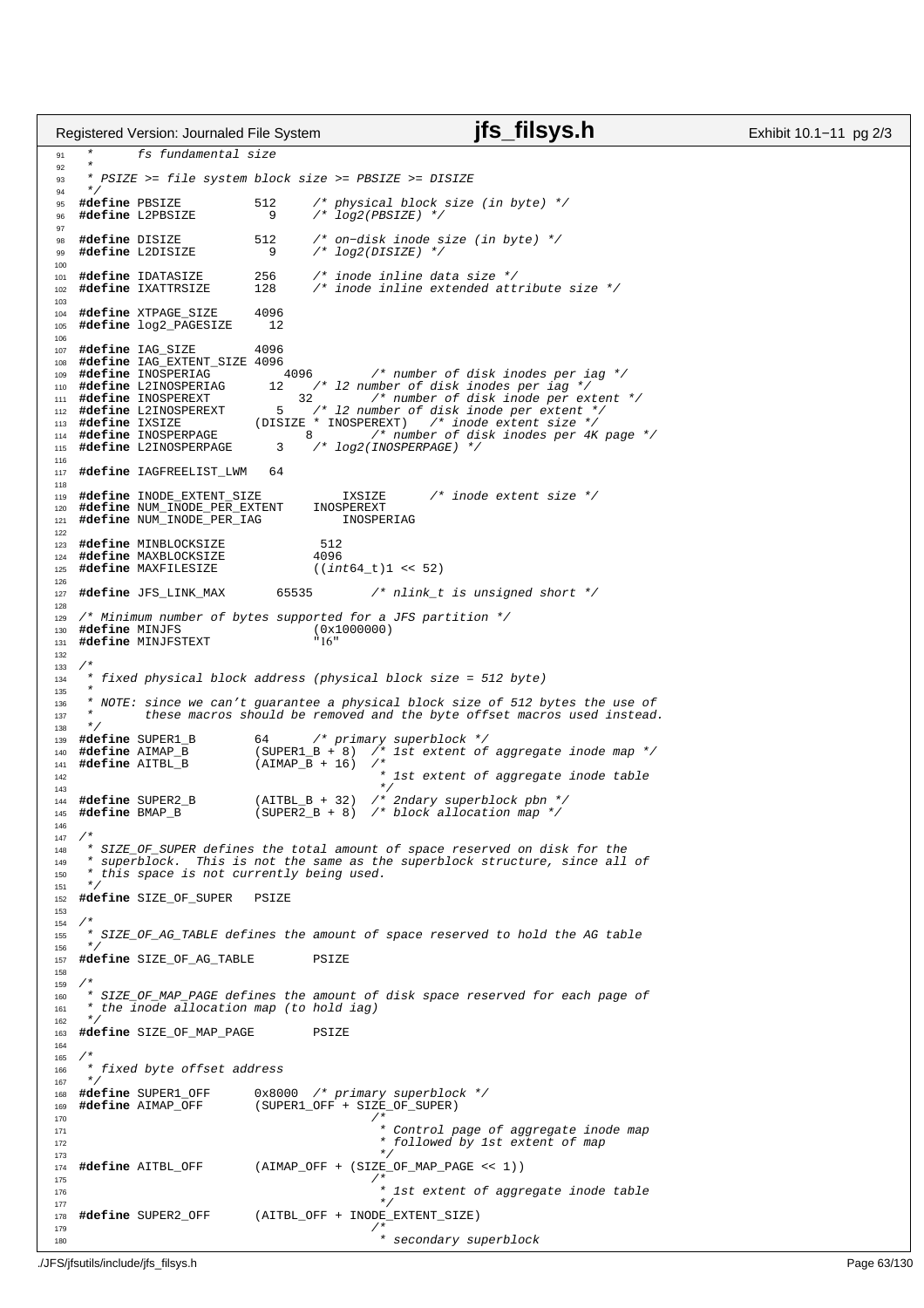```c
 *      fs fundamental size
 *
 * PSIZE >= file system block size >= PBSIZE >= DISIZE
 */
#define PBSIZE          512     /* physical block size (in byte) */
#define L2PBSIZE          9     /* log2(PBSIZE) */

#define DISIZE          512     /* on-disk inode size (in byte) */
#define L2DISIZE          9     /* log2(DISIZE) */

#define IDATASIZE       256     /* inode inline data size */
#define IXATTRSIZE      128     /* inode inline extended attribute size */

#define XTPAGE_SIZE     4096
#define log2_PAGESIZE     12

#define IAG_SIZE        4096
#define IAG_EXTENT_SIZE 4096
#define INOSPERIAG           4096       /* number of disk inodes per iag */
#define L2INOSPERIAG      12    /* l2 number of disk inodes per iag */
#define INOSPEREXT            32        /* number of disk inode per extent */
#define L2INOSPEREXT       5    /* l2 number of disk inode per extent */
#define IXSIZE          (DISIZE * INOSPEREXT)   /* inode extent size */
#define INOSPERPAGE            8        /* number of disk inodes per 4K page */
#define L2INOSPERPAGE      3    /* log2(INOSPERPAGE) */

#define IAGFREELIST_LWM   64

#define INODE_EXTENT_SIZE           IXSIZE      /* inode extent size */
#define NUM_INODE_PER_EXTENT    INOSPEREXT
#define NUM_INODE_PER_IAG           INOSPERIAG

#define MINBLOCKSIZE             512
#define MAXBLOCKSIZE            4096
#define MAXFILESIZE             ((int64_t)1 << 52)

#define JFS_LINK_MAX       65535        /* nlink_t is unsigned short */

/* Minimum number of bytes supported for a JFS partition */
#define MINJFS                  (0x1000000)
#define MINJFSTEXT              "16"

/*
 * fixed physical block address (physical block size = 512 byte)
 *
 * NOTE: since we can't guarantee a physical block size of 512 bytes the use of
 *       these macros should be removed and the byte offset macros used instead.
 */
#define SUPER1_B        64      /* primary superblock */
#define AIMAP_B         (SUPER1_B + 8)  /* 1st extent of aggregate inode map */
#define AITBL_B         (AIMAP_B + 16)  /*
                                         * 1st extent of aggregate inode table
                                         */
#define SUPER2_B        (AITBL_B + 32)  /* 2ndary superblock pbn */
#define BMAP_B          (SUPER2_B + 8)  /* block allocation map */

/*
 * SIZE_OF_SUPER defines the total amount of space reserved on disk for the
 * superblock.  This is not the same as the superblock structure, since all of
 * this space is not currently being used.
 */
#define SIZE_OF_SUPER   PSIZE

/*
 * SIZE_OF_AG_TABLE defines the amount of space reserved to hold the AG table
 */
#define SIZE_OF_AG_TABLE        PSIZE

/*
 * SIZE_OF_MAP_PAGE defines the amount of disk space reserved for each page of
 * the inode allocation map (to hold iag)
 */
#define SIZE_OF_MAP_PAGE        PSIZE

/*
 * fixed byte offset address
 */
#define SUPER1_OFF      0x8000  /* primary superblock */
#define AIMAP_OFF       (SUPER1_OFF + SIZE_OF_SUPER)
                                        /*
                                         * Control page of aggregate inode map
                                         * followed by 1st extent of map
                                         */
#define AITBL_OFF       (AIMAP_OFF + (SIZE_OF_MAP_PAGE << 1))
                                        /*
                                         * 1st extent of aggregate inode table
                                         */
#define SUPER2_OFF      (AITBL_OFF + INODE_EXTENT_SIZE)
                                        /*
                                         * secondary superblock
```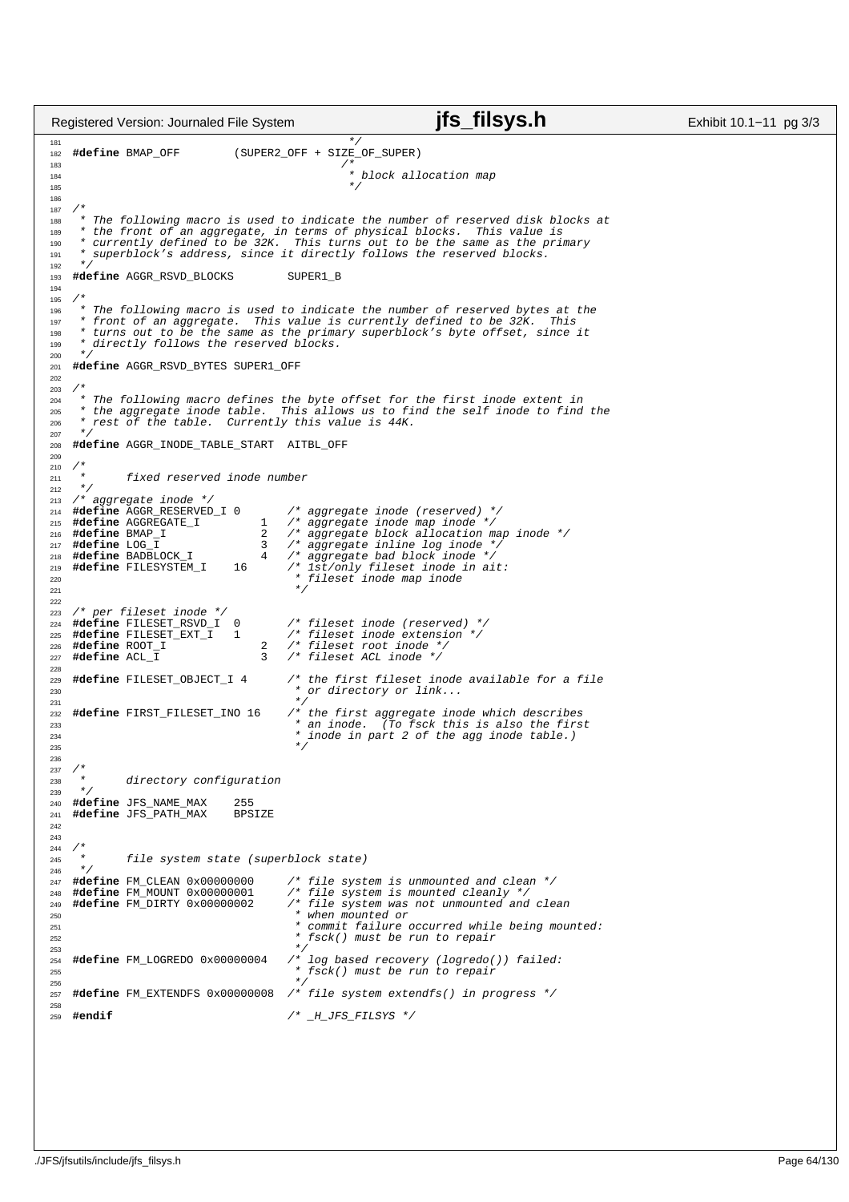```c
                                             */
#define BMAP_OFF        (SUPER2_OFF + SIZE_OF_SUPER)
                                            /*
                                             * block allocation map
                                             */

/*
 * The following macro is used to indicate the number of reserved disk blocks at
 * the front of an aggregate, in terms of physical blocks.  This value is
 * currently defined to be 32K.  This turns out to be the same as the primary
 * superblock's address, since it directly follows the reserved blocks.
 */
#define AGGR_RSVD_BLOCKS        SUPER1_B

/*
 * The following macro is used to indicate the number of reserved bytes at the
 * front of an aggregate.  This value is currently defined to be 32K.  This
 * turns out to be the same as the primary superblock's byte offset, since it
 * directly follows the reserved blocks.
 */
#define AGGR_RSVD_BYTES SUPER1_OFF

/*
 * The following macro defines the byte offset for the first inode extent in
 * the aggregate inode table.  This allows us to find the self inode to find the
 * rest of the table.  Currently this value is 44K.
 */
#define AGGR_INODE_TABLE_START  AITBL_OFF

/*
 *      fixed reserved inode number
 */
/* aggregate inode */
#define AGGR_RESERVED_I 0       /* aggregate inode (reserved) */
#define AGGREGATE_I         1   /* aggregate inode map inode */
#define BMAP_I              2   /* aggregate block allocation map inode */
#define LOG_I               3   /* aggregate inline log inode */
#define BADBLOCK_I          4   /* aggregate bad block inode */
#define FILESYSTEM_I    16      /* 1st/only fileset inode in ait:
                                 * fileset inode map inode
                                 */

/* per fileset inode */
#define FILESET_RSVD_I  0       /* fileset inode (reserved) */
#define FILESET_EXT_I   1       /* fileset inode extension */
#define ROOT_I              2   /* fileset root inode */
#define ACL_I               3   /* fileset ACL inode */

#define FILESET_OBJECT_I 4      /* the first fileset inode available for a file
                                 * or directory or link...
                                 */
#define FIRST_FILESET_INO 16    /* the first aggregate inode which describes
                                 * an inode.  (To fsck this is also the first
                                 * inode in part 2 of the agg inode table.)
                                 */

/*
 *      directory configuration
 */
#define JFS_NAME_MAX    255
#define JFS_PATH_MAX    BPSIZE


/*
 *      file system state (superblock state)
 */
#define FM_CLEAN 0x00000000     /* file system is unmounted and clean */
#define FM_MOUNT 0x00000001     /* file system is mounted cleanly */
#define FM_DIRTY 0x00000002     /* file system was not unmounted and clean
                                 * when mounted or
                                 * commit failure occurred while being mounted:
                                 * fsck() must be run to repair
                                 */
#define FM_LOGREDO 0x00000004   /* log based recovery (logredo()) failed:
                                 * fsck() must be run to repair
                                 */
#define FM_EXTENDFS 0x00000008  /* file system extendfs() in progress */

#endif                          /* _H_JFS_FILSYS */
```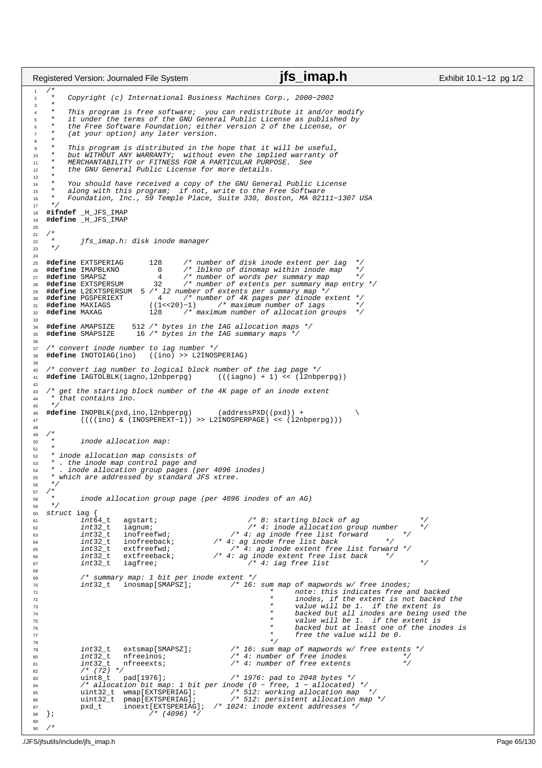```c
/*
 *   Copyright (c) International Business Machines Corp., 2000-2002
 *
 *   This program is free software;  you can redistribute it and/or modify
 *   it under the terms of the GNU General Public License as published by
 *   the Free Software Foundation; either version 2 of the License, or
 *   (at your option) any later version.
 *
 *   This program is distributed in the hope that it will be useful,
 *   but WITHOUT ANY WARRANTY;  without even the implied warranty of
 *   MERCHANTABILITY or FITNESS FOR A PARTICULAR PURPOSE.  See
 *   the GNU General Public License for more details.
 *
 *   You should have received a copy of the GNU General Public License
 *   along with this program;  if not, write to the Free Software
 *   Foundation, Inc., 59 Temple Place, Suite 330, Boston, MA 02111-1307 USA
 */
#ifndef _H_JFS_IMAP
#define _H_JFS_IMAP

/*
 *      jfs_imap.h: disk inode manager
 */

#define EXTSPERIAG      128     /* number of disk inode extent per iag  */
#define IMAPBLKNO         0     /* lblkno of dinomap within inode map   */
#define SMAPSZ            4     /* number of words per summary map      */
#define EXTSPERSUM       32     /* number of extents per summary map entry */
#define L2EXTSPERSUM  5 /* l2 number of extents per summary map */
#define PGSPERIEXT        4     /* number of 4K pages per dinode extent */
#define MAXIAGS         ((1<<20)-1)     /* maximum number of iags       */
#define MAXAG           128     /* maximum number of allocation groups  */

#define AMAPSIZE    512 /* bytes in the IAG allocation maps */
#define SMAPSIZE     16 /* bytes in the IAG summary maps */

/* convert inode number to iag number */
#define INOTOIAG(ino)   ((ino) >> L2INOSPERIAG)

/* convert iag number to logical block number of the iag page */
#define IAGTOLBLK(iagno,l2nbperpg)      (((iagno) + 1) << (l2nbperpg))

/* get the starting block number of the 4K page of an inode extent
 * that contains ino.
 */
#define INOPBLK(pxd,ino,l2nbperpg)      (addressPXD((pxd)) +            \
        ((((ino) & (INOSPEREXT-1)) >> L2INOSPERPAGE) << (l2nbperpg)))

/*
 *      inode allocation map:
 *
 * inode allocation map consists of
 * . the inode map control page and
 * . inode allocation group pages (per 4096 inodes)
 * which are addressed by standard JFS xtree.
 */
/*
 *      inode allocation group page (per 4096 inodes of an AG)
 */
struct iag {
        int64_t   agstart;                      /* 8: starting block of ag              */
        int32_t   iagnum;                       /* 4: inode allocation group number     */
        int32_t   inofreefwd;                 /* 4: ag inode free list forward        */
        int32_t   inofreeback;          /* 4: ag inode free list back           */
        int32_t   extfreefwd;                   /* 4: ag inode extent free list forward */
        int32_t   extfreeback;          /* 4: ag inode extent free list back    */
        int32_t   iagfree;                      /* 4: iag free list                     */

        /* summary map: 1 bit per inode extent */
        int32_t   inosmap[SMAPSZ];        /* 16: sum map of mapwords w/ free inodes;
                                                 *      note: this indicates free and backed
                                                 *      inodes, if the extent is not backed the
                                                 *      value will be 1.  if the extent is
                                                 *      backed but all inodes are being used the
                                                 *      value will be 1.  if the extent is
                                                 *      backed but at least one of the inodes is
                                                 *      free the value will be 0.
                                                 */
        int32_t   extsmap[SMAPSZ];        /* 16: sum map of mapwords w/ free extents */
        int32_t   nfreeinos;              /* 4: number of free inodes            */
        int32_t   nfreeexts;              /* 4: number of free extents           */
        /* (72) */
        uint8_t   pad[1976];              /* 1976: pad to 2048 bytes */
        /* allocation bit map: 1 bit per inode (0 - free, 1 - allocated) */
        uint32_t  wmap[EXTSPERIAG];       /* 512: working allocation map  */
        uint32_t  pmap[EXTSPERIAG];       /* 512: persistent allocation map */
        pxd_t     inoext[EXTSPERIAG];  /* 1024: inode extent addresses */
};                      /* (4096) */

/*
```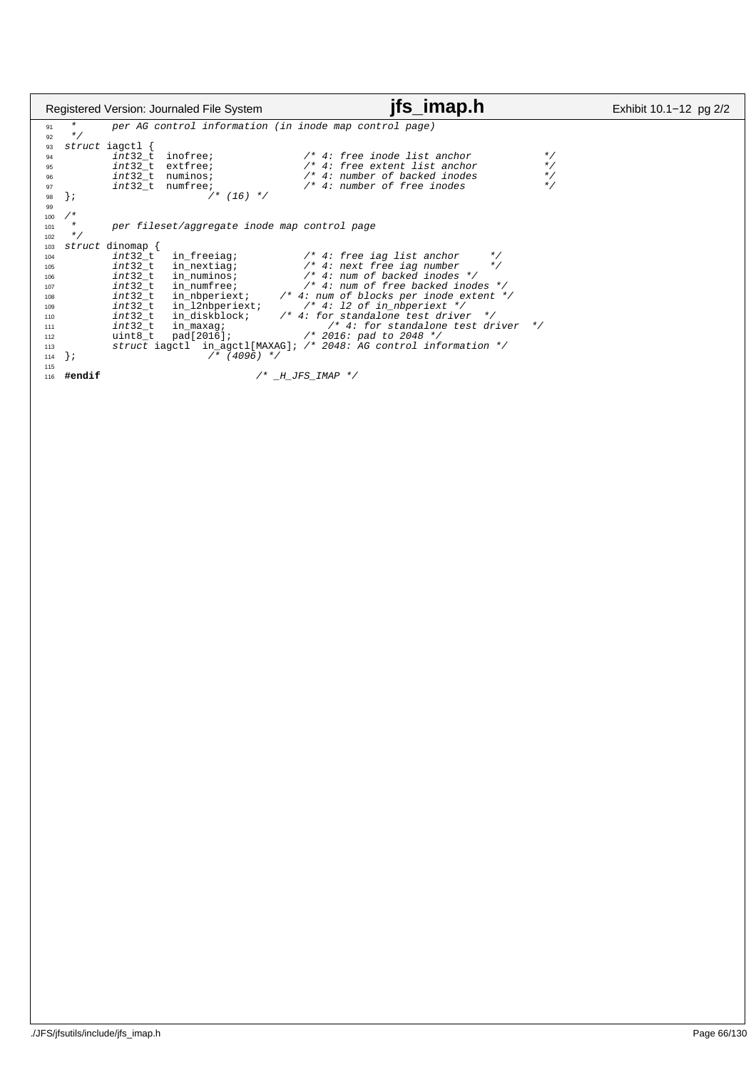```c
 *      per AG control information (in inode map control page)
 */
struct iagctl {
        int32_t  inofree;               /* 4: free inode list anchor            */
        int32_t  extfree;               /* 4: free extent list anchor           */
        int32_t  numinos;               /* 4: number of backed inodes           */
        int32_t  numfree;               /* 4: number of free inodes             */
};                      /* (16) */

/*
 *      per fileset/aggregate inode map control page
 */
struct dinomap {
        int32_t   in_freeiag;           /* 4: free iag list anchor     */
        int32_t   in_nextiag;           /* 4: next free iag number     */
        int32_t   in_numinos;           /* 4: num of backed inodes */
        int32_t   in_numfree;           /* 4: num of free backed inodes */
        int32_t   in_nbperiext;     /* 4: num of blocks per inode extent */
        int32_t   in_l2nbperiext;       /* 4: l2 of in_nbperiext */
        int32_t   in_diskblock;     /* 4: for standalone test driver  */
        int32_t   in_maxag;                 /* 4: for standalone test driver  */
        uint8_t   pad[2016];            /* 2016: pad to 2048 */
        struct iagctl  in_agctl[MAXAG]; /* 2048: AG control information */
};                      /* (4096) */

#endif                          /* _H_JFS_IMAP */
```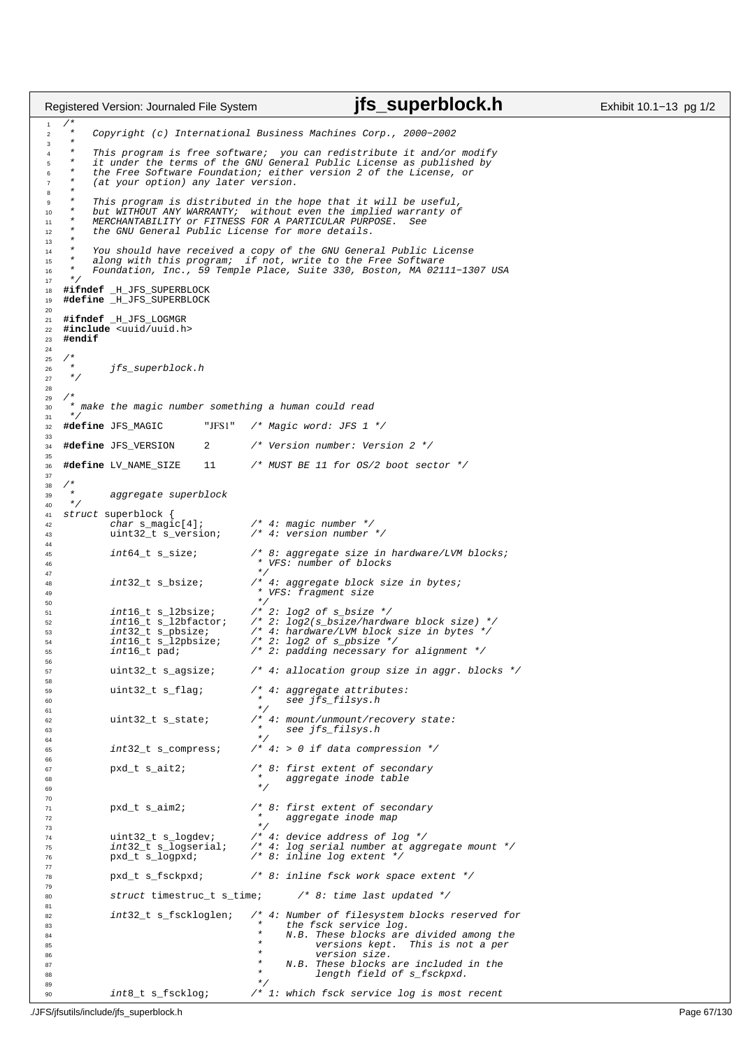```c
/*
 *   Copyright (c) International Business Machines Corp., 2000-2002
 *
 *   This program is free software;  you can redistribute it and/or modify
 *   it under the terms of the GNU General Public License as published by
 *   the Free Software Foundation; either version 2 of the License, or
 *   (at your option) any later version.
 *
 *   This program is distributed in the hope that it will be useful,
 *   but WITHOUT ANY WARRANTY;  without even the implied warranty of
 *   MERCHANTABILITY or FITNESS FOR A PARTICULAR PURPOSE.  See
 *   the GNU General Public License for more details.
 *
 *   You should have received a copy of the GNU General Public License
 *   along with this program;  if not, write to the Free Software
 *   Foundation, Inc., 59 Temple Place, Suite 330, Boston, MA 02111-1307 USA
 */
#ifndef _H_JFS_SUPERBLOCK
#define _H_JFS_SUPERBLOCK

#ifndef _H_JFS_LOGMGR
#include <uuid/uuid.h>
#endif

/*
 *      jfs_superblock.h
 */

/*
 * make the magic number something a human could read
 */
#define JFS_MAGIC       "JFS1"  /* Magic word: JFS 1 */

#define JFS_VERSION     2       /* Version number: Version 2 */

#define LV_NAME_SIZE    11      /* MUST BE 11 for OS/2 boot sector */

/*
 *      aggregate superblock
 */
struct superblock {
        char s_magic[4];        /* 4: magic number */
        uint32_t s_version;     /* 4: version number */

        int64_t s_size;         /* 8: aggregate size in hardware/LVM blocks;
                                 * VFS: number of blocks
                                 */
        int32_t s_bsize;        /* 4: aggregate block size in bytes;
                                 * VFS: fragment size
                                 */
        int16_t s_l2bsize;      /* 2: log2 of s_bsize */
        int16_t s_l2bfactor;    /* 2: log2(s_bsize/hardware block size) */
        int32_t s_pbsize;       /* 4: hardware/LVM block size in bytes */
        int16_t s_l2pbsize;     /* 2: log2 of s_pbsize */
        int16_t pad;            /* 2: padding necessary for alignment */

        uint32_t s_agsize;      /* 4: allocation group size in aggr. blocks */

        uint32_t s_flag;        /* 4: aggregate attributes:
                                 *    see jfs_filsys.h
                                 */
        uint32_t s_state;       /* 4: mount/unmount/recovery state:
                                 *    see jfs_filsys.h
                                 */
        int32_t s_compress;     /* 4: > 0 if data compression */

        pxd_t s_ait2;           /* 8: first extent of secondary
                                 *    aggregate inode table
                                 */

        pxd_t s_aim2;           /* 8: first extent of secondary
                                 *    aggregate inode map
                                 */
        uint32_t s_logdev;      /* 4: device address of log */
        int32_t s_logserial;    /* 4: log serial number at aggregate mount */
        pxd_t s_logpxd;         /* 8: inline log extent */

        pxd_t s_fsckpxd;        /* 8: inline fsck work space extent */

        struct timestruc_t s_time;      /* 8: time last updated */

        int32_t s_fsckloglen;   /* 4: Number of filesystem blocks reserved for
                                 *    the fsck service log.
                                 *    N.B. These blocks are divided among the
                                 *         versions kept.  This is not a per
                                 *         version size.
                                 *    N.B. These blocks are included in the
                                 *         length field of s_fsckpxd.
                                 */
        int8_t s_fscklog;       /* 1: which fsck service log is most recent
```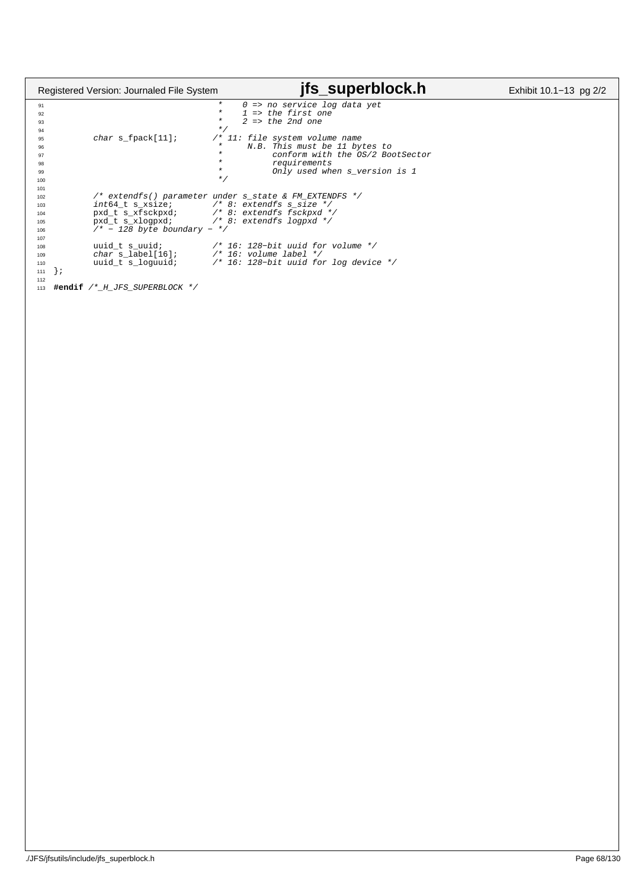```c
                                 *     0 => no service log data yet
                                 *     1 => the first one
                                 *     2 => the 2nd one
                                 */
        char s_fpack[11];       /* 11: file system volume name
                                 *     N.B. This must be 11 bytes to
                                 *          conform with the OS/2 BootSector
                                 *          requirements
                                 *          Only used when s_version is 1
                                 */

        /* extendfs() parameter under s_state & FM_EXTENDFS */
        int64_t s_xsize;        /* 8: extendfs s_size */
        pxd_t s_xfsckpxd;       /* 8: extendfs fsckpxd */
        pxd_t s_xlogpxd;        /* 8: extendfs logpxd */
        /* − 128 byte boundary − */

        uuid_t s_uuid;          /* 16: 128−bit uuid for volume */
        char s_label[16];       /* 16: volume label */
        uuid_t s_loguuid;       /* 16: 128−bit uuid for log device */
};

#endif /*_H_JFS_SUPERBLOCK */
```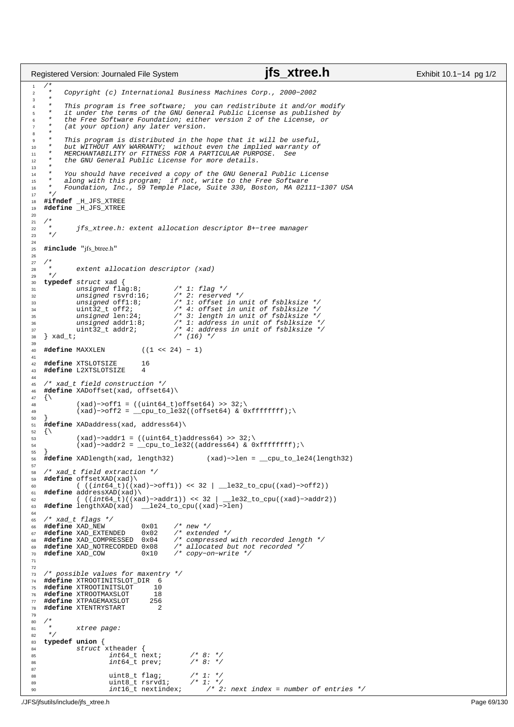```c
/*
 *   Copyright (c) International Business Machines Corp., 2000-2002
 *
 *   This program is free software;  you can redistribute it and/or modify
 *   it under the terms of the GNU General Public License as published by
 *   the Free Software Foundation; either version 2 of the License, or
 *   (at your option) any later version.
 *
 *   This program is distributed in the hope that it will be useful,
 *   but WITHOUT ANY WARRANTY;  without even the implied warranty of
 *   MERCHANTABILITY or FITNESS FOR A PARTICULAR PURPOSE.  See
 *   the GNU General Public License for more details.
 *
 *   You should have received a copy of the GNU General Public License
 *   along with this program;  if not, write to the Free Software
 *   Foundation, Inc., 59 Temple Place, Suite 330, Boston, MA 02111-1307 USA
 */
#ifndef _H_JFS_XTREE
#define _H_JFS_XTREE

/*
 *      jfs_xtree.h: extent allocation descriptor B+-tree manager
 */

#include "jfs_btree.h"

/*
 *      extent allocation descriptor (xad)
 */
typedef struct xad {
        unsigned flag:8;        /* 1: flag */
        unsigned rsvrd:16;      /* 2: reserved */
        unsigned off1:8;        /* 1: offset in unit of fsblksize */
        uint32_t off2;          /* 4: offset in unit of fsblksize */
        unsigned len:24;        /* 3: length in unit of fsblksize */
        unsigned addr1:8;       /* 1: address in unit of fsblksize */
        uint32_t addr2;         /* 4: address in unit of fsblksize */
} xad_t;                        /* (16) */

#define MAXXLEN         ((1 << 24) - 1)

#define XTSLOTSIZE      16
#define L2XTSLOTSIZE    4

/* xad_t field construction */
#define XADoffset(xad, offset64)\
{\
        (xad)->off1 = ((uint64_t)offset64) >> 32;\
        (xad)->off2 = __cpu_to_le32((offset64) & 0xffffffff);\
}
#define XADaddress(xad, address64)\
{\
        (xad)->addr1 = ((uint64_t)address64) >> 32;\
        (xad)->addr2 = __cpu_to_le32((address64) & 0xffffffff);\
}
#define XADlength(xad, length32)        (xad)->len = __cpu_to_le24(length32)

/* xad_t field extraction */
#define offsetXAD(xad)\
        ( ((int64_t)((xad)->off1)) << 32 | __le32_to_cpu((xad)->off2))
#define addressXAD(xad)\
        ( ((int64_t)((xad)->addr1)) << 32 | __le32_to_cpu((xad)->addr2))
#define lengthXAD(xad)  __le24_to_cpu((xad)->len)

/* xad_t flags */
#define XAD_NEW         0x01    /* new */
#define XAD_EXTENDED    0x02    /* extended */
#define XAD_COMPRESSED  0x04    /* compressed with recorded length */
#define XAD_NOTRECORDED 0x08    /* allocated but not recorded */
#define XAD_COW         0x10    /* copy-on-write */


/* possible values for maxentry */
#define XTROOTINITSLOT_DIR  6
#define XTROOTINITSLOT     10
#define XTROOTMAXSLOT      18
#define XTPAGEMAXSLOT     256
#define XTENTRYSTART        2

/*
 *      xtree page:
 */
typedef union {
        struct xtheader {
                int64_t next;       /* 8: */
                int64_t prev;       /* 8: */

                uint8_t flag;       /* 1: */
                uint8_t rsrvd1;     /* 1: */
                int16_t nextindex;      /* 2: next index = number of entries */
```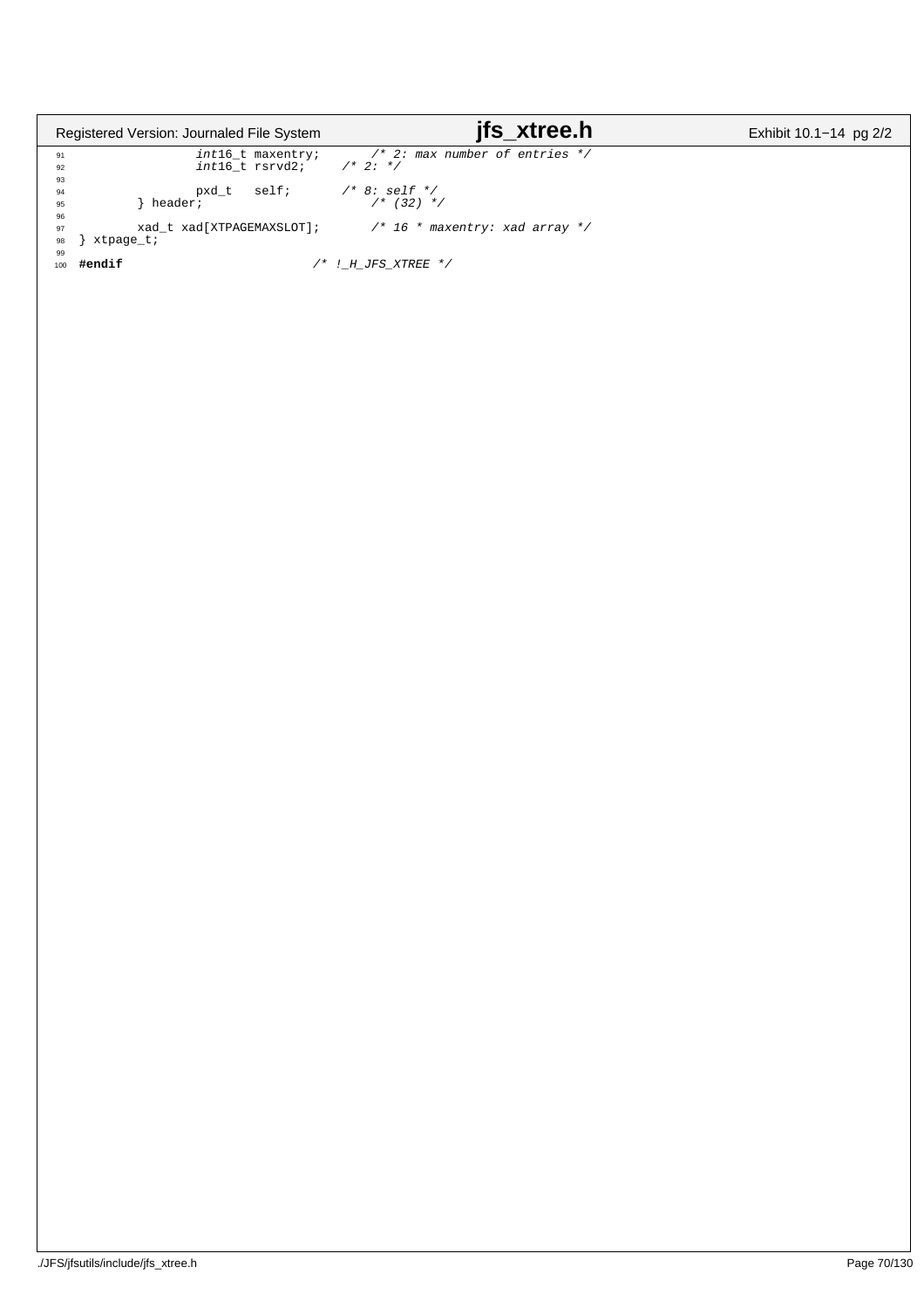```c
                int16_t maxentry;       /* 2: max number of entries */
                int16_t rsrvd2;     /* 2: */

                pxd_t   self;       /* 8: self */
        } header;                       /* (32) */

        xad_t xad[XTPAGEMAXSLOT];       /* 16 * maxentry: xad array */
} xtpage_t;

#endif                          /* !_H_JFS_XTREE */
```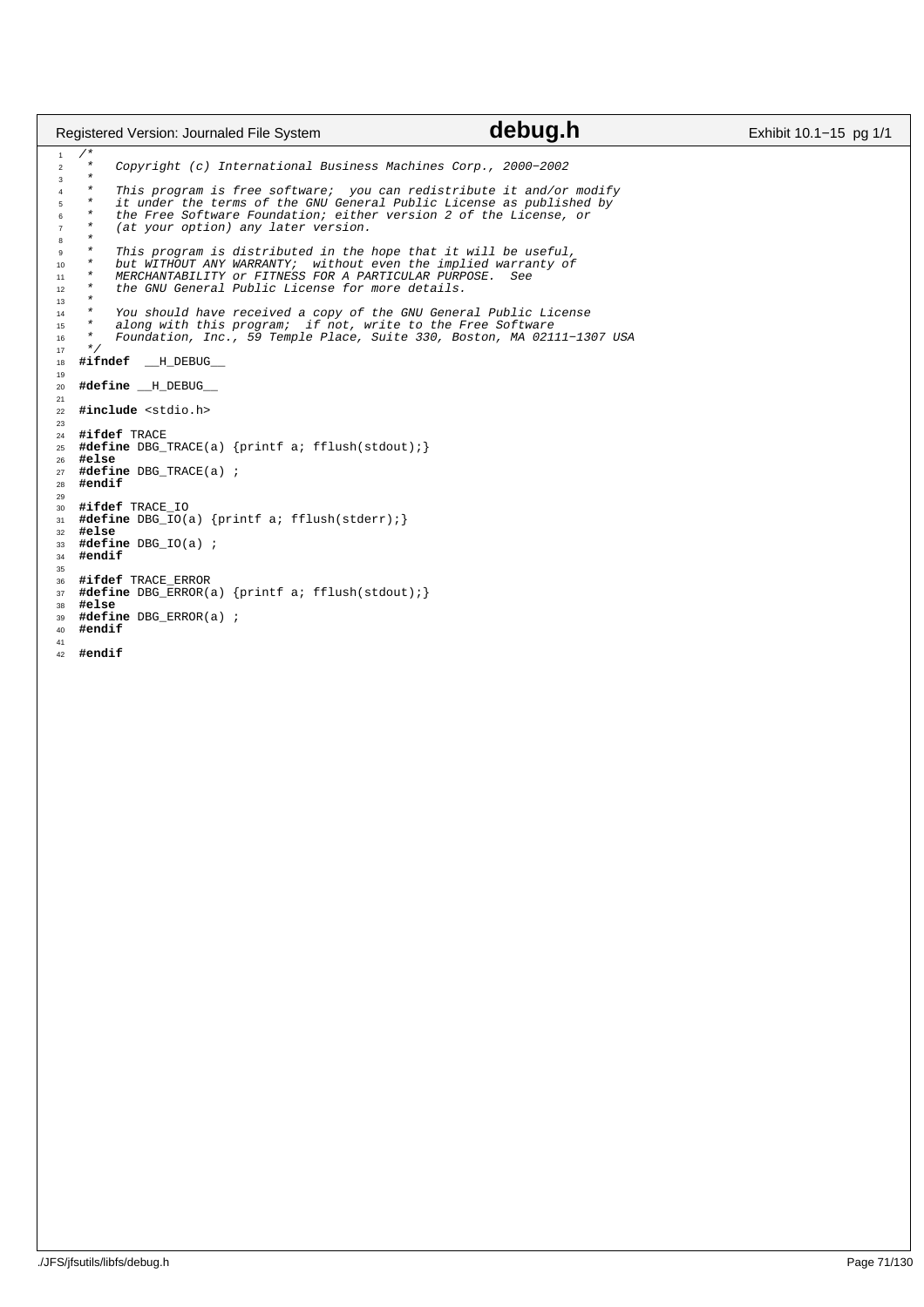```c
/*
 *   Copyright (c) International Business Machines Corp., 2000-2002
 *
 *   This program is free software;  you can redistribute it and/or modify
 *   it under the terms of the GNU General Public License as published by
 *   the Free Software Foundation; either version 2 of the License, or
 *   (at your option) any later version.
 *
 *   This program is distributed in the hope that it will be useful,
 *   but WITHOUT ANY WARRANTY;  without even the implied warranty of
 *   MERCHANTABILITY or FITNESS FOR A PARTICULAR PURPOSE.  See
 *   the GNU General Public License for more details.
 *
 *   You should have received a copy of the GNU General Public License
 *   along with this program;  if not, write to the Free Software
 *   Foundation, Inc., 59 Temple Place, Suite 330, Boston, MA 02111-1307 USA
 */
#ifndef  __H_DEBUG__

#define __H_DEBUG__

#include <stdio.h>

#ifdef TRACE
#define DBG_TRACE(a) {printf a; fflush(stdout);}
#else
#define DBG_TRACE(a) ;
#endif

#ifdef TRACE_IO
#define DBG_IO(a) {printf a; fflush(stderr);}
#else
#define DBG_IO(a) ;
#endif

#ifdef TRACE_ERROR
#define DBG_ERROR(a) {printf a; fflush(stdout);}
#else
#define DBG_ERROR(a) ;
#endif

#endif
```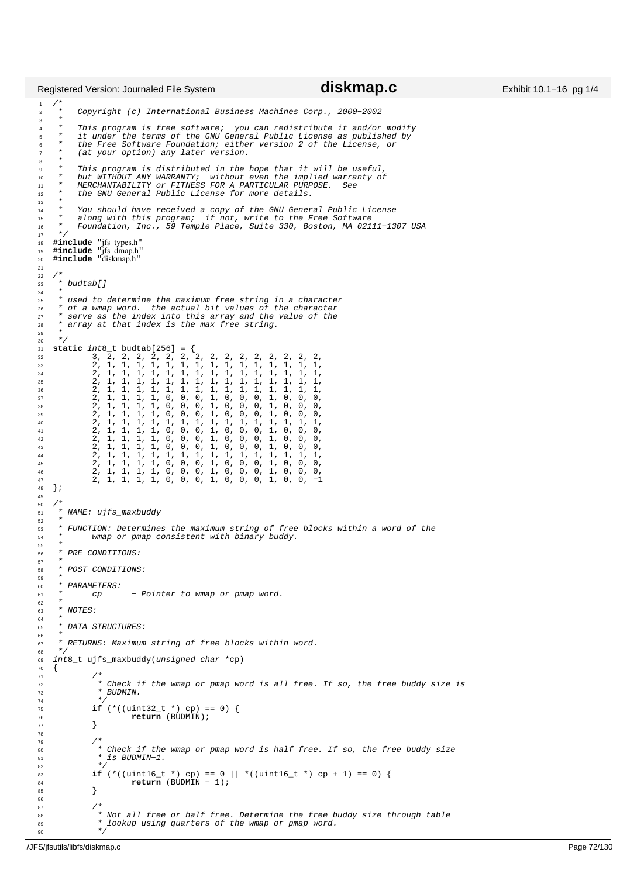```c
/*
 *   Copyright (c) International Business Machines Corp., 2000-2002
 *
 *   This program is free software;  you can redistribute it and/or modify
 *   it under the terms of the GNU General Public License as published by
 *   the Free Software Foundation; either version 2 of the License, or
 *   (at your option) any later version.
 *
 *   This program is distributed in the hope that it will be useful,
 *   but WITHOUT ANY WARRANTY;  without even the implied warranty of
 *   MERCHANTABILITY or FITNESS FOR A PARTICULAR PURPOSE.  See
 *   the GNU General Public License for more details.
 *
 *   You should have received a copy of the GNU General Public License
 *   along with this program;  if not, write to the Free Software
 *   Foundation, Inc., 59 Temple Place, Suite 330, Boston, MA 02111-1307 USA
 */
#include "jfs_types.h"
#include "jfs_dmap.h"
#include "diskmap.h"

/*
 * budtab[]
 *
 * used to determine the maximum free string in a character
 * of a wmap word.  the actual bit values of the character
 * serve as the index into this array and the value of the
 * array at that index is the max free string.
 *
 */
static int8_t budtab[256] = {
	3, 2, 2, 2, 2, 2, 2, 2, 2, 2, 2, 2, 2, 2, 2, 2,
	2, 1, 1, 1, 1, 1, 1, 1, 1, 1, 1, 1, 1, 1, 1, 1,
	2, 1, 1, 1, 1, 1, 1, 1, 1, 1, 1, 1, 1, 1, 1, 1,
	2, 1, 1, 1, 1, 1, 1, 1, 1, 1, 1, 1, 1, 1, 1, 1,
	2, 1, 1, 1, 1, 1, 1, 1, 1, 1, 1, 1, 1, 1, 1, 1,
	2, 1, 1, 1, 1, 0, 0, 0, 1, 0, 0, 0, 1, 0, 0, 0,
	2, 1, 1, 1, 1, 0, 0, 0, 1, 0, 0, 0, 1, 0, 0, 0,
	2, 1, 1, 1, 1, 0, 0, 0, 1, 0, 0, 0, 1, 0, 0, 0,
	2, 1, 1, 1, 1, 1, 1, 1, 1, 1, 1, 1, 1, 1, 1, 1,
	2, 1, 1, 1, 1, 0, 0, 0, 1, 0, 0, 0, 1, 0, 0, 0,
	2, 1, 1, 1, 1, 0, 0, 0, 1, 0, 0, 0, 1, 0, 0, 0,
	2, 1, 1, 1, 1, 0, 0, 0, 1, 0, 0, 0, 1, 0, 0, 0,
	2, 1, 1, 1, 1, 1, 1, 1, 1, 1, 1, 1, 1, 1, 1, 1,
	2, 1, 1, 1, 1, 0, 0, 0, 1, 0, 0, 0, 1, 0, 0, 0,
	2, 1, 1, 1, 1, 0, 0, 0, 1, 0, 0, 0, 1, 0, 0, 0,
	2, 1, 1, 1, 1, 0, 0, 0, 1, 0, 0, 0, 1, 0, 0, -1
};

/*
 * NAME: ujfs_maxbuddy
 *
 * FUNCTION: Determines the maximum string of free blocks within a word of the
 *      wmap or pmap consistent with binary buddy.
 *
 * PRE CONDITIONS:
 *
 * POST CONDITIONS:
 *
 * PARAMETERS:
 *      cp      - Pointer to wmap or pmap word.
 *
 * NOTES:
 *
 * DATA STRUCTURES:
 *
 * RETURNS: Maximum string of free blocks within word.
 */
int8_t ujfs_maxbuddy(unsigned char *cp)
{
	/*
	 * Check if the wmap or pmap word is all free. If so, the free buddy size is
	 * BUDMIN.
	 */
	if (*((uint32_t *) cp) == 0) {
		return (BUDMIN);
	}

	/*
	 * Check if the wmap or pmap word is half free. If so, the free buddy size
	 * is BUDMIN-1.
	 */
	if (*((uint16_t *) cp) == 0 || *((uint16_t *) cp + 1) == 0) {
		return (BUDMIN - 1);
	}

	/*
	 * Not all free or half free. Determine the free buddy size through table
	 * lookup using quarters of the wmap or pmap word.
	 */
```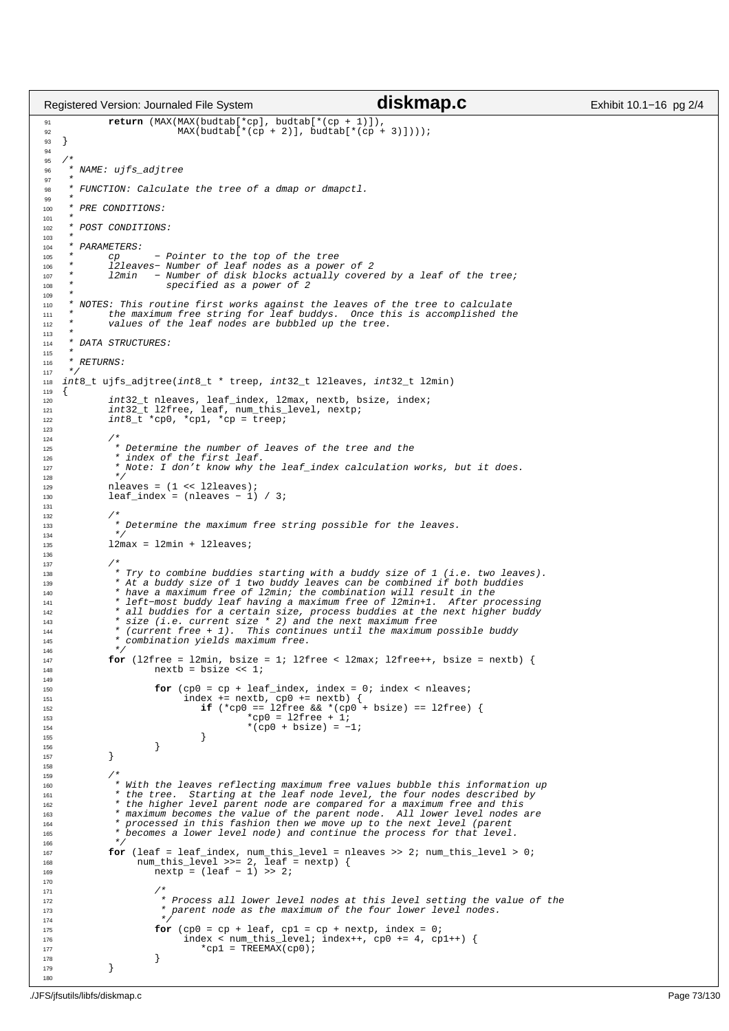```c
        return (MAX(MAX(budtab[*cp], budtab[*(cp + 1)]),
                    MAX(budtab[*(cp + 2)], budtab[*(cp + 3)])));
}

/*
 * NAME: ujfs_adjtree
 *
 * FUNCTION: Calculate the tree of a dmap or dmapctl.
 *
 * PRE CONDITIONS:
 *
 * POST CONDITIONS:
 *
 * PARAMETERS:
 *      cp      - Pointer to the top of the tree
 *      l2leaves- Number of leaf nodes as a power of 2
 *      l2min   - Number of disk blocks actually covered by a leaf of the tree;
 *                specified as a power of 2
 *
 * NOTES: This routine first works against the leaves of the tree to calculate
 *      the maximum free string for leaf buddys.  Once this is accomplished the
 *      values of the leaf nodes are bubbled up the tree.
 *
 * DATA STRUCTURES:
 *
 * RETURNS:
 */
int8_t ujfs_adjtree(int8_t * treep, int32_t l2leaves, int32_t l2min)
{
        int32_t nleaves, leaf_index, l2max, nextb, bsize, index;
        int32_t l2free, leaf, num_this_level, nextp;
        int8_t *cp0, *cp1, *cp = treep;

        /*
         * Determine the number of leaves of the tree and the
         * index of the first leaf.
         * Note: I don't know why the leaf_index calculation works, but it does.
         */
        nleaves = (1 << l2leaves);
        leaf_index = (nleaves - 1) / 3;

        /*
         * Determine the maximum free string possible for the leaves.
         */
        l2max = l2min + l2leaves;

        /*
         * Try to combine buddies starting with a buddy size of 1 (i.e. two leaves).
         * At a buddy size of 1 two buddy leaves can be combined if both buddies
         * have a maximum free of l2min; the combination will result in the
         * left-most buddy leaf having a maximum free of l2min+1.  After processing
         * all buddies for a certain size, process buddies at the next higher buddy
         * size (i.e. current size * 2) and the next maximum free
         * (current free + 1).  This continues until the maximum possible buddy
         * combination yields maximum free.
         */
        for (l2free = l2min, bsize = 1; l2free < l2max; l2free++, bsize = nextb) {
                nextb = bsize << 1;

                for (cp0 = cp + leaf_index, index = 0; index < nleaves;
                     index += nextb, cp0 += nextb) {
                        if (*cp0 == l2free && *(cp0 + bsize) == l2free) {
                                *cp0 = l2free + 1;
                                *(cp0 + bsize) = -1;
                        }
                }
        }

        /*
         * With the leaves reflecting maximum free values bubble this information up
         * the tree.  Starting at the leaf node level, the four nodes described by
         * the higher level parent node are compared for a maximum free and this
         * maximum becomes the value of the parent node.  All lower level nodes are
         * processed in this fashion then we move up to the next level (parent
         * becomes a lower level node) and continue the process for that level.
         */
        for (leaf = leaf_index, num_this_level = nleaves >> 2; num_this_level > 0;
             num_this_level >>= 2, leaf = nextp) {
                nextp = (leaf - 1) >> 2;

                /*
                 * Process all lower level nodes at this level setting the value of the
                 * parent node as the maximum of the four lower level nodes.
                 */
                for (cp0 = cp + leaf, cp1 = cp + nextp, index = 0;
                     index < num_this_level; index++, cp0 += 4, cp1++) {
                        *cp1 = TREEMAX(cp0);
                }
        }

```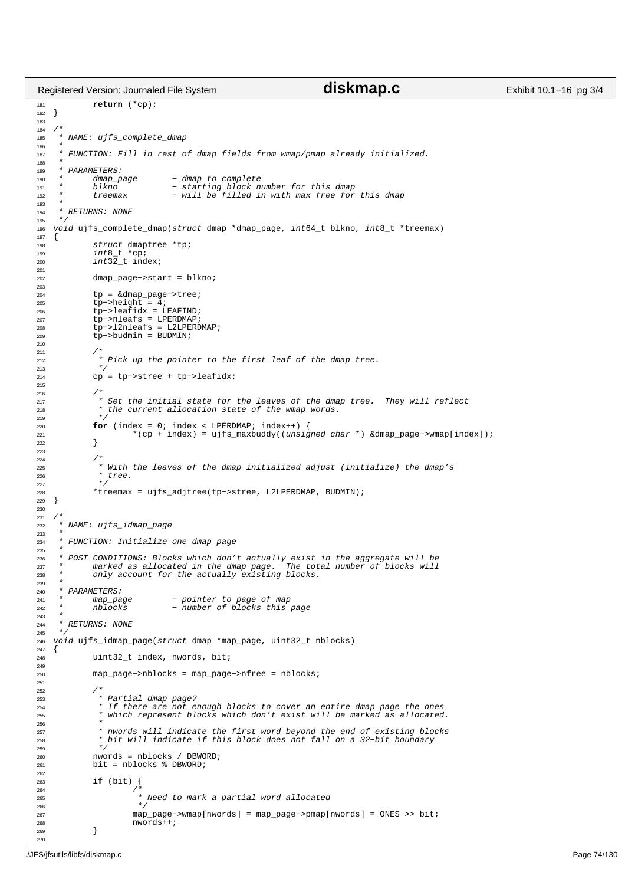```c
        return (*cp);
}

/*
 * NAME: ujfs_complete_dmap
 *
 * FUNCTION: Fill in rest of dmap fields from wmap/pmap already initialized.
 *
 * PARAMETERS:
 *      dmap_page       - dmap to complete
 *      blkno           - starting block number for this dmap
 *      treemax         - will be filled in with max free for this dmap
 *
 * RETURNS: NONE
 */
void ujfs_complete_dmap(struct dmap *dmap_page, int64_t blkno, int8_t *treemax)
{
        struct dmaptree *tp;
        int8_t *cp;
        int32_t index;

        dmap_page->start = blkno;

        tp = &dmap_page->tree;
        tp->height = 4;
        tp->leafidx = LEAFIND;
        tp->nleafs = LPERDMAP;
        tp->l2nleafs = L2LPERDMAP;
        tp->budmin = BUDMIN;

        /*
         * Pick up the pointer to the first leaf of the dmap tree.
         */
        cp = tp->stree + tp->leafidx;

        /*
         * Set the initial state for the leaves of the dmap tree.  They will reflect
         * the current allocation state of the wmap words.
         */
        for (index = 0; index < LPERDMAP; index++) {
                *(cp + index) = ujfs_maxbuddy((unsigned char *) &dmap_page->wmap[index]);
        }

        /*
         * With the leaves of the dmap initialized adjust (initialize) the dmap's
         * tree.
         */
        *treemax = ujfs_adjtree(tp->stree, L2LPERDMAP, BUDMIN);
}

/*
 * NAME: ujfs_idmap_page
 *
 * FUNCTION: Initialize one dmap page
 *
 * POST CONDITIONS: Blocks which don't actually exist in the aggregate will be
 *      marked as allocated in the dmap page.  The total number of blocks will
 *      only account for the actually existing blocks.
 *
 * PARAMETERS:
 *      map_page        - pointer to page of map
 *      nblocks         - number of blocks this page
 *
 * RETURNS: NONE
 */
void ujfs_idmap_page(struct dmap *map_page, uint32_t nblocks)
{
        uint32_t index, nwords, bit;

        map_page->nblocks = map_page->nfree = nblocks;

        /*
         * Partial dmap page?
         * If there are not enough blocks to cover an entire dmap page the ones
         * which represent blocks which don't exist will be marked as allocated.
         *
         * nwords will indicate the first word beyond the end of existing blocks
         * bit will indicate if this block does not fall on a 32-bit boundary
         */
        nwords = nblocks / DBWORD;
        bit = nblocks % DBWORD;

        if (bit) {
                /*
                 * Need to mark a partial word allocated
                 */
                map_page->wmap[nwords] = map_page->pmap[nwords] = ONES >> bit;
                nwords++;
        }

```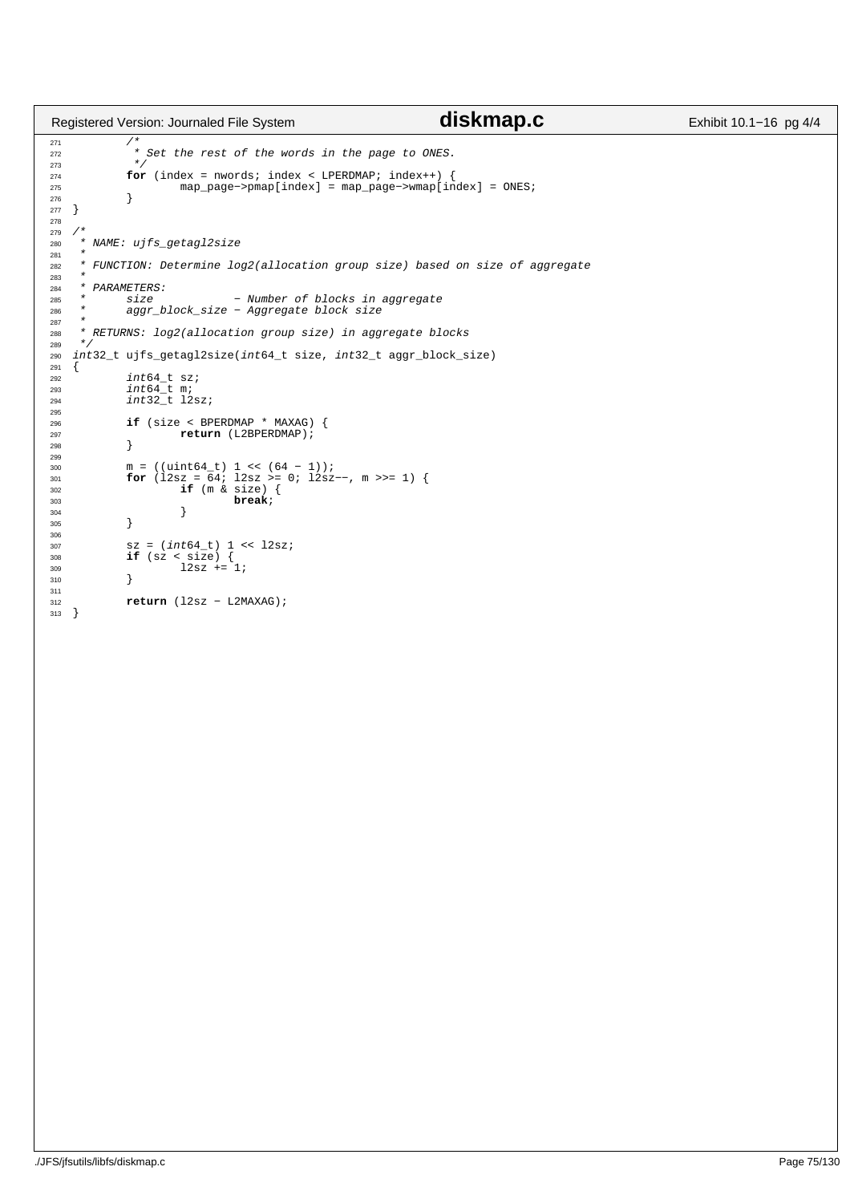```c
        /*
         * Set the rest of the words in the page to ONES.
         */
        for (index = nwords; index < LPERDMAP; index++) {
                map_page->pmap[index] = map_page->wmap[index] = ONES;
        }
}

/*
 * NAME: ujfs_getagl2size
 *
 * FUNCTION: Determine log2(allocation group size) based on size of aggregate
 *
 * PARAMETERS:
 *      size            - Number of blocks in aggregate
 *      aggr_block_size - Aggregate block size
 *
 * RETURNS: log2(allocation group size) in aggregate blocks
 */
int32_t ujfs_getagl2size(int64_t size, int32_t aggr_block_size)
{
        int64_t sz;
        int64_t m;
        int32_t l2sz;

        if (size < BPERDMAP * MAXAG) {
                return (L2BPERDMAP);
        }

        m = ((uint64_t) 1 << (64 - 1));
        for (l2sz = 64; l2sz >= 0; l2sz--, m >>= 1) {
                if (m & size) {
                        break;
                }
        }

        sz = (int64_t) 1 << l2sz;
        if (sz < size) {
                l2sz += 1;
        }

        return (l2sz - L2MAXAG);
}
```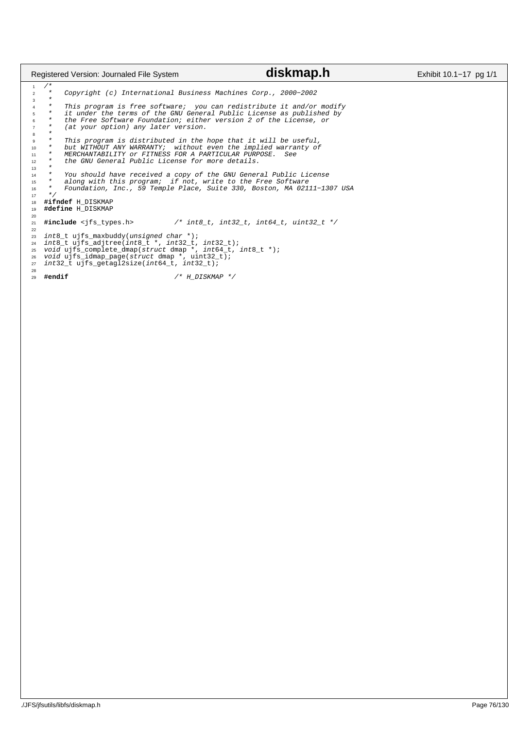```c
/*
 *   Copyright (c) International Business Machines Corp., 2000-2002
 *
 *   This program is free software;  you can redistribute it and/or modify
 *   it under the terms of the GNU General Public License as published by
 *   the Free Software Foundation; either version 2 of the License, or
 *   (at your option) any later version.
 *
 *   This program is distributed in the hope that it will be useful,
 *   but WITHOUT ANY WARRANTY;  without even the implied warranty of
 *   MERCHANTABILITY or FITNESS FOR A PARTICULAR PURPOSE.  See
 *   the GNU General Public License for more details.
 *
 *   You should have received a copy of the GNU General Public License
 *   along with this program;  if not, write to the Free Software
 *   Foundation, Inc., 59 Temple Place, Suite 330, Boston, MA 02111-1307 USA
 */
#ifndef H_DISKMAP
#define H_DISKMAP

#include <jfs_types.h>          /* int8_t, int32_t, int64_t, uint32_t */

int8_t ujfs_maxbuddy(unsigned char *);
int8_t ujfs_adjtree(int8_t *, int32_t, int32_t);
void ujfs_complete_dmap(struct dmap *, int64_t, int8_t *);
void ujfs_idmap_page(struct dmap *, uint32_t);
int32_t ujfs_getagl2size(int64_t, int32_t);

#endif                          /* H_DISKMAP */
```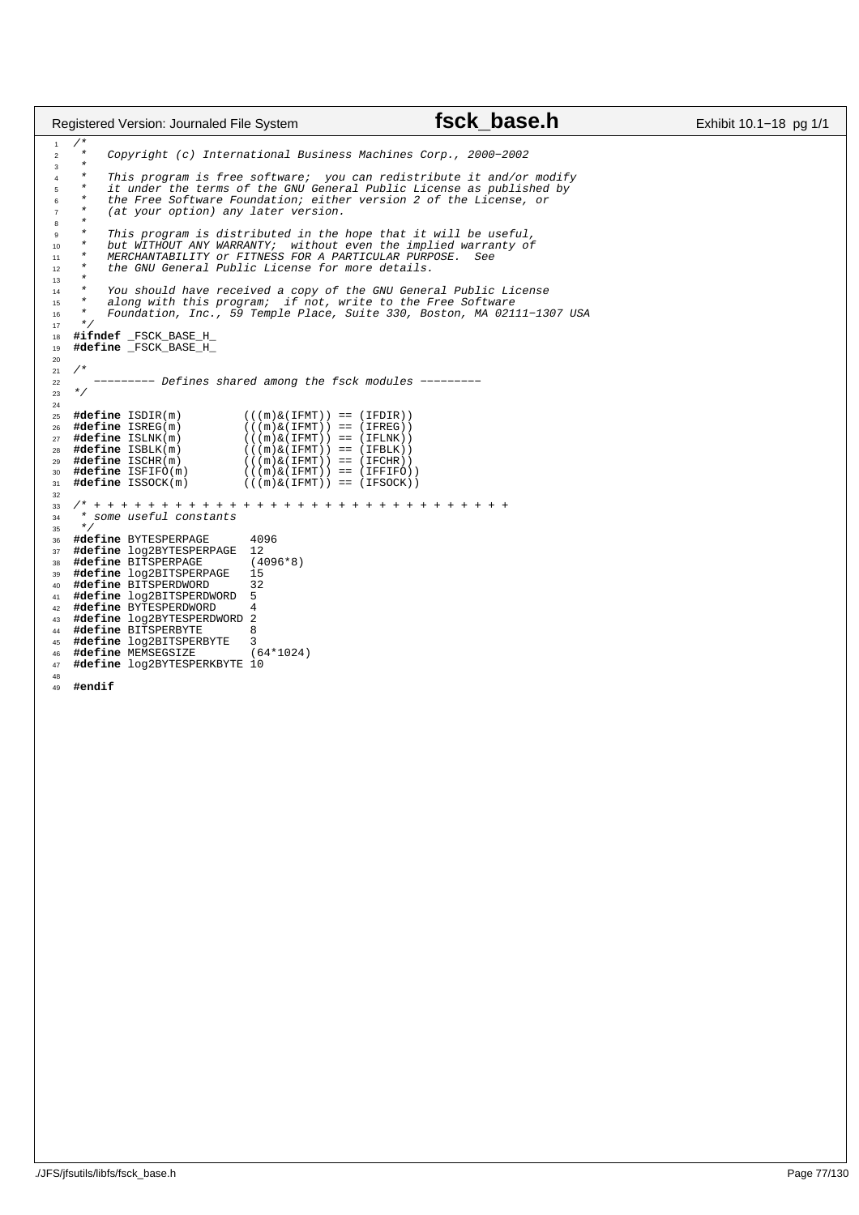```c
/*
 *   Copyright (c) International Business Machines Corp., 2000-2002
 *
 *   This program is free software;  you can redistribute it and/or modify
 *   it under the terms of the GNU General Public License as published by
 *   the Free Software Foundation; either version 2 of the License, or
 *   (at your option) any later version.
 *
 *   This program is distributed in the hope that it will be useful,
 *   but WITHOUT ANY WARRANTY;  without even the implied warranty of
 *   MERCHANTABILITY or FITNESS FOR A PARTICULAR PURPOSE.  See
 *   the GNU General Public License for more details.
 *
 *   You should have received a copy of the GNU General Public License
 *   along with this program;  if not, write to the Free Software
 *   Foundation, Inc., 59 Temple Place, Suite 330, Boston, MA 02111-1307 USA
 */
#ifndef _FSCK_BASE_H_
#define _FSCK_BASE_H_

/*
   --------- Defines shared among the fsck modules ---------
*/

#define ISDIR(m)         (((m)&(IFMT)) == (IFDIR))
#define ISREG(m)         (((m)&(IFMT)) == (IFREG))
#define ISLNK(m)         (((m)&(IFMT)) == (IFLNK))
#define ISBLK(m)         (((m)&(IFMT)) == (IFBLK))
#define ISCHR(m)         (((m)&(IFMT)) == (IFCHR))
#define ISFIFO(m)        (((m)&(IFMT)) == (IFFIFO))
#define ISSOCK(m)        (((m)&(IFMT)) == (IFSOCK))

/* + + + + + + + + + + + + + + + + + + + + + + + + + + + + + + +
 * some useful constants
 */
#define BYTESPERPAGE      4096
#define log2BYTESPERPAGE  12
#define BITSPERPAGE       (4096*8)
#define log2BITSPERPAGE   15
#define BITSPERDWORD      32
#define log2BITSPERDWORD  5
#define BYTESPERDWORD     4
#define log2BYTESPERDWORD 2
#define BITSPERBYTE       8
#define log2BITSPERBYTE   3
#define MEMSEGSIZE        (64*1024)
#define log2BYTESPERKBYTE 10

#endif
```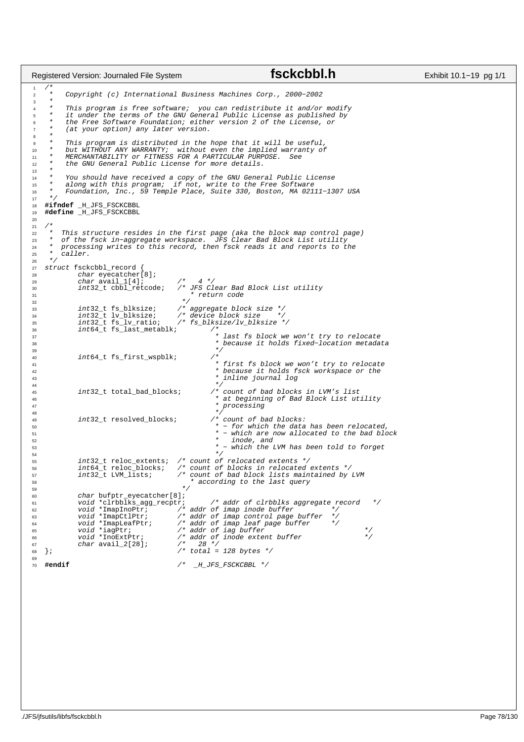```c
/*
 *   Copyright (c) International Business Machines Corp., 2000-2002
 *
 *   This program is free software;  you can redistribute it and/or modify
 *   it under the terms of the GNU General Public License as published by
 *   the Free Software Foundation; either version 2 of the License, or
 *   (at your option) any later version.
 *
 *   This program is distributed in the hope that it will be useful,
 *   but WITHOUT ANY WARRANTY;  without even the implied warranty of
 *   MERCHANTABILITY or FITNESS FOR A PARTICULAR PURPOSE.  See
 *   the GNU General Public License for more details.
 *
 *   You should have received a copy of the GNU General Public License
 *   along with this program;  if not, write to the Free Software
 *   Foundation, Inc., 59 Temple Place, Suite 330, Boston, MA 02111-1307 USA
 */
#ifndef _H_JFS_FSCKCBBL
#define _H_JFS_FSCKCBBL

/*
 *  This structure resides in the first page (aka the block map control page)
 *  of the fsck in-aggregate workspace.  JFS Clear Bad Block List utility
 *  processing writes to this record, then fsck reads it and reports to the
 *  caller.
 */
struct fsckcbbl_record {
	char eyecatcher[8];
	char avail_1[4];	/*   4 */
	int32_t cbbl_retcode;	/* JFS Clear Bad Block List utility
				 * return code
				 */
	int32_t fs_blksize;	/* aggregate block size */
	int32_t lv_blksize;	/* device block size    */
	int32_t fs_lv_ratio;	/* fs_blksize/lv_blksize */
	int64_t fs_last_metablk;	/*
					 * last fs block we won't try to relocate
					 * because it holds fixed-location metadata
					 */
	int64_t fs_first_wspblk;	/*
					 * first fs block we won't try to relocate
					 * because it holds fsck workspace or the
					 * inline journal log
					 */
	int32_t total_bad_blocks;	/* count of bad blocks in LVM's list
					 * at beginning of Bad Block List utility
					 * processing
					 */
	int32_t resolved_blocks;	/* count of bad blocks:
					 * - for which the data has been relocated,
					 * - which are now allocated to the bad block
					 *   inode, and
					 * - which the LVM has been told to forget
					 */
	int32_t reloc_extents;	/* count of relocated extents */
	int64_t reloc_blocks;	/* count of blocks in relocated extents */
	int32_t LVM_lists;	/* count of bad block lists maintained by LVM
				 * according to the last query
				 */
	char bufptr_eyecatcher[8];
	void *clrbblks_agg_recptr;	/* addr of clrbblks aggregate record   */
	void *ImapInoPtr;	/* addr of imap inode buffer         */
	void *ImapCtlPtr;	/* addr of imap control page buffer  */
	void *ImapLeafPtr;	/* addr of imap leaf page buffer     */
	void *iagPtr;		/* addr of iag buffer                          */
	void *InoExtPtr;	/* addr of inode extent buffer               */
	char avail_2[28];	/*   28 */
};				/* total = 128 bytes */

#endif				/*  _H_JFS_FSCKCBBL */
```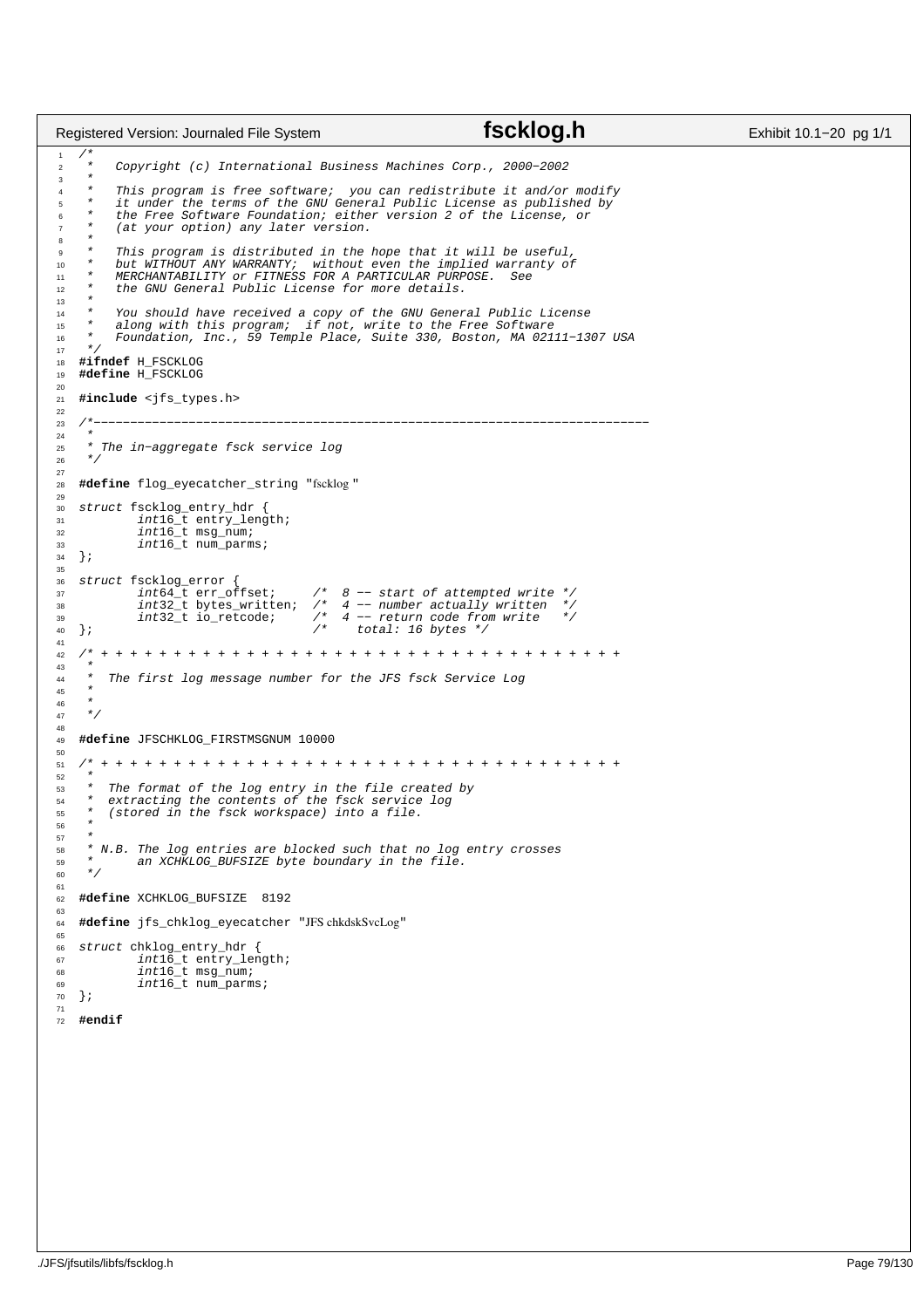```c
/*
 *   Copyright (c) International Business Machines Corp., 2000-2002
 *
 *   This program is free software;  you can redistribute it and/or modify
 *   it under the terms of the GNU General Public License as published by
 *   the Free Software Foundation; either version 2 of the License, or
 *   (at your option) any later version.
 *
 *   This program is distributed in the hope that it will be useful,
 *   but WITHOUT ANY WARRANTY;  without even the implied warranty of
 *   MERCHANTABILITY or FITNESS FOR A PARTICULAR PURPOSE.  See
 *   the GNU General Public License for more details.
 *
 *   You should have received a copy of the GNU General Public License
 *   along with this program;  if not, write to the Free Software
 *   Foundation, Inc., 59 Temple Place, Suite 330, Boston, MA 02111-1307 USA
 */
#ifndef H_FSCKLOG
#define H_FSCKLOG

#include <jfs_types.h>

/*----------------------------------------------------------------------------
 *
 * The in-aggregate fsck service log
 */

#define flog_eyecatcher_string "fscklog "

struct fscklog_entry_hdr {
        int16_t entry_length;
        int16_t msg_num;
        int16_t num_parms;
};

struct fscklog_error {
        int64_t err_offset;     /*  8 -- start of attempted write */
        int32_t bytes_written;  /*  4 -- number actually written  */
        int32_t io_retcode;     /*  4 -- return code from write   */
};                              /*     total: 16 bytes */

/* + + + + + + + + + + + + + + + + + + + + + + + + + + + + + + + + + + + + + +
 *
 *  The first log message number for the JFS fsck Service Log
 *
 *
 */

#define JFSCHKLOG_FIRSTMSGNUM 10000

/* + + + + + + + + + + + + + + + + + + + + + + + + + + + + + + + + + + + + + +
 *
 *  The format of the log entry in the file created by
 *  extracting the contents of the fsck service log
 *  (stored in the fsck workspace) into a file.
 *
 *
 * N.B. The log entries are blocked such that no log entry crosses
 *      an XCHKLOG_BUFSIZE byte boundary in the file.
 */

#define XCHKLOG_BUFSIZE  8192

#define jfs_chklog_eyecatcher "JFS chkdskSvcLog"

struct chklog_entry_hdr {
        int16_t entry_length;
        int16_t msg_num;
        int16_t num_parms;
};

#endif
```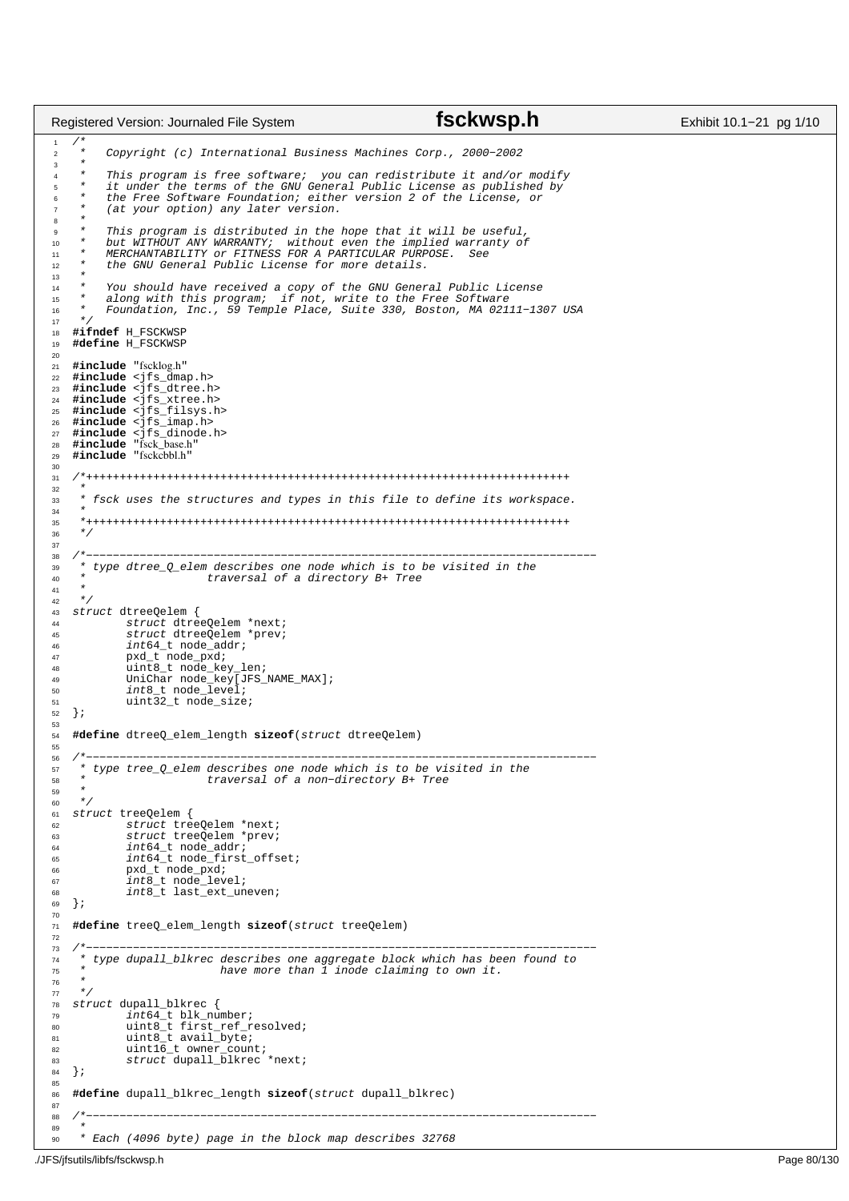```c
/*
 *   Copyright (c) International Business Machines Corp., 2000-2002
 *
 *   This program is free software;  you can redistribute it and/or modify
 *   it under the terms of the GNU General Public License as published by
 *   the Free Software Foundation; either version 2 of the License, or
 *   (at your option) any later version.
 *
 *   This program is distributed in the hope that it will be useful,
 *   but WITHOUT ANY WARRANTY;  without even the implied warranty of
 *   MERCHANTABILITY or FITNESS FOR A PARTICULAR PURPOSE.  See
 *   the GNU General Public License for more details.
 *
 *   You should have received a copy of the GNU General Public License
 *   along with this program;  if not, write to the Free Software
 *   Foundation, Inc., 59 Temple Place, Suite 330, Boston, MA 02111-1307 USA
 */
#ifndef H_FSCKWSP
#define H_FSCKWSP

#include "fscklog.h"
#include <jfs_dmap.h>
#include <jfs_dtree.h>
#include <jfs_xtree.h>
#include <jfs_filsys.h>
#include <jfs_imap.h>
#include <jfs_dinode.h>
#include "fsck_base.h"
#include "fsckcbbl.h"

/*++++++++++++++++++++++++++++++++++++++++++++++++++++++++++++++++++++++++
 *
 * fsck uses the structures and types in this file to define its workspace.
 *
 *++++++++++++++++++++++++++++++++++++++++++++++++++++++++++++++++++++++++
 */

/*--------------------------------------------------------------------------
 * type dtree_Q_elem describes one node which is to be visited in the
 *                   traversal of a directory B+ Tree
 *
 */
struct dtreeQelem {
        struct dtreeQelem *next;
        struct dtreeQelem *prev;
        int64_t node_addr;
        pxd_t node_pxd;
        uint8_t node_key_len;
        UniChar node_key[JFS_NAME_MAX];
        int8_t node_level;
        uint32_t node_size;
};

#define dtreeQ_elem_length sizeof(struct dtreeQelem)

/*--------------------------------------------------------------------------
 * type tree_Q_elem describes one node which is to be visited in the
 *                   traversal of a non-directory B+ Tree
 *
 */
struct treeQelem {
        struct treeQelem *next;
        struct treeQelem *prev;
        int64_t node_addr;
        int64_t node_first_offset;
        pxd_t node_pxd;
        int8_t node_level;
        int8_t last_ext_uneven;
};

#define treeQ_elem_length sizeof(struct treeQelem)

/*--------------------------------------------------------------------------
 * type dupall_blkrec describes one aggregate block which has been found to
 *                    have more than 1 inode claiming to own it.
 *
 */
struct dupall_blkrec {
        int64_t blk_number;
        uint8_t first_ref_resolved;
        uint8_t avail_byte;
        uint16_t owner_count;
        struct dupall_blkrec *next;
};

#define dupall_blkrec_length sizeof(struct dupall_blkrec)

/*--------------------------------------------------------------------------
 *
 * Each (4096 byte) page in the block map describes 32768
```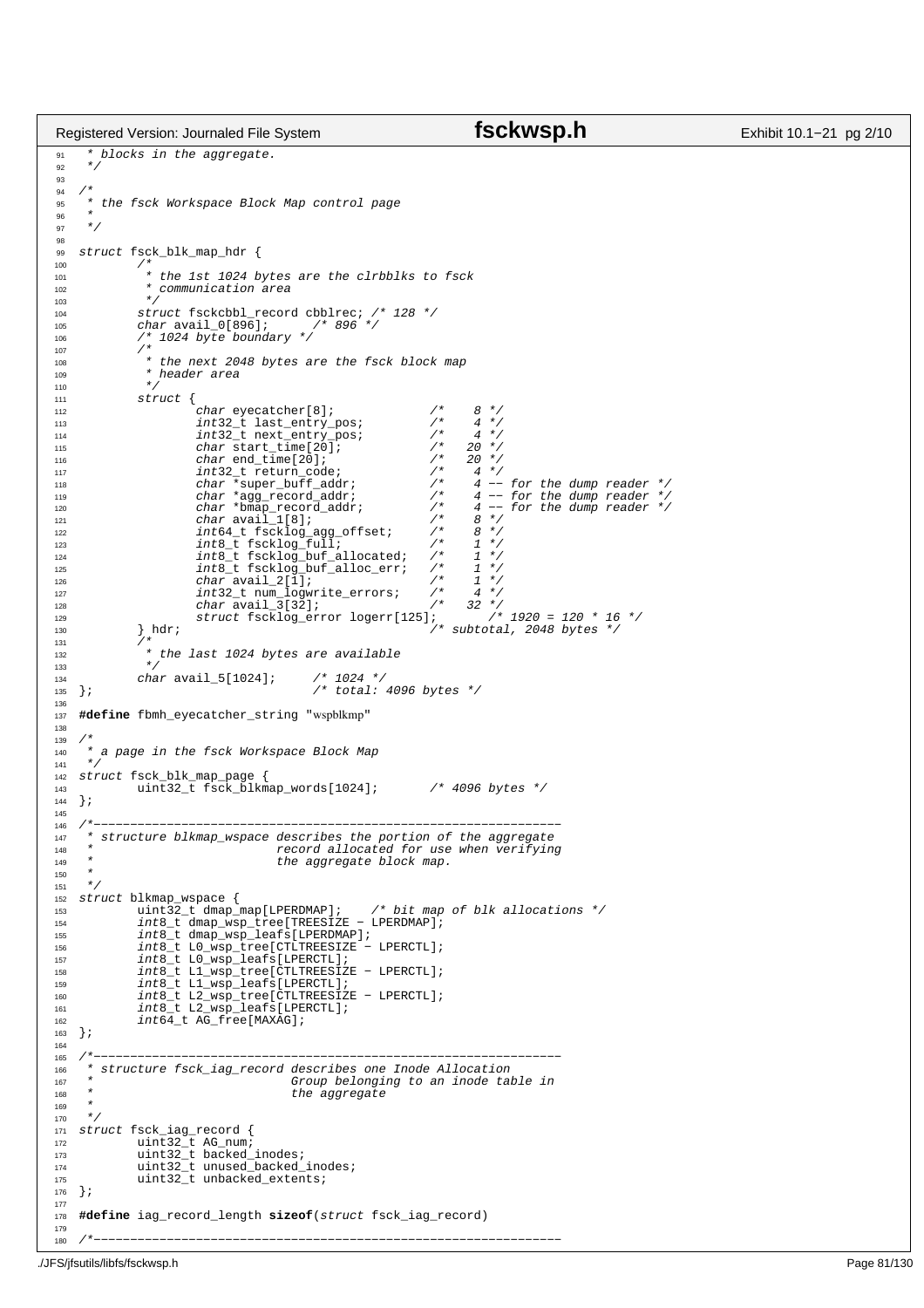```c
 * blocks in the aggregate.
 */

/*
 * the fsck Workspace Block Map control page
 *
 */

struct fsck_blk_map_hdr {
        /*
         * the 1st 1024 bytes are the clrbblks to fsck
         * communication area
         */
        struct fsckcbbl_record cbblrec; /* 128 */
        char avail_0[896];      /* 896 */
        /* 1024 byte boundary */
        /*
         * the next 2048 bytes are the fsck block map
         * header area
         */
        struct {
                char eyecatcher[8];             /*    8 */
                int32_t last_entry_pos;         /*    4 */
                int32_t next_entry_pos;         /*    4 */
                char start_time[20];            /*   20 */
                char end_time[20];              /*   20 */
                int32_t return_code;            /*    4 */
                char *super_buff_addr;          /*    4 -- for the dump reader */
                char *agg_record_addr;          /*    4 -- for the dump reader */
                char *bmap_record_addr;         /*    4 -- for the dump reader */
                char avail_1[8];                /*    8 */
                int64_t fscklog_agg_offset;     /*    8 */
                int8_t fscklog_full;            /*    1 */
                int8_t fscklog_buf_allocated;   /*    1 */
                int8_t fscklog_buf_alloc_err;   /*    1 */
                char avail_2[1];                /*    1 */
                int32_t num_logwrite_errors;    /*    4 */
                char avail_3[32];               /*   32 */
                struct fscklog_error logerr[125];       /* 1920 = 120 * 16 */
        } hdr;                                  /* subtotal, 2048 bytes */
        /*
         * the last 1024 bytes are available
         */
        char avail_5[1024];     /* 1024 */
};                              /* total: 4096 bytes */

#define fbmh_eyecatcher_string "wspblkmp"

/*
 * a page in the fsck Workspace Block Map
 */
struct fsck_blk_map_page {
        uint32_t fsck_blkmap_words[1024];       /* 4096 bytes */
};

/*----------------------------------------------------------------
 * structure blkmap_wspace describes the portion of the aggregate
 *                          record allocated for use when verifying
 *                          the aggregate block map.
 *
 */
struct blkmap_wspace {
        uint32_t dmap_map[LPERDMAP];    /* bit map of blk allocations */
        int8_t dmap_wsp_tree[TREESIZE - LPERDMAP];
        int8_t dmap_wsp_leafs[LPERDMAP];
        int8_t L0_wsp_tree[CTLTREESIZE - LPERCTL];
        int8_t L0_wsp_leafs[LPERCTL];
        int8_t L1_wsp_tree[CTLTREESIZE - LPERCTL];
        int8_t L1_wsp_leafs[LPERCTL];
        int8_t L2_wsp_tree[CTLTREESIZE - LPERCTL];
        int8_t L2_wsp_leafs[LPERCTL];
        int64_t AG_free[MAXAG];
};

/*----------------------------------------------------------------
 * structure fsck_iag_record describes one Inode Allocation
 *                          Group belonging to an inode table in
 *                          the aggregate
 *
 */
struct fsck_iag_record {
        uint32_t AG_num;
        uint32_t backed_inodes;
        uint32_t unused_backed_inodes;
        uint32_t unbacked_extents;
};

#define iag_record_length sizeof(struct fsck_iag_record)

/*----------------------------------------------------------------
```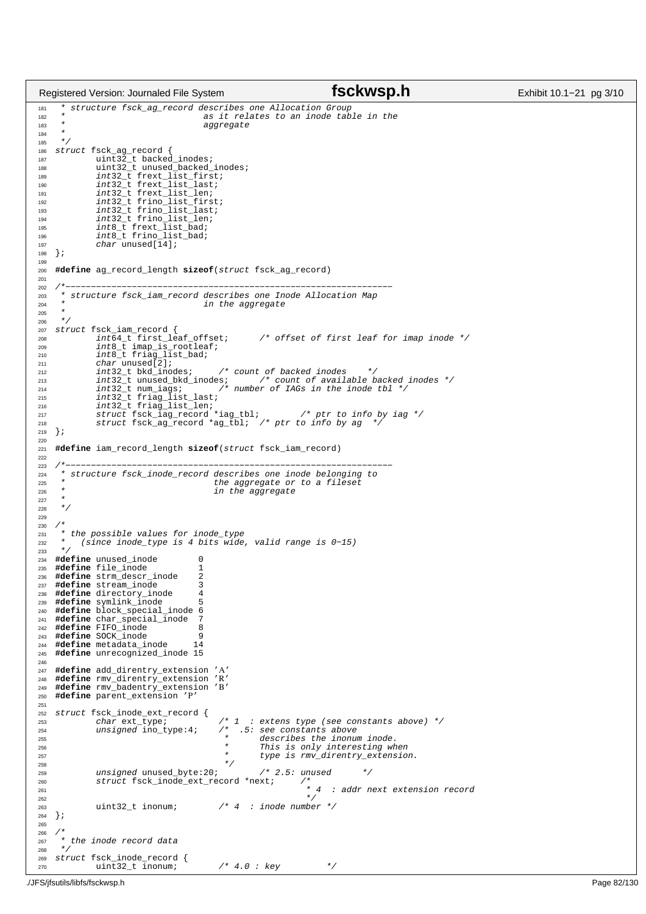```c
 * structure fsck_ag_record describes one Allocation Group
 *                          as it relates to an inode table in the
 *                          aggregate
 *
 */
struct fsck_ag_record {
        uint32_t backed_inodes;
        uint32_t unused_backed_inodes;
        int32_t frext_list_first;
        int32_t frext_list_last;
        int32_t frext_list_len;
        int32_t frino_list_first;
        int32_t frino_list_last;
        int32_t frino_list_len;
        int8_t frext_list_bad;
        int8_t frino_list_bad;
        char unused[14];
};

#define ag_record_length sizeof(struct fsck_ag_record)

/*----------------------------------------------------------------
 * structure fsck_iam_record describes one Inode Allocation Map
 *                          in the aggregate
 *
 */
struct fsck_iam_record {
        int64_t first_leaf_offset;      /* offset of first leaf for imap inode */
        int8_t imap_is_rootleaf;
        int8_t friag_list_bad;
        char unused[2];
        int32_t bkd_inodes;     /* count of backed inodes    */
        int32_t unused_bkd_inodes;      /* count of available backed inodes */
        int32_t num_iags;       /* number of IAGs in the inode tbl */
        int32_t friag_list_last;
        int32_t friag_list_len;
        struct fsck_iag_record *iag_tbl;        /* ptr to info by iag */
        struct fsck_ag_record *ag_tbl;  /* ptr to info by ag  */
};

#define iam_record_length sizeof(struct fsck_iam_record)

/*----------------------------------------------------------------
 * structure fsck_inode_record describes one inode belonging to
 *                            the aggregate or to a fileset
 *                            in the aggregate
 *
 */

/*
 * the possible values for inode_type
 *   (since inode_type is 4 bits wide, valid range is 0-15)
 */
#define unused_inode        0
#define file_inode          1
#define strm_descr_inode    2
#define stream_inode        3
#define directory_inode     4
#define symlink_inode       5
#define block_special_inode 6
#define char_special_inode  7
#define FIFO_inode          8
#define SOCK_inode          9
#define metadata_inode     14
#define unrecognized_inode 15

#define add_direntry_extension 'A'
#define rmv_direntry_extension 'R'
#define rmv_badentry_extension 'B'
#define parent_extension 'P'

struct fsck_inode_ext_record {
        char ext_type;          /* 1  : extens type (see constants above) */
        unsigned ino_type:4;    /*  .5: see constants above
                                 *      describes the inonum inode.
                                 *      This is only interesting when
                                 *      type is rmv_direntry_extension.
                                 */
        unsigned unused_byte:20;        /* 2.5: unused      */
        struct fsck_inode_ext_record *next;     /*
                                                 * 4  : addr next extension record
                                                 */
        uint32_t inonum;        /* 4  : inode number */
};

/*
 * the inode record data
 */
struct fsck_inode_record {
        uint32_t inonum;        /* 4.0 : key         */
```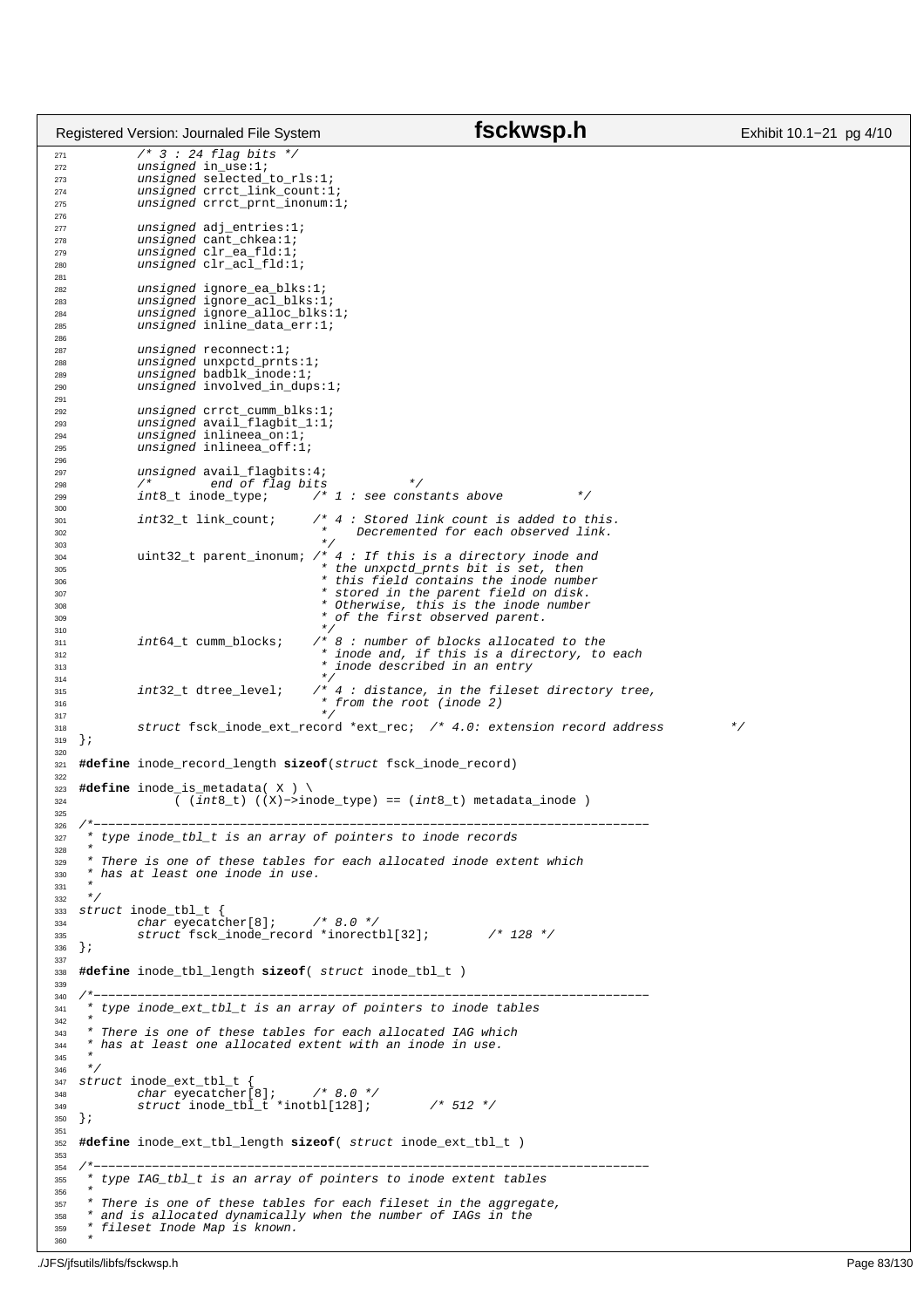```c
        /* 3 : 24 flag bits */
        unsigned in_use:1;
        unsigned selected_to_rls:1;
        unsigned crrct_link_count:1;
        unsigned crrct_prnt_inonum:1;

        unsigned adj_entries:1;
        unsigned cant_chkea:1;
        unsigned clr_ea_fld:1;
        unsigned clr_acl_fld:1;

        unsigned ignore_ea_blks:1;
        unsigned ignore_acl_blks:1;
        unsigned ignore_alloc_blks:1;
        unsigned inline_data_err:1;

        unsigned reconnect:1;
        unsigned unxpctd_prnts:1;
        unsigned badblk_inode:1;
        unsigned involved_in_dups:1;

        unsigned crrct_cumm_blks:1;
        unsigned avail_flagbit_1:1;
        unsigned inlineea_on:1;
        unsigned inlineea_off:1;

        unsigned avail_flagbits:4;
        /*        end of flag bits          */
        int8_t inode_type;      /* 1 : see constants above          */

        int32_t link_count;     /* 4 : Stored link count is added to this.
                                 *     Decremented for each observed link.
                                 */
        uint32_t parent_inonum; /* 4 : If this is a directory inode and
                                 * the unxpctd_prnts bit is set, then
                                 * this field contains the inode number
                                 * stored in the parent field on disk.
                                 * Otherwise, this is the inode number
                                 * of the first observed parent.
                                 */
        int64_t cumm_blocks;    /* 8 : number of blocks allocated to the
                                 * inode and, if this is a directory, to each
                                 * inode described in an entry
                                 */
        int32_t dtree_level;    /* 4 : distance, in the fileset directory tree,
                                 * from the root (inode 2)
                                 */
        struct fsck_inode_ext_record *ext_rec;  /* 4.0: extension record address         */
};

#define inode_record_length sizeof(struct fsck_inode_record)

#define inode_is_metadata( X ) \
            ( (int8_t) ((X)->inode_type) == (int8_t) metadata_inode )

/*---------------------------------------------------------------------------
 * type inode_tbl_t is an array of pointers to inode records
 *
 * There is one of these tables for each allocated inode extent which
 * has at least one inode in use.
 *
 */
struct inode_tbl_t {
        char eyecatcher[8];     /* 8.0 */
        struct fsck_inode_record *inorectbl[32];       /* 128 */
};

#define inode_tbl_length sizeof( struct inode_tbl_t )

/*---------------------------------------------------------------------------
 * type inode_ext_tbl_t is an array of pointers to inode tables
 *
 * There is one of these tables for each allocated IAG which
 * has at least one allocated extent with an inode in use.
 *
 */
struct inode_ext_tbl_t {
        char eyecatcher[8];     /* 8.0 */
        struct inode_tbl_t *inotbl[128];       /* 512 */
};

#define inode_ext_tbl_length sizeof( struct inode_ext_tbl_t )

/*---------------------------------------------------------------------------
 * type IAG_tbl_t is an array of pointers to inode extent tables
 *
 * There is one of these tables for each fileset in the aggregate,
 * and is allocated dynamically when the number of IAGs in the
 * fileset Inode Map is known.
 *
```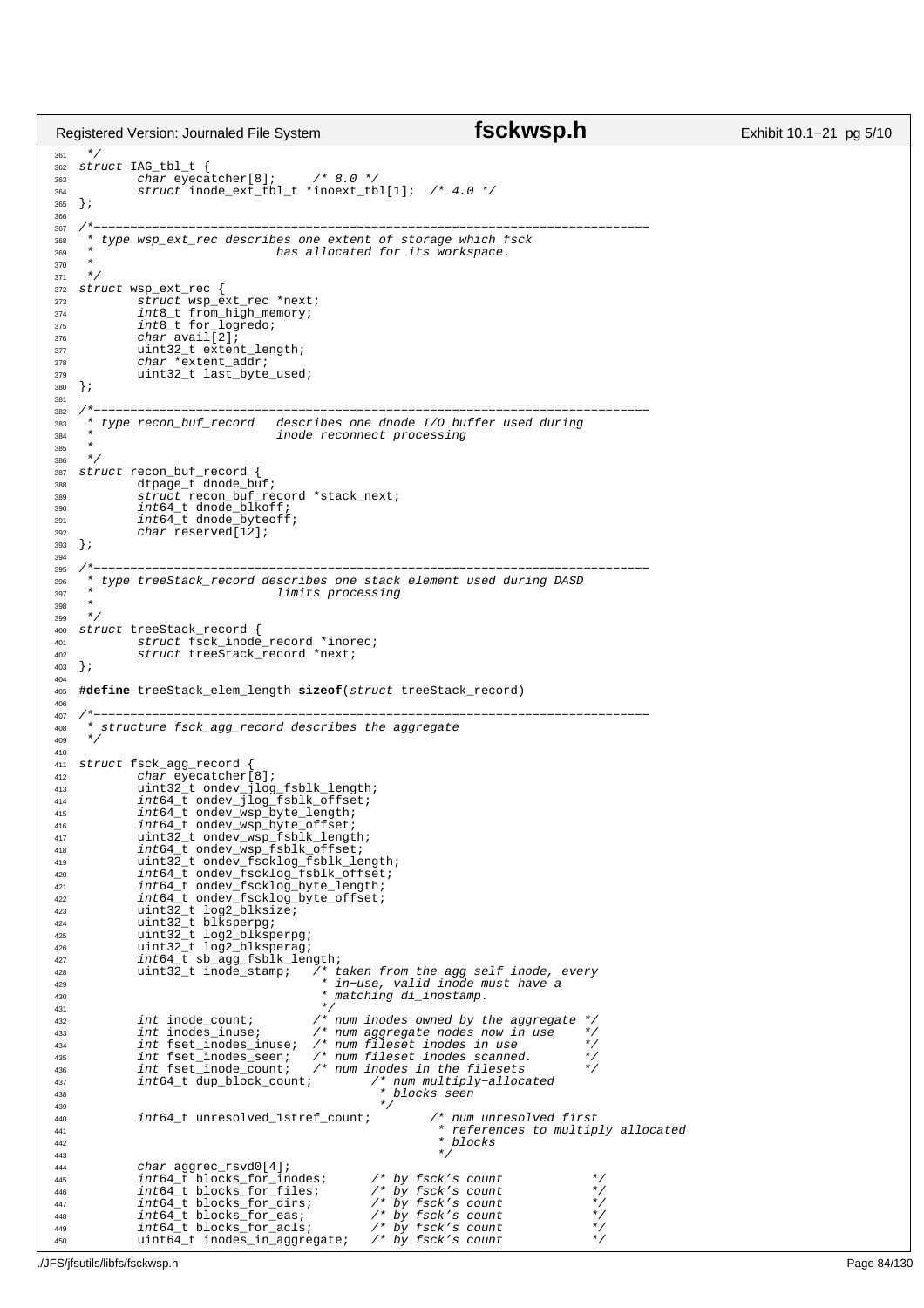```c
 */
struct IAG_tbl_t {
        char eyecatcher[8];     /* 8.0 */
        struct inode_ext_tbl_t *inoext_tbl[1];  /* 4.0 */
};

/*----------------------------------------------------------------------------
 * type wsp_ext_rec describes one extent of storage which fsck
 *                       has allocated for its workspace.
 *
 */
struct wsp_ext_rec {
        struct wsp_ext_rec *next;
        int8_t from_high_memory;
        int8_t for_logredo;
        char avail[2];
        uint32_t extent_length;
        char *extent_addr;
        uint32_t last_byte_used;
};

/*----------------------------------------------------------------------------
 * type recon_buf_record   describes one dnode I/O buffer used during
 *                       inode reconnect processing
 *
 */
struct recon_buf_record {
        dtpage_t dnode_buf;
        struct recon_buf_record *stack_next;
        int64_t dnode_blkoff;
        int64_t dnode_byteoff;
        char reserved[12];
};

/*----------------------------------------------------------------------------
 * type treeStack_record describes one stack element used during DASD
 *                       limits processing
 *
 */
struct treeStack_record {
        struct fsck_inode_record *inorec;
        struct treeStack_record *next;
};

#define treeStack_elem_length sizeof(struct treeStack_record)

/*----------------------------------------------------------------------------
 * structure fsck_agg_record describes the aggregate
 */

struct fsck_agg_record {
        char eyecatcher[8];
        uint32_t ondev_jlog_fsblk_length;
        int64_t ondev_jlog_fsblk_offset;
        int64_t ondev_wsp_byte_length;
        int64_t ondev_wsp_byte_offset;
        uint32_t ondev_wsp_fsblk_length;
        int64_t ondev_wsp_fsblk_offset;
        uint32_t ondev_fscklog_fsblk_length;
        int64_t ondev_fscklog_fsblk_offset;
        int64_t ondev_fscklog_byte_length;
        int64_t ondev_fscklog_byte_offset;
        uint32_t log2_blksize;
        uint32_t blksperpg;
        uint32_t log2_blksperpg;
        uint32_t log2_blksperag;
        int64_t sb_agg_fsblk_length;
        uint32_t inode_stamp;   /* taken from the agg self inode, every
                                 * in-use, valid inode must have a
                                 * matching di_inostamp.
                                 */
        int inode_count;        /* num inodes owned by the aggregate */
        int inodes_inuse;       /* num aggregate nodes now in use    */
        int fset_inodes_inuse;  /* num fileset inodes in use         */
        int fset_inodes_seen;   /* num fileset inodes scanned.       */
        int fset_inode_count;   /* num inodes in the filesets        */
        int64_t dup_block_count;        /* num multiply-allocated
                                         * blocks seen
                                         */
        int64_t unresolved_1stref_count;        /* num unresolved first
                                                 * references to multiply allocated
                                                 * blocks
                                                 */
        char aggrec_rsvd0[4];
        int64_t blocks_for_inodes;      /* by fsck's count            */
        int64_t blocks_for_files;       /* by fsck's count            */
        int64_t blocks_for_dirs;        /* by fsck's count            */
        int64_t blocks_for_eas;         /* by fsck's count            */
        int64_t blocks_for_acls;        /* by fsck's count            */
        uint64_t inodes_in_aggregate;   /* by fsck's count            */
```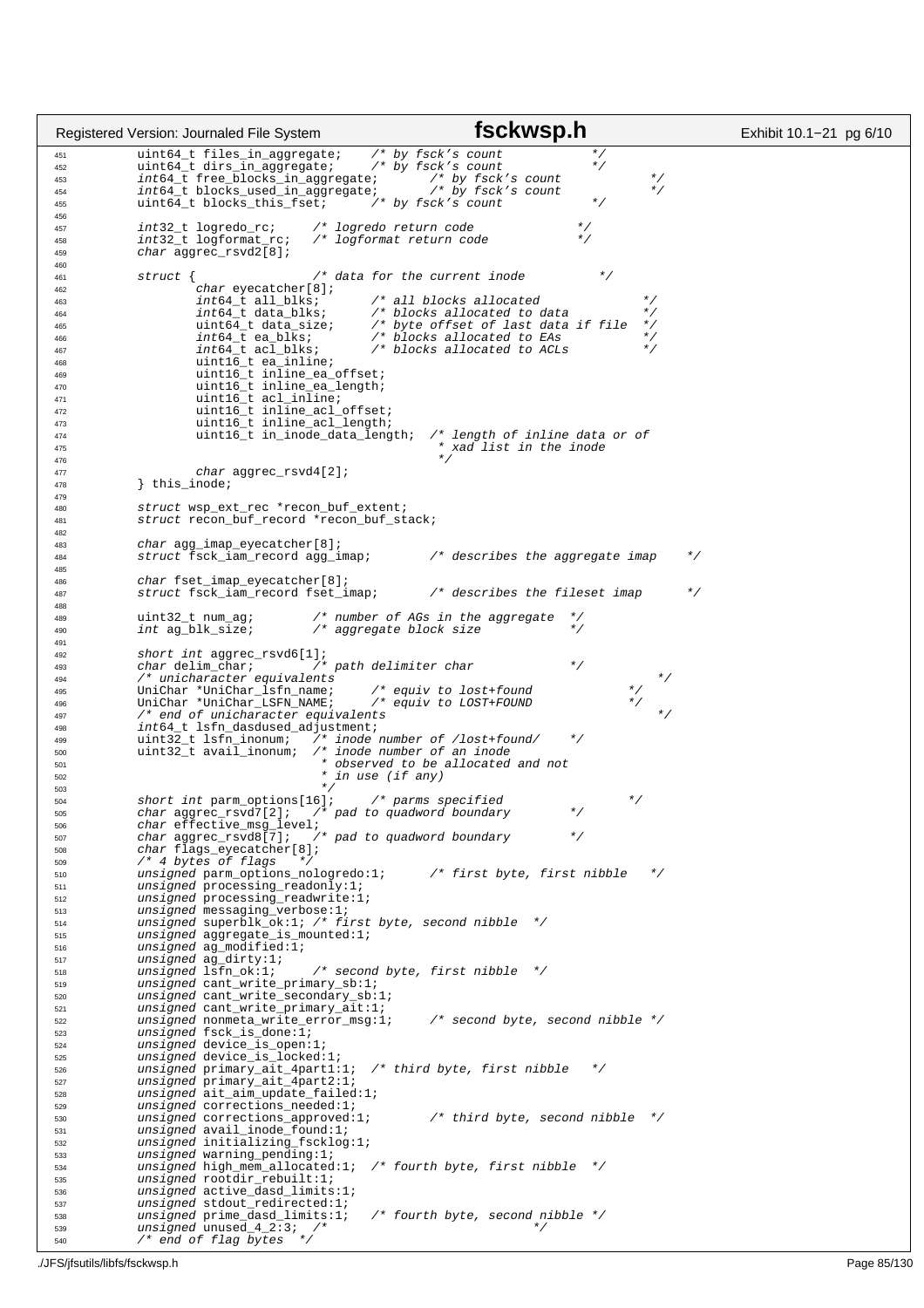```c
        uint64_t files_in_aggregate;    /* by fsck's count           */
        uint64_t dirs_in_aggregate;     /* by fsck's count           */
        int64_t free_blocks_in_aggregate;       /* by fsck's count            */
        int64_t blocks_used_in_aggregate;       /* by fsck's count            */
        uint64_t blocks_this_fset;      /* by fsck's count            */

        int32_t logredo_rc;     /* logredo return code              */
        int32_t logformat_rc;   /* logformat return code            */
        char aggrec_rsvd2[8];

        struct {                /* data for the current inode           */
                char eyecatcher[8];
                int64_t all_blks;       /* all blocks allocated              */
                int64_t data_blks;      /* blocks allocated to data          */
                uint64_t data_size;     /* byte offset of last data if file  */
                int64_t ea_blks;        /* blocks allocated to EAs           */
                int64_t acl_blks;       /* blocks allocated to ACLs          */
                uint16_t ea_inline;
                uint16_t inline_ea_offset;
                uint16_t inline_ea_length;
                uint16_t acl_inline;
                uint16_t inline_acl_offset;
                uint16_t inline_acl_length;
                uint16_t in_inode_data_length;  /* length of inline data or of
                                                 * xad list in the inode
                                                 */
                char aggrec_rsvd4[2];
        } this_inode;

        struct wsp_ext_rec *recon_buf_extent;
        struct recon_buf_record *recon_buf_stack;

        char agg_imap_eyecatcher[8];
        struct fsck_iam_record agg_imap;        /* describes the aggregate imap    */

        char fset_imap_eyecatcher[8];
        struct fsck_iam_record fset_imap;       /* describes the fileset imap      */

        uint32_t num_ag;        /* number of AGs in the aggregate  */
        int ag_blk_size;        /* aggregate block size            */

        short int aggrec_rsvd6[1];
        char delim_char;        /* path delimiter char              */
        /* unicharacter equivalents                                         */
        UniChar *UniChar_lsfn_name;     /* equiv to lost+found              */
        UniChar *UniChar_LSFN_NAME;     /* equiv to LOST+FOUND              */
        /* end of unicharacter equivalents                                  */
        int64_t lsfn_dasdused_adjustment;
        uint32_t lsfn_inonum;   /* inode number of /lost+found/    */
        uint32_t avail_inonum;  /* inode number of an inode
                                 * observed to be allocated and not
                                 * in use (if any)
                                 */
        short int parm_options[16];     /* parms specified                 */
        char aggrec_rsvd7[2];   /* pad to quadword boundary        */
        char effective_msg_level;
        char aggrec_rsvd8[7];   /* pad to quadword boundary        */
        char flags_eyecatcher[8];
        /* 4 bytes of flags    */
        unsigned parm_options_nologredo:1;      /* first byte, first nibble   */
        unsigned processing_readonly:1;
        unsigned processing_readwrite:1;
        unsigned messaging_verbose:1;
        unsigned superblk_ok:1; /* first byte, second nibble  */
        unsigned aggregate_is_mounted:1;
        unsigned ag_modified:1;
        unsigned ag_dirty:1;
        unsigned lsfn_ok:1;     /* second byte, first nibble  */
        unsigned cant_write_primary_sb:1;
        unsigned cant_write_secondary_sb:1;
        unsigned cant_write_primary_ait:1;
        unsigned nonmeta_write_error_msg:1;     /* second byte, second nibble */
        unsigned fsck_is_done:1;
        unsigned device_is_open:1;
        unsigned device_is_locked:1;
        unsigned primary_ait_4part1:1;  /* third byte, first nibble   */
        unsigned primary_ait_4part2:1;
        unsigned ait_aim_update_failed:1;
        unsigned corrections_needed:1;
        unsigned corrections_approved:1;        /* third byte, second nibble  */
        unsigned avail_inode_found:1;
        unsigned initializing_fscklog:1;
        unsigned warning_pending:1;
        unsigned high_mem_allocated:1;  /* fourth byte, first nibble  */
        unsigned rootdir_rebuilt:1;
        unsigned active_dasd_limits:1;
        unsigned stdout_redirected:1;
        unsigned prime_dasd_limits:1;   /* fourth byte, second nibble */
        unsigned unused_4_2:3;  /*                              */
        /* end of flag bytes  */
```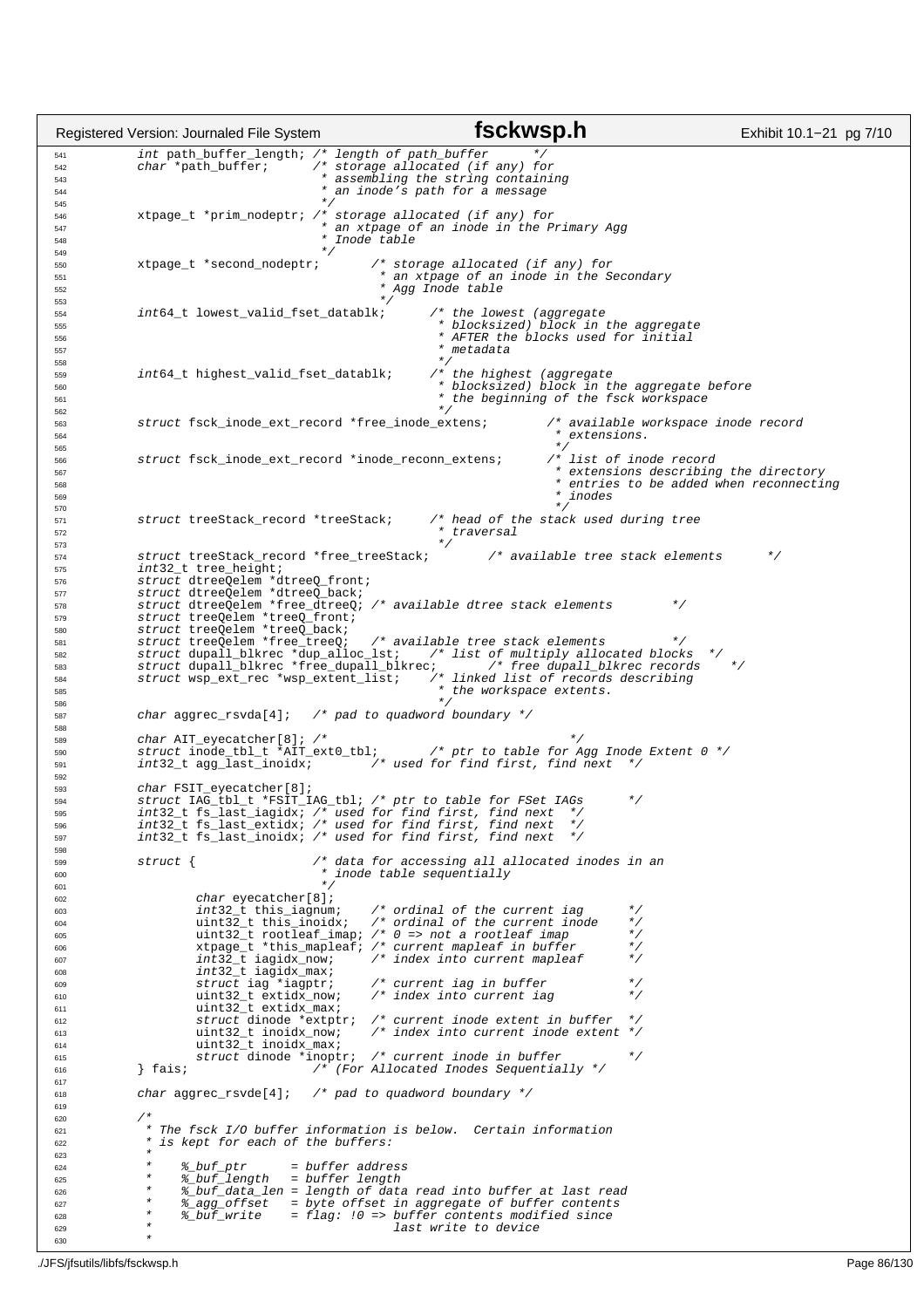```c
        int path_buffer_length; /* length of path_buffer      */
        char *path_buffer;      /* storage allocated (if any) for
                                 * assembling the string containing
                                 * an inode's path for a message
                                 */
        xtpage_t *prim_nodeptr; /* storage allocated (if any) for
                                 * an xtpage of an inode in the Primary Agg
                                 * Inode table
                                 */
        xtpage_t *second_nodeptr;       /* storage allocated (if any) for
                                         * an xtpage of an inode in the Secondary
                                         * Agg Inode table
                                         */
        int64_t lowest_valid_fset_datablk;      /* the lowest (aggregate
                                                 * blocksized) block in the aggregate
                                                 * AFTER the blocks used for initial
                                                 * metadata
                                                 */
        int64_t highest_valid_fset_datablk;     /* the highest (aggregate
                                                 * blocksized) block in the aggregate before
                                                 * the beginning of the fsck workspace
                                                 */
        struct fsck_inode_ext_record *free_inode_extens;        /* available workspace inode record
                                                                 * extensions.
                                                                 */
        struct fsck_inode_ext_record *inode_reconn_extens;      /* list of inode record
                                                                 * extensions describing the directory
                                                                 * entries to be added when reconnecting
                                                                 * inodes
                                                                 */
        struct treeStack_record *treeStack;     /* head of the stack used during tree
                                                 * traversal
                                                 */
        struct treeStack_record *free_treeStack;        /* available tree stack elements      */
        int32_t tree_height;
        struct dtreeQelem *dtreeQ_front;
        struct dtreeQelem *dtreeQ_back;
        struct dtreeQelem *free_dtreeQ; /* available dtree stack elements        */
        struct treeQelem *treeQ_front;
        struct treeQelem *treeQ_back;
        struct treeQelem *free_treeQ;   /* available tree stack elements         */
        struct dupall_blkrec *dup_alloc_lst;    /* list of multiply allocated blocks  */
        struct dupall_blkrec *free_dupall_blkrec;       /* free dupall_blkrec records    */
        struct wsp_ext_rec *wsp_extent_list;    /* linked list of records describing
                                                 * the workspace extents.
                                                 */
        char aggrec_rsvda[4];   /* pad to quadword boundary */

        char AIT_eyecatcher[8]; /*                                      */
        struct inode_tbl_t *AIT_ext0_tbl;       /* ptr to table for Agg Inode Extent 0 */
        int32_t agg_last_inoidx;        /* used for find first, find next  */

        char FSIT_eyecatcher[8];
        struct IAG_tbl_t *FSIT_IAG_tbl; /* ptr to table for FSet IAGs      */
        int32_t fs_last_iagidx; /* used for find first, find next  */
        int32_t fs_last_extidx; /* used for find first, find next  */
        int32_t fs_last_inoidx; /* used for find first, find next  */

        struct {                /* data for accessing all allocated inodes in an
                                 * inode table sequentially
                                 */
                char eyecatcher[8];
                int32_t this_iagnum;    /* ordinal of the current iag      */
                uint32_t this_inoidx;   /* ordinal of the current inode    */
                uint32_t rootleaf_imap; /* 0 => not a rootleaf imap        */
                xtpage_t *this_mapleaf; /* current mapleaf in buffer       */
                int32_t iagidx_now;     /* index into current mapleaf      */
                int32_t iagidx_max;
                struct iag *iagptr;     /* current iag in buffer           */
                uint32_t extidx_now;    /* index into current iag          */
                uint32_t extidx_max;
                struct dinode *extptr;  /* current inode extent in buffer  */
                uint32_t inoidx_now;    /* index into current inode extent */
                uint32_t inoidx_max;
                struct dinode *inoptr;  /* current inode in buffer         */
        } fais;                 /* (For Allocated Inodes Sequentially */

        char aggrec_rsvde[4];   /* pad to quadword boundary */

        /*
         * The fsck I/O buffer information is below.  Certain information
         * is kept for each of the buffers:
         *
         *     %_buf_ptr      = buffer address
         *     %_buf_length   = buffer length
         *     %_buf_data_len = length of data read into buffer at last read
         *     %_agg_offset   = byte offset in aggregate of buffer contents
         *     %_buf_write    = flag: !0 => buffer contents modified since
         *                               last write to device
         *
```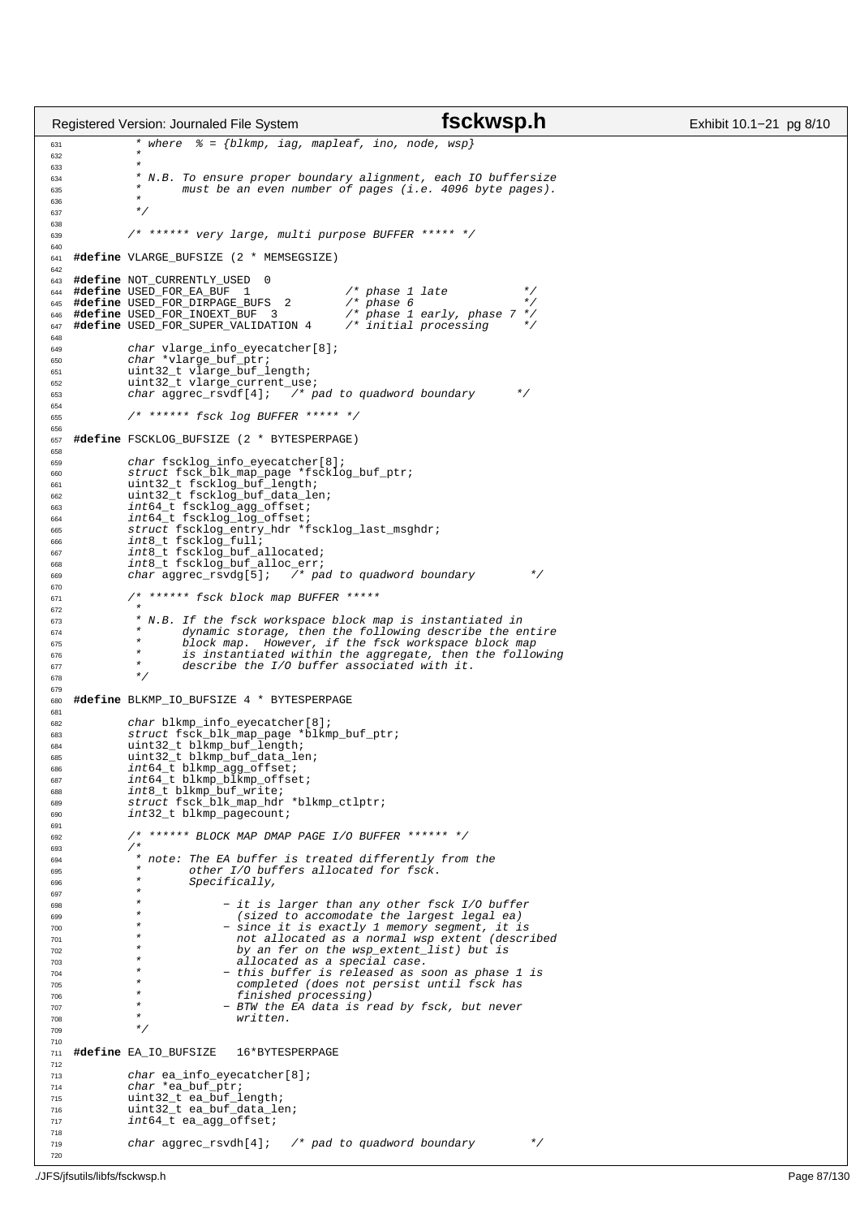```c
         * where  % = {blkmp, iag, mapleaf, ino, node, wsp}
         *
         *
         * N.B. To ensure proper boundary alignment, each IO buffersize
         *      must be an even number of pages (i.e. 4096 byte pages).
         *
         */

        /* ****** very large, multi purpose BUFFER ***** */

#define VLARGE_BUFSIZE (2 * MEMSEGSIZE)

#define NOT_CURRENTLY_USED  0
#define USED_FOR_EA_BUF  1              /* phase 1 late           */
#define USED_FOR_DIRPAGE_BUFS  2        /* phase 6                */
#define USED_FOR_INOEXT_BUF  3          /* phase 1 early, phase 7 */
#define USED_FOR_SUPER_VALIDATION 4     /* initial processing     */

        char vlarge_info_eyecatcher[8];
        char *vlarge_buf_ptr;
        uint32_t vlarge_buf_length;
        uint32_t vlarge_current_use;
        char aggrec_rsvdf[4];   /* pad to quadword boundary      */

        /* ****** fsck log BUFFER ***** */

#define FSCKLOG_BUFSIZE (2 * BYTESPERPAGE)

        char fscklog_info_eyecatcher[8];
        struct fsck_blk_map_page *fscklog_buf_ptr;
        uint32_t fscklog_buf_length;
        uint32_t fscklog_buf_data_len;
        int64_t fscklog_agg_offset;
        int64_t fscklog_log_offset;
        struct fscklog_entry_hdr *fscklog_last_msghdr;
        int8_t fscklog_full;
        int8_t fscklog_buf_allocated;
        int8_t fscklog_buf_alloc_err;
        char aggrec_rsvdg[5];   /* pad to quadword boundary       */

        /* ****** fsck block map BUFFER *****
         *
         * N.B. If the fsck workspace block map is instantiated in
         *      dynamic storage, then the following describe the entire
         *      block map.  However, if the fsck workspace block map
         *      is instantiated within the aggregate, then the following
         *      describe the I/O buffer associated with it.
         */

#define BLKMP_IO_BUFSIZE 4 * BYTESPERPAGE

        char blkmp_info_eyecatcher[8];
        struct fsck_blk_map_page *blkmp_buf_ptr;
        uint32_t blkmp_buf_length;
        uint32_t blkmp_buf_data_len;
        int64_t blkmp_agg_offset;
        int64_t blkmp_blkmp_offset;
        int8_t blkmp_buf_write;
        struct fsck_blk_map_hdr *blkmp_ctlptr;
        int32_t blkmp_pagecount;

        /* ****** BLOCK MAP DMAP PAGE I/O BUFFER ****** */
        /*
         * note: The EA buffer is treated differently from the
         *       other I/O buffers allocated for fsck.
         *       Specifically,
         *
         *             - it is larger than any other fsck I/O buffer
         *               (sized to accomodate the largest legal ea)
         *             - since it is exactly 1 memory segment, it is
         *               not allocated as a normal wsp extent (described
         *               by an fer on the wsp_extent_list) but is
         *               allocated as a special case.
         *             - this buffer is released as soon as phase 1 is
         *               completed (does not persist until fsck has
         *               finished processing)
         *             - BTW the EA data is read by fsck, but never
         *               written.
         */

#define EA_IO_BUFSIZE   16*BYTESPERPAGE

        char ea_info_eyecatcher[8];
        char *ea_buf_ptr;
        uint32_t ea_buf_length;
        uint32_t ea_buf_data_len;
        int64_t ea_agg_offset;

        char aggrec_rsvdh[4];   /* pad to quadword boundary       */

```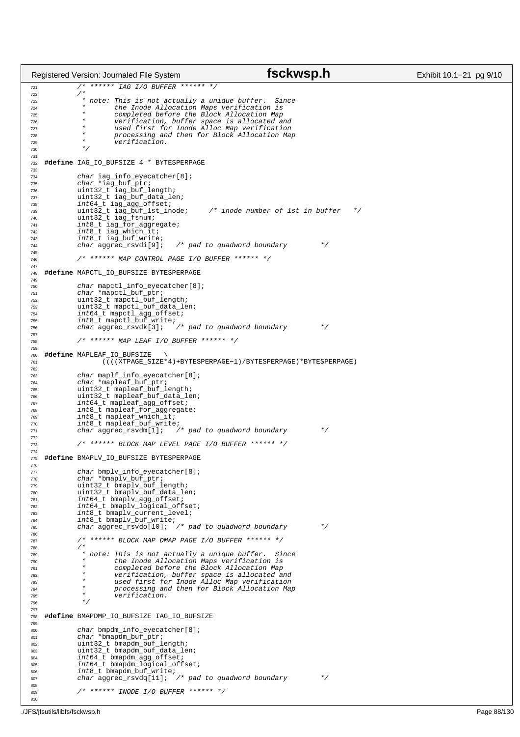```c
        /* ****** IAG I/O BUFFER ****** */
        /*
         * note: This is not actually a unique buffer.  Since
         *        the Inode Allocation Maps verification is
         *        completed before the Block Allocation Map
         *        verification, buffer space is allocated and
         *        used first for Inode Alloc Map verification
         *        processing and then for Block Allocation Map
         *        verification.
         */

#define IAG_IO_BUFSIZE 4 * BYTESPERPAGE

        char iag_info_eyecatcher[8];
        char *iag_buf_ptr;
        uint32_t iag_buf_length;
        uint32_t iag_buf_data_len;
        int64_t iag_agg_offset;
        uint32_t iag_buf_1st_inode;     /* inode number of 1st in buffer   */
        uint32_t iag_fsnum;
        int8_t iag_for_aggregate;
        int8_t iag_which_it;
        int8_t iag_buf_write;
        char aggrec_rsvdi[9];   /* pad to quadword boundary        */

        /* ****** MAP CONTROL PAGE I/O BUFFER ****** */

#define MAPCTL_IO_BUFSIZE BYTESPERPAGE

        char mapctl_info_eyecatcher[8];
        char *mapctl_buf_ptr;
        uint32_t mapctl_buf_length;
        uint32_t mapctl_buf_data_len;
        int64_t mapctl_agg_offset;
        int8_t mapctl_buf_write;
        char aggrec_rsvdk[3];   /* pad to quadword boundary        */

        /* ****** MAP LEAF I/O BUFFER ****** */

#define MAPLEAF_IO_BUFSIZE   \
            ((((XTPAGE_SIZE*4)+BYTESPERPAGE-1)/BYTESPERPAGE)*BYTESPERPAGE)

        char maplf_info_eyecatcher[8];
        char *mapleaf_buf_ptr;
        uint32_t mapleaf_buf_length;
        uint32_t mapleaf_buf_data_len;
        int64_t mapleaf_agg_offset;
        int8_t mapleaf_for_aggregate;
        int8_t mapleaf_which_it;
        int8_t mapleaf_buf_write;
        char aggrec_rsvdm[1];   /* pad to quadword boundary        */

        /* ****** BLOCK MAP LEVEL PAGE I/O BUFFER ****** */

#define BMAPLV_IO_BUFSIZE BYTESPERPAGE

        char bmplv_info_eyecatcher[8];
        char *bmaplv_buf_ptr;
        uint32_t bmaplv_buf_length;
        uint32_t bmaplv_buf_data_len;
        int64_t bmaplv_agg_offset;
        int64_t bmaplv_logical_offset;
        int8_t bmaplv_current_level;
        int8_t bmaplv_buf_write;
        char aggrec_rsvdo[10];  /* pad to quadword boundary        */

        /* ****** BLOCK MAP DMAP PAGE I/O BUFFER ****** */
        /*
         * note: This is not actually a unique buffer.  Since
         *        the Inode Allocation Maps verification is
         *        completed before the Block Allocation Map
         *        verification, buffer space is allocated and
         *        used first for Inode Alloc Map verification
         *        processing and then for Block Allocation Map
         *        verification.
         */

#define BMAPDMP_IO_BUFSIZE IAG_IO_BUFSIZE

        char bmpdm_info_eyecatcher[8];
        char *bmapdm_buf_ptr;
        uint32_t bmapdm_buf_length;
        uint32_t bmapdm_buf_data_len;
        int64_t bmapdm_agg_offset;
        int64_t bmapdm_logical_offset;
        int8_t bmapdm_buf_write;
        char aggrec_rsvdq[11];  /* pad to quadword boundary        */

        /* ****** INODE I/O BUFFER ****** */
```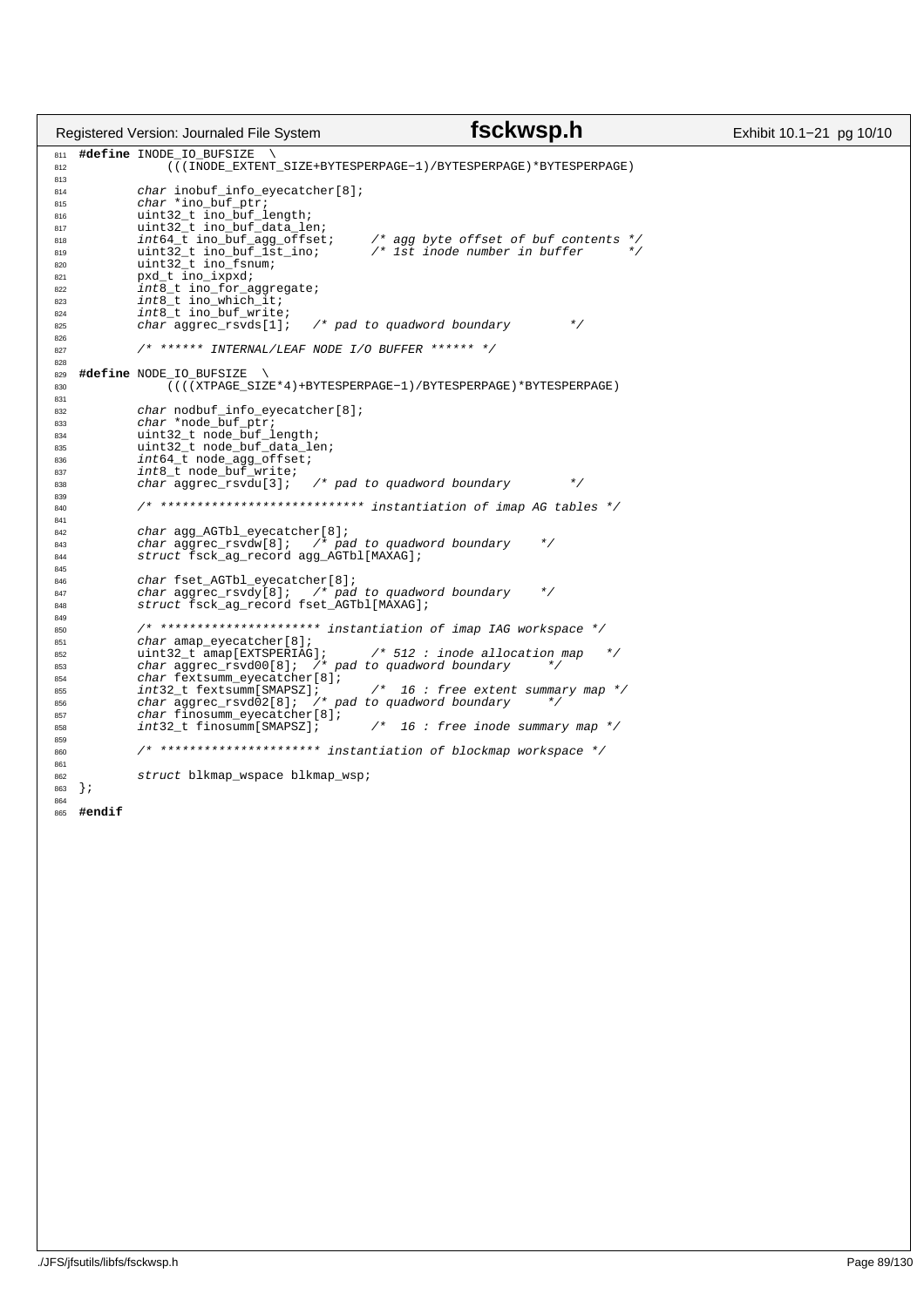```c
#define INODE_IO_BUFSIZE  \
            (((INODE_EXTENT_SIZE+BYTESPERPAGE-1)/BYTESPERPAGE)*BYTESPERPAGE)

        char inobuf_info_eyecatcher[8];
        char *ino_buf_ptr;
        uint32_t ino_buf_length;
        uint32_t ino_buf_data_len;
        int64_t ino_buf_agg_offset;     /* agg byte offset of buf contents */
        uint32_t ino_buf_1st_ino;       /* 1st inode number in buffer      */
        uint32_t ino_fsnum;
        pxd_t ino_ixpxd;
        int8_t ino_for_aggregate;
        int8_t ino_which_it;
        int8_t ino_buf_write;
        char aggrec_rsvds[1];   /* pad to quadword boundary        */

        /* ****** INTERNAL/LEAF NODE I/O BUFFER ****** */

#define NODE_IO_BUFSIZE  \
            ((((XTPAGE_SIZE*4)+BYTESPERPAGE-1)/BYTESPERPAGE)*BYTESPERPAGE)

        char nodbuf_info_eyecatcher[8];
        char *node_buf_ptr;
        uint32_t node_buf_length;
        uint32_t node_buf_data_len;
        int64_t node_agg_offset;
        int8_t node_buf_write;
        char aggrec_rsvdu[3];   /* pad to quadword boundary        */

        /* **************************** instantiation of imap AG tables */

        char agg_AGTbl_eyecatcher[8];
        char aggrec_rsvdw[8];   /* pad to quadword boundary    */
        struct fsck_ag_record agg_AGTbl[MAXAG];

        char fset_AGTbl_eyecatcher[8];
        char aggrec_rsvdy[8];   /* pad to quadword boundary    */
        struct fsck_ag_record fset_AGTbl[MAXAG];

        /* ********************* instantiation of imap IAG workspace */
        char amap_eyecatcher[8];
        uint32_t amap[EXTSPERIAG];      /* 512 : inode allocation map   */
        char aggrec_rsvd00[8];  /* pad to quadword boundary     */
        char fextsumm_eyecatcher[8];
        int32_t fextsumm[SMAPSZ];       /*  16 : free extent summary map */
        char aggrec_rsvd02[8];  /* pad to quadword boundary     */
        char finosumm_eyecatcher[8];
        int32_t finosumm[SMAPSZ];       /*  16 : free inode summary map */

        /* ********************* instantiation of blockmap workspace */

        struct blkmap_wspace blkmap_wsp;
};

#endif
```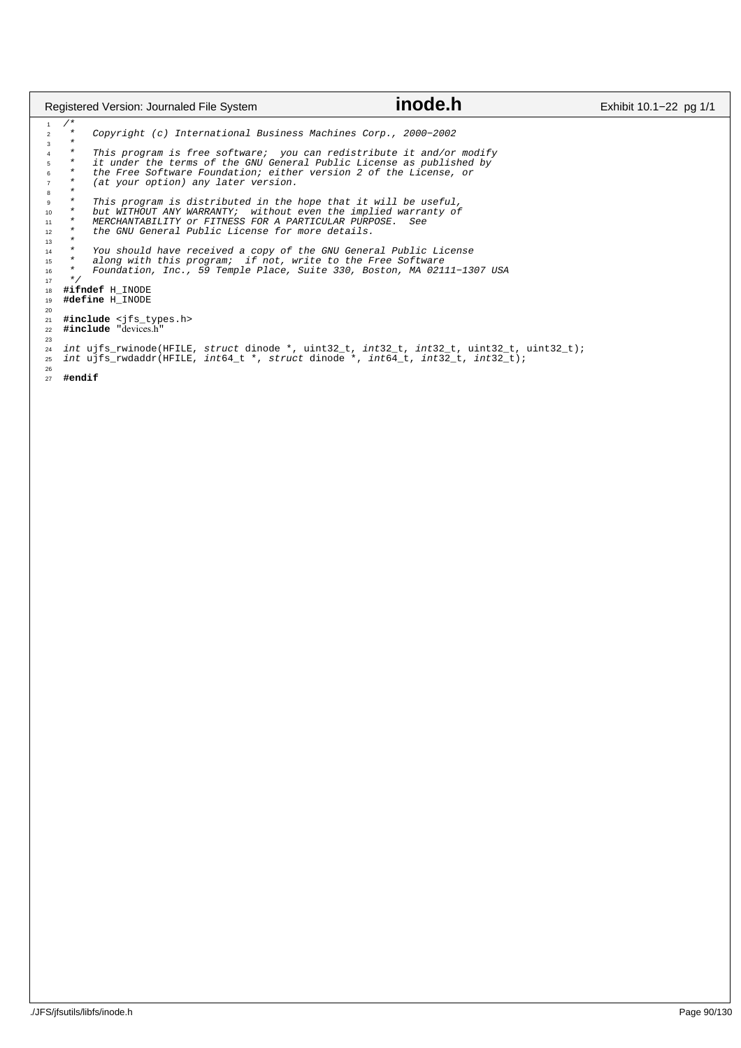```c
/*
 *   Copyright (c) International Business Machines Corp., 2000-2002
 *
 *   This program is free software;  you can redistribute it and/or modify
 *   it under the terms of the GNU General Public License as published by
 *   the Free Software Foundation; either version 2 of the License, or
 *   (at your option) any later version.
 *
 *   This program is distributed in the hope that it will be useful,
 *   but WITHOUT ANY WARRANTY;  without even the implied warranty of
 *   MERCHANTABILITY or FITNESS FOR A PARTICULAR PURPOSE.  See
 *   the GNU General Public License for more details.
 *
 *   You should have received a copy of the GNU General Public License
 *   along with this program;  if not, write to the Free Software
 *   Foundation, Inc., 59 Temple Place, Suite 330, Boston, MA 02111-1307 USA
 */
#ifndef H_INODE
#define H_INODE

#include <jfs_types.h>
#include "devices.h"

int ujfs_rwinode(HFILE, struct dinode *, uint32_t, int32_t, int32_t, uint32_t, uint32_t);
int ujfs_rwdaddr(HFILE, int64_t *, struct dinode *, int64_t, int32_t, int32_t);

#endif
```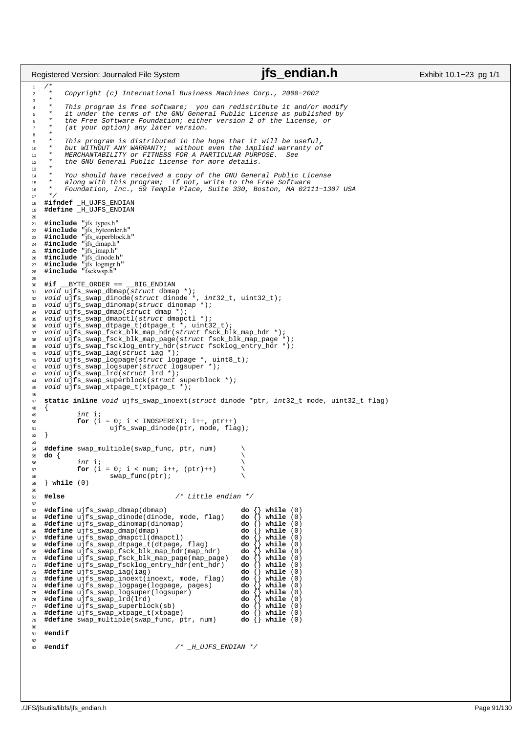```c
/*
 *   Copyright (c) International Business Machines Corp., 2000−2002
 *
 *   This program is free software;  you can redistribute it and/or modify
 *   it under the terms of the GNU General Public License as published by
 *   the Free Software Foundation; either version 2 of the License, or
 *   (at your option) any later version.
 *
 *   This program is distributed in the hope that it will be useful,
 *   but WITHOUT ANY WARRANTY;  without even the implied warranty of
 *   MERCHANTABILITY or FITNESS FOR A PARTICULAR PURPOSE.  See
 *   the GNU General Public License for more details.
 *
 *   You should have received a copy of the GNU General Public License
 *   along with this program;  if not, write to the Free Software
 *   Foundation, Inc., 59 Temple Place, Suite 330, Boston, MA 02111−1307 USA
 */
#ifndef _H_UJFS_ENDIAN
#define _H_UJFS_ENDIAN

#include "jfs_types.h"
#include "jfs_byteorder.h"
#include "jfs_superblock.h"
#include "jfs_dmap.h"
#include "jfs_imap.h"
#include "jfs_dinode.h"
#include "jfs_logmgr.h"
#include "fsckwsp.h"

#if __BYTE_ORDER == __BIG_ENDIAN
void ujfs_swap_dbmap(struct dbmap *);
void ujfs_swap_dinode(struct dinode *, int32_t, uint32_t);
void ujfs_swap_dinomap(struct dinomap *);
void ujfs_swap_dmap(struct dmap *);
void ujfs_swap_dmapctl(struct dmapctl *);
void ujfs_swap_dtpage_t(dtpage_t *, uint32_t);
void ujfs_swap_fsck_blk_map_hdr(struct fsck_blk_map_hdr *);
void ujfs_swap_fsck_blk_map_page(struct fsck_blk_map_page *);
void ujfs_swap_fscklog_entry_hdr(struct fscklog_entry_hdr *);
void ujfs_swap_iag(struct iag *);
void ujfs_swap_logpage(struct logpage *, uint8_t);
void ujfs_swap_logsuper(struct logsuper *);
void ujfs_swap_lrd(struct lrd *);
void ujfs_swap_superblock(struct superblock *);
void ujfs_swap_xtpage_t(xtpage_t *);

static inline void ujfs_swap_inoext(struct dinode *ptr, int32_t mode, uint32_t flag)
{
        int i;
        for (i = 0; i < INOSPEREXT; i++, ptr++)
                ujfs_swap_dinode(ptr, mode, flag);
}

#define swap_multiple(swap_func, ptr, num)      \
do {                                            \
        int i;                                  \
        for (i = 0; i < num; i++, (ptr)++)      \
                swap_func(ptr);                 \
} while (0)

#else                           /* Little endian */

#define ujfs_swap_dbmap(dbmap)                    do {} while (0)
#define ujfs_swap_dinode(dinode, mode, flag)      do {} while (0)
#define ujfs_swap_dinomap(dinomap)                do {} while (0)
#define ujfs_swap_dmap(dmap)                      do {} while (0)
#define ujfs_swap_dmapctl(dmapctl)                do {} while (0)
#define ujfs_swap_dtpage_t(dtpage, flag)          do {} while (0)
#define ujfs_swap_fsck_blk_map_hdr(map_hdr)       do {} while (0)
#define ujfs_swap_fsck_blk_map_page(map_page)     do {} while (0)
#define ujfs_swap_fscklog_entry_hdr(ent_hdr)      do {} while (0)
#define ujfs_swap_iag(iag)                        do {} while (0)
#define ujfs_swap_inoext(inoext, mode, flag)      do {} while (0)
#define ujfs_swap_logpage(logpage, pages)         do {} while (0)
#define ujfs_swap_logsuper(logsuper)              do {} while (0)
#define ujfs_swap_lrd(lrd)                        do {} while (0)
#define ujfs_swap_superblock(sb)                  do {} while (0)
#define ujfs_swap_xtpage_t(xtpage)                do {} while (0)
#define swap_multiple(swap_func, ptr, num)        do {} while (0)

#endif

#endif                          /* _H_UJFS_ENDIAN */
```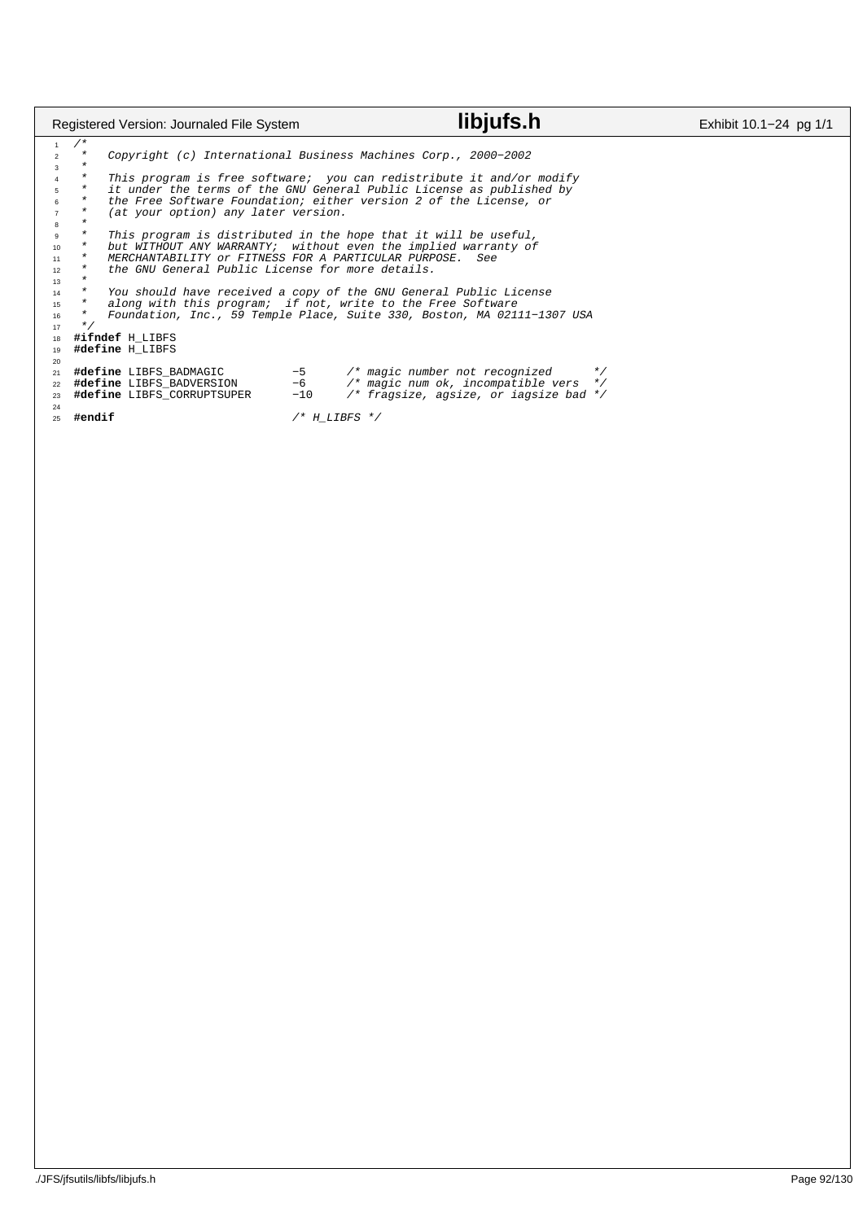```c
/*
 *   Copyright (c) International Business Machines Corp., 2000-2002
 *
 *   This program is free software;  you can redistribute it and/or modify
 *   it under the terms of the GNU General Public License as published by
 *   the Free Software Foundation; either version 2 of the License, or
 *   (at your option) any later version.
 *
 *   This program is distributed in the hope that it will be useful,
 *   but WITHOUT ANY WARRANTY;  without even the implied warranty of
 *   MERCHANTABILITY or FITNESS FOR A PARTICULAR PURPOSE.  See
 *   the GNU General Public License for more details.
 *
 *   You should have received a copy of the GNU General Public License
 *   along with this program;  if not, write to the Free Software
 *   Foundation, Inc., 59 Temple Place, Suite 330, Boston, MA 02111-1307 USA
 */
#ifndef H_LIBFS
#define H_LIBFS

#define LIBFS_BADMAGIC          -5      /* magic number not recognized      */
#define LIBFS_BADVERSION        -6      /* magic num ok, incompatible vers  */
#define LIBFS_CORRUPTSUPER      -10     /* fragsize, agsize, or iagsize bad */

#endif                          /* H_LIBFS */
```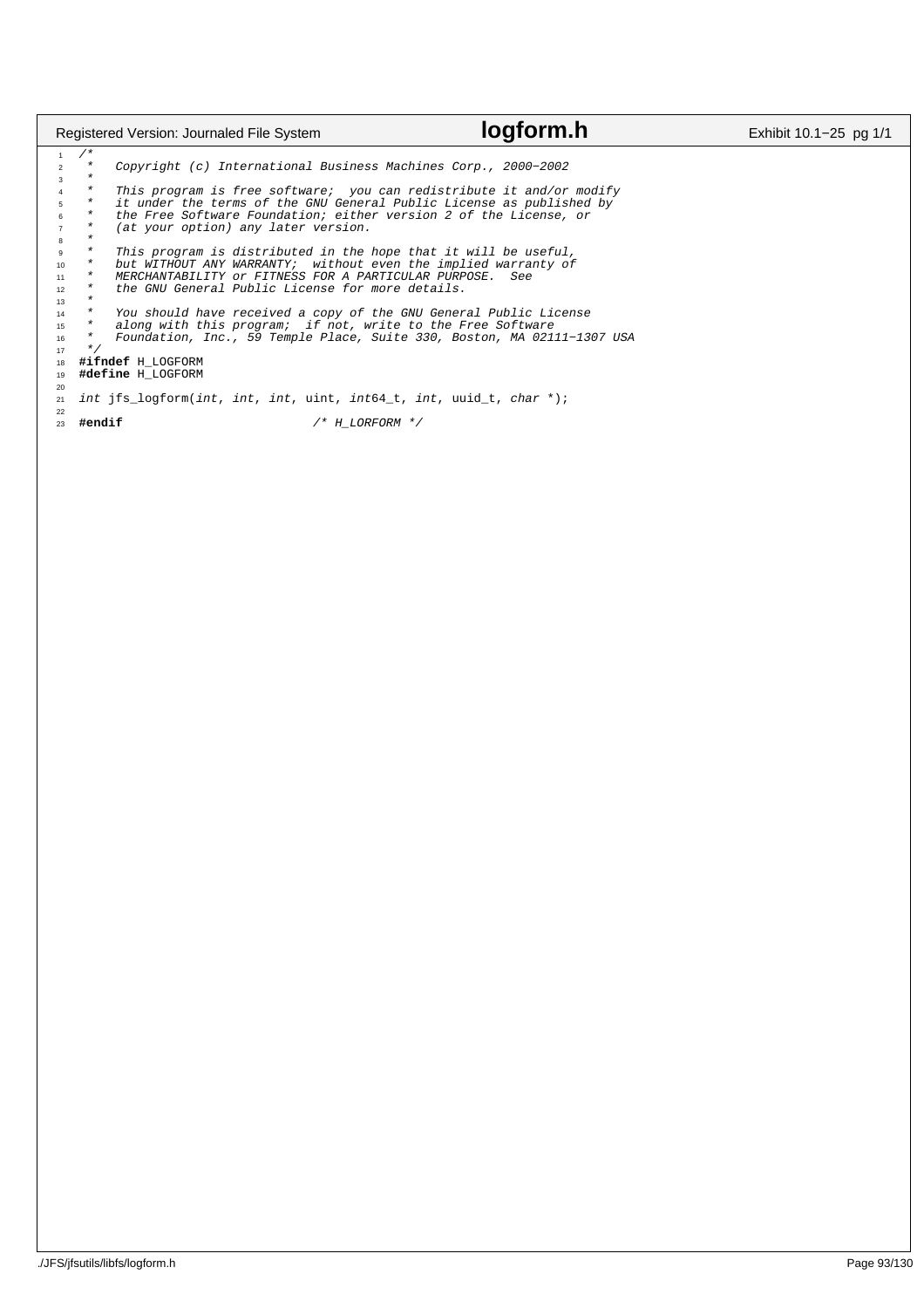```c
/*
 *   Copyright (c) International Business Machines Corp., 2000-2002
 *
 *   This program is free software;  you can redistribute it and/or modify
 *   it under the terms of the GNU General Public License as published by
 *   the Free Software Foundation; either version 2 of the License, or
 *   (at your option) any later version.
 *
 *   This program is distributed in the hope that it will be useful,
 *   but WITHOUT ANY WARRANTY;  without even the implied warranty of
 *   MERCHANTABILITY or FITNESS FOR A PARTICULAR PURPOSE.  See
 *   the GNU General Public License for more details.
 *
 *   You should have received a copy of the GNU General Public License
 *   along with this program;  if not, write to the Free Software
 *   Foundation, Inc., 59 Temple Place, Suite 330, Boston, MA 02111-1307 USA
 */
#ifndef H_LOGFORM
#define H_LOGFORM

int jfs_logform(int, int, int, uint, int64_t, int, uuid_t, char *);

#endif                          /* H_LORFORM */
```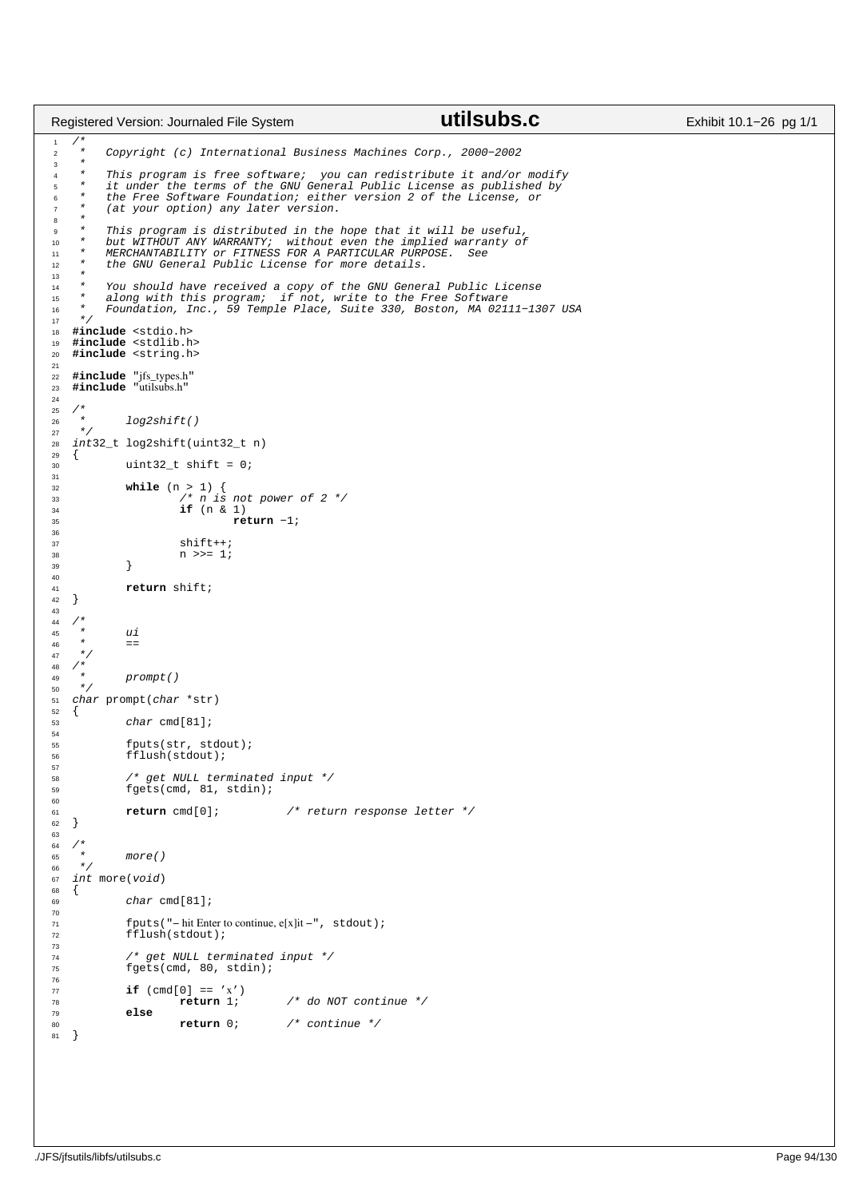```c
/*
 *   Copyright (c) International Business Machines Corp., 2000-2002
 *
 *   This program is free software;  you can redistribute it and/or modify
 *   it under the terms of the GNU General Public License as published by
 *   the Free Software Foundation; either version 2 of the License, or
 *   (at your option) any later version.
 *
 *   This program is distributed in the hope that it will be useful,
 *   but WITHOUT ANY WARRANTY;  without even the implied warranty of
 *   MERCHANTABILITY or FITNESS FOR A PARTICULAR PURPOSE.  See
 *   the GNU General Public License for more details.
 *
 *   You should have received a copy of the GNU General Public License
 *   along with this program;  if not, write to the Free Software
 *   Foundation, Inc., 59 Temple Place, Suite 330, Boston, MA 02111-1307 USA
 */
#include <stdio.h>
#include <stdlib.h>
#include <string.h>

#include "jfs_types.h"
#include "utilsubs.h"

/*
 *      log2shift()
 */
int32_t log2shift(uint32_t n)
{
        uint32_t shift = 0;

        while (n > 1) {
                /* n is not power of 2 */
                if (n & 1)
                        return -1;

                shift++;
                n >>= 1;
        }

        return shift;
}

/*
 *      ui
 *      ==
 */
/*
 *      prompt()
 */
char prompt(char *str)
{
        char cmd[81];

        fputs(str, stdout);
        fflush(stdout);

        /* get NULL terminated input */
        fgets(cmd, 81, stdin);

        return cmd[0];          /* return response letter */
}

/*
 *      more()
 */
int more(void)
{
        char cmd[81];

        fputs("- hit Enter to continue, e[x]it -", stdout);
        fflush(stdout);

        /* get NULL terminated input */
        fgets(cmd, 80, stdin);

        if (cmd[0] == 'x')
                return 1;       /* do NOT continue */
        else
                return 0;       /* continue */
}
```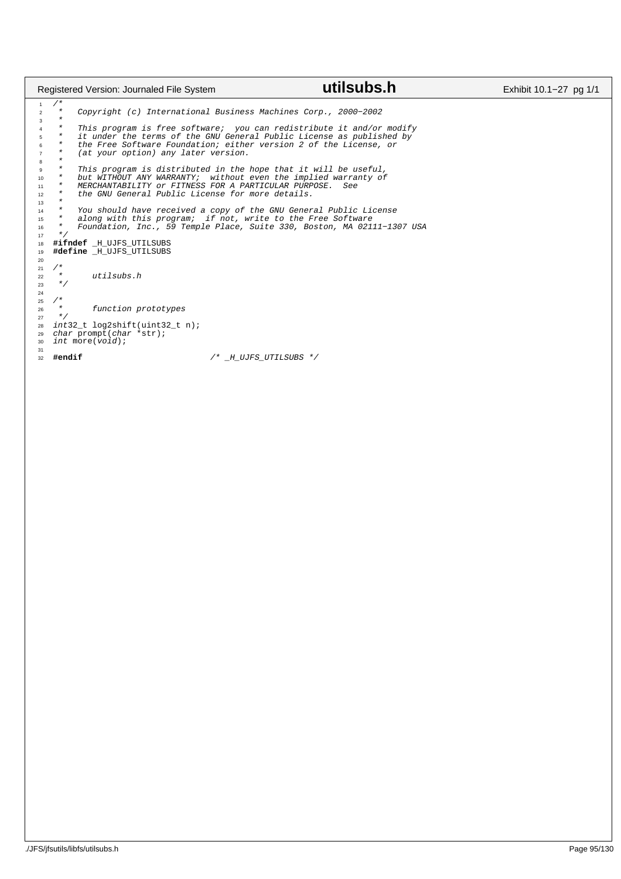```c
/*
 *   Copyright (c) International Business Machines Corp., 2000-2002
 *
 *   This program is free software;  you can redistribute it and/or modify
 *   it under the terms of the GNU General Public License as published by
 *   the Free Software Foundation; either version 2 of the License, or
 *   (at your option) any later version.
 *
 *   This program is distributed in the hope that it will be useful,
 *   but WITHOUT ANY WARRANTY;  without even the implied warranty of
 *   MERCHANTABILITY or FITNESS FOR A PARTICULAR PURPOSE.  See
 *   the GNU General Public License for more details.
 *
 *   You should have received a copy of the GNU General Public License
 *   along with this program;  if not, write to the Free Software
 *   Foundation, Inc., 59 Temple Place, Suite 330, Boston, MA 02111-1307 USA
 */
#ifndef _H_UJFS_UTILSUBS
#define _H_UJFS_UTILSUBS

/*
 *      utilsubs.h
 */

/*
 *      function prototypes
 */
int32_t log2shift(uint32_t n);
char prompt(char *str);
int more(void);

#endif                          /* _H_UJFS_UTILSUBS */
```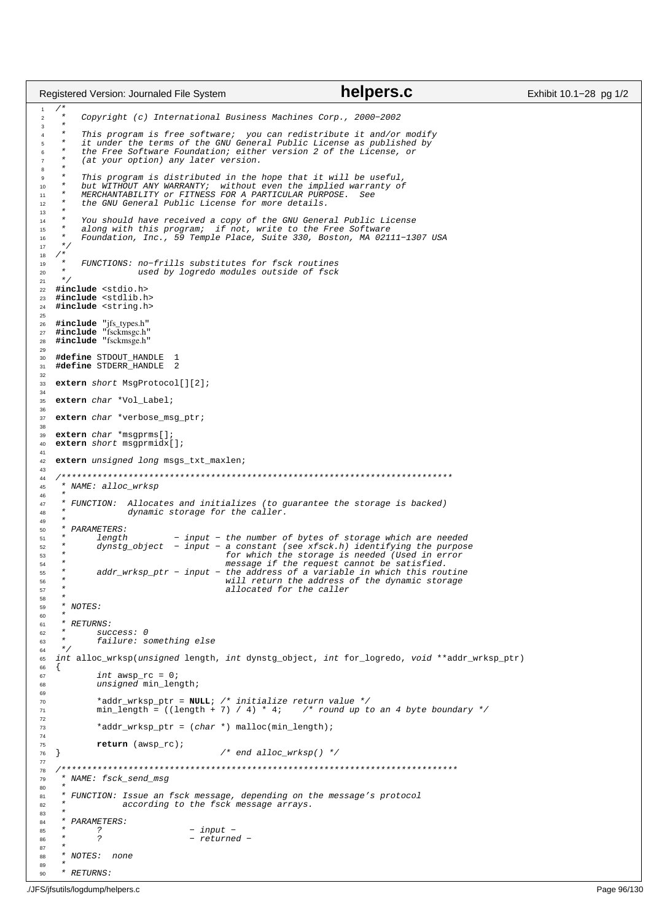```c
/*
 *   Copyright (c) International Business Machines Corp., 2000-2002
 *
 *   This program is free software;  you can redistribute it and/or modify
 *   it under the terms of the GNU General Public License as published by
 *   the Free Software Foundation; either version 2 of the License, or
 *   (at your option) any later version.
 *
 *   This program is distributed in the hope that it will be useful,
 *   but WITHOUT ANY WARRANTY;  without even the implied warranty of
 *   MERCHANTABILITY or FITNESS FOR A PARTICULAR PURPOSE.  See
 *   the GNU General Public License for more details.
 *
 *   You should have received a copy of the GNU General Public License
 *   along with this program;  if not, write to the Free Software
 *   Foundation, Inc., 59 Temple Place, Suite 330, Boston, MA 02111-1307 USA
 */
/*
 *   FUNCTIONS: no-frills substitutes for fsck routines
 *              used by logredo modules outside of fsck
 */
#include <stdio.h>
#include <stdlib.h>
#include <string.h>

#include "jfs_types.h"
#include "fsckmsgc.h"
#include "fsckmsge.h"

#define STDOUT_HANDLE  1
#define STDERR_HANDLE  2

extern short MsgProtocol[][2];

extern char *Vol_Label;

extern char *verbose_msg_ptr;

extern char *msgprms[];
extern short msgprmidx[];

extern unsigned long msgs_txt_maxlen;

/*****************************************************************************
 * NAME: alloc_wrksp
 *
 * FUNCTION:  Allocates and initializes (to guarantee the storage is backed)
 *            dynamic storage for the caller.
 *
 * PARAMETERS:
 *      length         - input - the number of bytes of storage which are needed
 *      dynstg_object  - input - a constant (see xfsck.h) identifying the purpose
 *                               for which the storage is needed (Used in error
 *                               message if the request cannot be satisfied.
 *      addr_wrksp_ptr - input - the address of a variable in which this routine
 *                               will return the address of the dynamic storage
 *                               allocated for the caller
 *
 * NOTES:
 *
 * RETURNS:
 *      success: 0
 *      failure: something else
 */
int alloc_wrksp(unsigned length, int dynstg_object, int for_logredo, void **addr_wrksp_ptr)
{
        int awsp_rc = 0;
        unsigned min_length;

        *addr_wrksp_ptr = NULL; /* initialize return value */
        min_length = ((length + 7) / 4) * 4;    /* round up to an 4 byte boundary */

        *addr_wrksp_ptr = (char *) malloc(min_length);

        return (awsp_rc);
}                               /* end alloc_wrksp() */

/*****************************************************************************
 * NAME: fsck_send_msg
 *
 * FUNCTION: Issue an fsck message, depending on the message's protocol
 *           according to the fsck message arrays.
 *
 * PARAMETERS:
 *      ?                 - input -
 *      ?                 - returned -
 *
 * NOTES:  none
 *
 * RETURNS:
```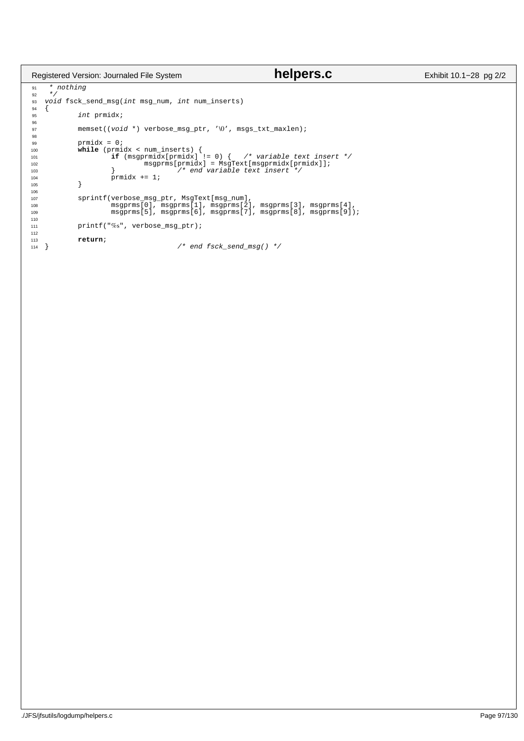```c
 * nothing
 */
void fsck_send_msg(int msg_num, int num_inserts)
{
        int prmidx;

        memset((void *) verbose_msg_ptr, '\0', msgs_txt_maxlen);

        prmidx = 0;
        while (prmidx < num_inserts) {
                if (msgprmidx[prmidx] != 0) {   /* variable text insert */
                        msgprms[prmidx] = MsgText[msgprmidx[prmidx]];
                }               /* end variable text insert */
                prmidx += 1;
        }

        sprintf(verbose_msg_ptr, MsgText[msg_num],
                msgprms[0], msgprms[1], msgprms[2], msgprms[3], msgprms[4],
                msgprms[5], msgprms[6], msgprms[7], msgprms[8], msgprms[9]);

        printf("%s", verbose_msg_ptr);

        return;
}                               /* end fsck_send_msg() */
```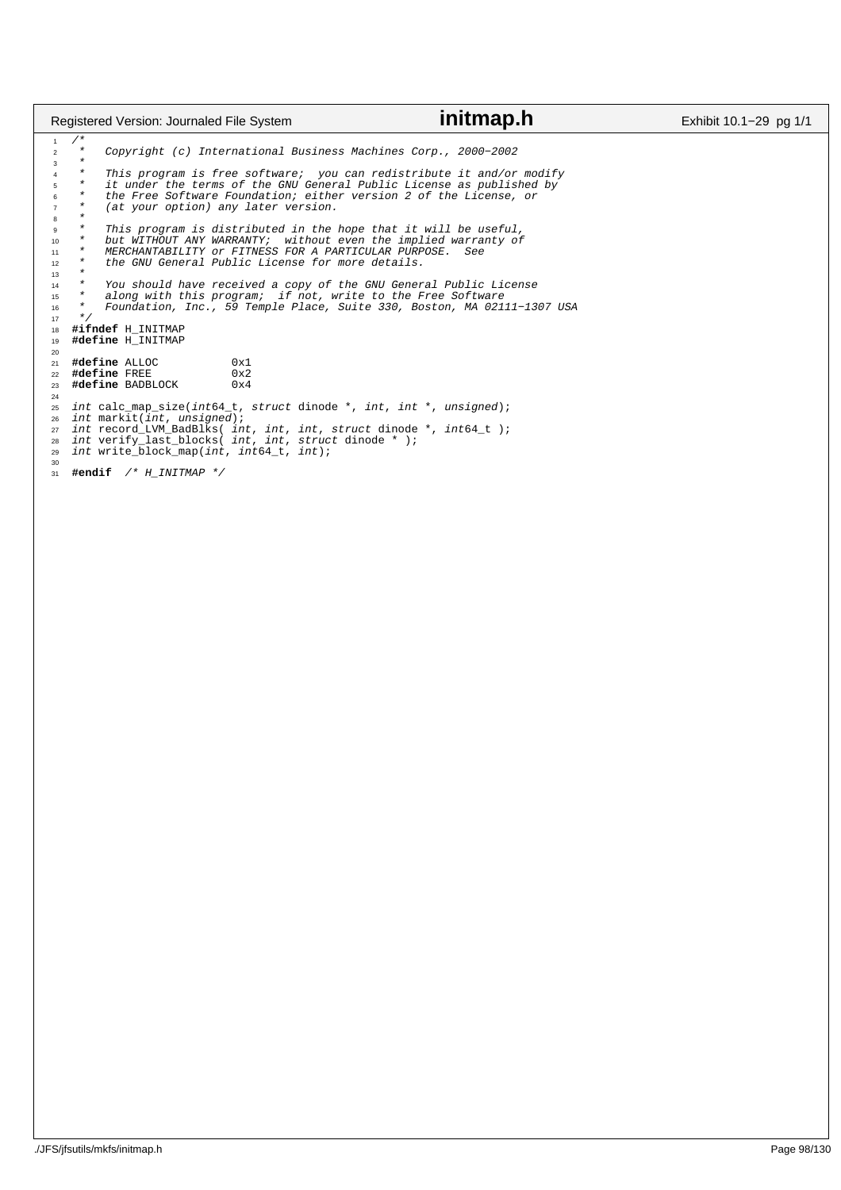```c
/*
 *   Copyright (c) International Business Machines Corp., 2000-2002
 *
 *   This program is free software;  you can redistribute it and/or modify
 *   it under the terms of the GNU General Public License as published by
 *   the Free Software Foundation; either version 2 of the License, or
 *   (at your option) any later version.
 *
 *   This program is distributed in the hope that it will be useful,
 *   but WITHOUT ANY WARRANTY;  without even the implied warranty of
 *   MERCHANTABILITY or FITNESS FOR A PARTICULAR PURPOSE.  See
 *   the GNU General Public License for more details.
 *
 *   You should have received a copy of the GNU General Public License
 *   along with this program;  if not, write to the Free Software
 *   Foundation, Inc., 59 Temple Place, Suite 330, Boston, MA 02111-1307 USA
 */
#ifndef H_INITMAP
#define H_INITMAP

#define ALLOC           0x1
#define FREE            0x2
#define BADBLOCK        0x4

int calc_map_size(int64_t, struct dinode *, int, int *, unsigned);
int markit(int, unsigned);
int record_LVM_BadBlks( int, int, int, struct dinode *, int64_t );
int verify_last_blocks( int, int, struct dinode * );
int write_block_map(int, int64_t, int);

#endif  /* H_INITMAP */
```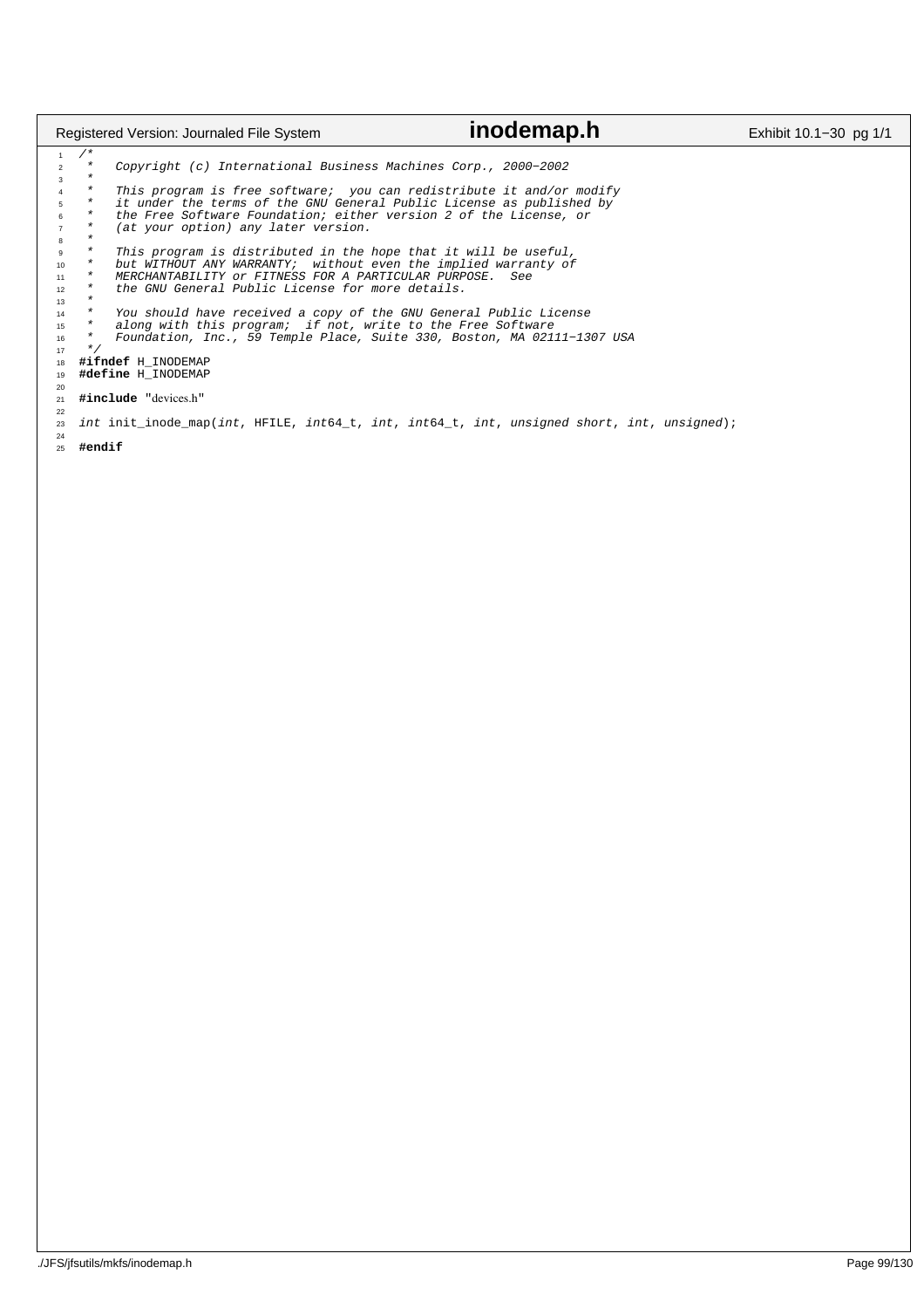```c
/*
 *   Copyright (c) International Business Machines Corp., 2000-2002
 *
 *   This program is free software;  you can redistribute it and/or modify
 *   it under the terms of the GNU General Public License as published by
 *   the Free Software Foundation; either version 2 of the License, or
 *   (at your option) any later version.
 *
 *   This program is distributed in the hope that it will be useful,
 *   but WITHOUT ANY WARRANTY;  without even the implied warranty of
 *   MERCHANTABILITY or FITNESS FOR A PARTICULAR PURPOSE.  See
 *   the GNU General Public License for more details.
 *
 *   You should have received a copy of the GNU General Public License
 *   along with this program;  if not, write to the Free Software
 *   Foundation, Inc., 59 Temple Place, Suite 330, Boston, MA 02111-1307 USA
 */
#ifndef H_INODEMAP
#define H_INODEMAP

#include "devices.h"

int init_inode_map(int, HFILE, int64_t, int, int64_t, int, unsigned short, int, unsigned);

#endif
```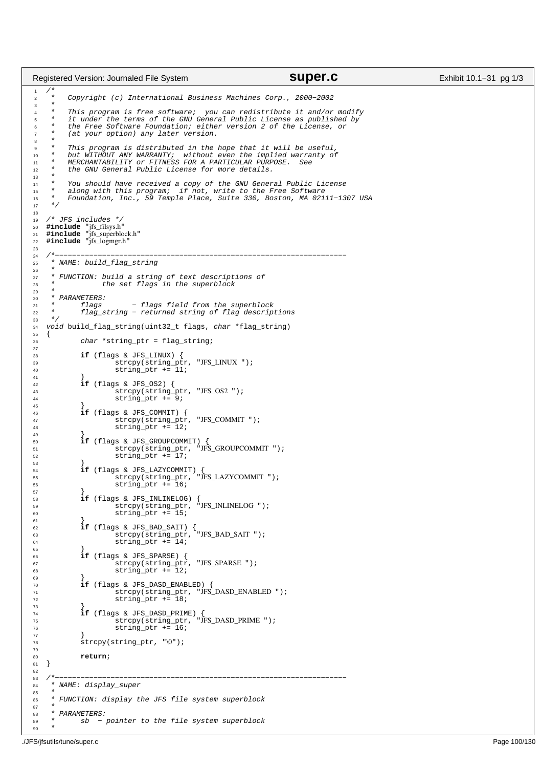```c
/*
 *   Copyright (c) International Business Machines Corp., 2000-2002
 *
 *   This program is free software;  you can redistribute it and/or modify
 *   it under the terms of the GNU General Public License as published by
 *   the Free Software Foundation; either version 2 of the License, or
 *   (at your option) any later version.
 *
 *   This program is distributed in the hope that it will be useful,
 *   but WITHOUT ANY WARRANTY;  without even the implied warranty of
 *   MERCHANTABILITY or FITNESS FOR A PARTICULAR PURPOSE.  See
 *   the GNU General Public License for more details.
 *
 *   You should have received a copy of the GNU General Public License
 *   along with this program;  if not, write to the Free Software
 *   Foundation, Inc., 59 Temple Place, Suite 330, Boston, MA 02111-1307 USA
 */

/* JFS includes */
#include "jfs_filsys.h"
#include "jfs_superblock.h"
#include "jfs_logmgr.h"

/*--------------------------------------------------------------------
 * NAME: build_flag_string
 *
 * FUNCTION: build a string of text descriptions of
 *           the set flags in the superblock
 *
 * PARAMETERS:
 *      flags       - flags field from the superblock
 *      flag_string - returned string of flag descriptions
 */
void build_flag_string(uint32_t flags, char *flag_string)
{
        char *string_ptr = flag_string;

        if (flags & JFS_LINUX) {
                strcpy(string_ptr, "JFS_LINUX ");
                string_ptr += 11;
        }
        if (flags & JFS_OS2) {
                strcpy(string_ptr, "JFS_OS2 ");
                string_ptr += 9;
        }
        if (flags & JFS_COMMIT) {
                strcpy(string_ptr, "JFS_COMMIT ");
                string_ptr += 12;
        }
        if (flags & JFS_GROUPCOMMIT) {
                strcpy(string_ptr, "JFS_GROUPCOMMIT ");
                string_ptr += 17;
        }
        if (flags & JFS_LAZYCOMMIT) {
                strcpy(string_ptr, "JFS_LAZYCOMMIT ");
                string_ptr += 16;
        }
        if (flags & JFS_INLINELOG) {
                strcpy(string_ptr, "JFS_INLINELOG ");
                string_ptr += 15;
        }
        if (flags & JFS_BAD_SAIT) {
                strcpy(string_ptr, "JFS_BAD_SAIT ");
                string_ptr += 14;
        }
        if (flags & JFS_SPARSE) {
                strcpy(string_ptr, "JFS_SPARSE ");
                string_ptr += 12;
        }
        if (flags & JFS_DASD_ENABLED) {
                strcpy(string_ptr, "JFS_DASD_ENABLED ");
                string_ptr += 18;
        }
        if (flags & JFS_DASD_PRIME) {
                strcpy(string_ptr, "JFS_DASD_PRIME ");
                string_ptr += 16;
        }
        strcpy(string_ptr, "\0");

        return;
}

/*--------------------------------------------------------------------
 * NAME: display_super
 *
 * FUNCTION: display the JFS file system superblock
 *
 * PARAMETERS:
 *      sb  - pointer to the file system superblock
 *
```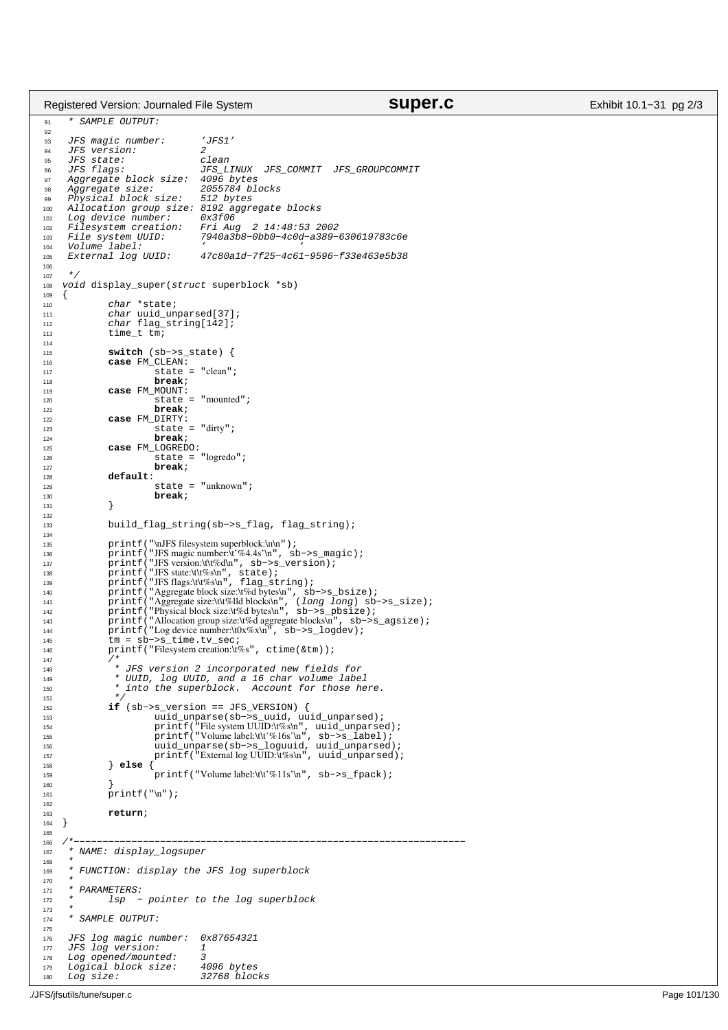```c
 * SAMPLE OUTPUT:

 JFS magic number:      'JFS1'
 JFS version:           2
 JFS state:             clean
 JFS flags:             JFS_LINUX  JFS_COMMIT  JFS_GROUPCOMMIT
 Aggregate block size:  4096 bytes
 Aggregate size:        2055784 blocks
 Physical block size:   512 bytes
 Allocation group size: 8192 aggregate blocks
 Log device number:     0x3f06
 Filesystem creation:   Fri Aug  2 14:48:53 2002
 File system UUID:      7940a3b8-0bb0-4c0d-a389-630619783c6e
 Volume label:          '                '
 External log UUID:     47c80a1d-7f25-4c61-9596-f33e463e5b38

 */
void display_super(struct superblock *sb)
{
        char *state;
        char uuid_unparsed[37];
        char flag_string[142];
        time_t tm;

        switch (sb->s_state) {
        case FM_CLEAN:
                state = "clean";
                break;
        case FM_MOUNT:
                state = "mounted";
                break;
        case FM_DIRTY:
                state = "dirty";
                break;
        case FM_LOGREDO:
                state = "logredo";
                break;
        default:
                state = "unknown";
                break;
        }

        build_flag_string(sb->s_flag, flag_string);

        printf("\nJFS filesystem superblock:\n\n");
        printf("JFS magic number:\t'%4.4s'\n", sb->s_magic);
        printf("JFS version:\t\t%d\n", sb->s_version);
        printf("JFS state:\t\t%s\n", state);
        printf("JFS flags:\t\t%s\n", flag_string);
        printf("Aggregate block size:\t%d bytes\n", sb->s_bsize);
        printf("Aggregate size:\t\t%lld blocks\n", (long long) sb->s_size);
        printf("Physical block size:\t%d bytes\n", sb->s_pbsize);
        printf("Allocation group size:\t%d aggregate blocks\n", sb->s_agsize);
        printf("Log device number:\t0x%x\n", sb->s_logdev);
        tm = sb->s_time.tv_sec;
        printf("Filesystem creation:\t%s", ctime(&tm));
        /*
         * JFS version 2 incorporated new fields for
         * UUID, log UUID, and a 16 char volume label
         * into the superblock.  Account for those here.
         */
        if (sb->s_version == JFS_VERSION) {
                uuid_unparse(sb->s_uuid, uuid_unparsed);
                printf("File system UUID:\t%s\n", uuid_unparsed);
                printf("Volume label:\t\t'%16s'\n", sb->s_label);
                uuid_unparse(sb->s_loguuid, uuid_unparsed);
                printf("External log UUID:\t%s\n", uuid_unparsed);
        } else {
                printf("Volume label:\t\t'%11s'\n", sb->s_fpack);
        }
        printf("\n");

        return;
}

/*--------------------------------------------------------------------
 * NAME: display_logsuper
 *
 * FUNCTION: display the JFS log superblock
 *
 * PARAMETERS:
 *      lsp  - pointer to the log superblock
 *
 * SAMPLE OUTPUT:

 JFS log magic number:  0x87654321
 JFS log version:       1
 Log opened/mounted:    3
 Logical block size:    4096 bytes
 Log size:              32768 blocks
```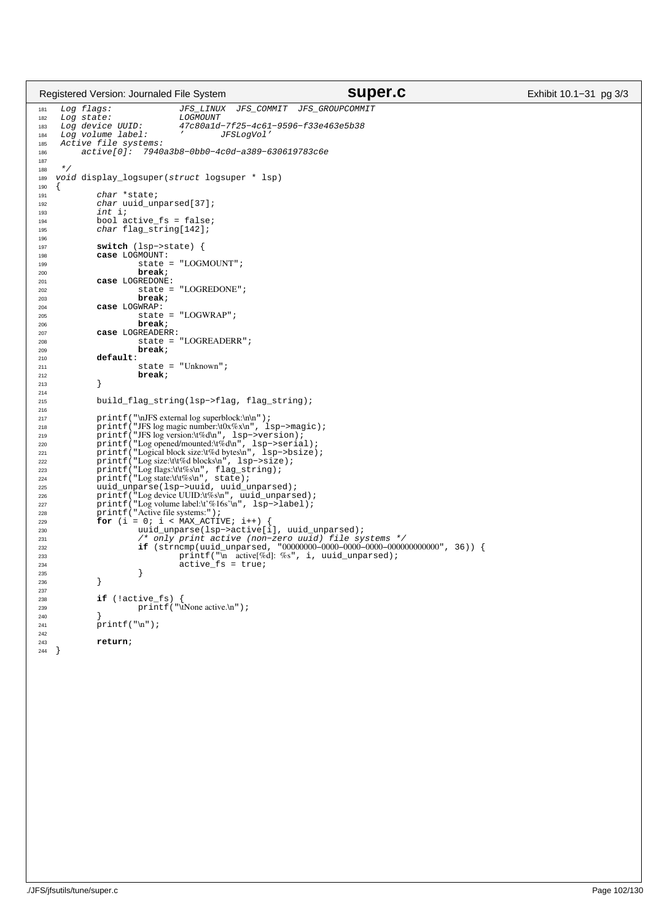```c
 Log flags:              JFS_LINUX  JFS_COMMIT  JFS_GROUPCOMMIT
 Log state:              LOGMOUNT
 Log device UUID:        47c80a1d-7f25-4c61-9596-f33e463e5b38
 Log volume label:       '        JFSLogVol'
 Active file systems:
     active[0]:  7940a3b8-0bb0-4c0d-a389-630619783c6e

 */
void display_logsuper(struct logsuper * lsp)
{
        char *state;
        char uuid_unparsed[37];
        int i;
        bool active_fs = false;
        char flag_string[142];

        switch (lsp->state) {
        case LOGMOUNT:
                state = "LOGMOUNT";
                break;
        case LOGREDONE:
                state = "LOGREDONE";
                break;
        case LOGWRAP:
                state = "LOGWRAP";
                break;
        case LOGREADERR:
                state = "LOGREADERR";
                break;
        default:
                state = "Unknown";
                break;
        }

        build_flag_string(lsp->flag, flag_string);

        printf("\nJFS external log superblock:\n\n");
        printf("JFS log magic number:\t0x%x\n", lsp->magic);
        printf("JFS log version:\t%d\n", lsp->version);
        printf("Log opened/mounted:\t%d\n", lsp->serial);
        printf("Logical block size:\t%d bytes\n", lsp->bsize);
        printf("Log size:\t\t%d blocks\n", lsp->size);
        printf("Log flags:\t\t%s\n", flag_string);
        printf("Log state:\t\t%s\n", state);
        uuid_unparse(lsp->uuid, uuid_unparsed);
        printf("Log device UUID:\t%s\n", uuid_unparsed);
        printf("Log volume label:\t'%16s'\n", lsp->label);
        printf("Active file systems:");
        for (i = 0; i < MAX_ACTIVE; i++) {
                uuid_unparse(lsp->active[i], uuid_unparsed);
                /* only print active (non-zero uuid) file systems */
                if (strncmp(uuid_unparsed, "00000000-0000-0000-0000-000000000000", 36)) {
                        printf("\n    active[%d]:  %s", i, uuid_unparsed);
                        active_fs = true;
                }
        }

        if (!active_fs) {
                printf("\tNone active.\n");
        }
        printf("\n");

        return;
}
```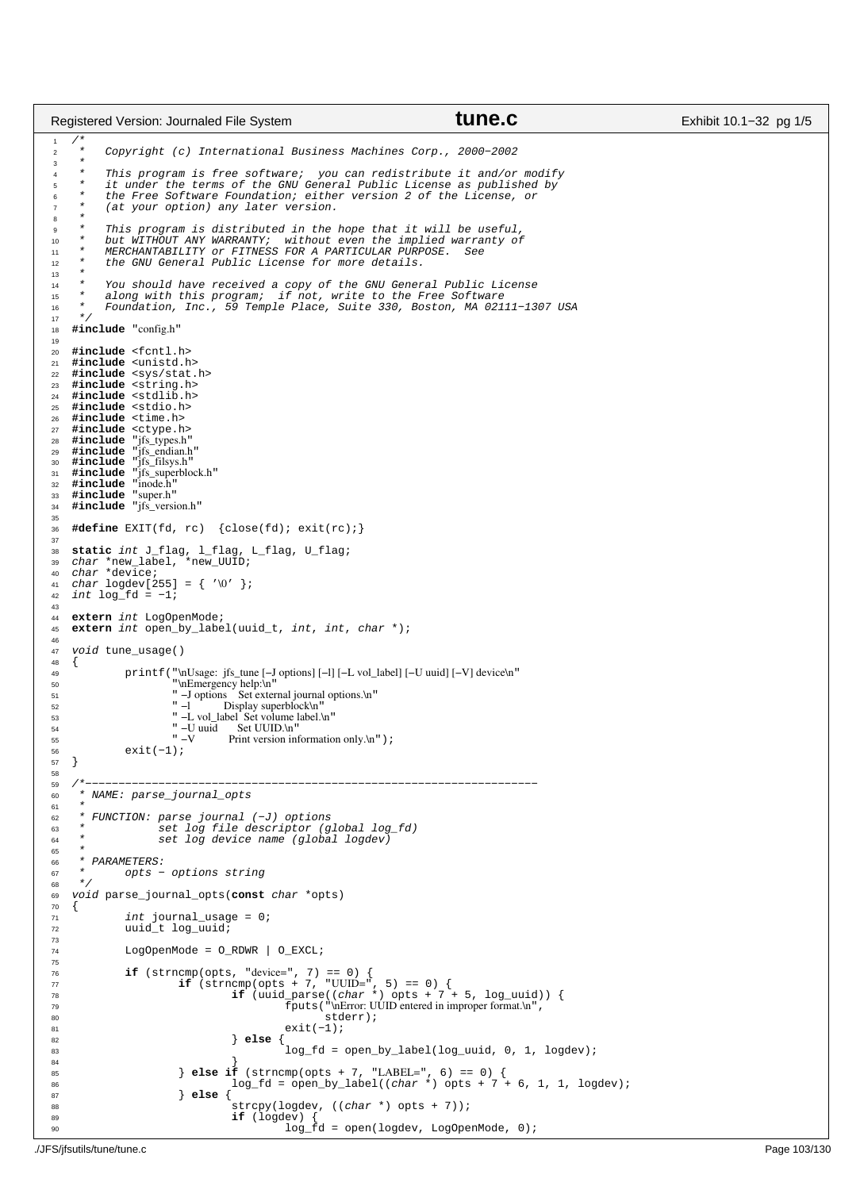```c
/*
 *   Copyright (c) International Business Machines Corp., 2000−2002
 *
 *   This program is free software;  you can redistribute it and/or modify
 *   it under the terms of the GNU General Public License as published by
 *   the Free Software Foundation; either version 2 of the License, or
 *   (at your option) any later version.
 *
 *   This program is distributed in the hope that it will be useful,
 *   but WITHOUT ANY WARRANTY;  without even the implied warranty of
 *   MERCHANTABILITY or FITNESS FOR A PARTICULAR PURPOSE.  See
 *   the GNU General Public License for more details.
 *
 *   You should have received a copy of the GNU General Public License
 *   along with this program;  if not, write to the Free Software
 *   Foundation, Inc., 59 Temple Place, Suite 330, Boston, MA 02111−1307 USA
 */
#include "config.h"

#include <fcntl.h>
#include <unistd.h>
#include <sys/stat.h>
#include <string.h>
#include <stdlib.h>
#include <stdio.h>
#include <time.h>
#include <ctype.h>
#include "jfs_types.h"
#include "jfs_endian.h"
#include "jfs_filsys.h"
#include "jfs_superblock.h"
#include "inode.h"
#include "super.h"
#include "jfs_version.h"

#define EXIT(fd, rc)  {close(fd); exit(rc);}

static int J_flag, l_flag, L_flag, U_flag;
char *new_label, *new_UUID;
char *device;
char logdev[255] = { '\0' };
int log_fd = −1;

extern int LogOpenMode;
extern int open_by_label(uuid_t, int, int, char *);

void tune_usage()
{
        printf("\nUsage:  jfs_tune [−J options] [−l] [−L vol_label] [−U uuid] [−V] device\n"
               "\nEmergency help:\n"
               " −J options    Set external journal options.\n"
               " −l            Display superblock\n"
               " −L vol_label  Set volume label.\n"
               " −U uuid       Set UUID.\n"
               " −V            Print version information only.\n");
        exit(−1);
}

/*−−−−−−−−−−−−−−−−−−−−−−−−−−−−−−−−−−−−−−−−−−−−−−−−−−−−−−−−−−−−−−−−−−−−
 * NAME: parse_journal_opts
 *
 * FUNCTION: parse journal (−J) options
 *           set log file descriptor (global log_fd)
 *           set log device name (global logdev)
 *
 * PARAMETERS:
 *      opts − options string
 */
void parse_journal_opts(const char *opts)
{
        int journal_usage = 0;
        uuid_t log_uuid;

        LogOpenMode = O_RDWR | O_EXCL;

        if (strncmp(opts, "device=", 7) == 0) {
                if (strncmp(opts + 7, "UUID=", 5) == 0) {
                        if (uuid_parse((char *) opts + 7 + 5, log_uuid)) {
                                fputs("\nError: UUID entered in improper format.\n",
                                      stderr);
                                exit(−1);
                        } else {
                                log_fd = open_by_label(log_uuid, 0, 1, logdev);
                        }
                } else if (strncmp(opts + 7, "LABEL=", 6) == 0) {
                        log_fd = open_by_label((char *) opts + 7 + 6, 1, 1, logdev);
                } else {
                        strcpy(logdev, ((char *) opts + 7));
                        if (logdev) {
                                log_fd = open(logdev, LogOpenMode, 0);
```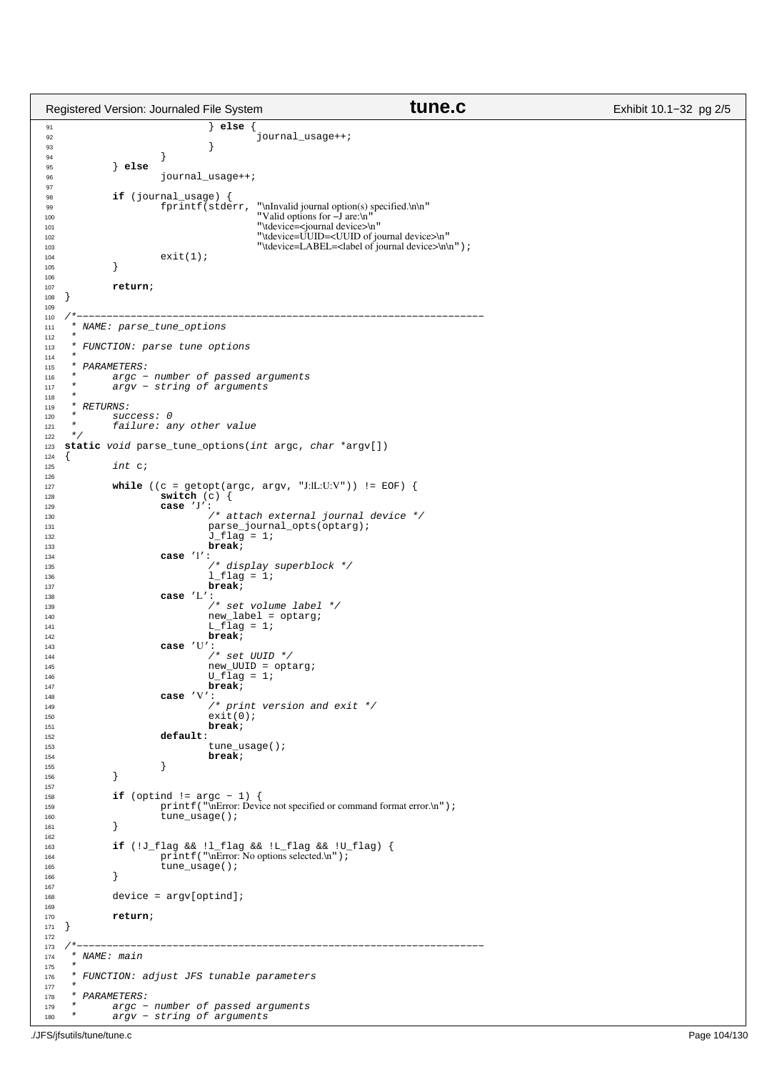```c
                        } else {
                                journal_usage++;
                        }
                }
        } else
                journal_usage++;

        if (journal_usage) {
                fprintf(stderr, "\nInvalid journal option(s) specified.\n\n"
                                "Valid options for -J are:\n"
                                "\tdevice=<journal device>\n"
                                "\tdevice=UUID=<UUID of journal device>\n"
                                "\tdevice=LABEL=<label of journal device>\n\n");
                exit(1);
        }

        return;
}

/*--------------------------------------------------------------------
 * NAME: parse_tune_options
 *
 * FUNCTION: parse tune options
 *
 * PARAMETERS:
 *      argc - number of passed arguments
 *      argv - string of arguments
 *
 * RETURNS:
 *      success: 0
 *      failure: any other value
 */
static void parse_tune_options(int argc, char *argv[])
{
        int c;

        while ((c = getopt(argc, argv, "J:lL:U:V")) != EOF) {
                switch (c) {
                case 'J':
                        /* attach external journal device */
                        parse_journal_opts(optarg);
                        J_flag = 1;
                        break;
                case 'l':
                        /* display superblock */
                        l_flag = 1;
                        break;
                case 'L':
                        /* set volume label */
                        new_label = optarg;
                        L_flag = 1;
                        break;
                case 'U':
                        /* set UUID */
                        new_UUID = optarg;
                        U_flag = 1;
                        break;
                case 'V':
                        /* print version and exit */
                        exit(0);
                        break;
                default:
                        tune_usage();
                        break;
                }
        }

        if (optind != argc - 1) {
                printf("\nError: Device not specified or command format error.\n");
                tune_usage();
        }

        if (!J_flag && !l_flag && !L_flag && !U_flag) {
                printf("\nError: No options selected.\n");
                tune_usage();
        }

        device = argv[optind];

        return;
}

/*--------------------------------------------------------------------
 * NAME: main
 *
 * FUNCTION: adjust JFS tunable parameters
 *
 * PARAMETERS:
 *      argc - number of passed arguments
 *      argv - string of arguments
```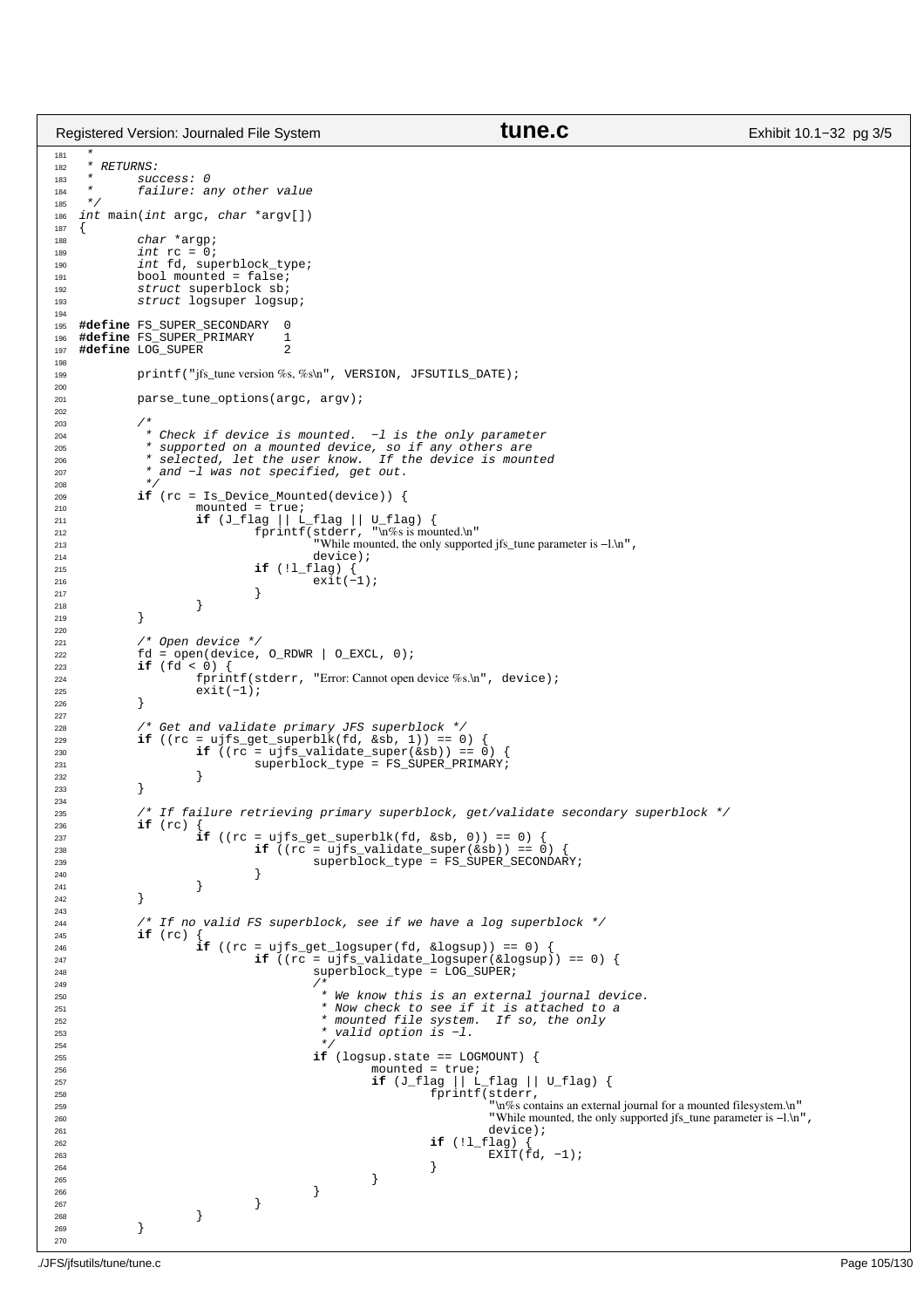```c
 *
 * RETURNS:
 *      success: 0
 *      failure: any other value
 */
int main(int argc, char *argv[])
{
        char *argp;
        int rc = 0;
        int fd, superblock_type;
        bool mounted = false;
        struct superblock sb;
        struct logsuper logsup;

#define FS_SUPER_SECONDARY  0
#define FS_SUPER_PRIMARY    1
#define LOG_SUPER           2

        printf("jfs_tune version %s, %s\n", VERSION, JFSUTILS_DATE);

        parse_tune_options(argc, argv);

        /*
         * Check if device is mounted.  -l is the only parameter
         * supported on a mounted device, so if any others are
         * selected, let the user know.  If the device is mounted
         * and -l was not specified, get out.
         */
        if (rc = Is_Device_Mounted(device)) {
                mounted = true;
                if (J_flag || L_flag || U_flag) {
                        fprintf(stderr, "\n%s is mounted.\n"
                                "While mounted, the only supported jfs_tune parameter is -l.\n",
                                device);
                        if (!l_flag) {
                                exit(-1);
                        }
                }
        }

        /* Open device */
        fd = open(device, O_RDWR | O_EXCL, 0);
        if (fd < 0) {
                fprintf(stderr, "Error: Cannot open device %s.\n", device);
                exit(-1);
        }

        /* Get and validate primary JFS superblock */
        if ((rc = ujfs_get_superblk(fd, &sb, 1)) == 0) {
                if ((rc = ujfs_validate_super(&sb)) == 0) {
                        superblock_type = FS_SUPER_PRIMARY;
                }
        }

        /* If failure retrieving primary superblock, get/validate secondary superblock */
        if (rc) {
                if ((rc = ujfs_get_superblk(fd, &sb, 0)) == 0) {
                        if ((rc = ujfs_validate_super(&sb)) == 0) {
                                superblock_type = FS_SUPER_SECONDARY;
                        }
                }
        }

        /* If no valid FS superblock, see if we have a log superblock */
        if (rc) {
                if ((rc = ujfs_get_logsuper(fd, &logsup)) == 0) {
                        if ((rc = ujfs_validate_logsuper(&logsup)) == 0) {
                                superblock_type = LOG_SUPER;
                                /*
                                 * We know this is an external journal device.
                                 * Now check to see if it is attached to a
                                 * mounted file system.  If so, the only
                                 * valid option is -l.
                                 */
                                if (logsup.state == LOGMOUNT) {
                                        mounted = true;
                                        if (J_flag || L_flag || U_flag) {
                                                fprintf(stderr,
                                                        "\n%s contains an external journal for a mounted filesystem.\n"
                                                        "While mounted, the only supported jfs_tune parameter is -l.\n",
                                                        device);
                                                if (!l_flag) {
                                                        EXIT(fd, -1);
                                                }
                                        }
                                }
                        }
                }
        }

```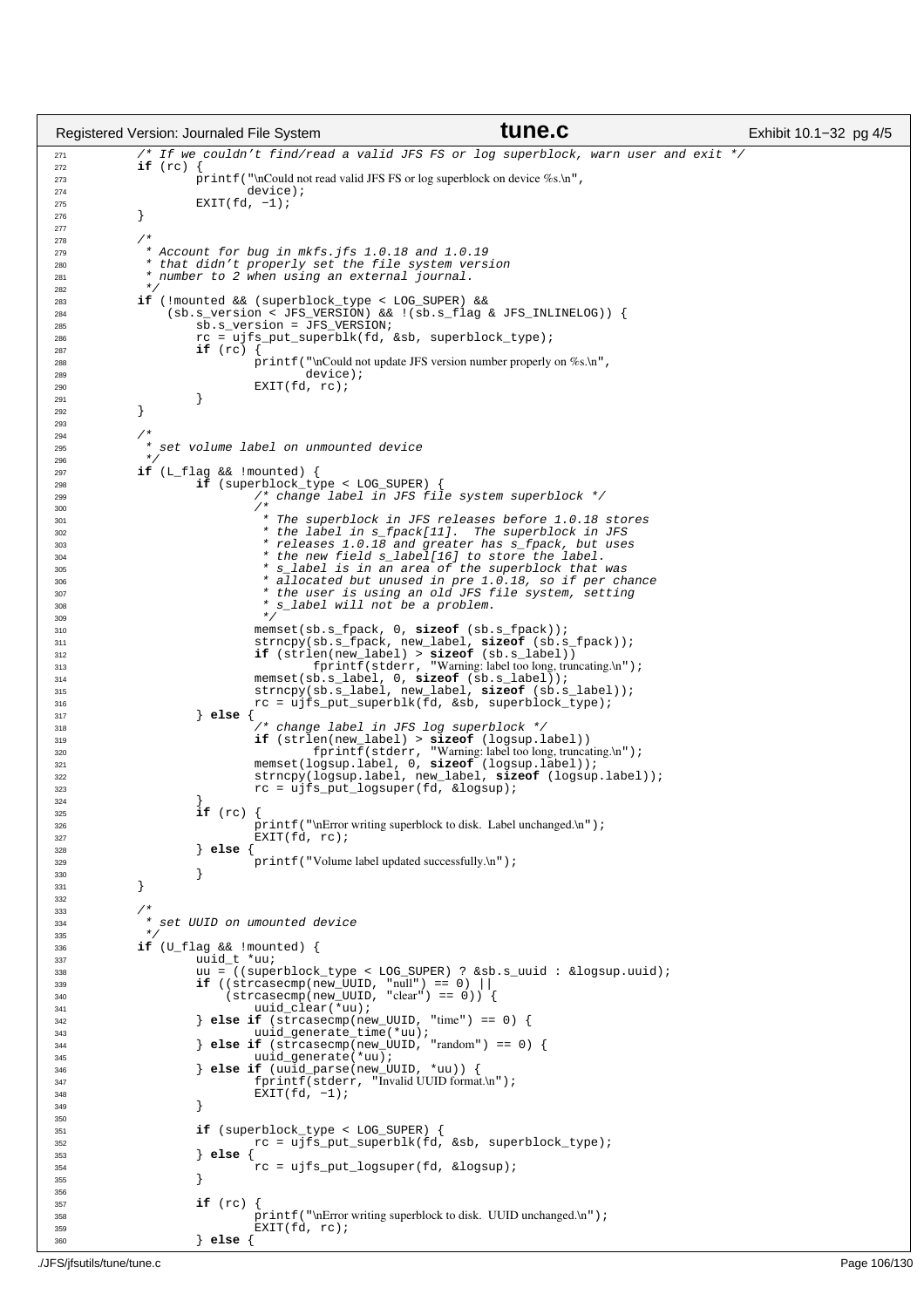```
        /* If we couldn't find/read a valid JFS FS or log superblock, warn user and exit */
        if (rc) {
                printf("\nCould not read valid JFS FS or log superblock on device %s.\n",
                       device);
                EXIT(fd, -1);
        }

        /*
         * Account for bug in mkfs.jfs 1.0.18 and 1.0.19
         * that didn't properly set the file system version
         * number to 2 when using an external journal.
         */
        if (!mounted && (superblock_type < LOG_SUPER) &&
            (sb.s_version < JFS_VERSION) && !(sb.s_flag & JFS_INLINELOG)) {
                sb.s_version = JFS_VERSION;
                rc = ujfs_put_superblk(fd, &sb, superblock_type);
                if (rc) {
                        printf("\nCould not update JFS version number properly on %s.\n",
                               device);
                        EXIT(fd, rc);
                }
        }

        /*
         * set volume label on unmounted device
         */
        if (L_flag && !mounted) {
                if (superblock_type < LOG_SUPER) {
                        /* change label in JFS file system superblock */
                        /*
                         * The superblock in JFS releases before 1.0.18 stores
                         * the label in s_fpack[11].  The superblock in JFS
                         * releases 1.0.18 and greater has s_fpack, but uses
                         * the new field s_label[16] to store the label.
                         * s_label is in an area of the superblock that was
                         * allocated but unused in pre 1.0.18, so if per chance
                         * the user is using an old JFS file system, setting
                         * s_label will not be a problem.
                         */
                        memset(sb.s_fpack, 0, sizeof (sb.s_fpack));
                        strncpy(sb.s_fpack, new_label, sizeof (sb.s_fpack));
                        if (strlen(new_label) > sizeof (sb.s_label))
                                fprintf(stderr, "Warning: label too long, truncating.\n");
                        memset(sb.s_label, 0, sizeof (sb.s_label));
                        strncpy(sb.s_label, new_label, sizeof (sb.s_label));
                        rc = ujfs_put_superblk(fd, &sb, superblock_type);
                } else {
                        /* change label in JFS log superblock */
                        if (strlen(new_label) > sizeof (logsup.label))
                                fprintf(stderr, "Warning: label too long, truncating.\n");
                        memset(logsup.label, 0, sizeof (logsup.label));
                        strncpy(logsup.label, new_label, sizeof (logsup.label));
                        rc = ujfs_put_logsuper(fd, &logsup);
                }
                if (rc) {
                        printf("\nError writing superblock to disk.  Label unchanged.\n");
                        EXIT(fd, rc);
                } else {
                        printf("Volume label updated successfully.\n");
                }
        }

        /*
         * set UUID on umounted device
         */
        if (U_flag && !mounted) {
                uuid_t *uu;
                uu = ((superblock_type < LOG_SUPER) ? &sb.s_uuid : &logsup.uuid);
                if ((strcasecmp(new_UUID, "null") == 0) ||
                    (strcasecmp(new_UUID, "clear") == 0)) {
                        uuid_clear(*uu);
                } else if (strcasecmp(new_UUID, "time") == 0) {
                        uuid_generate_time(*uu);
                } else if (strcasecmp(new_UUID, "random") == 0) {
                        uuid_generate(*uu);
                } else if (uuid_parse(new_UUID, *uu)) {
                        fprintf(stderr, "Invalid UUID format.\n");
                        EXIT(fd, -1);
                }

                if (superblock_type < LOG_SUPER) {
                        rc = ujfs_put_superblk(fd, &sb, superblock_type);
                } else {
                        rc = ujfs_put_logsuper(fd, &logsup);
                }

                if (rc) {
                        printf("\nError writing superblock to disk.  UUID unchanged.\n");
                        EXIT(fd, rc);
                } else {
```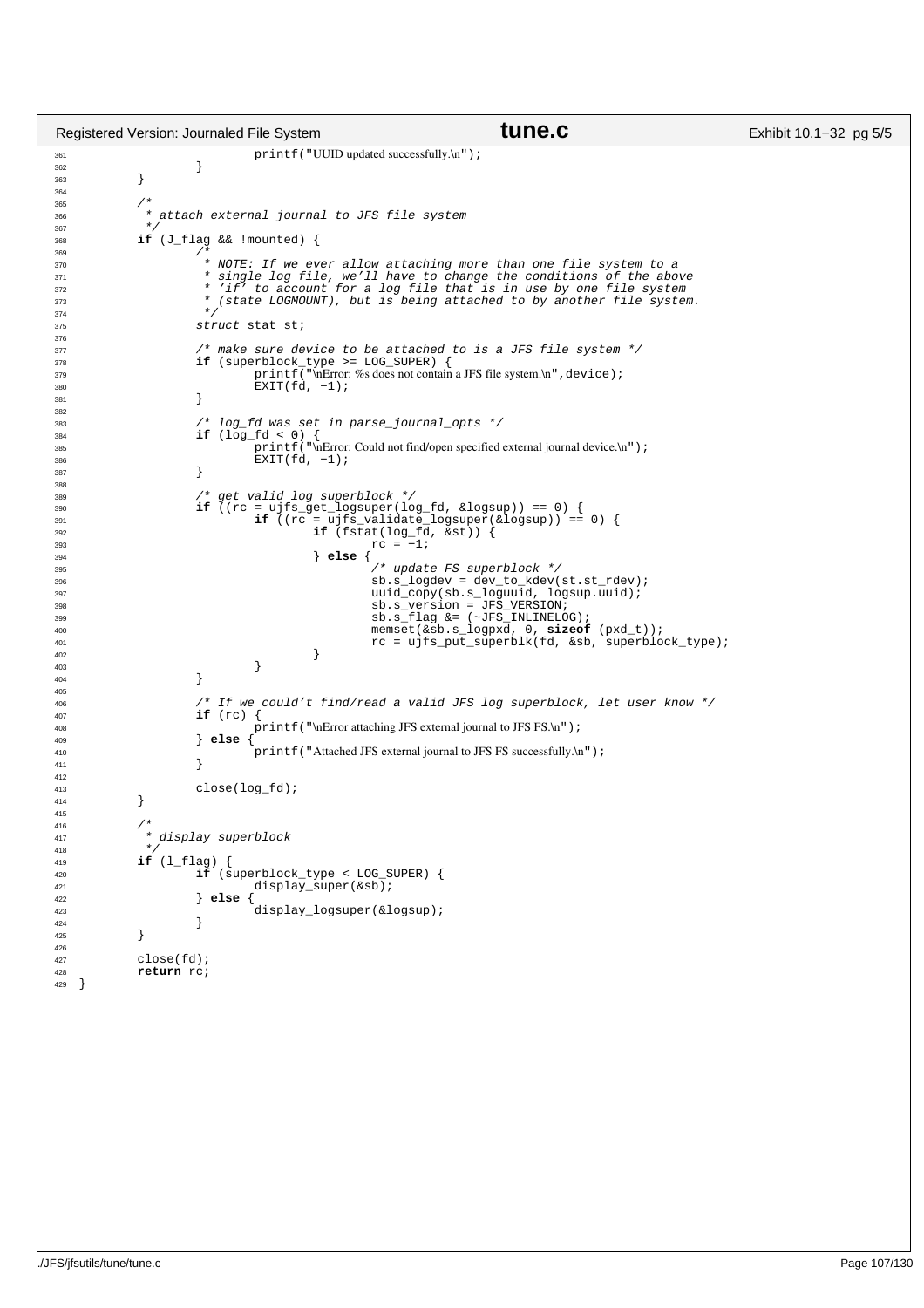```c
                        printf("UUID updated successfully.\n");
                }
        }

        /*
         * attach external journal to JFS file system
         */
        if (J_flag && !mounted) {
                /*
                 * NOTE: If we ever allow attaching more than one file system to a
                 * single log file, we'll have to change the conditions of the above
                 * 'if' to account for a log file that is in use by one file system
                 * (state LOGMOUNT), but is being attached to by another file system.
                 */
                struct stat st;

                /* make sure device to be attached to is a JFS file system */
                if (superblock_type >= LOG_SUPER) {
                        printf("\nError: %s does not contain a JFS file system.\n",device);
                        EXIT(fd, -1);
                }

                /* log_fd was set in parse_journal_opts */
                if (log_fd < 0) {
                        printf("\nError: Could not find/open specified external journal device.\n");
                        EXIT(fd, -1);
                }

                /* get valid log superblock */
                if ((rc = ujfs_get_logsuper(log_fd, &logsup)) == 0) {
                        if ((rc = ujfs_validate_logsuper(&logsup)) == 0) {
                                if (fstat(log_fd, &st)) {
                                        rc = -1;
                                } else {
                                        /* update FS superblock */
                                        sb.s_logdev = dev_to_kdev(st.st_rdev);
                                        uuid_copy(sb.s_loguuid, logsup.uuid);
                                        sb.s_version = JFS_VERSION;
                                        sb.s_flag &= (~JFS_INLINELOG);
                                        memset(&sb.s_logpxd, 0, sizeof (pxd_t));
                                        rc = ujfs_put_superblk(fd, &sb, superblock_type);
                                }
                        }
                }

                /* If we could't find/read a valid JFS log superblock, let user know */
                if (rc) {
                        printf("\nError attaching JFS external journal to JFS FS.\n");
                } else {
                        printf("Attached JFS external journal to JFS FS successfully.\n");
                }

                close(log_fd);
        }

        /*
         * display superblock
         */
        if (l_flag) {
                if (superblock_type < LOG_SUPER) {
                        display_super(&sb);
                } else {
                        display_logsuper(&logsup);
                }
        }

        close(fd);
        return rc;
}
```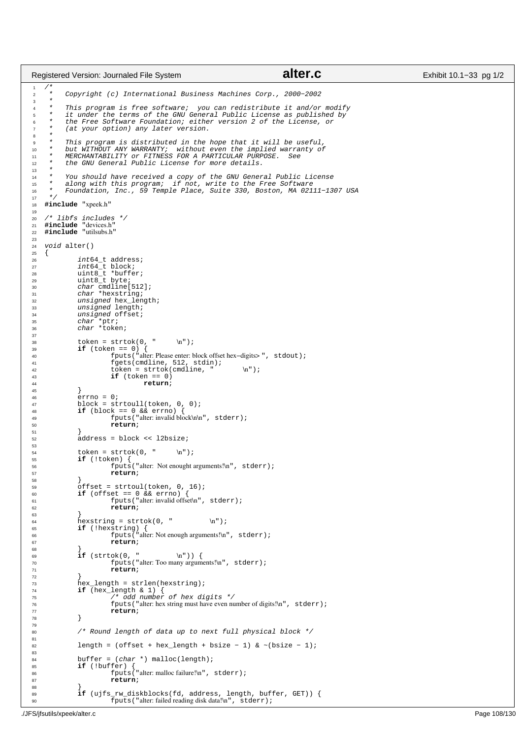```c
/*
 *   Copyright (c) International Business Machines Corp., 2000-2002
 *
 *   This program is free software;  you can redistribute it and/or modify
 *   it under the terms of the GNU General Public License as published by
 *   the Free Software Foundation; either version 2 of the License, or
 *   (at your option) any later version.
 *
 *   This program is distributed in the hope that it will be useful,
 *   but WITHOUT ANY WARRANTY;  without even the implied warranty of
 *   MERCHANTABILITY or FITNESS FOR A PARTICULAR PURPOSE.  See
 *   the GNU General Public License for more details.
 *
 *   You should have received a copy of the GNU General Public License
 *   along with this program;  if not, write to the Free Software
 *   Foundation, Inc., 59 Temple Place, Suite 330, Boston, MA 02111-1307 USA
 */
#include "xpeek.h"

/* libfs includes */
#include "devices.h"
#include "utilsubs.h"

void alter()
{
	int64_t address;
	int64_t block;
	uint8_t *buffer;
	uint8_t byte;
	char cmdline[512];
	char *hexstring;
	unsigned hex_length;
	unsigned length;
	unsigned offset;
	char *ptr;
	char *token;

	token = strtok(0, " 	\n");
	if (token == 0) {
		fputs("alter: Please enter: block offset hex-digits> ", stdout);
		fgets(cmdline, 512, stdin);
		token = strtok(cmdline, " 	\n");
		if (token == 0)
			return;
	}
	errno = 0;
	block = strtoull(token, 0, 0);
	if (block == 0 && errno) {
		fputs("alter: invalid block\n\n", stderr);
		return;
	}
	address = block << l2bsize;

	token = strtok(0, " 	\n");
	if (!token) {
		fputs("alter:  Not enought arguments!\n", stderr);
		return;
	}
	offset = strtoul(token, 0, 16);
	if (offset == 0 && errno) {
		fputs("alter: invalid offset\n", stderr);
		return;
	}
	hexstring = strtok(0, " 	\n");
	if (!hexstring) {
		fputs("alter: Not enough arguments!\n", stderr);
		return;
	}
	if (strtok(0, " 	\n")) {
		fputs("alter: Too many arguments!\n", stderr);
		return;
	}
	hex_length = strlen(hexstring);
	if (hex_length & 1) {
		/* odd number of hex digits */
		fputs("alter: hex string must have even number of digits!\n", stderr);
		return;
	}

	/* Round length of data up to next full physical block */

	length = (offset + hex_length + bsize - 1) & ~(bsize - 1);

	buffer = (char *) malloc(length);
	if (!buffer) {
		fputs("alter: malloc failure!\n", stderr);
		return;
	}
	if (ujfs_rw_diskblocks(fd, address, length, buffer, GET)) {
		fputs("alter: failed reading disk data!\n", stderr);
```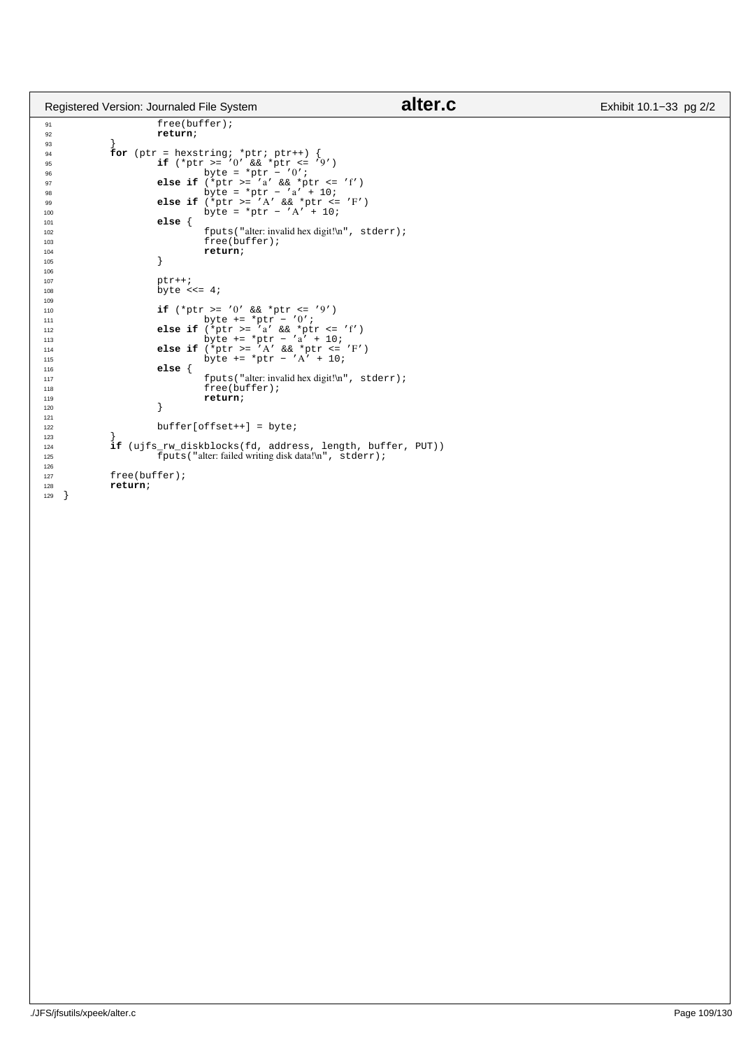```c
		free(buffer);
		return;
	}
	for (ptr = hexstring; *ptr; ptr++) {
		if (*ptr >= '0' && *ptr <= '9')
			byte = *ptr - '0';
		else if (*ptr >= 'a' && *ptr <= 'f')
			byte = *ptr - 'a' + 10;
		else if (*ptr >= 'A' && *ptr <= 'F')
			byte = *ptr - 'A' + 10;
		else {
			fputs("alter: invalid hex digit!\n", stderr);
			free(buffer);
			return;
		}

		ptr++;
		byte <<= 4;

		if (*ptr >= '0' && *ptr <= '9')
			byte += *ptr - '0';
		else if (*ptr >= 'a' && *ptr <= 'f')
			byte += *ptr - 'a' + 10;
		else if (*ptr >= 'A' && *ptr <= 'F')
			byte += *ptr - 'A' + 10;
		else {
			fputs("alter: invalid hex digit!\n", stderr);
			free(buffer);
			return;
		}

		buffer[offset++] = byte;
	}
	if (ujfs_rw_diskblocks(fd, address, length, buffer, PUT))
		fputs("alter: failed writing disk data!\n", stderr);

	free(buffer);
	return;
}
```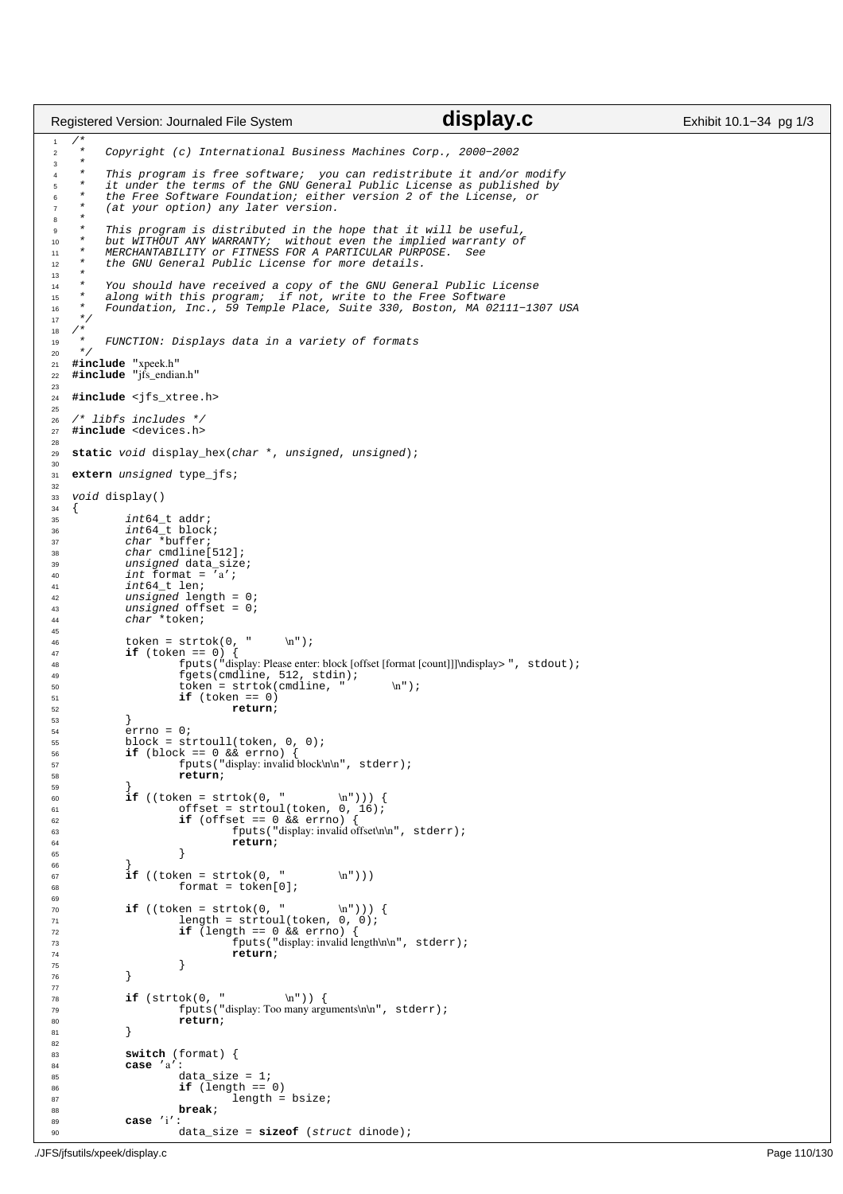```c
/*
 *   Copyright (c) International Business Machines Corp., 2000-2002
 *
 *   This program is free software;  you can redistribute it and/or modify
 *   it under the terms of the GNU General Public License as published by
 *   the Free Software Foundation; either version 2 of the License, or
 *   (at your option) any later version.
 *
 *   This program is distributed in the hope that it will be useful,
 *   but WITHOUT ANY WARRANTY;  without even the implied warranty of
 *   MERCHANTABILITY or FITNESS FOR A PARTICULAR PURPOSE.  See
 *   the GNU General Public License for more details.
 *
 *   You should have received a copy of the GNU General Public License
 *   along with this program;  if not, write to the Free Software
 *   Foundation, Inc., 59 Temple Place, Suite 330, Boston, MA 02111-1307 USA
 */
/*
 *   FUNCTION: Displays data in a variety of formats
 */
#include "xpeek.h"
#include "jfs_endian.h"

#include <jfs_xtree.h>

/* libfs includes */
#include <devices.h>

static void display_hex(char *, unsigned, unsigned);

extern unsigned type_jfs;

void display()
{
        int64_t addr;
        int64_t block;
        char *buffer;
        char cmdline[512];
        unsigned data_size;
        int format = 'a';
        int64_t len;
        unsigned length = 0;
        unsigned offset = 0;
        char *token;

        token = strtok(0, "     \n");
        if (token == 0) {
                fputs("display: Please enter: block [offset [format [count]]]\ndisplay> ", stdout);
                fgets(cmdline, 512, stdin);
                token = strtok(cmdline, "       \n");
                if (token == 0)
                        return;
        }
        errno = 0;
        block = strtoull(token, 0, 0);
        if (block == 0 && errno) {
                fputs("display: invalid block\n\n", stderr);
                return;
        }
        if ((token = strtok(0, "        \n"))) {
                offset = strtoul(token, 0, 16);
                if (offset == 0 && errno) {
                        fputs("display: invalid offset\n\n", stderr);
                        return;
                }
        }
        if ((token = strtok(0, "        \n")))
                format = token[0];

        if ((token = strtok(0, "        \n"))) {
                length = strtoul(token, 0, 0);
                if (length == 0 && errno) {
                        fputs("display: invalid length\n\n", stderr);
                        return;
                }
        }

        if (strtok(0, "         \n")) {
                fputs("display: Too many arguments\n\n", stderr);
                return;
        }

        switch (format) {
        case 'a':
                data_size = 1;
                if (length == 0)
                        length = bsize;
                break;
        case 'i':
                data_size = sizeof (struct dinode);
```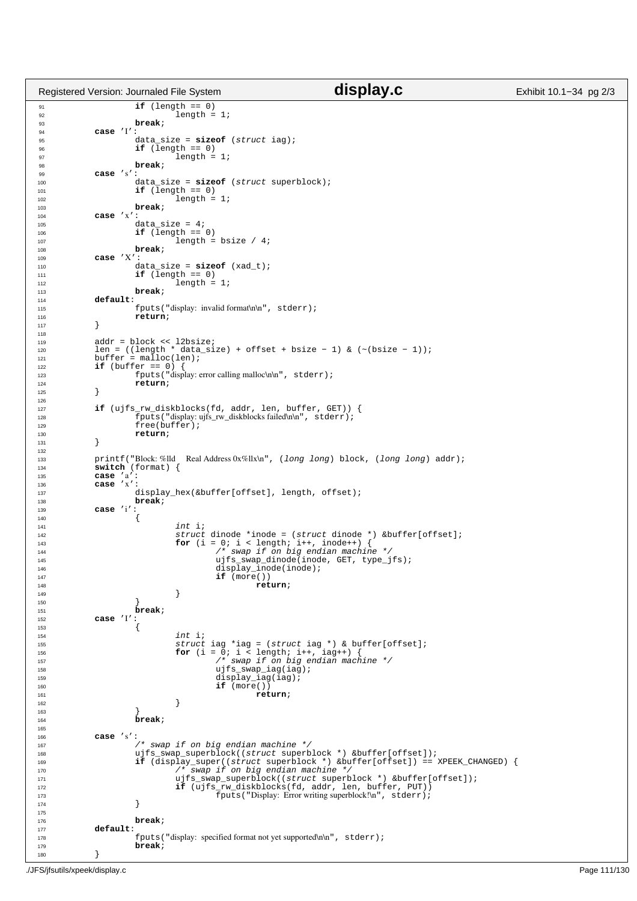```c
                if (length == 0)
                        length = 1;
                break;
        case 'I':
                data_size = sizeof (struct iag);
                if (length == 0)
                        length = 1;
                break;
        case 's':
                data_size = sizeof (struct superblock);
                if (length == 0)
                        length = 1;
                break;
        case 'x':
                data_size = 4;
                if (length == 0)
                        length = bsize / 4;
                break;
        case 'X':
                data_size = sizeof (xad_t);
                if (length == 0)
                        length = 1;
                break;
        default:
                fputs("display:  invalid format\n\n", stderr);
                return;
        }

        addr = block << l2bsize;
        len = ((length * data_size) + offset + bsize - 1) & (~(bsize - 1));
        buffer = malloc(len);
        if (buffer == 0) {
                fputs("display: error calling malloc\n\n", stderr);
                return;
        }

        if (ujfs_rw_diskblocks(fd, addr, len, buffer, GET)) {
                fputs("display: ujfs_rw_diskblocks failed\n\n", stderr);
                free(buffer);
                return;
        }

        printf("Block: %lld    Real Address 0x%llx\n", (long long) block, (long long) addr);
        switch (format) {
        case 'a':
        case 'x':
                display_hex(&buffer[offset], length, offset);
                break;
        case 'i':
                {
                        int i;
                        struct dinode *inode = (struct dinode *) &buffer[offset];
                        for (i = 0; i < length; i++, inode++) {
                                /* swap if on big endian machine */
                                ujfs_swap_dinode(inode, GET, type_jfs);
                                display_inode(inode);
                                if (more())
                                        return;
                        }
                }
                break;
        case 'I':
                {
                        int i;
                        struct iag *iag = (struct iag *) & buffer[offset];
                        for (i = 0; i < length; i++, iag++) {
                                /* swap if on big endian machine */
                                ujfs_swap_iag(iag);
                                display_iag(iag);
                                if (more())
                                        return;
                        }
                }
                break;

        case 's':
                /* swap if on big endian machine */
                ujfs_swap_superblock((struct superblock *) &buffer[offset]);
                if (display_super((struct superblock *) &buffer[offset]) == XPEEK_CHANGED) {
                        /* swap if on big endian machine */
                        ujfs_swap_superblock((struct superblock *) &buffer[offset]);
                        if (ujfs_rw_diskblocks(fd, addr, len, buffer, PUT))
                                fputs("Display: Error writing superblock!\n", stderr);
                }

                break;
        default:
                fputs("display:  specified format not yet supported\n\n", stderr);
                break;
        }
```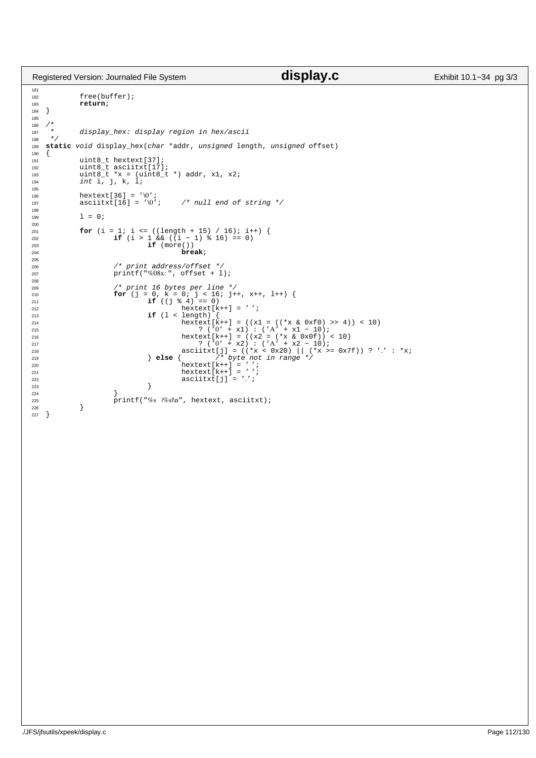```c
        free(buffer);
        return;
}

/*
 *      display_hex: display region in hex/ascii
 */
static void display_hex(char *addr, unsigned length, unsigned offset)
{
        uint8_t hextext[37];
        uint8_t asciitxt[17];
        uint8_t *x = (uint8_t *) addr, x1, x2;
        int i, j, k, l;

        hextext[36] = '\0';
        asciitxt[16] = '\0';    /* null end of string */

        l = 0;

        for (i = 1; i <= ((length + 15) / 16); i++) {
                if (i > 1 && ((i - 1) % 16) == 0)
                        if (more())
                                break;

                /* print address/offset */
                printf("%08x: ", offset + l);

                /* print 16 bytes per line */
                for (j = 0, k = 0; j < 16; j++, x++, l++) {
                        if ((j % 4) == 0)
                                hextext[k++] = ' ';
                        if (l < length) {
                                hextext[k++] = ((x1 = ((*x & 0xf0) >> 4)) < 10)
                                    ? ('0' + x1) : ('A' + x1 - 10);
                                hextext[k++] = ((x2 = (*x & 0x0f)) < 10)
                                    ? ('0' + x2) : ('A' + x2 - 10);
                                asciitxt[j] = ((*x < 0x20) || (*x >= 0x7f)) ? '.' : *x;
                        } else {        /* byte not in range */
                                hextext[k++] = ' ';
                                hextext[k++] = ' ';
                                asciitxt[j] = '.';
                        }
                }
                printf("%s  |%s|\n", hextext, asciitxt);
        }
}
```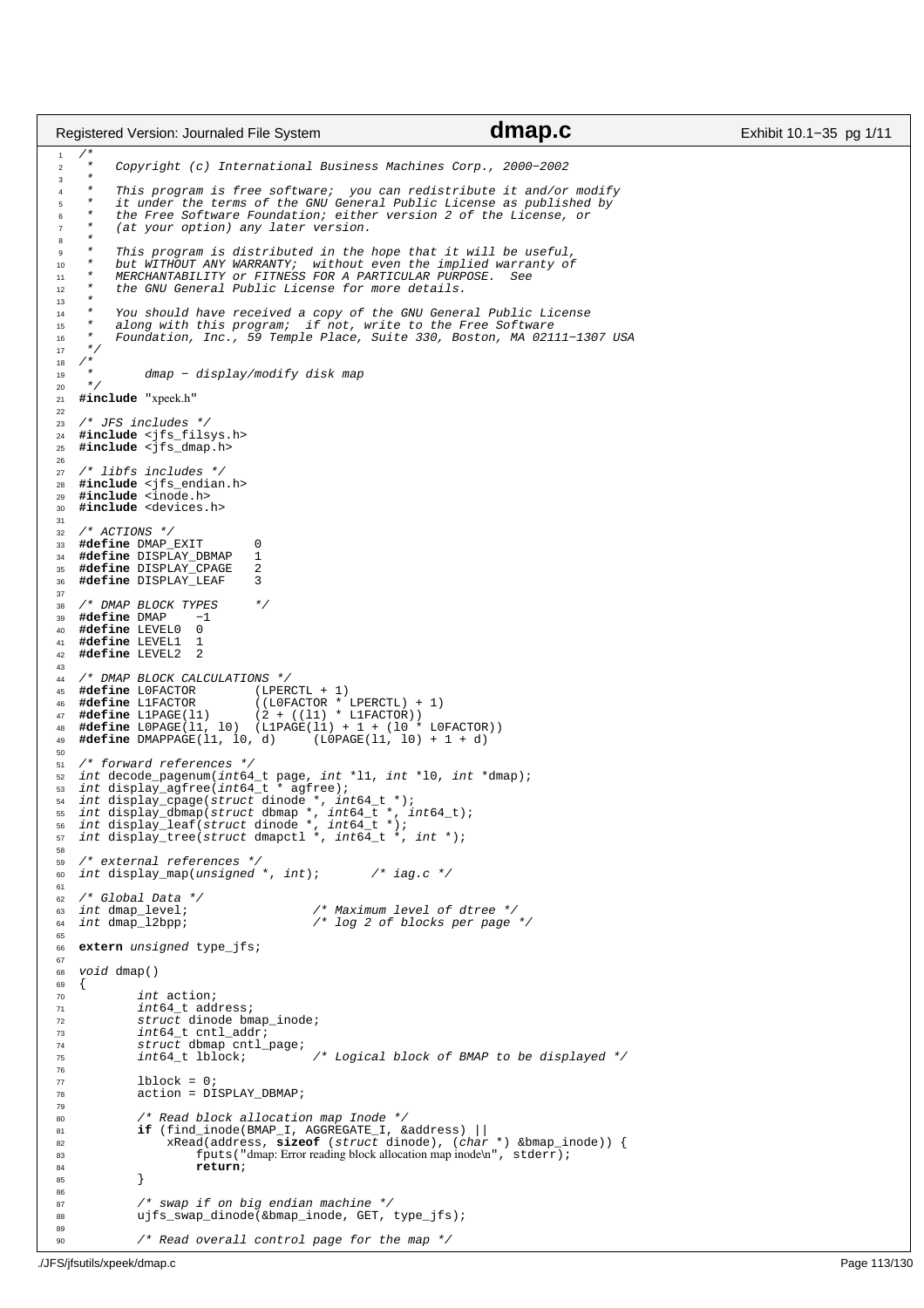```c
/*
 *   Copyright (c) International Business Machines Corp., 2000-2002
 *
 *   This program is free software;  you can redistribute it and/or modify
 *   it under the terms of the GNU General Public License as published by
 *   the Free Software Foundation; either version 2 of the License, or
 *   (at your option) any later version.
 *
 *   This program is distributed in the hope that it will be useful,
 *   but WITHOUT ANY WARRANTY;  without even the implied warranty of
 *   MERCHANTABILITY or FITNESS FOR A PARTICULAR PURPOSE.  See
 *   the GNU General Public License for more details.
 *
 *   You should have received a copy of the GNU General Public License
 *   along with this program;  if not, write to the Free Software
 *   Foundation, Inc., 59 Temple Place, Suite 330, Boston, MA 02111-1307 USA
 */
/*
 *       dmap - display/modify disk map
 */
#include "xpeek.h"

/* JFS includes */
#include <jfs_filsys.h>
#include <jfs_dmap.h>

/* libfs includes */
#include <jfs_endian.h>
#include <inode.h>
#include <devices.h>

/* ACTIONS */
#define DMAP_EXIT       0
#define DISPLAY_DBMAP   1
#define DISPLAY_CPAGE   2
#define DISPLAY_LEAF    3

/* DMAP BLOCK TYPES     */
#define DMAP    -1
#define LEVEL0  0
#define LEVEL1  1
#define LEVEL2  2

/* DMAP BLOCK CALCULATIONS */
#define L0FACTOR        (LPERCTL + 1)
#define L1FACTOR        ((L0FACTOR * LPERCTL) + 1)
#define L1PAGE(l1)      (2 + ((l1) * L1FACTOR))
#define L0PAGE(l1, l0)  (L1PAGE(l1) + 1 + (l0 * L0FACTOR))
#define DMAPPAGE(l1, l0, d)     (L0PAGE(l1, l0) + 1 + d)

/* forward references */
int decode_pagenum(int64_t page, int *l1, int *l0, int *dmap);
int display_agfree(int64_t * agfree);
int display_cpage(struct dinode *, int64_t *);
int display_dbmap(struct dbmap *, int64_t *, int64_t);
int display_leaf(struct dinode *, int64_t *);
int display_tree(struct dmapctl *, int64_t *, int *);

/* external references */
int display_map(unsigned *, int);       /* iag.c */

/* Global Data */
int dmap_level;                 /* Maximum level of dtree */
int dmap_l2bpp;                 /* log 2 of blocks per page */

extern unsigned type_jfs;

void dmap()
{
        int action;
        int64_t address;
        struct dinode bmap_inode;
        int64_t cntl_addr;
        struct dbmap cntl_page;
        int64_t lblock;         /* Logical block of BMAP to be displayed */

        lblock = 0;
        action = DISPLAY_DBMAP;

        /* Read block allocation map Inode */
        if (find_inode(BMAP_I, AGGREGATE_I, &address) ||
            xRead(address, sizeof (struct dinode), (char *) &bmap_inode)) {
                fputs("dmap: Error reading block allocation map inode\n", stderr);
                return;
        }

        /* swap if on big endian machine */
        ujfs_swap_dinode(&bmap_inode, GET, type_jfs);

        /* Read overall control page for the map */
```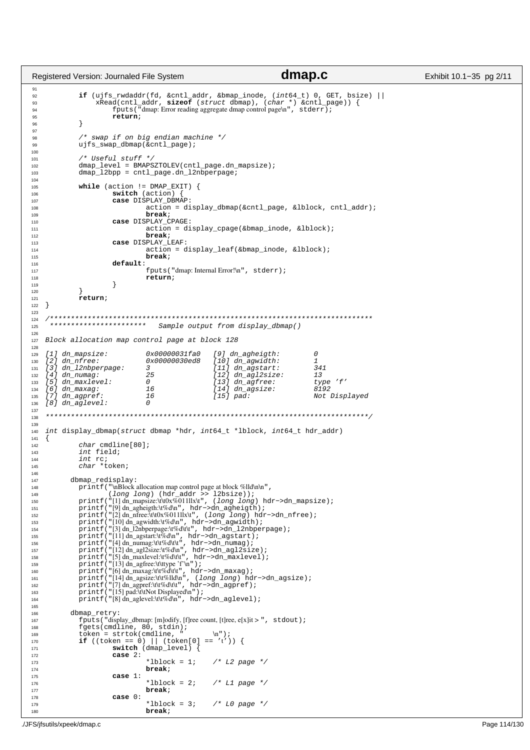```c
	if (ujfs_rwdaddr(fd, &cntl_addr, &bmap_inode, (int64_t) 0, GET, bsize) ||
	    xRead(cntl_addr, sizeof (struct dbmap), (char *) &cntl_page)) {
		fputs("dmap: Error reading aggregate dmap control page\n", stderr);
		return;
	}

	/* swap if on big endian machine */
	ujfs_swap_dbmap(&cntl_page);

	/* Useful stuff */
	dmap_level = BMAPSZTOLEV(cntl_page.dn_mapsize);
	dmap_l2bpp = cntl_page.dn_l2nbperpage;

	while (action != DMAP_EXIT) {
		switch (action) {
		case DISPLAY_DBMAP:
			action = display_dbmap(&cntl_page, &lblock, cntl_addr);
			break;
		case DISPLAY_CPAGE:
			action = display_cpage(&bmap_inode, &lblock);
			break;
		case DISPLAY_LEAF:
			action = display_leaf(&bmap_inode, &lblock);
			break;
		default:
			fputs("dmap: Internal Error!\n", stderr);
			return;
		}
	}
	return;
}

/****************************************************************************
 ***********************    Sample output from display_dbmap()

Block allocation map control page at block 128

[1] dn_mapsize:         0x00000031fa0   [9] dn_agheigth:        0
[2] dn_nfree:           0x00000030ed8   [10] dn_agwidth:        1
[3] dn_l2nbperpage:     3               [11] dn_agstart:        341
[4] dn_numag:           25              [12] dn_agl2size:       13
[5] dn_maxlevel:        0               [13] dn_agfree:         type 'f'
[6] dn_maxag:           16              [14] dn_agsize:         8192
[7] dn_agpref:          16              [15] pad:               Not Displayed
[8] dn_aglevel:         0

****************************************************************************/

int display_dbmap(struct dbmap *hdr, int64_t *lblock, int64_t hdr_addr)
{
	char cmdline[80];
	int field;
	int rc;
	char *token;

      dbmap_redisplay:
	printf("\nBlock allocation map control page at block %lld\n\n",
	       (long long) (hdr_addr >> l2bsize));
	printf("[1] dn_mapsize:\t\t0x%011llx\t", (long long) hdr->dn_mapsize);
	printf("[9] dn_agheigth:\t%d\n", hdr->dn_agheigth);
	printf("[2] dn_nfree:\t\t0x%011llx\t", (long long) hdr->dn_nfree);
	printf("[10] dn_agwidth:\t%d\n", hdr->dn_agwidth);
	printf("[3] dn_l2nbperpage:\t%d\t\t", hdr->dn_l2nbperpage);
	printf("[11] dn_agstart:\t%d\n", hdr->dn_agstart);
	printf("[4] dn_numag:\t\t%d\t\t", hdr->dn_numag);
	printf("[12] dn_agl2size:\t%d\n", hdr->dn_agl2size);
	printf("[5] dn_maxlevel:\t%d\t\t", hdr->dn_maxlevel);
	printf("[13] dn_agfree:\t\ttype 'f'\n");
	printf("[6] dn_maxag:\t\t%d\t\t", hdr->dn_maxag);
	printf("[14] dn_agsize:\t\t%lld\n", (long long) hdr->dn_agsize);
	printf("[7] dn_agpref:\t\t%d\t\t", hdr->dn_agpref);
	printf("[15] pad:\t\tNot Displayed\n");
	printf("[8] dn_aglevel:\t\t%d\n", hdr->dn_aglevel);

      dbmap_retry:
	fputs("display_dbmap: [m]odify, [f]ree count, [t]ree, e[x]it > ", stdout);
	fgets(cmdline, 80, stdin);
	token = strtok(cmdline, " 	\n");
	if ((token == 0) || (token[0] == 't')) {
		switch (dmap_level) {
		case 2:
			*lblock = 1;	/* L2 page */
			break;
		case 1:
			*lblock = 2;	/* L1 page */
			break;
		case 0:
			*lblock = 3;	/* L0 page */
			break;
```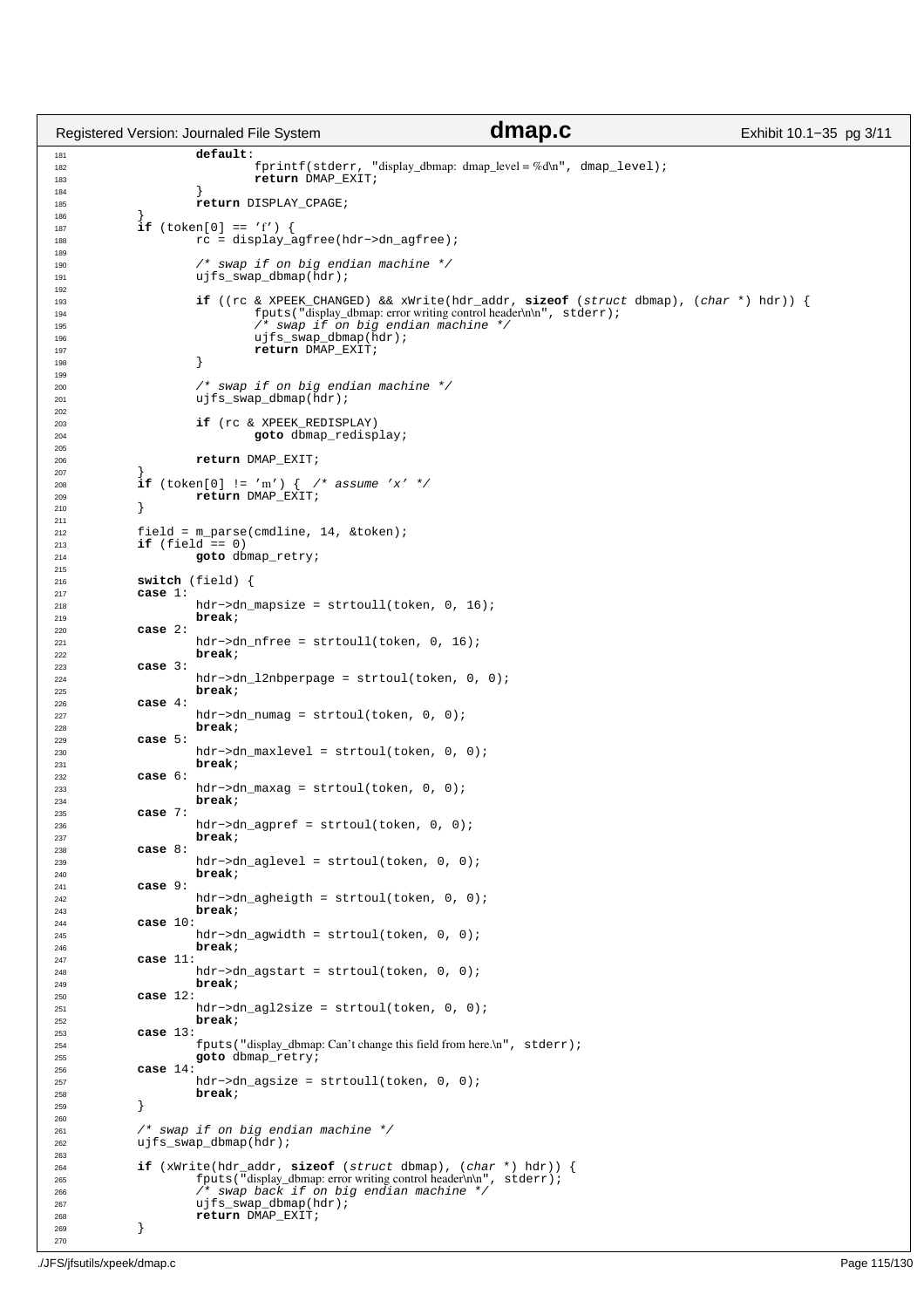```c
		default:
			fprintf(stderr, "display_dbmap:  dmap_level = %d\n", dmap_level);
			return DMAP_EXIT;
		}
		return DISPLAY_CPAGE;
	}
	if (token[0] == 'f') {
		rc = display_agfree(hdr->dn_agfree);

		/* swap if on big endian machine */
		ujfs_swap_dbmap(hdr);

		if ((rc & XPEEK_CHANGED) && xWrite(hdr_addr, sizeof (struct dbmap), (char *) hdr)) {
			fputs("display_dbmap: error writing control header\n\n", stderr);
			/* swap if on big endian machine */
			ujfs_swap_dbmap(hdr);
			return DMAP_EXIT;
		}

		/* swap if on big endian machine */
		ujfs_swap_dbmap(hdr);

		if (rc & XPEEK_REDISPLAY)
			goto dbmap_redisplay;

		return DMAP_EXIT;
	}
	if (token[0] != 'm') {  /* assume 'x' */
		return DMAP_EXIT;
	}

	field = m_parse(cmdline, 14, &token);
	if (field == 0)
		goto dbmap_retry;

	switch (field) {
	case 1:
		hdr->dn_mapsize = strtoull(token, 0, 16);
		break;
	case 2:
		hdr->dn_nfree = strtoull(token, 0, 16);
		break;
	case 3:
		hdr->dn_l2nbperpage = strtoul(token, 0, 0);
		break;
	case 4:
		hdr->dn_numag = strtoul(token, 0, 0);
		break;
	case 5:
		hdr->dn_maxlevel = strtoul(token, 0, 0);
		break;
	case 6:
		hdr->dn_maxag = strtoul(token, 0, 0);
		break;
	case 7:
		hdr->dn_agpref = strtoul(token, 0, 0);
		break;
	case 8:
		hdr->dn_aglevel = strtoul(token, 0, 0);
		break;
	case 9:
		hdr->dn_agheigth = strtoul(token, 0, 0);
		break;
	case 10:
		hdr->dn_agwidth = strtoul(token, 0, 0);
		break;
	case 11:
		hdr->dn_agstart = strtoul(token, 0, 0);
		break;
	case 12:
		hdr->dn_agl2size = strtoul(token, 0, 0);
		break;
	case 13:
		fputs("display_dbmap: Can't change this field from here.\n", stderr);
		goto dbmap_retry;
	case 14:
		hdr->dn_agsize = strtoull(token, 0, 0);
		break;
	}

	/* swap if on big endian machine */
	ujfs_swap_dbmap(hdr);

	if (xWrite(hdr_addr, sizeof (struct dbmap), (char *) hdr)) {
		fputs("display_dbmap: error writing control header\n\n", stderr);
		/* swap back if on big endian machine */
		ujfs_swap_dbmap(hdr);
		return DMAP_EXIT;
	}

```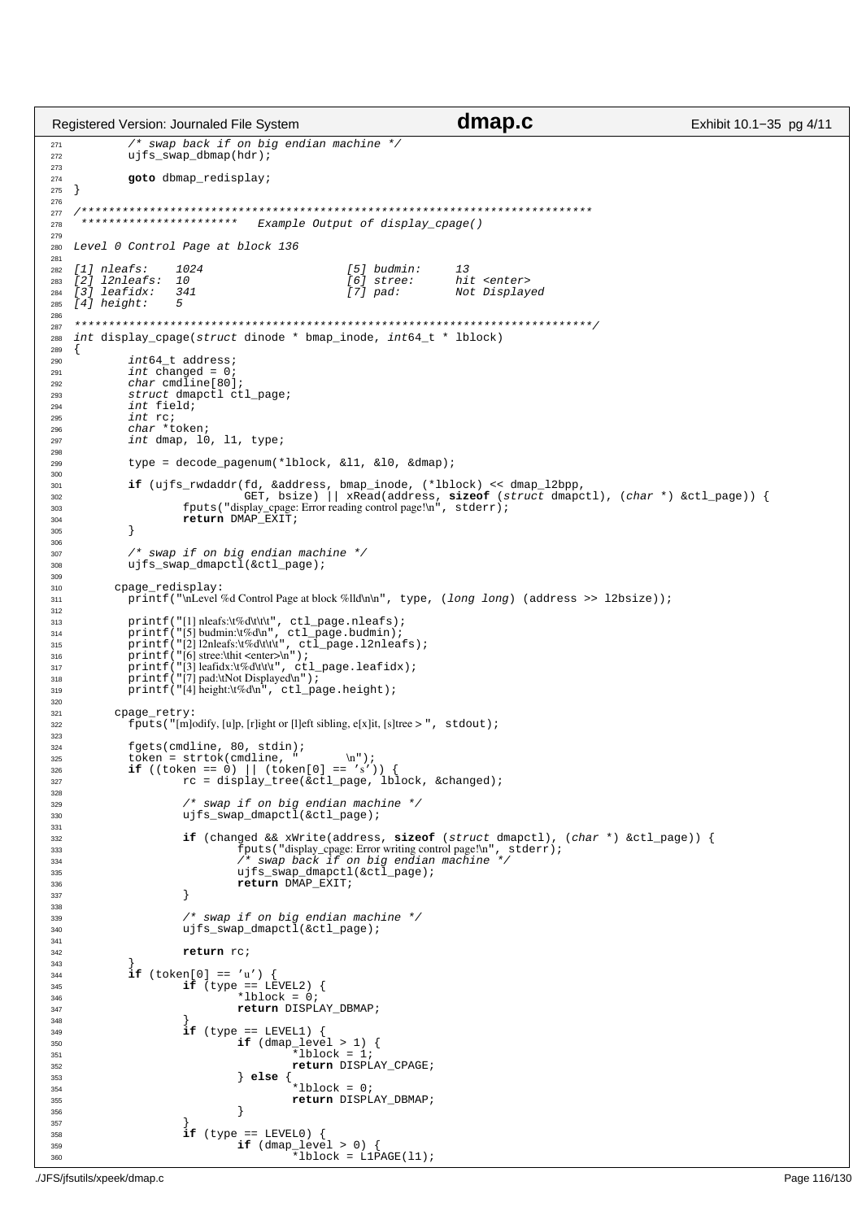```c
	/* swap back if on big endian machine */
	ujfs_swap_dbmap(hdr);

	goto dbmap_redisplay;
}

/*************************************************************************
 **********************   Example Output of display_cpage()

Level 0 Control Page at block 136

[1] nleafs:    1024                    [5] budmin:     13
[2] l2nleafs:  10                      [6] stree:      hit <enter>
[3] leafidx:   341                     [7] pad:        Not Displayed
[4] height:    5

*************************************************************************/
int display_cpage(struct dinode * bmap_inode, int64_t * lblock)
{
	int64_t address;
	int changed = 0;
	char cmdline[80];
	struct dmapctl ctl_page;
	int field;
	int rc;
	char *token;
	int dmap, l0, l1, type;

	type = decode_pagenum(*lblock, &l1, &l0, &dmap);

	if (ujfs_rwdaddr(fd, &address, bmap_inode, (*lblock) << dmap_l2bpp,
			  GET, bsize) || xRead(address, sizeof (struct dmapctl), (char *) &ctl_page)) {
		fputs("display_cpage: Error reading control page!\n", stderr);
		return DMAP_EXIT;
	}

	/* swap if on big endian machine */
	ujfs_swap_dmapctl(&ctl_page);

      cpage_redisplay:
	printf("\nLevel %d Control Page at block %lld\n\n", type, (long long) (address >> l2bsize));

	printf("[1] nleafs:\t%d\t\t\t", ctl_page.nleafs);
	printf("[5] budmin:\t%d\n", ctl_page.budmin);
	printf("[2] l2nleafs:\t%d\t\t\t", ctl_page.l2nleafs);
	printf("[6] stree:\thit <enter>\n");
	printf("[3] leafidx:\t%d\t\t\t", ctl_page.leafidx);
	printf("[7] pad:\tNot Displayed\n");
	printf("[4] height:\t%d\n", ctl_page.height);

      cpage_retry:
	fputs("[m]odify, [u]p, [r]ight or [l]eft sibling, e[x]it, [s]tree > ", stdout);

	fgets(cmdline, 80, stdin);
	token = strtok(cmdline, " 	\n");
	if ((token == 0) || (token[0] == 's')) {
		rc = display_tree(&ctl_page, lblock, &changed);

		/* swap if on big endian machine */
		ujfs_swap_dmapctl(&ctl_page);

		if (changed && xWrite(address, sizeof (struct dmapctl), (char *) &ctl_page)) {
			fputs("display_cpage: Error writing control page!\n", stderr);
			/* swap back if on big endian machine */
			ujfs_swap_dmapctl(&ctl_page);
			return DMAP_EXIT;
		}

		/* swap if on big endian machine */
		ujfs_swap_dmapctl(&ctl_page);

		return rc;
	}
	if (token[0] == 'u') {
		if (type == LEVEL2) {
			*lblock = 0;
			return DISPLAY_DBMAP;
		}
		if (type == LEVEL1) {
			if (dmap_level > 1) {
				*lblock = 1;
				return DISPLAY_CPAGE;
			} else {
				*lblock = 0;
				return DISPLAY_DBMAP;
			}
		}
		if (type == LEVEL0) {
			if (dmap_level > 0) {
				*lblock = L1PAGE(l1);
```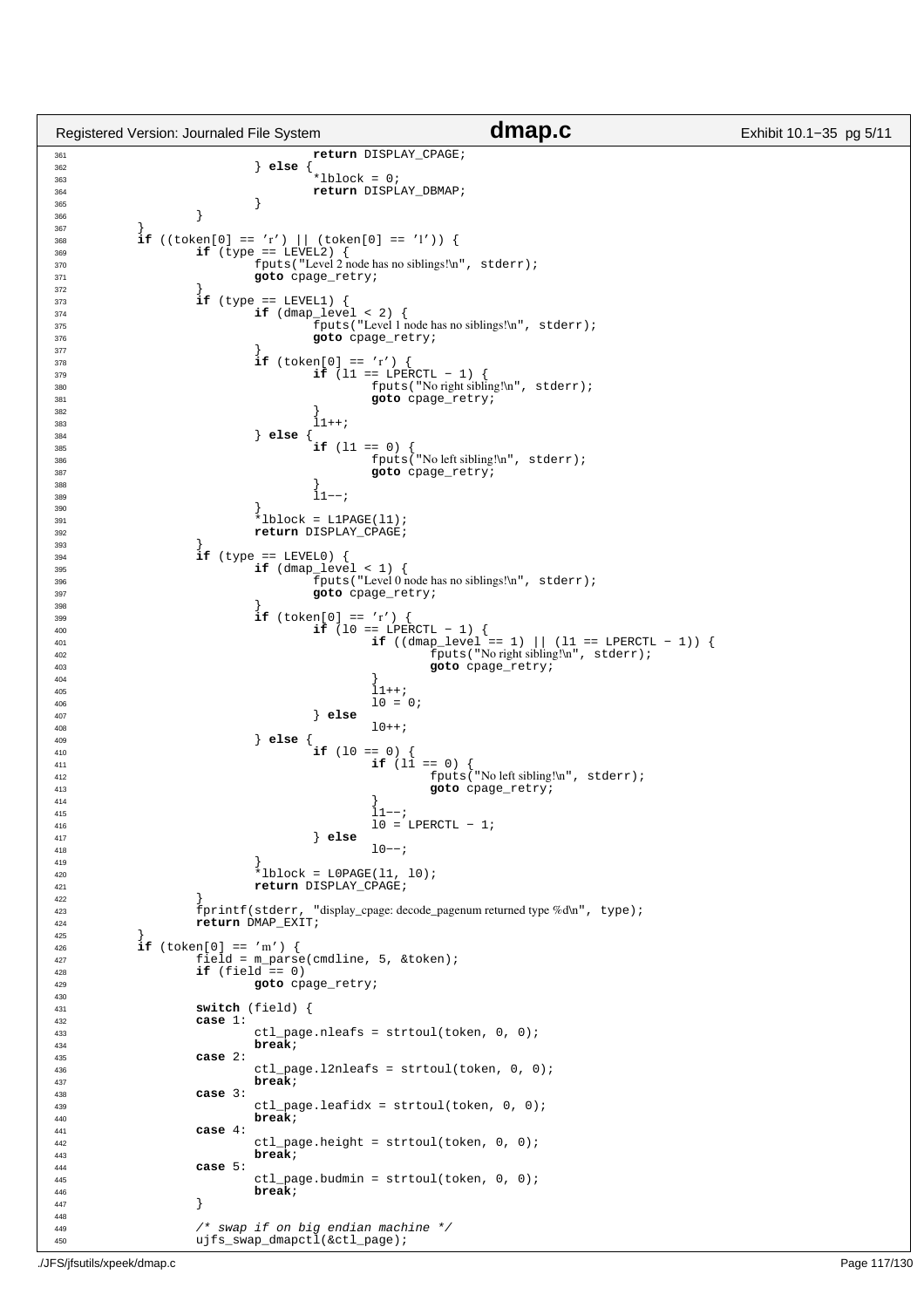```c
					return DISPLAY_CPAGE;
				} else {
					*lblock = 0;
					return DISPLAY_DBMAP;
				}
			}
	}
	if ((token[0] == 'r') || (token[0] == 'l')) {
		if (type == LEVEL2) {
			fputs("Level 2 node has no siblings!\n", stderr);
			goto cpage_retry;
		}
		if (type == LEVEL1) {
			if (dmap_level < 2) {
				fputs("Level 1 node has no siblings!\n", stderr);
				goto cpage_retry;
			}
			if (token[0] == 'r') {
				if (l1 == LPERCTL - 1) {
					fputs("No right sibling!\n", stderr);
					goto cpage_retry;
				}
				l1++;
			} else {
				if (l1 == 0) {
					fputs("No left sibling!\n", stderr);
					goto cpage_retry;
				}
				l1--;
			}
			*lblock = L1PAGE(l1);
			return DISPLAY_CPAGE;
		}
		if (type == LEVEL0) {
			if (dmap_level < 1) {
				fputs("Level 0 node has no siblings!\n", stderr);
				goto cpage_retry;
			}
			if (token[0] == 'r') {
				if (l0 == LPERCTL - 1) {
					if ((dmap_level == 1) || (l1 == LPERCTL - 1)) {
						fputs("No right sibling!\n", stderr);
						goto cpage_retry;
					}
					l1++;
					l0 = 0;
				} else
					l0++;
			} else {
				if (l0 == 0) {
					if (l1 == 0) {
						fputs("No left sibling!\n", stderr);
						goto cpage_retry;
					}
					l1--;
					l0 = LPERCTL - 1;
				} else
					l0--;
			}
			*lblock = L0PAGE(l1, l0);
			return DISPLAY_CPAGE;
		}
		fprintf(stderr, "display_cpage: decode_pagenum returned type %d\n", type);
		return DMAP_EXIT;
	}
	if (token[0] == 'm') {
		field = m_parse(cmdline, 5, &token);
		if (field == 0)
			goto cpage_retry;

		switch (field) {
		case 1:
			ctl_page.nleafs = strtoul(token, 0, 0);
			break;
		case 2:
			ctl_page.l2nleafs = strtoul(token, 0, 0);
			break;
		case 3:
			ctl_page.leafidx = strtoul(token, 0, 0);
			break;
		case 4:
			ctl_page.height = strtoul(token, 0, 0);
			break;
		case 5:
			ctl_page.budmin = strtoul(token, 0, 0);
			break;
		}

		/* swap if on big endian machine */
		ujfs_swap_dmapctl(&ctl_page);
```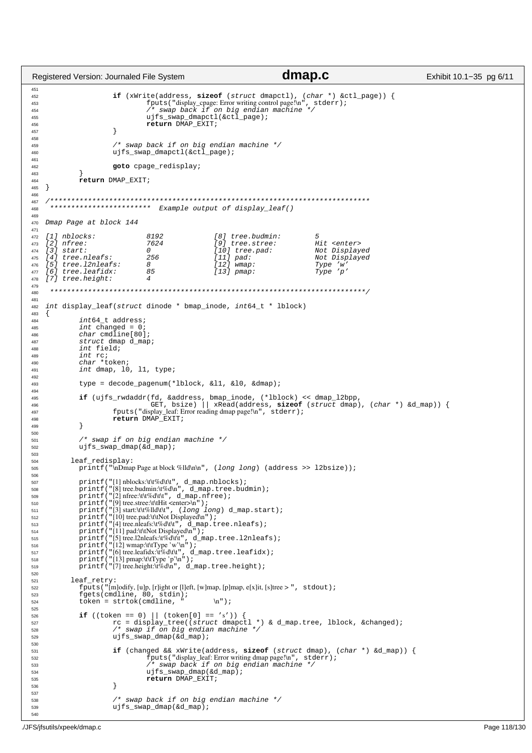```c
		if (xWrite(address, sizeof (struct dmapctl), (char *) &ctl_page)) {
			fputs("display_cpage: Error writing control page!\n", stderr);
			/* swap back if on big endian machine */
			ujfs_swap_dmapctl(&ctl_page);
			return DMAP_EXIT;
		}

		/* swap back if on big endian machine */
		ujfs_swap_dmapctl(&ctl_page);

		goto cpage_redisplay;
	}
	return DMAP_EXIT;
}

/*************************************************************************
 ***********************  Example output of display_leaf()

Dmap Page at block 144

[1] nblocks:            8192            [8] tree.budmin:        5
[2] nfree:              7624            [9] tree.stree:         Hit <enter>
[3] start:              0               [10] tree.pad:          Not Displayed
[4] tree.nleafs:        256             [11] pad:               Not Displayed
[5] tree.l2nleafs:      8               [12] wmap:              Type 'w'
[6] tree.leafidx:       85              [13] pmap:              Type 'p'
[7] tree.height:        4

 ***********************************************************************/

int display_leaf(struct dinode * bmap_inode, int64_t * lblock)
{
	int64_t address;
	int changed = 0;
	char cmdline[80];
	struct dmap d_map;
	int field;
	int rc;
	char *token;
	int dmap, l0, l1, type;

	type = decode_pagenum(*lblock, &l1, &l0, &dmap);

	if (ujfs_rwdaddr(fd, &address, bmap_inode, (*lblock) << dmap_l2bpp,
			 GET, bsize) || xRead(address, sizeof (struct dmap), (char *) &d_map)) {
		fputs("display_leaf: Error reading dmap page!\n", stderr);
		return DMAP_EXIT;
	}

	/* swap if on big endian machine */
	ujfs_swap_dmap(&d_map);

      leaf_redisplay:
	printf("\nDmap Page at block %lld\n\n", (long long) (address >> l2bsize));

	printf("[1] nblocks:\t\t%d\t\t", d_map.nblocks);
	printf("[8] tree.budmin:\t%d\n", d_map.tree.budmin);
	printf("[2] nfree:\t\t%d\t\t", d_map.nfree);
	printf("[9] tree.stree:\t\tHit <enter>\n");
	printf("[3] start:\t\t%lld\t\t", (long long) d_map.start);
	printf("[10] tree.pad:\t\tNot Displayed\n");
	printf("[4] tree.nleafs:\t%d\t\t", d_map.tree.nleafs);
	printf("[11] pad:\t\tNot Displayed\n");
	printf("[5] tree.l2nleafs:\t%d\t\t", d_map.tree.l2nleafs);
	printf("[12] wmap:\t\tType 'w'\n");
	printf("[6] tree.leafidx:\t%d\t\t", d_map.tree.leafidx);
	printf("[13] pmap:\t\tType 'p'\n");
	printf("[7] tree.height:\t%d\n", d_map.tree.height);

      leaf_retry:
	fputs("[m]odify, [u]p, [r]ight or [l]eft, [w]map, [p]map, e[x]it, [s]tree > ", stdout);
	fgets(cmdline, 80, stdin);
	token = strtok(cmdline, " 	\n");

	if ((token == 0) || (token[0] == 's')) {
		rc = display_tree((struct dmapctl *) & d_map.tree, lblock, &changed);
		/* swap if on big endian machine */
		ujfs_swap_dmap(&d_map);

		if (changed && xWrite(address, sizeof (struct dmap), (char *) &d_map)) {
			fputs("display_leaf: Error writing dmap page!\n", stderr);
			/* swap back if on big endian machine */
			ujfs_swap_dmap(&d_map);
			return DMAP_EXIT;
		}

		/* swap back if on big endian machine */
		ujfs_swap_dmap(&d_map);

```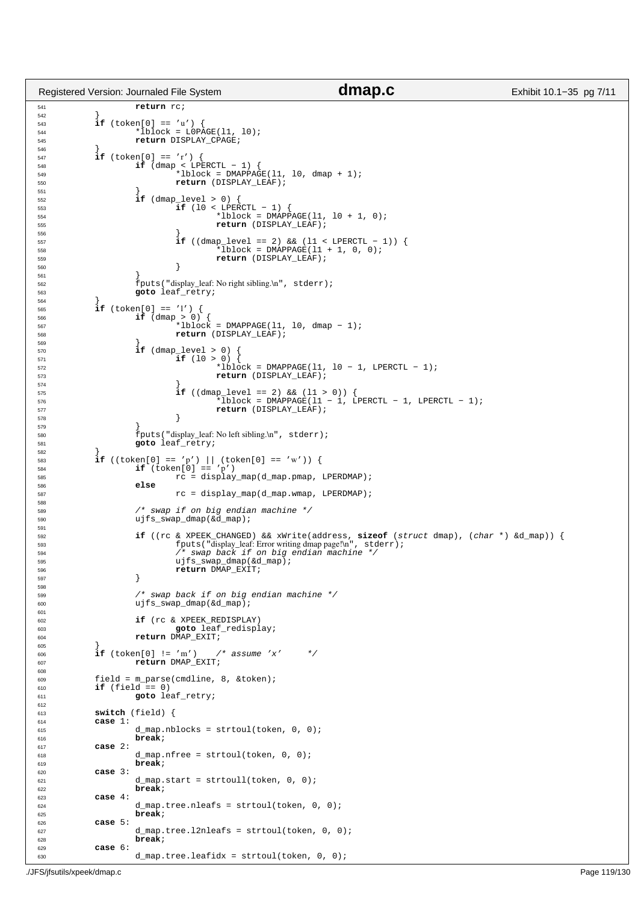```c
541                 return rc;
542         }
543         if (token[0] == 'u') {
544                 *lblock = L0PAGE(l1, l0);
545                 return DISPLAY_CPAGE;
546         }
547         if (token[0] == 'r') {
548                 if (dmap < LPERCTL - 1) {
549                         *lblock = DMAPPAGE(l1, l0, dmap + 1);
550                         return (DISPLAY_LEAF);
551                 }
552                 if (dmap_level > 0) {
553                         if (l0 < LPERCTL - 1) {
554                                 *lblock = DMAPPAGE(l1, l0 + 1, 0);
555                                 return (DISPLAY_LEAF);
556                         }
557                         if ((dmap_level == 2) && (l1 < LPERCTL - 1)) {
558                                 *lblock = DMAPPAGE(l1 + 1, 0, 0);
559                                 return (DISPLAY_LEAF);
560                         }
561                 }
562                 fputs("display_leaf: No right sibling.\n", stderr);
563                 goto leaf_retry;
564         }
565         if (token[0] == 'l') {
566                 if (dmap > 0) {
567                         *lblock = DMAPPAGE(l1, l0, dmap - 1);
568                         return (DISPLAY_LEAF);
569                 }
570                 if (dmap_level > 0) {
571                         if (l0 > 0) {
572                                 *lblock = DMAPPAGE(l1, l0 - 1, LPERCTL - 1);
573                                 return (DISPLAY_LEAF);
574                         }
575                         if ((dmap_level == 2) && (l1 > 0)) {
576                                 *lblock = DMAPPAGE(l1 - 1, LPERCTL - 1, LPERCTL - 1);
577                                 return (DISPLAY_LEAF);
578                         }
579                 }
580                 fputs("display_leaf: No left sibling.\n", stderr);
581                 goto leaf_retry;
582         }
583         if ((token[0] == 'p') || (token[0] == 'w')) {
584                 if (token[0] == 'p')
585                         rc = display_map(d_map.pmap, LPERDMAP);
586                 else
587                         rc = display_map(d_map.wmap, LPERDMAP);
588 
589                 /* swap if on big endian machine */
590                 ujfs_swap_dmap(&d_map);
591 
592                 if ((rc & XPEEK_CHANGED) && xWrite(address, sizeof (struct dmap), (char *) &d_map)) {
593                         fputs("display_leaf: Error writing dmap page!\n", stderr);
594                         /* swap back if on big endian machine */
595                         ujfs_swap_dmap(&d_map);
596                         return DMAP_EXIT;
597                 }
598 
599                 /* swap back if on big endian machine */
600                 ujfs_swap_dmap(&d_map);
601 
602                 if (rc & XPEEK_REDISPLAY)
603                         goto leaf_redisplay;
604                 return DMAP_EXIT;
605         }
606         if (token[0] != 'm')    /* assume 'x'     */
607                 return DMAP_EXIT;
608 
609         field = m_parse(cmdline, 8, &token);
610         if (field == 0)
611                 goto leaf_retry;
612 
613         switch (field) {
614         case 1:
615                 d_map.nblocks = strtoul(token, 0, 0);
616                 break;
617         case 2:
618                 d_map.nfree = strtoul(token, 0, 0);
619                 break;
620         case 3:
621                 d_map.start = strtoull(token, 0, 0);
622                 break;
623         case 4:
624                 d_map.tree.nleafs = strtoul(token, 0, 0);
625                 break;
626         case 5:
627                 d_map.tree.l2nleafs = strtoul(token, 0, 0);
628                 break;
629         case 6:
630                 d_map.tree.leafidx = strtoul(token, 0, 0);
```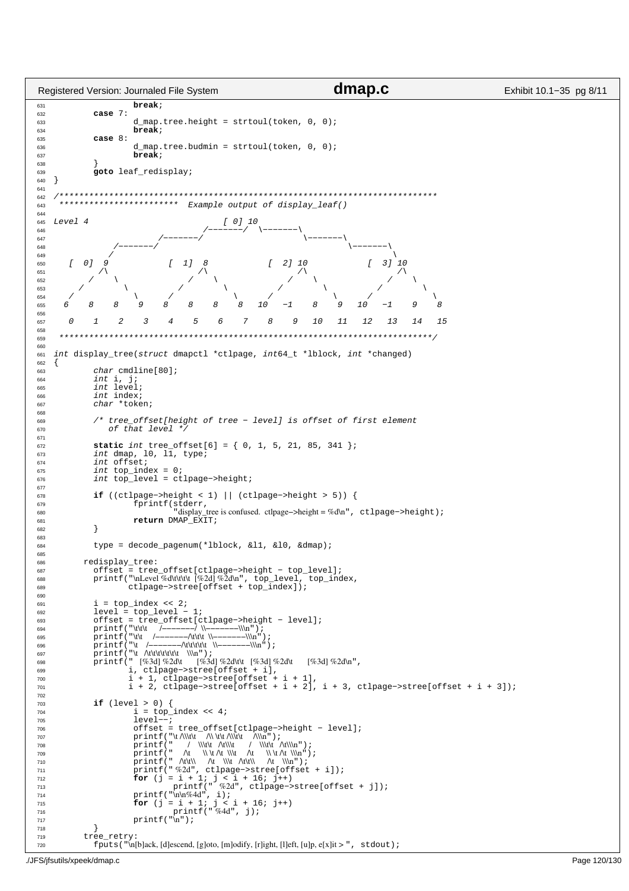```c
                        break;
                case 7:
                        d_map.tree.height = strtoul(token, 0, 0);
                        break;
                case 8:
                        d_map.tree.budmin = strtoul(token, 0, 0);
                        break;
                }
                goto leaf_redisplay;
}

/*****************************************************************************
 ************************  Example output of display_leaf()

Level 4                              [ 0] 10
                               /-------/  \-------\
                     /-------/                      \-------\
           /-------/                                          \-------\
          /                                                            \
    [  0]  9            [  1]  8            [  2] 10            [  3] 10
          /\                  /\                  /\                  /\
        /    \              /    \              /    \              /    \
      /        \          /        \          /        \          /        \
    /            \      /            \      /            \      /            \
   6    8    8    9    8    8    8    8   10   -1    8    9   10   -1    9    8

   0    1    2    3    4    5    6    7    8    9   10   11   12   13   14   15

 *****************************************************************************/

int display_tree(struct dmapctl *ctlpage, int64_t *lblock, int *changed)
{
        char cmdline[80];
        int i, j;
        int level;
        int index;
        char *token;

        /* tree_offset[height of tree - level] is offset of first element
           of that level */

        static int tree_offset[6] = { 0, 1, 5, 21, 85, 341 };
        int dmap, l0, l1, type;
        int offset;
        int top_index = 0;
        int top_level = ctlpage->height;

        if ((ctlpage->height < 1) || (ctlpage->height > 5)) {
                fprintf(stderr,
                        "display_tree is confused.  ctlpage->height = %d\n", ctlpage->height);
                return DMAP_EXIT;
        }

        type = decode_pagenum(*lblock, &l1, &l0, &dmap);

      redisplay_tree:
        offset = tree_offset[ctlpage->height - top_level];
        printf("\nLevel %d\t\t\t\t  [%2d] %2d\n", top_level, top_index,
               ctlpage->stree[offset + top_index]);

        i = top_index << 2;
        level = top_level - 1;
        offset = tree_offset[ctlpage->height - level];
        printf("\t\t\t    /-------/ \\-------\\\n");
        printf("\t\t   /-------/\t\t\t \\-------\\\n");
        printf("\t  /-------/\t\t\t\t\t\t  \\-------\\\n");
        printf("\t /\t\t\t\t\t\t\t\t   \\\n");
        printf("  [%3d] %2d\t    [%3d] %2d\t\t[%3d] %2d\t    [%3d] %2d\n",
               i, ctlpage->stree[offset + i],
               i + 1, ctlpage->stree[offset + i + 1],
               i + 2, ctlpage->stree[offset + i + 2], i + 3, ctlpage->stree[offset + i + 3]);

        if (level > 0) {
                i = top_index << 4;
                level--;
                offset = tree_offset[ctlpage->height - level];
                printf("\t /\\\t\t    /\\ \t\t /\\\t\t     /\\\n");
                printf("    /  \\\t   /\\\t   /  \\\t   /\\\t\n");
                printf("  /\t     \\ \t /\t \\\t   /\t     \\ \t /\t \\\n");
                printf(" /\t\\    /\t  \\\t /\t\\    /\t   \\\n");
                printf(" %2d", ctlpage->stree[offset + i]);
                for (j = i + 1; j < i + 16; j++)
                        printf("  %2d", ctlpage->stree[offset + j]);
                printf("\n\n%4d", i);
                for (j = i + 1; j < i + 16; j++)
                        printf(" %4d", j);
                printf("\n");
        }
      tree_retry:
        fputs("\n[b]ack, [d]escend, [g]oto, [m]odify, [r]ight, [l]eft, [u]p, e[x]it > ", stdout);
```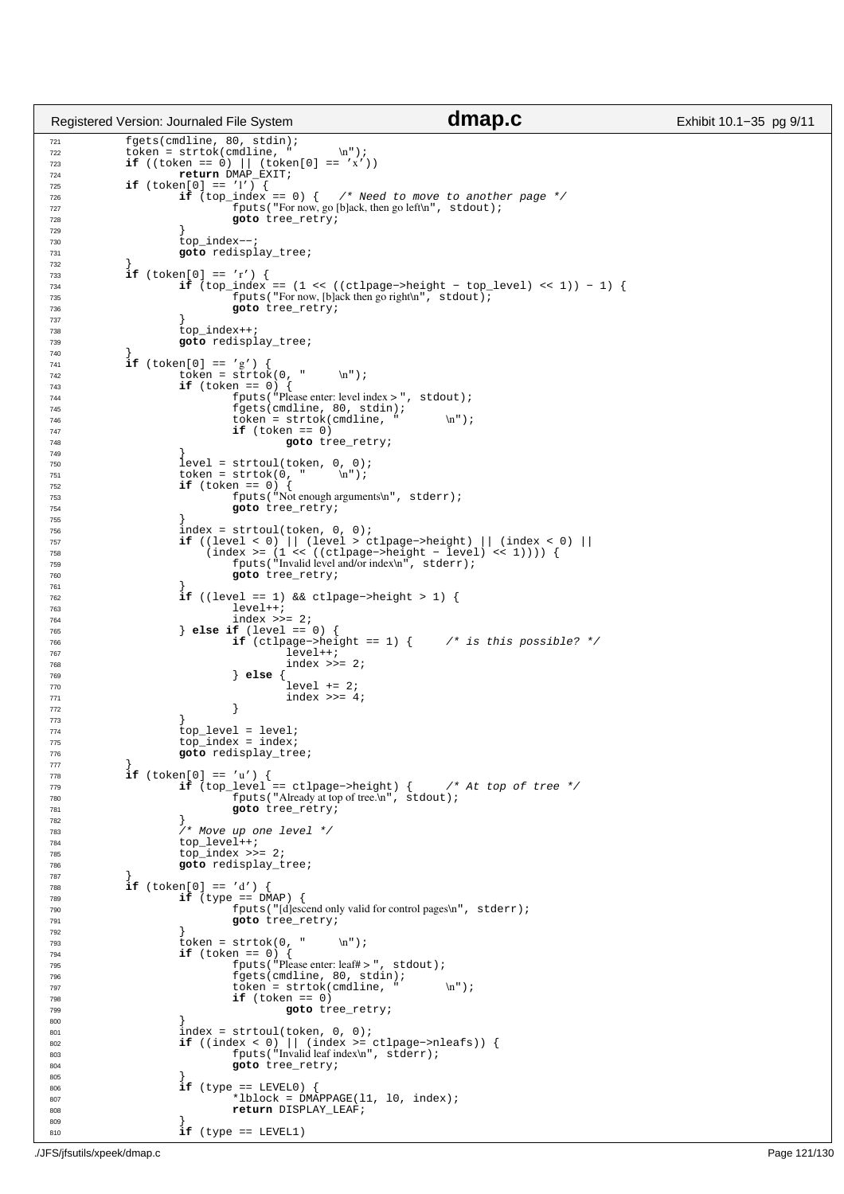```c
        fgets(cmdline, 80, stdin);
        token = strtok(cmdline, "       \n");
        if ((token == 0) || (token[0] == 'x'))
                return DMAP_EXIT;
        if (token[0] == 'l') {
                if (top_index == 0) {   /* Need to move to another page */
                        fputs("For now, go [b]ack, then go left\n", stdout);
                        goto tree_retry;
                }
                top_index--;
                goto redisplay_tree;
        }
        if (token[0] == 'r') {
                if (top_index == (1 << ((ctlpage->height - top_level) << 1)) - 1) {
                        fputs("For now, [b]ack then go right\n", stdout);
                        goto tree_retry;
                }
                top_index++;
                goto redisplay_tree;
        }
        if (token[0] == 'g') {
                token = strtok(0, "     \n");
                if (token == 0) {
                        fputs("Please enter: level index > ", stdout);
                        fgets(cmdline, 80, stdin);
                        token = strtok(cmdline, "       \n");
                        if (token == 0)
                                goto tree_retry;
                }
                level = strtoul(token, 0, 0);
                token = strtok(0, "     \n");
                if (token == 0) {
                        fputs("Not enough arguments\n", stderr);
                        goto tree_retry;
                }
                index = strtoul(token, 0, 0);
                if ((level < 0) || (level > ctlpage->height) || (index < 0) ||
                    (index >= (1 << ((ctlpage->height - level) << 1)))) {
                        fputs("Invalid level and/or index\n", stderr);
                        goto tree_retry;
                }
                if ((level == 1) && ctlpage->height > 1) {
                        level++;
                        index >>= 2;
                } else if (level == 0) {
                        if (ctlpage->height == 1) {     /* is this possible? */
                                level++;
                                index >>= 2;
                        } else {
                                level += 2;
                                index >>= 4;
                        }
                }
                top_level = level;
                top_index = index;
                goto redisplay_tree;
        }
        if (token[0] == 'u') {
                if (top_level == ctlpage->height) {     /* At top of tree */
                        fputs("Already at top of tree.\n", stdout);
                        goto tree_retry;
                }
                /* Move up one level */
                top_level++;
                top_index >>= 2;
                goto redisplay_tree;
        }
        if (token[0] == 'd') {
                if (type == DMAP) {
                        fputs("[d]escend only valid for control pages\n", stderr);
                        goto tree_retry;
                }
                token = strtok(0, "     \n");
                if (token == 0) {
                        fputs("Please enter: leaf# > ", stdout);
                        fgets(cmdline, 80, stdin);
                        token = strtok(cmdline, "       \n");
                        if (token == 0)
                                goto tree_retry;
                }
                index = strtoul(token, 0, 0);
                if ((index < 0) || (index >= ctlpage->nleafs)) {
                        fputs("Invalid leaf index\n", stderr);
                        goto tree_retry;
                }
                if (type == LEVEL0) {
                        *lblock = DMAPPAGE(l1, l0, index);
                        return DISPLAY_LEAF;
                }
                if (type == LEVEL1)
```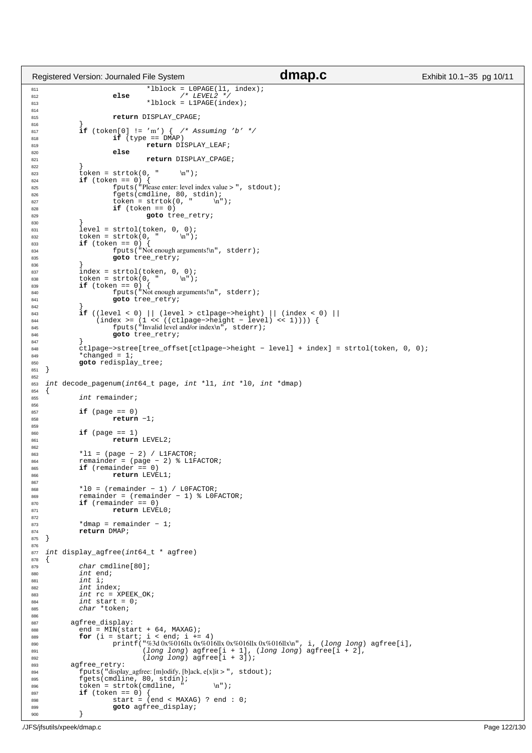```c
                        *lblock = L0PAGE(l1, index);
                else            /* LEVEL2 */
                        *lblock = L1PAGE(index);

                return DISPLAY_CPAGE;
        }
        if (token[0] != 'm') {  /* Assuming 'b' */
                if (type == DMAP)
                        return DISPLAY_LEAF;
                else
                        return DISPLAY_CPAGE;
        }
        token = strtok(0, "     \n");
        if (token == 0) {
                fputs("Please enter: level index value > ", stdout);
                fgets(cmdline, 80, stdin);
                token = strtok(0, "     \n");
                if (token == 0)
                        goto tree_retry;
        }
        level = strtol(token, 0, 0);
        token = strtok(0, "     \n");
        if (token == 0) {
                fputs("Not enough arguments!\n", stderr);
                goto tree_retry;
        }
        index = strtol(token, 0, 0);
        token = strtok(0, "     \n");
        if (token == 0) {
                fputs("Not enough arguments!\n", stderr);
                goto tree_retry;
        }
        if ((level < 0) || (level > ctlpage->height) || (index < 0) ||
            (index >= (1 << ((ctlpage->height - level) << 1)))) {
                fputs("Invalid level and/or index\n", stderr);
                goto tree_retry;
        }
        ctlpage->stree[tree_offset[ctlpage->height - level] + index] = strtol(token, 0, 0);
        *changed = 1;
        goto redisplay_tree;
}

int decode_pagenum(int64_t page, int *l1, int *l0, int *dmap)
{
        int remainder;

        if (page == 0)
                return -1;

        if (page == 1)
                return LEVEL2;

        *l1 = (page - 2) / L1FACTOR;
        remainder = (page - 2) % L1FACTOR;
        if (remainder == 0)
                return LEVEL1;

        *l0 = (remainder - 1) / L0FACTOR;
        remainder = (remainder - 1) % L0FACTOR;
        if (remainder == 0)
                return LEVEL0;

        *dmap = remainder - 1;
        return DMAP;
}

int display_agfree(int64_t * agfree)
{
        char cmdline[80];
        int end;
        int i;
        int index;
        int rc = XPEEK_OK;
        int start = 0;
        char *token;

      agfree_display:
        end = MIN(start + 64, MAXAG);
        for (i = start; i < end; i += 4)
                printf("%3d 0x%016llx 0x%016llx 0x%016llx 0x%016llx\n", i, (long long) agfree[i],
                       (long long) agfree[i + 1], (long long) agfree[i + 2],
                       (long long) agfree[i + 3]);
      agfree_retry:
        fputs("display_agfree: [m]odify, [b]ack, e[x]it > ", stdout);
        fgets(cmdline, 80, stdin);
        token = strtok(cmdline, "       \n");
        if (token == 0) {
                start = (end < MAXAG) ? end : 0;
                goto agfree_display;
        }
```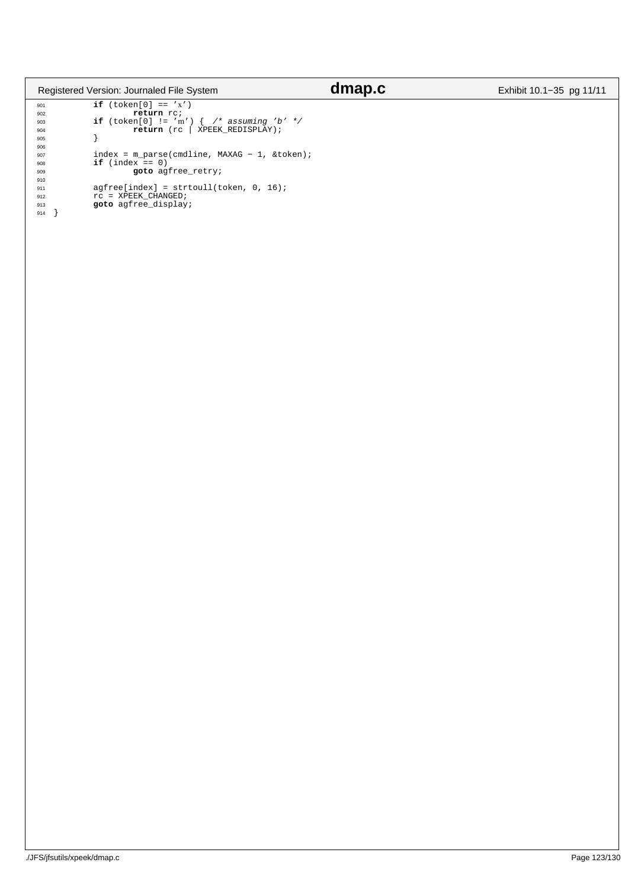```c
        if (token[0] == 'x')
                return rc;
        if (token[0] != 'm') {  /* assuming 'b' */
                return (rc | XPEEK_REDISPLAY);
        }

        index = m_parse(cmdline, MAXAG - 1, &token);
        if (index == 0)
                goto agfree_retry;

        agfree[index] = strtoull(token, 0, 16);
        rc = XPEEK_CHANGED;
        goto agfree_display;
}
```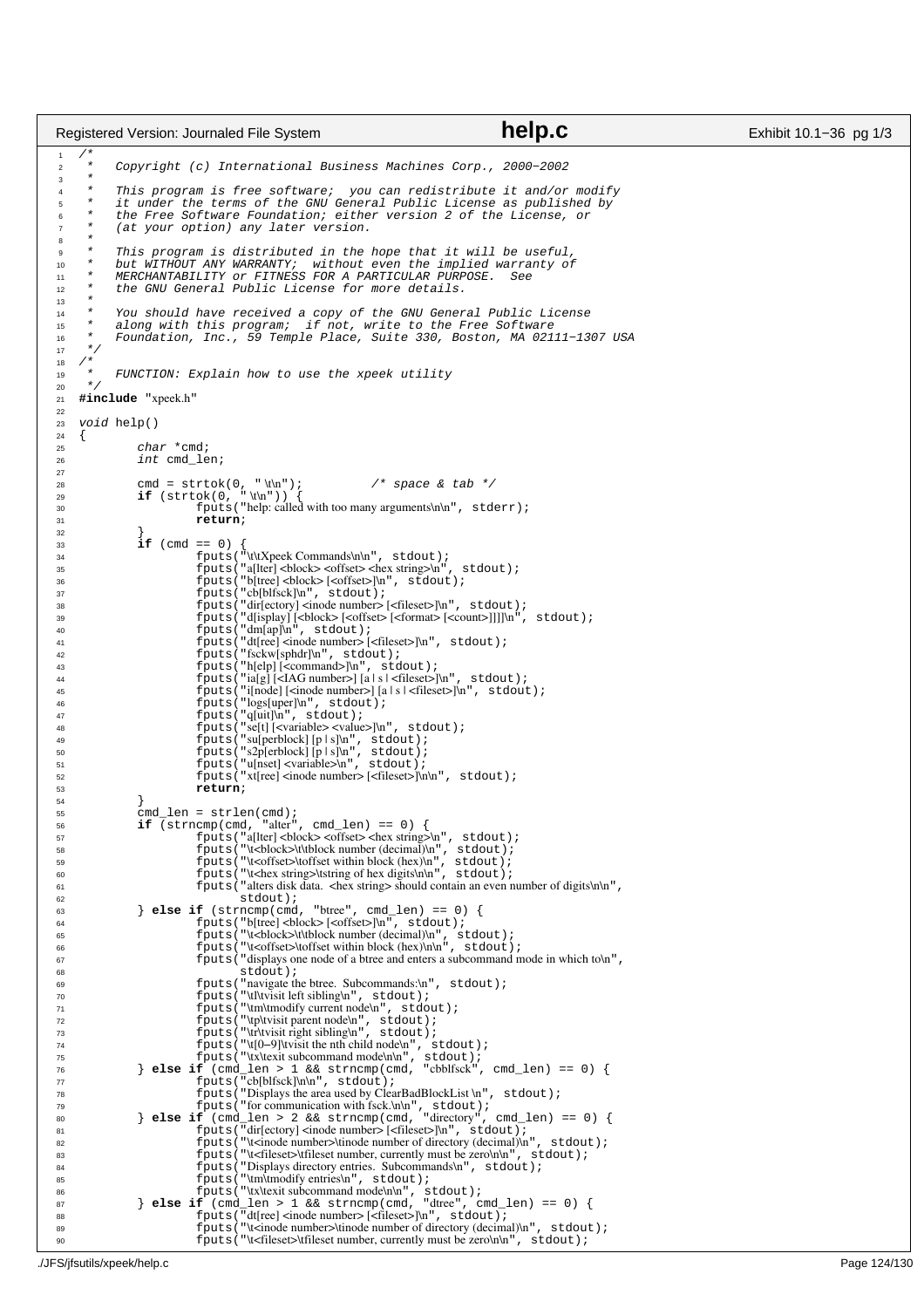```c
/*
 *   Copyright (c) International Business Machines Corp., 2000−2002
 *
 *   This program is free software;  you can redistribute it and/or modify
 *   it under the terms of the GNU General Public License as published by
 *   the Free Software Foundation; either version 2 of the License, or
 *   (at your option) any later version.
 *
 *   This program is distributed in the hope that it will be useful,
 *   but WITHOUT ANY WARRANTY;  without even the implied warranty of
 *   MERCHANTABILITY or FITNESS FOR A PARTICULAR PURPOSE.  See
 *   the GNU General Public License for more details.
 *
 *   You should have received a copy of the GNU General Public License
 *   along with this program;  if not, write to the Free Software
 *   Foundation, Inc., 59 Temple Place, Suite 330, Boston, MA 02111−1307 USA
 */
/*
 *   FUNCTION: Explain how to use the xpeek utility
 */
#include "xpeek.h"

void help()
{
        char *cmd;
        int cmd_len;

        cmd = strtok(0, " \t\n");           /* space & tab */
        if (strtok(0, " \t\n")) {
                fputs("help: called with too many arguments\n\n", stderr);
                return;
        }
        if (cmd == 0) {
                fputs("\t\tXpeek Commands\n\n", stdout);
                fputs("a[lter] <block> <offset> <hex string>\n", stdout);
                fputs("b[tree] <block> [<offset>]\n", stdout);
                fputs("cb[blfsck]\n", stdout);
                fputs("dir[ectory] <inode number> [<fileset>]\n", stdout);
                fputs("d[isplay] [<block> [<offset> [<format> [<count>]]]]\n", stdout);
                fputs("dm[ap]\n", stdout);
                fputs("dt[ree] <inode number> [<fileset>]\n", stdout);
                fputs("fsckw[sphdr]\n", stdout);
                fputs("h[elp] [<command>]\n", stdout);
                fputs("ia[g] [<IAG number>] [a | s | <fileset>]\n", stdout);
                fputs("i[node] [<inode number>] [a | s | <fileset>]\n", stdout);
                fputs("logs[uper]\n", stdout);
                fputs("q[uit]\n", stdout);
                fputs("se[t] [<variable> <value>]\n", stdout);
                fputs("su[perblock] [p | s]\n", stdout);
                fputs("s2p[erblock] [p | s]\n", stdout);
                fputs("u[nset] <variable>\n", stdout);
                fputs("xt[ree] <inode number> [<fileset>]\n\n", stdout);
                return;
        }
        cmd_len = strlen(cmd);
        if (strncmp(cmd, "alter", cmd_len) == 0) {
                fputs("a[lter] <block> <offset> <hex string>\n", stdout);
                fputs("\t<block>\t\tblock number (decimal)\n", stdout);
                fputs("\t<offset>\toffset within block (hex)\n", stdout);
                fputs("\t<hex string>\tstring of hex digits\n\n", stdout);
                fputs("alters disk data. <hex string> should contain an even number of digits\n\n",
                        stdout);
        } else if (strncmp(cmd, "btree", cmd_len) == 0) {
                fputs("b[tree] <block> [<offset>]\n", stdout);
                fputs("\t<block>\t\tblock number (decimal)\n", stdout);
                fputs("\t<offset>\toffset within block (hex)\n\n", stdout);
                fputs("displays one node of a btree and enters a subcommand mode in which to\n",
                        stdout);
                fputs("navigate the btree.  Subcommands:\n", stdout);
                fputs("\tl\tvisit left sibling\n", stdout);
                fputs("\tm\tmodify current node\n", stdout);
                fputs("\tp\tvisit parent node\n", stdout);
                fputs("\tr\tvisit right sibling\n", stdout);
                fputs("\t[0−9]\tvisit the nth child node\n", stdout);
                fputs("\tx\texit subcommand mode\n\n", stdout);
        } else if (cmd_len > 1 && strncmp(cmd, "cbblfsck", cmd_len) == 0) {
                fputs("cb[blfsck]\n\n", stdout);
                fputs("Displays the area used by ClearBadBlockList \n", stdout);
                fputs("for communication with fsck.\n\n", stdout);
        } else if (cmd_len > 2 && strncmp(cmd, "directory", cmd_len) == 0) {
                fputs("dir[ectory] <inode number> [<fileset>]\n", stdout);
                fputs("\t<inode number>\tinode number of directory (decimal)\n", stdout);
                fputs("\t<fileset>\tfileset number, currently must be zero\n\n", stdout);
                fputs("Displays directory entries.  Subcommands\n", stdout);
                fputs("\tm\tmodify entries\n", stdout);
                fputs("\tx\texit subcommand mode\n\n", stdout);
        } else if (cmd_len > 1 && strncmp(cmd, "dtree", cmd_len) == 0) {
                fputs("dt[ree] <inode number> [<fileset>]\n", stdout);
                fputs("\t<inode number>\tinode number of directory (decimal)\n", stdout);
                fputs("\t<fileset>\tfileset number, currently must be zero\n\n", stdout);
```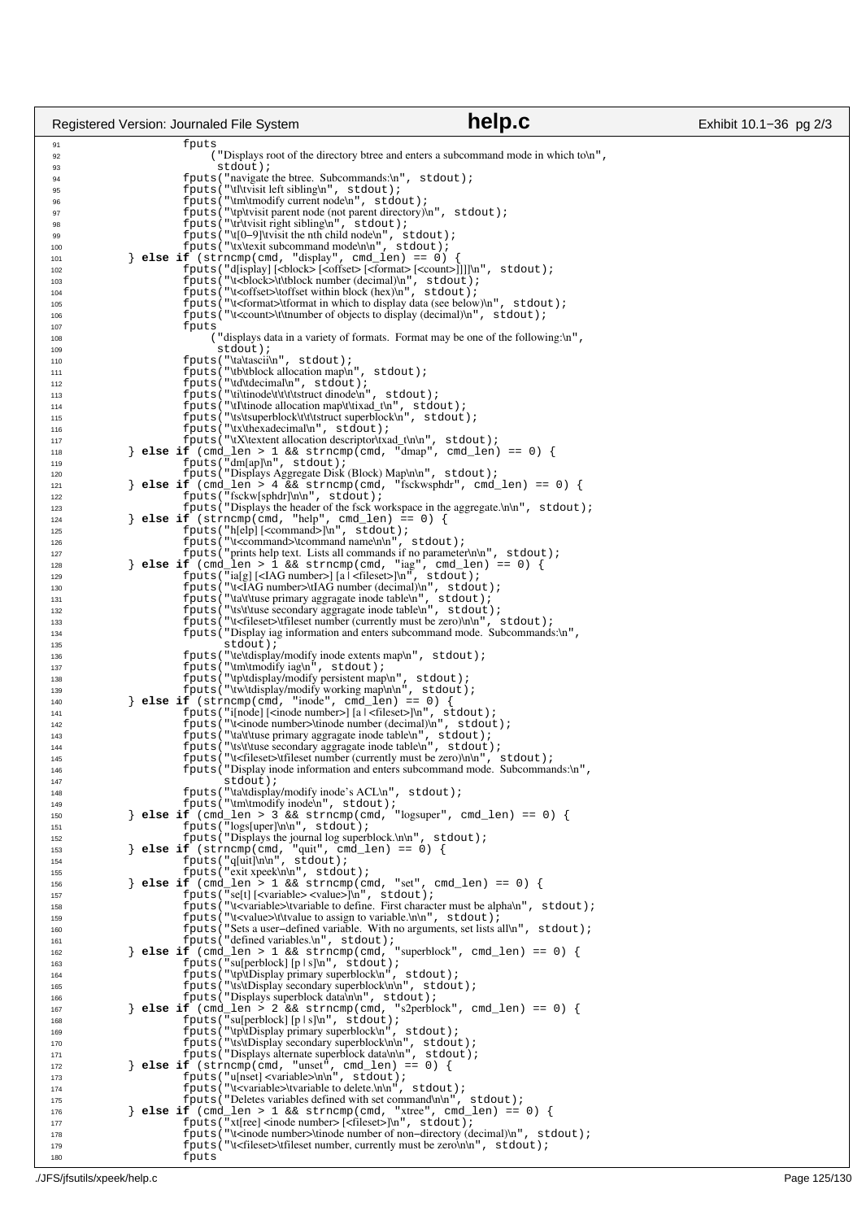```c
		fputs
		    ("Displays root of the directory btree and enters a subcommand mode in which to\n",
		     stdout);
		fputs("navigate the btree.  Subcommands:\n", stdout);
		fputs("\tl\tvisit left sibling\n", stdout);
		fputs("\tm\tmodify current node\n", stdout);
		fputs("\tp\tvisit parent node (not parent directory)\n", stdout);
		fputs("\tr\tvisit right sibling\n", stdout);
		fputs("\t[0-9]\tvisit the nth child node\n", stdout);
		fputs("\tx\texit subcommand mode\n\n", stdout);
	} else if (strncmp(cmd, "display", cmd_len) == 0) {
		fputs("d[isplay] [<block> [<offset> [<format> [<count>]]]]\n", stdout);
		fputs("\t<block>\t\tblock number (decimal)\n", stdout);
		fputs("\t<offset>\toffset within block (hex)\n", stdout);
		fputs("\t<format>\tformat in which to display data (see below)\n", stdout);
		fputs("\t<count>\t\tnumber of objects to display (decimal)\n", stdout);
		fputs
		    ("displays data in a variety of formats. Format may be one of the following:\n",
		     stdout);
		fputs("\ta\tascii\n", stdout);
		fputs("\tb\tblock allocation map\n", stdout);
		fputs("\td\tdecimal\n", stdout);
		fputs("\ti\tinode\t\t\t\tstruct dinode\n", stdout);
		fputs("\tI\tinode allocation map\t\tixad_t\n", stdout);
		fputs("\ts\tsuperblock\t\t\tstruct superblock\n", stdout);
		fputs("\tx\thexadecimal\n", stdout);
		fputs("\tX\textent allocation descriptor\txad_t\n\n", stdout);
	} else if (cmd_len > 1 && strncmp(cmd, "dmap", cmd_len) == 0) {
		fputs("dm[ap]\n", stdout);
		fputs("Displays Aggregate Disk (Block) Map\n\n", stdout);
	} else if (cmd_len > 4 && strncmp(cmd, "fsckwsphdr", cmd_len) == 0) {
		fputs("fsckw[sphdr]\n\n", stdout);
		fputs("Displays the header of the fsck workspace in the aggregate.\n\n", stdout);
	} else if (strncmp(cmd, "help", cmd_len) == 0) {
		fputs("h[elp] [<command>]\n", stdout);
		fputs("\t<command>\tcommand name\n\n", stdout);
		fputs("prints help text.  Lists all commands if no parameter\n\n", stdout);
	} else if (cmd_len > 1 && strncmp(cmd, "iag", cmd_len) == 0) {
		fputs("ia[g] [<IAG number>] [a | <fileset>]\n", stdout);
		fputs("\t<IAG number>\tIAG number (decimal)\n", stdout);
		fputs("\ta\t\tuse primary aggragate inode table\n", stdout);
		fputs("\ts\t\tuse secondary aggragate inode table\n", stdout);
		fputs("\t<fileset>\tfileset number (currently must be zero)\n\n", stdout);
		fputs("Display iag information and enters subcommand mode.  Subcommands:\n",
		      stdout);
		fputs("\te\tdisplay/modify inode extents map\n", stdout);
		fputs("\tm\tmodify iag\n", stdout);
		fputs("\tp\tdisplay/modify persistent map\n", stdout);
		fputs("\tw\tdisplay/modify working map\n\n", stdout);
	} else if (strncmp(cmd, "inode", cmd_len) == 0) {
		fputs("i[node] [<inode number>] [a | <fileset>]\n", stdout);
		fputs("\t<inode number>\tinode number (decimal)\n", stdout);
		fputs("\ta\t\tuse primary aggragate inode table\n", stdout);
		fputs("\ts\t\tuse secondary aggragate inode table\n", stdout);
		fputs("\t<fileset>\tfileset number (currently must be zero)\n\n", stdout);
		fputs("Display inode information and enters subcommand mode.  Subcommands:\n",
		      stdout);
		fputs("\ta\tdisplay/modify inode's ACL\n", stdout);
		fputs("\tm\tmodify inode\n", stdout);
	} else if (cmd_len > 3 && strncmp(cmd, "logsuper", cmd_len) == 0) {
		fputs("logs[uper]\n\n", stdout);
		fputs("Displays the journal log superblock.\n\n", stdout);
	} else if (strncmp(cmd, "quit", cmd_len) == 0) {
		fputs("q[uit]\n\n", stdout);
		fputs("exit xpeek\n\n", stdout);
	} else if (cmd_len > 1 && strncmp(cmd, "set", cmd_len) == 0) {
		fputs("se[t] [<variable> <value>]\n", stdout);
		fputs("\t<variable>\tvariable to define.  First character must be alpha\n", stdout);
		fputs("\t<value>\t\tvalue to assign to variable.\n\n", stdout);
		fputs("Sets a user-defined variable.  With no arguments, set lists all\n", stdout);
		fputs("defined variables.\n", stdout);
	} else if (cmd_len > 1 && strncmp(cmd, "superblock", cmd_len) == 0) {
		fputs("su[perblock] [p | s]\n", stdout);
		fputs("\tp\tDisplay primary superblock\n", stdout);
		fputs("\ts\tDisplay secondary superblock\n\n", stdout);
		fputs("Displays superblock data\n\n", stdout);
	} else if (cmd_len > 2 && strncmp(cmd, "s2perblock", cmd_len) == 0) {
		fputs("su[perblock] [p | s]\n", stdout);
		fputs("\tp\tDisplay primary superblock\n", stdout);
		fputs("\ts\tDisplay secondary superblock\n\n", stdout);
		fputs("Displays alternate superblock data\n\n", stdout);
	} else if (strncmp(cmd, "unset", cmd_len) == 0) {
		fputs("u[nset] <variable>\n\n", stdout);
		fputs("\t<variable>\tvariable to delete.\n\n", stdout);
		fputs("Deletes variables defined with set command\n\n", stdout);
	} else if (cmd_len > 1 && strncmp(cmd, "xtree", cmd_len) == 0) {
		fputs("xt[ree] <inode number> [<fileset>]\n", stdout);
		fputs("\t<inode number>\tinode number of non-directory (decimal)\n", stdout);
		fputs("\t<fileset>\tfileset number, currently must be zero\n\n", stdout);
		fputs
```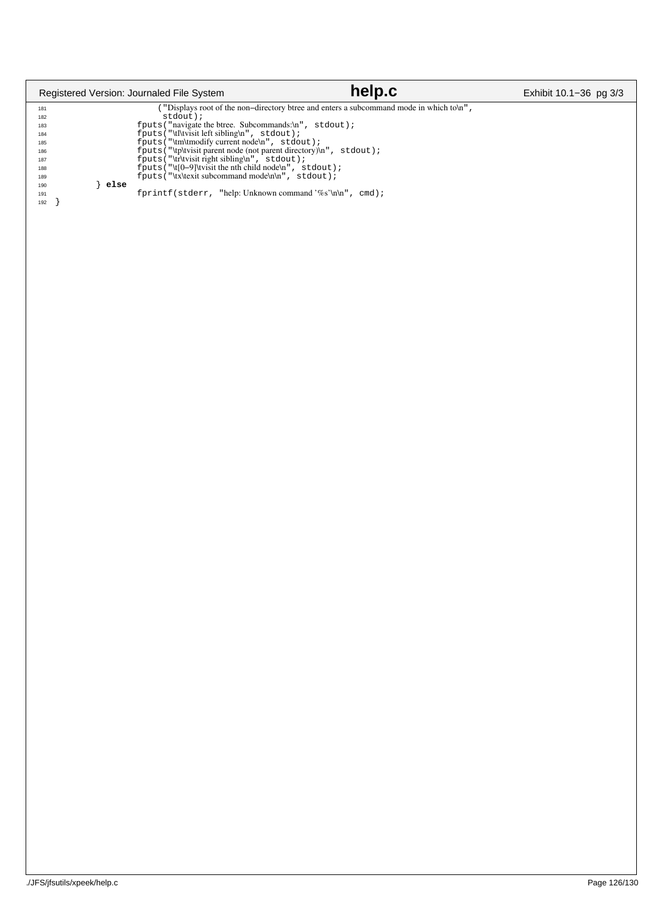```c
181                         ("Displays root of the non-directory btree and enters a subcommand mode in which to\n",
182                          stdout);
183                 fputs("navigate the btree.  Subcommands:\n", stdout);
184                 fputs("\tl\tvisit left sibling\n", stdout);
185                 fputs("\tm\tmodify current node\n", stdout);
186                 fputs("\tp\tvisit parent node (not parent directory)\n", stdout);
187                 fputs("\tr\tvisit right sibling\n", stdout);
188                 fputs("\t[0-9]\tvisit the nth child node\n", stdout);
189                 fputs("\tx\texit subcommand mode\n\n", stdout);
190         } else
191                 fprintf(stderr, "help: Unknown command '%s'\n\n", cmd);
192 }
```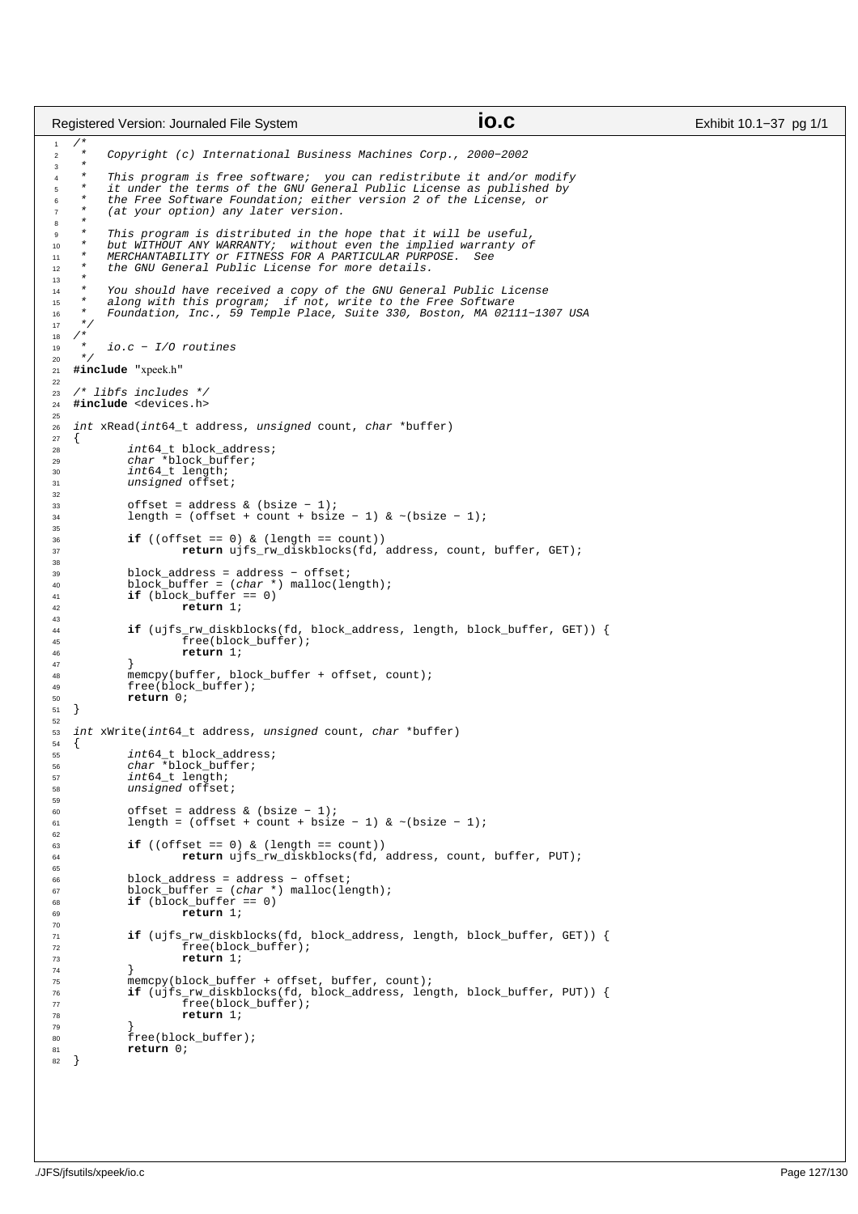```c
/*
 *   Copyright (c) International Business Machines Corp., 2000−2002
 *
 *   This program is free software;  you can redistribute it and/or modify
 *   it under the terms of the GNU General Public License as published by
 *   the Free Software Foundation; either version 2 of the License, or
 *   (at your option) any later version.
 *
 *   This program is distributed in the hope that it will be useful,
 *   but WITHOUT ANY WARRANTY;  without even the implied warranty of
 *   MERCHANTABILITY or FITNESS FOR A PARTICULAR PURPOSE.  See
 *   the GNU General Public License for more details.
 *
 *   You should have received a copy of the GNU General Public License
 *   along with this program;  if not, write to the Free Software
 *   Foundation, Inc., 59 Temple Place, Suite 330, Boston, MA 02111−1307 USA
 */
/*
 *   io.c − I/O routines
 */
#include "xpeek.h"

/* libfs includes */
#include <devices.h>

int xRead(int64_t address, unsigned count, char *buffer)
{
        int64_t block_address;
        char *block_buffer;
        int64_t length;
        unsigned offset;

        offset = address & (bsize − 1);
        length = (offset + count + bsize − 1) & ~(bsize − 1);

        if ((offset == 0) & (length == count))
                return ujfs_rw_diskblocks(fd, address, count, buffer, GET);

        block_address = address − offset;
        block_buffer = (char *) malloc(length);
        if (block_buffer == 0)
                return 1;

        if (ujfs_rw_diskblocks(fd, block_address, length, block_buffer, GET)) {
                free(block_buffer);
                return 1;
        }
        memcpy(buffer, block_buffer + offset, count);
        free(block_buffer);
        return 0;
}

int xWrite(int64_t address, unsigned count, char *buffer)
{
        int64_t block_address;
        char *block_buffer;
        int64_t length;
        unsigned offset;

        offset = address & (bsize − 1);
        length = (offset + count + bsize − 1) & ~(bsize − 1);

        if ((offset == 0) & (length == count))
                return ujfs_rw_diskblocks(fd, address, count, buffer, PUT);

        block_address = address − offset;
        block_buffer = (char *) malloc(length);
        if (block_buffer == 0)
                return 1;

        if (ujfs_rw_diskblocks(fd, block_address, length, block_buffer, GET)) {
                free(block_buffer);
                return 1;
        }
        memcpy(block_buffer + offset, buffer, count);
        if (ujfs_rw_diskblocks(fd, block_address, length, block_buffer, PUT)) {
                free(block_buffer);
                return 1;
        }
        free(block_buffer);
        return 0;
}
```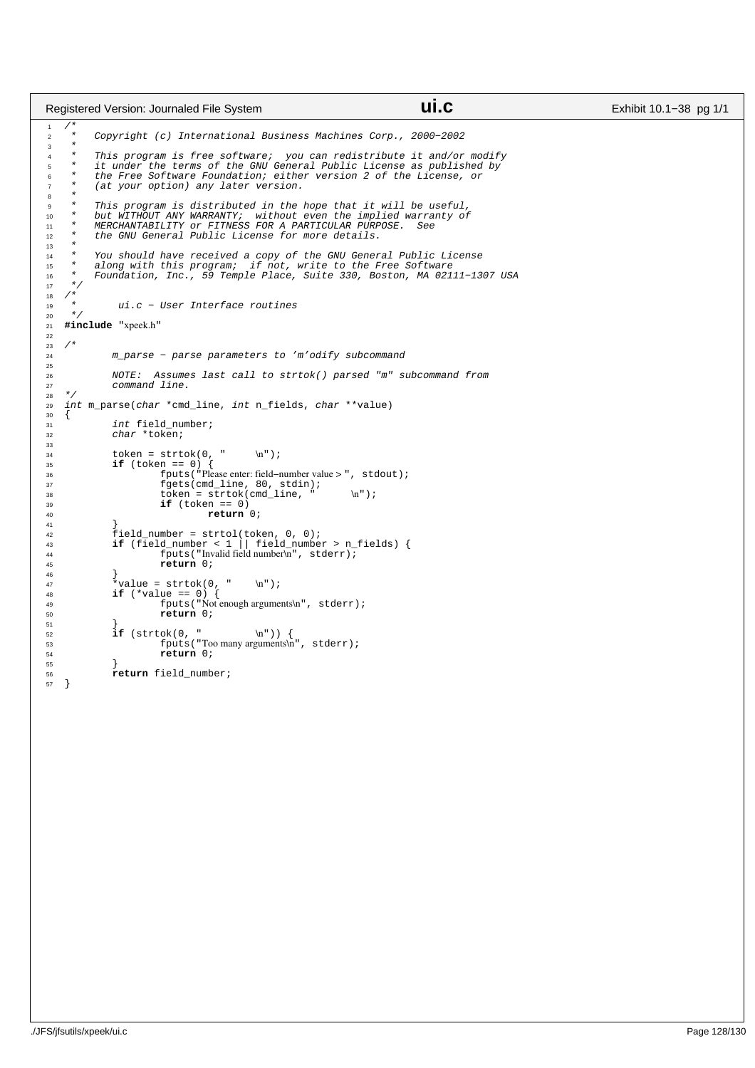```c
/*
 *   Copyright (c) International Business Machines Corp., 2000−2002
 *
 *   This program is free software;  you can redistribute it and/or modify
 *   it under the terms of the GNU General Public License as published by
 *   the Free Software Foundation; either version 2 of the License, or
 *   (at your option) any later version.
 *
 *   This program is distributed in the hope that it will be useful,
 *   but WITHOUT ANY WARRANTY;  without even the implied warranty of
 *   MERCHANTABILITY or FITNESS FOR A PARTICULAR PURPOSE.  See
 *   the GNU General Public License for more details.
 *
 *   You should have received a copy of the GNU General Public License
 *   along with this program;  if not, write to the Free Software
 *   Foundation, Inc., 59 Temple Place, Suite 330, Boston, MA 02111−1307 USA
 */
/*
 *      ui.c − User Interface routines
 */
#include "xpeek.h"

/*
        m_parse − parse parameters to 'm'odify subcommand

        NOTE:  Assumes last call to strtok() parsed "m" subcommand from
        command line.
*/
int m_parse(char *cmd_line, int n_fields, char **value)
{
        int field_number;
        char *token;

        token = strtok(0, "     \n");
        if (token == 0) {
                fputs("Please enter: field−number value > ", stdout);
                fgets(cmd_line, 80, stdin);
                token = strtok(cmd_line, "      \n");
                if (token == 0)
                        return 0;
        }
        field_number = strtol(token, 0, 0);
        if (field_number < 1 || field_number > n_fields) {
                fputs("Invalid field number\n", stderr);
                return 0;
        }
        *value = strtok(0, "    \n");
        if (*value == 0) {
                fputs("Not enough arguments\n", stderr);
                return 0;
        }
        if (strtok(0, "         \n")) {
                fputs("Too many arguments\n", stderr);
                return 0;
        }
        return field_number;
}
```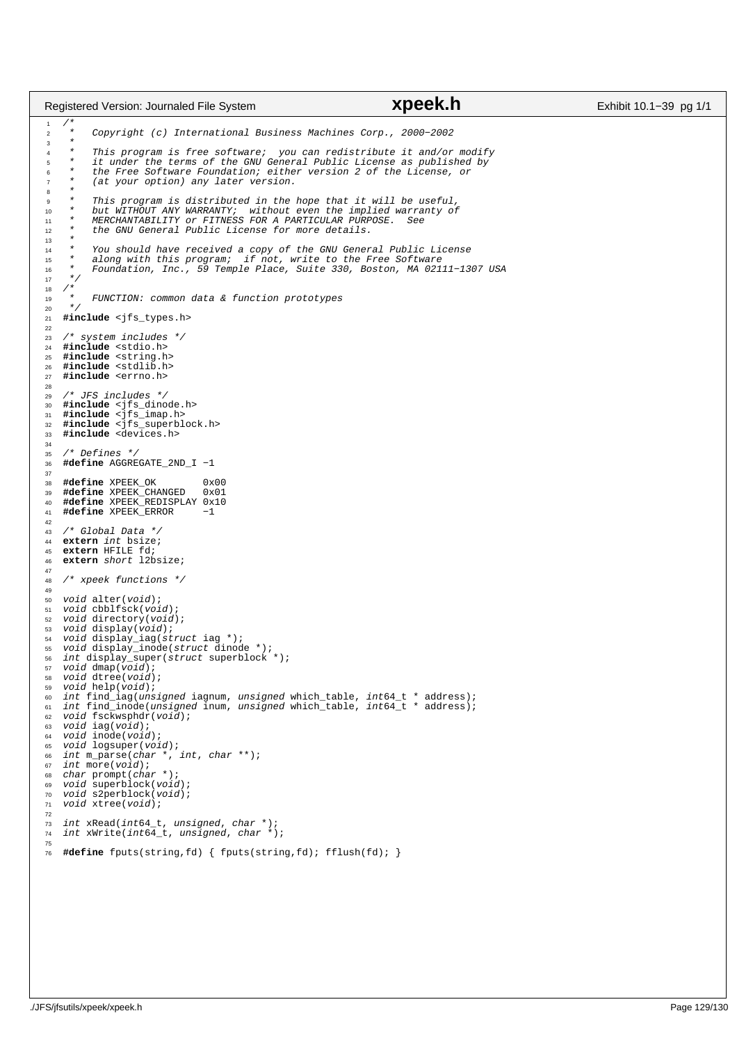```c
/*
 *   Copyright (c) International Business Machines Corp., 2000−2002
 *
 *   This program is free software;  you can redistribute it and/or modify
 *   it under the terms of the GNU General Public License as published by
 *   the Free Software Foundation; either version 2 of the License, or
 *   (at your option) any later version.
 *
 *   This program is distributed in the hope that it will be useful,
 *   but WITHOUT ANY WARRANTY;  without even the implied warranty of
 *   MERCHANTABILITY or FITNESS FOR A PARTICULAR PURPOSE.  See
 *   the GNU General Public License for more details.
 *
 *   You should have received a copy of the GNU General Public License
 *   along with this program;  if not, write to the Free Software
 *   Foundation, Inc., 59 Temple Place, Suite 330, Boston, MA 02111−1307 USA
 */
/*
 *   FUNCTION: common data & function prototypes
 */
#include <jfs_types.h>

/* system includes */
#include <stdio.h>
#include <string.h>
#include <stdlib.h>
#include <errno.h>

/* JFS includes */
#include <jfs_dinode.h>
#include <jfs_imap.h>
#include <jfs_superblock.h>
#include <devices.h>

/* Defines */
#define AGGREGATE_2ND_I −1

#define XPEEK_OK        0x00
#define XPEEK_CHANGED   0x01
#define XPEEK_REDISPLAY 0x10
#define XPEEK_ERROR     −1

/* Global Data */
extern int bsize;
extern HFILE fd;
extern short l2bsize;

/* xpeek functions */

void alter(void);
void cbblfsck(void);
void directory(void);
void display(void);
void display_iag(struct iag *);
void display_inode(struct dinode *);
int display_super(struct superblock *);
void dmap(void);
void dtree(void);
void help(void);
int find_iag(unsigned iagnum, unsigned which_table, int64_t * address);
int find_inode(unsigned inum, unsigned which_table, int64_t * address);
void fsckwsphdr(void);
void iag(void);
void inode(void);
void logsuper(void);
int m_parse(char *, int, char **);
int more(void);
char prompt(char *);
void superblock(void);
void s2perblock(void);
void xtree(void);

int xRead(int64_t, unsigned, char *);
int xWrite(int64_t, unsigned, char *);

#define fputs(string,fd) { fputs(string,fd); fflush(fd); }
```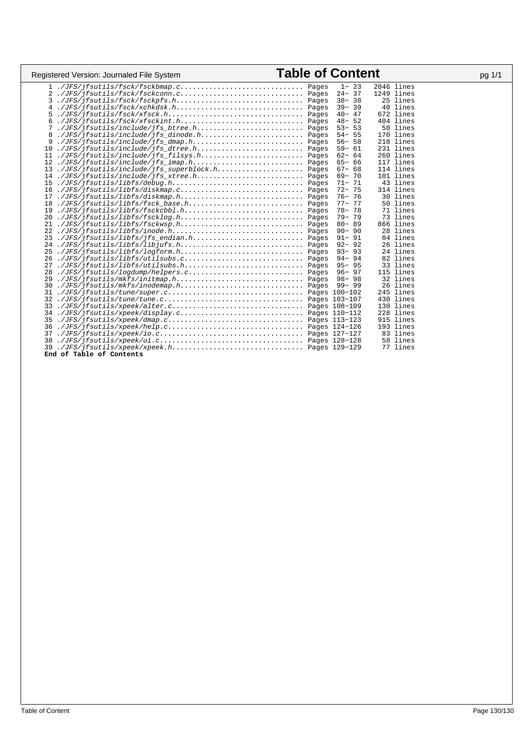# Table of Content

```
 1 ./JFS/jfsutils/fsck/fsckbmap.c.............................. Pages   1- 23   2046 lines
 2 ./JFS/jfsutils/fsck/fsckconn.c.............................. Pages  24- 37   1249 lines
 3 ./JFS/jfsutils/fsck/fsckpfs.h............................... Pages  38- 38     25 lines
 4 ./JFS/jfsutils/fsck/xchkdsk.h............................... Pages  39- 39     40 lines
 5 ./JFS/jfsutils/fsck/xfsck.h................................. Pages  40- 47    672 lines
 6 ./JFS/jfsutils/fsck/xfsckint.h.............................. Pages  48- 52    404 lines
 7 ./JFS/jfsutils/include/jfs_btree.h.......................... Pages  53- 53     50 lines
 8 ./JFS/jfsutils/include/jfs_dinode.h......................... Pages  54- 55    170 lines
 9 ./JFS/jfsutils/include/jfs_dmap.h........................... Pages  56- 58    218 lines
10 ./JFS/jfsutils/include/jfs_dtree.h.......................... Pages  59- 61    231 lines
11 ./JFS/jfsutils/include/jfs_filsys.h......................... Pages  62- 64    260 lines
12 ./JFS/jfsutils/include/jfs_imap.h........................... Pages  65- 66    117 lines
13 ./JFS/jfsutils/include/jfs_superblock.h..................... Pages  67- 68    114 lines
14 ./JFS/jfsutils/include/jfs_xtree.h.......................... Pages  69- 70    101 lines
15 ./JFS/jfsutils/libfs/debug.h................................ Pages  71- 71     43 lines
16 ./JFS/jfsutils/libfs/diskmap.c.............................. Pages  72- 75    314 lines
17 ./JFS/jfsutils/libfs/diskmap.h.............................. Pages  76- 76     30 lines
18 ./JFS/jfsutils/libfs/fsck_base.h............................ Pages  77- 77     50 lines
19 ./JFS/jfsutils/libfs/fsckcbbl.h............................. Pages  78- 78     71 lines
20 ./JFS/jfsutils/libfs/fscklog.h.............................. Pages  79- 79     73 lines
21 ./JFS/jfsutils/libfs/fsckwsp.h.............................. Pages  80- 89    866 lines
22 ./JFS/jfsutils/libfs/inode.h................................ Pages  90- 90     28 lines
23 ./JFS/jfsutils/libfs/jfs_endian.h........................... Pages  91- 91     84 lines
24 ./JFS/jfsutils/libfs/libjufs.h.............................. Pages  92- 92     26 lines
25 ./JFS/jfsutils/libfs/logform.h.............................. Pages  93- 93     24 lines
26 ./JFS/jfsutils/libfs/utilsubs.c............................. Pages  94- 94     82 lines
27 ./JFS/jfsutils/libfs/utilsubs.h............................. Pages  95- 95     33 lines
28 ./JFS/jfsutils/logdump/helpers.c............................ Pages  96- 97    115 lines
29 ./JFS/jfsutils/mkfs/initmap.h............................... Pages  98- 98     32 lines
30 ./JFS/jfsutils/mkfs/inodemap.h.............................. Pages  99- 99     26 lines
31 ./JFS/jfsutils/tune/super.c................................. Pages 100-102    245 lines
32 ./JFS/jfsutils/tune/tune.c.................................. Pages 103-107    430 lines
33 ./JFS/jfsutils/xpeek/alter.c................................ Pages 108-109    130 lines
34 ./JFS/jfsutils/xpeek/display.c.............................. Pages 110-112    228 lines
35 ./JFS/jfsutils/xpeek/dmap.c................................. Pages 113-123    915 lines
36 ./JFS/jfsutils/xpeek/help.c................................. Pages 124-126    193 lines
37 ./JFS/jfsutils/xpeek/io.c................................... Pages 127-127     83 lines
38 ./JFS/jfsutils/xpeek/ui.c................................... Pages 128-128     58 lines
39 ./JFS/jfsutils/xpeek/xpeek.h................................ Pages 129-129     77 lines
```

**End of Table of Contents**